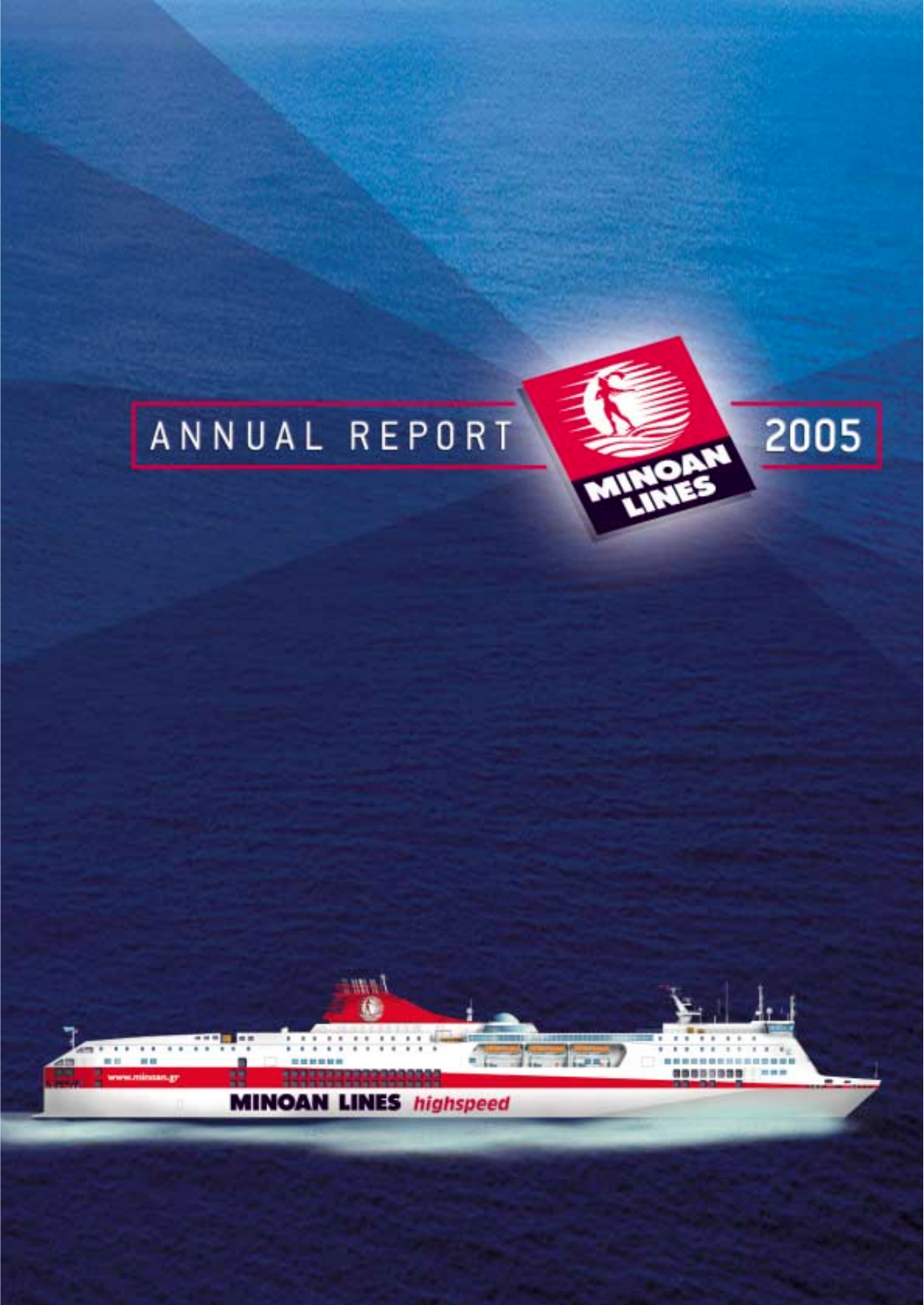# ANNUAL REPORT 2005

MINOAN LINES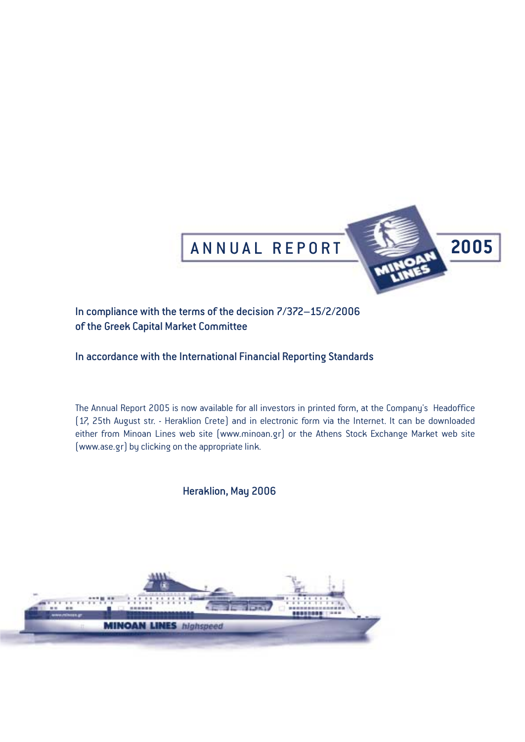# ANNUAL REPORT 2005

MINOAN LINES

**In compliance with the terms of the decision 7/372–15/2/2006 of the Greek Capital Market Committee**

**In accordance with the International Financial Reporting Standards**

The Annual Report 2005 is now available for all investors in printed form, at the Company's Headoffice (17, 25th August str. - Heraklion Crete) and in electronic form via the Internet. It can be downloaded either from Minoan Lines web site (www.minoan.gr) or the Athens Stock Exchange Market web site (www.ase.gr) by clicking on the appropriate link.

**Heraklion, May 2006**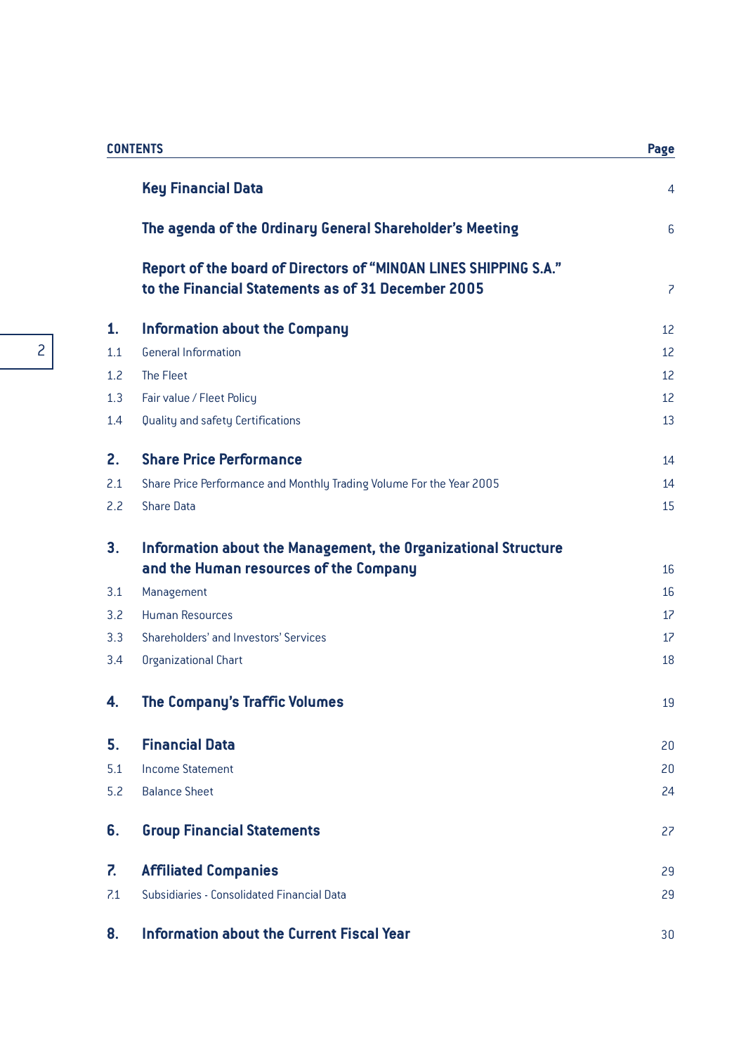| CONTENTS | | Page |
|---|---|---|
| | **Key Financial Data** | 4 |
| | **The agenda of the Ordinary General Shareholder's Meeting** | 6 |
| | **Report of the board of Directors of "MINOAN LINES SHIPPING S.A." to the Financial Statements as of 31 December 2005** | 7 |
| **1.** | **Information about the Company** | 12 |
| 1.1 | General Information | 12 |
| 1.2 | The Fleet | 12 |
| 1.3 | Fair value / Fleet Policy | 12 |
| 1.4 | Quality and safety Certifications | 13 |
| **2.** | **Share Price Performance** | 14 |
| 2.1 | Share Price Performance and Monthly Trading Volume For the Year 2005 | 14 |
| 2.2 | Share Data | 15 |
| **3.** | **Information about the Management, the Organizational Structure and the Human resources of the Company** | 16 |
| 3.1 | Management | 16 |
| 3.2 | Human Resources | 17 |
| 3.3 | Shareholders' and Investors' Services | 17 |
| 3.4 | Organizational Chart | 18 |
| **4.** | **The Company's Traffic Volumes** | 19 |
| **5.** | **Financial Data** | 20 |
| 5.1 | Income Statement | 20 |
| 5.2 | Balance Sheet | 24 |
| **6.** | **Group Financial Statements** | 27 |
| **7.** | **Affiliated Companies** | 29 |
| 7.1 | Subsidiaries - Consolidated Financial Data | 29 |
| **8.** | **Information about the Current Fiscal Year** | 30 |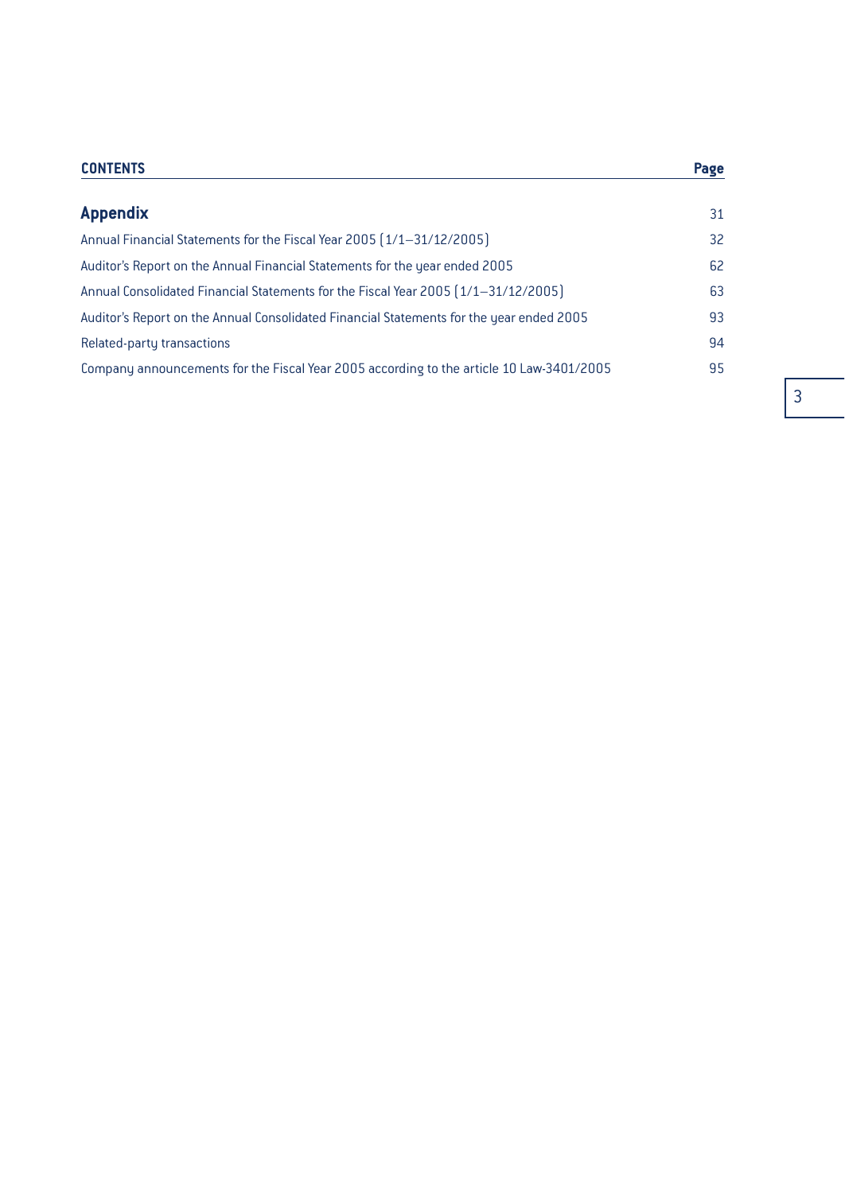| CONTENTS | Page |
| --- | --- |
| **Appendix** | 31 |
| Annual Financial Statements for the Fiscal Year 2005 (1/1–31/12/2005) | 32 |
| Auditor's Report on the Annual Financial Statements for the year ended 2005 | 62 |
| Annual Consolidated Financial Statements for the Fiscal Year 2005 (1/1–31/12/2005) | 63 |
| Auditor's Report on the Annual Consolidated Financial Statements for the year ended 2005 | 93 |
| Related-party transactions | 94 |
| Company announcements for the Fiscal Year 2005 according to the article 10 Law-3401/2005 | 95 |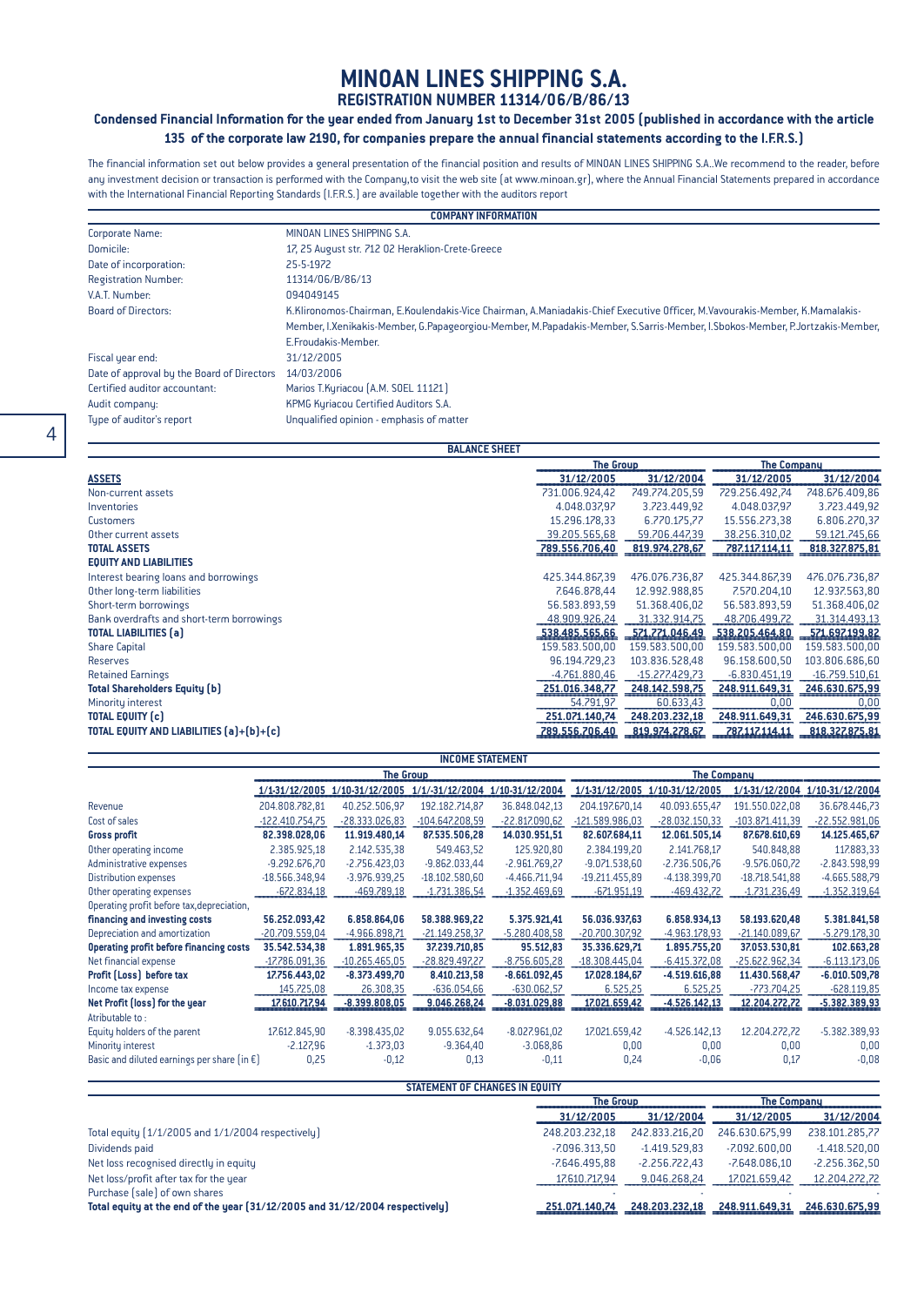# MINOAN LINES SHIPPING S.A.

## REGISTRATION NUMBER 11314/06/B/86/13

### Condensed Financial Information for the year ended from January 1st to December 31st 2005 (published in accordance with the article 135 of the corporate law 2190, for companies prepare the annual financial statements according to the I.F.R.S.)

The financial information set out below provides a general presentation of the financial position and results of MINOAN LINES SHIPPING S.A..We recommend to the reader, before any investment decision or transaction is performed with the Company,to visit the web site (at www.minoan.gr), where the Annual Financial Statements prepared in accordance with the International Financial Reporting Standards (I.F.R.S.) are available together with the auditors report

| COMPANY INFORMATION | |
|---|---|
| Corporate Name: | MINOAN LINES SHIPPING S.A. |
| Domicile: | 17, 25 August str. 712 02 Heraklion-Crete-Greece |
| Date of incorporation: | 25-5-1972 |
| Registration Number: | 11314/06/B/86/13 |
| V.A.T. Number: | 094049145 |
| Board of Directors: | K.Klironomos-Chairman, E.Koulendakis-Vice Chairman, A.Maniadakis-Chief Executive Officer, M.Vavourakis-Member, K.Mamalakis-Member, I.Xenikakis-Member, G.Papageorgiou-Member, M.Papadakis-Member, S.Sarris-Member, I.Sbokos-Member, P.Jortzakis-Member, E.Froudakis-Member. |
| Fiscal year end: | 31/12/2005 |
| Date of approval by the Board of Directors | 14/03/2006 |
| Certified auditor accountant: | Marios T.Kyriacou (A.M. SOEL 11121) |
| Audit company: | KPMG Kyriacou Certified Auditors S.A. |
| Type of auditor's report | Unqualified opinion - emphasis of matter |

**BALANCE SHEET**

| | The Group | | The Company | |
|---|---|---|---|---|
| **ASSETS** | 31/12/2005 | 31/12/2004 | 31/12/2005 | 31/12/2004 |
| Non-current assets | 731.006.924,42 | 749.774.205,59 | 729.256.492,74 | 748.676.409,86 |
| Inventories | 4.048.037,97 | 3.723.449,92 | 4.048.037,97 | 3.723.449,92 |
| Customers | 15.296.178,33 | 6.770.175,77 | 15.556.273,38 | 6.806.270,37 |
| Other current assets | 39.205.565,68 | 59.706.447,39 | 38.256.310,02 | 59.121.745,66 |
| **TOTAL ASSETS** | **789.556.706,40** | **819.974.278,67** | **787.117.114,11** | **818.327.875,81** |
| **EQUITY AND LIABILITIES** | | | | |
| Interest bearing loans and borrowings | 425.344.867,39 | 476.076.736,87 | 425.344.867,39 | 476.076.736,87 |
| Other long-term liabilities | 7.646.878,44 | 12.992.988,85 | 7.570.204,10 | 12.937.563,80 |
| Short-term borrowings | 56.583.893,59 | 51.368.406,02 | 56.583.893,59 | 51.368.406,02 |
| Bank overdrafts and short-term borrowings | 48.909.926,24 | 31.332.914,75 | 48.706.499,72 | 31.314.493,13 |
| **TOTAL LIABILITIES (a)** | **538.485.565,66** | **571.771.046,49** | **538.205.464,80** | **571.697.199,82** |
| Share Capital | 159.583.500,00 | 159.583.500,00 | 159.583.500,00 | 159.583.500,00 |
| Reserves | 96.194.729,23 | 103.836.528,48 | 96.158.600,50 | 103.806.686,60 |
| Retained Earnings | -4.761.880,46 | -15.277.429,73 | -6.830.451,19 | -16.759.510,61 |
| **Total Shareholders Equity (b)** | **251.016.348,77** | **248.142.598,75** | **248.911.649,31** | **246.630.675,99** |
| Minority interest | 54.791,97 | 60.633,43 | 0,00 | 0,00 |
| **TOTAL EQUITY (c)** | **251.071.140,74** | **248.203.232,18** | **248.911.649,31** | **246.630.675,99** |
| **TOTAL EQUITY AND LIABILITIES (a)+(b)+(c)** | **789.556.706,40** | **819.974.278,67** | **787.117.114,11** | **818.327.875,81** |

**INCOME STATEMENT**

| | The Group | | | | The Company | | | |
|---|---|---|---|---|---|---|---|---|
| | 1/1-31/12/2005 | 1/10-31/12/2005 | 1/1/-31/12/2004 | 1/10-31/12/2004 | 1/1-31/12/2005 | 1/10-31/12/2005 | 1/1-31/12/2004 | 1/10-31/12/2004 |
| Revenue | 204.808.782,81 | 40.252.506,97 | 192.182.714,87 | 36.848.042,13 | 204.197.670,14 | 40.093.655,47 | 191.550.022,08 | 36.678.446,73 |
| Cost of sales | -122.410.754,75 | -28.333.026,83 | -104.647.208,59 | -22.817.090,62 | -121.589.986,03 | -28.032.150,33 | -103.871.411,39 | -22.552.981,06 |
| **Gross profit** | **82.398.028,06** | **11.919.480,14** | **87.535.506,28** | **14.030.951,51** | **82.607.684,11** | **12.061.505,14** | **87.678.610,69** | **14.125.465,67** |
| Other operating income | 2.385.925,18 | 2.142.535,38 | 549.463,52 | 125.920,80 | 2.384.199,20 | 2.141.768,17 | 540.848,88 | 117.883,33 |
| Administrative expenses | -9.292.676,70 | -2.756.423,03 | -9.862.033,44 | -2.961.769,27 | -9.071.538,60 | -2.736.506,76 | -9.576.060,72 | -2.843.598,99 |
| Distribution expenses | -18.566.348,94 | -3.976.939,25 | -18.102.580,60 | -4.466.711,94 | -19.211.455,89 | -4.138.399,70 | -18.718.541,88 | -4.665.588,79 |
| Other operating expenses | -672.834,18 | -469.789,18 | -1.731.386,54 | -1.352.469,69 | -671.951,19 | -469.432,72 | -1.731.236,49 | -1.352.319,64 |
| Operating profit before tax,depreciation, **financing and investing costs** | **56.252.093,42** | **6.858.864,06** | **58.388.969,22** | **5.375.921,41** | **56.036.937,63** | **6.858.934,13** | **58.193.620,48** | **5.381.841,58** |
| Depreciation and amortization | -20.709.559,04 | -4.966.898,71 | -21.149.258,37 | -5.280.408,58 | -20.700.307,92 | -4.963.178,93 | -21.140.089,67 | -5.279.178,30 |
| **Operating profit before financing costs** | **35.542.534,38** | **1.891.965,35** | **37.239.710,85** | **95.512,83** | **35.336.629,71** | **1.895.755,20** | **37.053.530,81** | **102.663,28** |
| Net financial expense | -17.786.091,36 | -10.265.465,05 | -28.829.497,27 | -8.756.605,28 | -18.308.445,04 | -6.415.372,08 | -25.622.962,34 | -6.113.173,06 |
| **Profit (Loss) before tax** | **17.756.443,02** | **-8.373.499,70** | **8.410.213,58** | **-8.661.092,45** | **17.028.184,67** | **-4.519.616,88** | **11.430.568,47** | **-6.010.509,78** |
| Income tax expense | 145.725,08 | 26.308,35 | -636.054,66 | -630.062,57 | 6.525,25 | 6.525,25 | -773.704,25 | -628.119,85 |
| **Net Profit (loss) for the year** | **17.610.717,94** | **-8.399.808,05** | **9.046.268,24** | **-8.031.029,88** | **17.021.659,42** | **-4.526.142,13** | **12.204.272,72** | **-5.382.389,93** |
| Atributable to : | | | | | | | | |
| Equity holders of the parent | 17.612.845,90 | -8.398.435,02 | 9.055.632,64 | -8.027.961,02 | 17.021.659,42 | -4.526.142,13 | 12.204.272,72 | -5.382.389,93 |
| Minority interest | -2.127,96 | -1.373,03 | -9.364,40 | -3.068,86 | 0,00 | 0,00 | 0,00 | 0,00 |
| Basic and diluted earnings per share (in €) | 0,25 | -0,12 | 0,13 | -0,11 | 0,24 | -0,06 | 0,17 | -0,08 |

**STATEMENT OF CHANGES IN EQUITY**

| | The Group | | The Company | |
|---|---|---|---|---|
| | 31/12/2005 | 31/12/2004 | 31/12/2005 | 31/12/2004 |
| Total equity (1/1/2005 and 1/1/2004 respectively) | 248.203.232,18 | 242.833.216,20 | 246.630.675,99 | 238.101.285,77 |
| Dividends paid | -7.096.313,50 | -1.419.529,83 | -7.092.600,00 | -1.418.520,00 |
| Net loss recognised directly in equity | -7.646.495,88 | -2.256.722,43 | -7.648.086,10 | -2.256.362,50 |
| Net loss/profit after tax for the year | 17.610.717,94 | 9.046.268,24 | 17.021.659,42 | 12.204.272,72 |
| Purchase (sale) of own shares | - | - | - | - |
| **Total equity at the end of the year (31/12/2005 and 31/12/2004 respectively)** | **251.071.140,74** | **248.203.232,18** | **248.911.649,31** | **246.630.675,99** |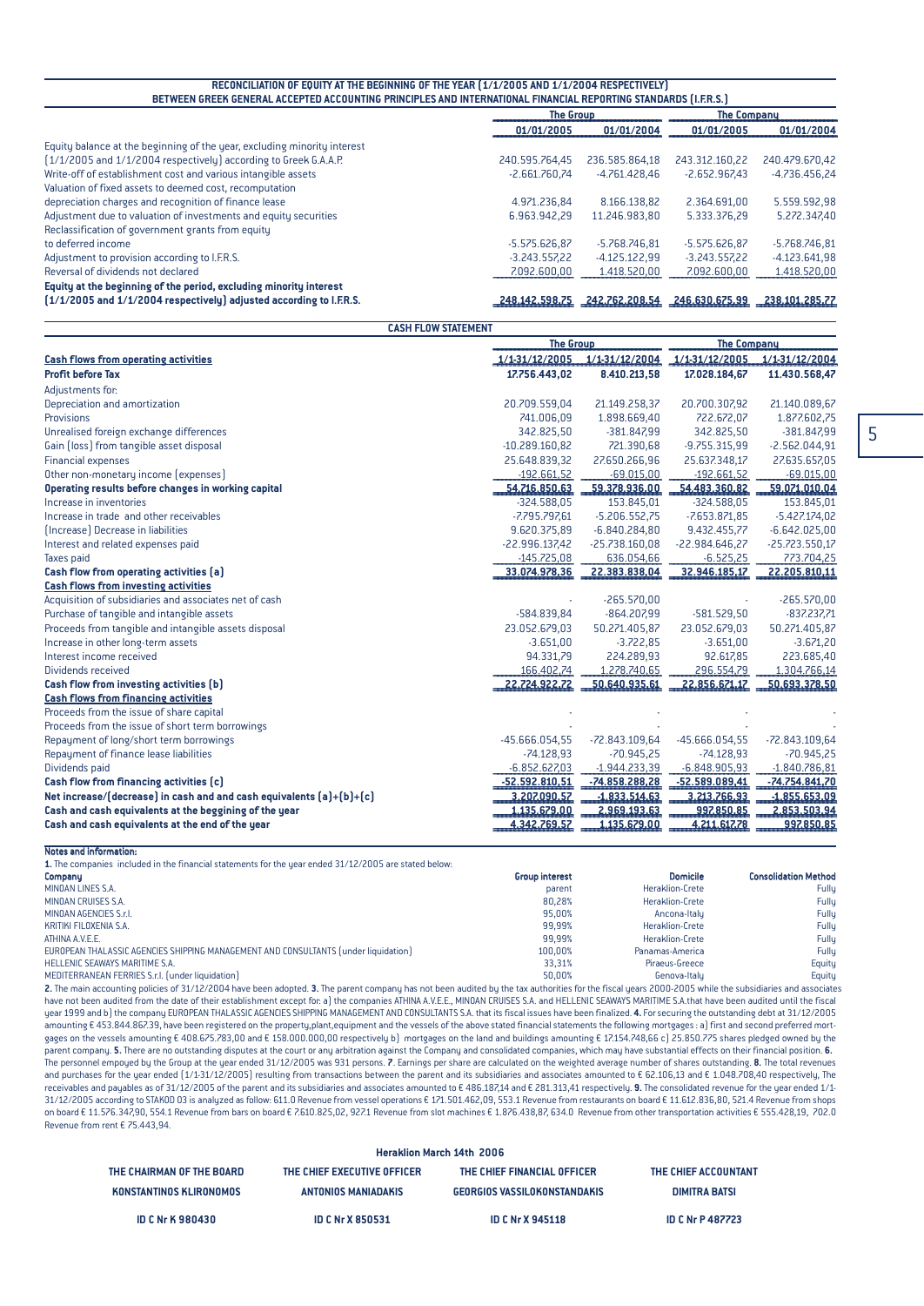**RECONCILIATION OF EQUITY AT THE BEGINNING OF THE YEAR (1/1/2005 AND 1/1/2004 RESPECTIVELY) BETWEEN GREEK GENERAL ACCEPTED ACCOUNTING PRINCIPLES AND INTERNATIONAL FINANCIAL REPORTING STANDARDS (I.F.R.S.)**

| | The Group | | The Company | |
|---|---|---|---|---|
| | 01/01/2005 | 01/01/2004 | 01/01/2005 | 01/01/2004 |
| Equity balance at the beginning of the year, excluding minority interest (1/1/2005 and 1/1/2004 respectively) according to Greek G.A.A.P. | 240.595.764,45 | 236.585.864,18 | 243.312.160,22 | 240.479.670,42 |
| Write-off of establishment cost and various intangible assets | -2.661.760,74 | -4.761.428,46 | -2.652.967,43 | -4.736.456,24 |
| Valuation of fixed assets to deemed cost, recomputation depreciation charges and recognition of finance lease | 4.971.236,84 | 8.166.138,82 | 2.364.691,00 | 5.559.592,98 |
| Adjustment due to valuation of investments and equity securities | 6.963.942,29 | 11.246.983,80 | 5.333.376,29 | 5.272.347,40 |
| Reclassification of government grants from equity to deferred income | -5.575.626,87 | -5.768.746,81 | -5.575.626,87 | -5.768.746,81 |
| Adjustment to provision according to I.F.R.S. | -3.243.557,22 | -4.125.122,99 | -3.243.557,22 | -4.123.641,98 |
| Reversal of dividends not declared | 7.092.600,00 | 1.418.520,00 | 7.092.600,00 | 1.418.520,00 |
| **Equity at the beginning of the period, excluding minority interest (1/1/2005 and 1/1/2004 respectively) adjusted according to I.F.R.S.** | **248.142.598,75** | **242.762.208,54** | **246.630.675,99** | **238.101.285,77** |

**CASH FLOW STATEMENT**

| | The Group | | The Company | |
|---|---|---|---|---|
| **Cash flows from operating activities** | 1/1-31/12/2005 | 1/1-31/12/2004 | 1/1-31/12/2005 | 1/1-31/12/2004 |
| **Profit before Tax** | **17.756.443,02** | **8.410.213,58** | **17.028.184,67** | **11.430.568,47** |
| Adjustments for: | | | | |
| Depreciation and amortization | 20.709.559,04 | 21.149.258,37 | 20.700.307,92 | 21.140.089,67 |
| Provisions | 741.006,09 | 1.898.669,40 | 722.672,07 | 1.877.602,75 |
| Unrealised foreign exchange differences | 342.825,50 | -381.847,99 | 342.825,50 | -381.847,99 |
| Gain (loss) from tangible asset disposal | -10.289.160,82 | 721.390,68 | -9.755.315,99 | -2.562.044,91 |
| Financial expenses | 25.648.839,32 | 27.650.266,96 | 25.637.348,17 | 27.635.657,05 |
| Other non-monetary income (expenses) | -192.661,52 | -69.015,00 | -192.661,52 | -69.015,00 |
| **Operating results before changes in working capital** | **54.716.850,63** | **59.378.936,00** | **54.483.360,82** | **59.071.010,04** |
| Increase in inventories | -324.588,05 | 153.845,01 | -324.588,05 | 153.845,01 |
| Increase in trade and other receivables | -7.795.797,61 | -5.206.552,75 | -7.653.871,85 | -5.427.174,02 |
| (Increase) Decrease in liabilities | 9.620.375,89 | -6.840.284,80 | 9.432.455,77 | -6.642.025,00 |
| Interest and related expenses paid | -22.996.137,42 | -25.738.160,08 | -22.984.646,27 | -25.723.550,17 |
| Taxes paid | -145.725,08 | 636.054,66 | -6.525,25 | 773.704,25 |
| **Cash flow from operating activities (a)** | **33.074.978,36** | **22.383.838,04** | **32.946.185,17** | **22.205.810,11** |
| **Cash flows from investing activities** | | | | |
| Acquisition of subsidiaries and associates net of cash | - | -265.570,00 | - | -265.570,00 |
| Purchase of tangible and intangible assets | -584.839,84 | -864.207,99 | -581.529,50 | -837.237,71 |
| Proceeds from tangible and intangible assets disposal | 23.052.679,03 | 50.271.405,87 | 23.052.679,03 | 50.271.405,87 |
| Increase in other long-term assets | -3.651,00 | -3.722,85 | -3.651,00 | -3.671,20 |
| Interest income received | 94.331,79 | 224.289,93 | 92.617,85 | 223.685,40 |
| Dividends received | 166.402,74 | 1.278.740,65 | 296.554,79 | 1.304.766,14 |
| **Cash flow from investing activities (b)** | **22.724.922,72** | **50.640.935,61** | **22.856.671,17** | **50.693.378,50** |
| **Cash flows from financing activities** | | | | |
| Proceeds from the issue of share capital | - | - | - | - |
| Proceeds from the issue of short term borrowings | - | - | - | - |
| Repayment of long/short term borrowings | -45.666.054,55 | -72.843.109,64 | -45.666.054,55 | -72.843.109,64 |
| Repayment of finance lease liabilities | -74.128,93 | -70.945,25 | -74.128,93 | -70.945,25 |
| Dividends paid | -6.852.627,03 | -1.944.233,39 | -6.848.905,93 | -1.840.786,81 |
| **Cash flow from financing activities (c)** | **-52.592.810,51** | **-74.858.288,28** | **-52.589.089,41** | **-74.754.841,70** |
| **Net increase/(decrease) in cash and and cash equivalents (a)+(b)+(c)** | **3.207.090,57** | **-1.833.514,63** | **3.213.766,93** | **-1.855.653,09** |
| **Cash and cash equivalents at the beggining of the year** | **1.135.679,00** | **2.969.193,63** | **997.850,85** | **2.853.503,94** |
| **Cash and cash equivalents at the end of the year** | **4.342.769,57** | **1.135.679,00** | **4.211.617,78** | **997.850,85** |

**Notes and information:**

**1.** The companies included in the financial statements for the year ended 31/12/2005 are stated below:

| Company | Group interest | Domicile | Consolidation Method |
|---|---|---|---|
| MINOAN LINES S.A. | parent | Heraklion-Crete | Fully |
| MINOAN CRUISES S.A. | 80,28% | Heraklion-Crete | Fully |
| MINOAN AGENCIES S.r.l. | 95,00% | Ancona-Italy | Fully |
| KRITIKI FILOXENIA S.A. | 99,99% | Heraklion-Crete | Fully |
| ATHINA A.V.E.E. | 99,99% | Heraklion-Crete | Fully |
| EUROPEAN THALASSIC AGENCIES SHIPPING MANAGEMENT AND CONSULTANTS (under liquidation) | 100,00% | Panamas-America | Fully |
| HELLENIC SEAWAYS MARITIME S.A. | 33,31% | Piraeus-Greece | Equity |
| MEDITERRANEAN FERRIES S.r.l. (under liquidation) | 50,00% | Genova-Italy | Equity |

**2.** The main accounting policies of 31/12/2004 have been adopted. **3.** The parent company has not been audited by the tax authorities for the fiscal years 2000-2005 while the subsidiaries and associates have not been audited from the date of their establishment except for: a) the companies ATHINA A.V.E.E., MINOAN CRUISES S.A. and HELLENIC SEAWAYS MARITIME S.A.that have been audited until the fiscal year 1999 and b) the company EUROPEAN THALASSIC AGENCIES SHIPPING MANAGEMENT AND CONSULTANTS S.A. that its fiscal issues have been finalized. **4.** For securing the outstanding debt at 31/12/2005 amounting € 453.844.867,39, have been registered on the property,plant,equipment and the vessels of the above stated financial statements the following mortgages : a) first and second preferred mortgages on the vessels amounting € 408.675.783,00 and € 158.000.000,00 respectively b) mortgages on the land and buildings amounting € 17.154.748,66 c) 25.850.775 shares pledged owned by the parent company. **5.** There are no outstanding disputes at the court or any arbitration against the Company and consolidated companies, which may have substantial effects on their financial position. **6.** The personnel empoyed by the Group at the year ended 31/12/2005 was 931 persons. **7**. Earnings per share are calculated on the weighted average number of shares outstanding. **8.** The total revenues and purchases for the year ended (1/1-31/12/2005) resulting from transactions between the parent and its subsidiaries and associates amounted to € 62.106,13 and € 1.048.708,40 respectively, The receivables and payables as of 31/12/2005 of the parent and its subsidiaries and associates amounted to € 486.187,14 and € 281.313,41 respectively. **9.** The consolidated revenue for the year ended 1/1-31/12/2005 according to STAKOD 03 is analyzed as follow: 611.0 Revenue from vessel operations € 171.501.462,09, 553.1 Revenue from restaurants on board € 11.612.836,80, 521.4 Revenue from shops on board € 11.576.347,90, 554.1 Revenue from bars on board € 7.610.825,02, 927.1 Revenue from slot machines € 1.876.438,87, 634.0 Revenue from other transportation activities € 555.428,19, 702.0 Revenue from rent € 75.443,94.

**Heraklion March 14th 2006**

| THE CHAIRMAN OF THE BOARD | THE CHIEF EXECUTIVE OFFICER | THE CHIEF FINANCIAL OFFICER | THE CHIEF ACCOUNTANT |
|---|---|---|---|
| KONSTANTINOS KLIRONOMOS | ANTONIOS MANIADAKIS | GEORGIOS VASSILOKONSTANDAKIS | DIMITRA BATSI |
| ID C Nr K 980430 | ID C Nr X 850531 | ID C Nr X 945118 | ID C Nr P 487723 |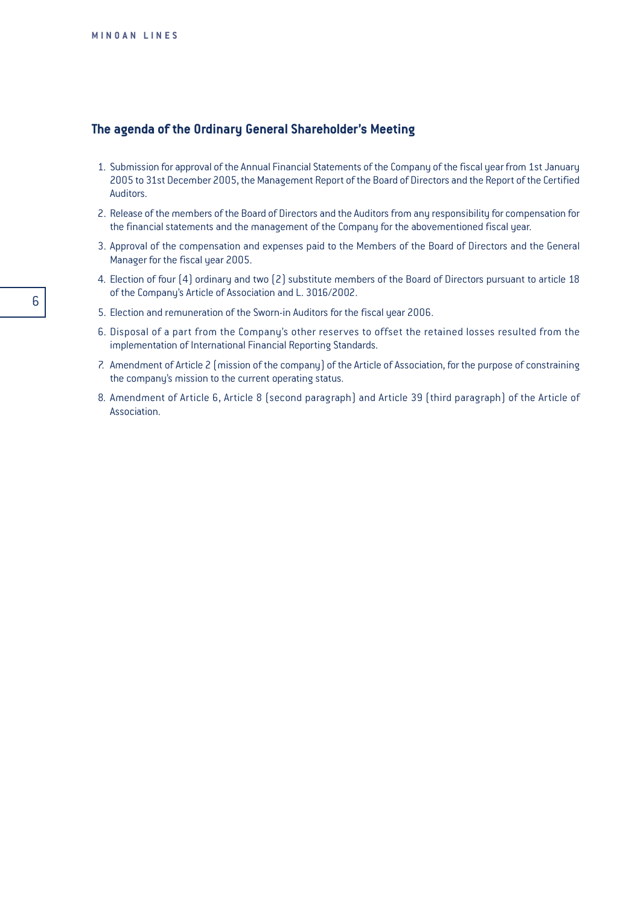## The agenda of the Ordinary General Shareholder's Meeting

1. Submission for approval of the Annual Financial Statements of the Company of the fiscal year from 1st January 2005 to 31st December 2005, the Management Report of the Board of Directors and the Report of the Certified Auditors.
2. Release of the members of the Board of Directors and the Auditors from any responsibility for compensation for the financial statements and the management of the Company for the abovementioned fiscal year.
3. Approval of the compensation and expenses paid to the Members of the Board of Directors and the General Manager for the fiscal year 2005.
4. Election of four (4) ordinary and two (2) substitute members of the Board of Directors pursuant to article 18 of the Company's Article of Association and L. 3016/2002.
5. Election and remuneration of the Sworn-in Auditors for the fiscal year 2006.
6. Disposal of a part from the Company's other reserves to offset the retained losses resulted from the implementation of International Financial Reporting Standards.
7. Amendment of Article 2 (mission of the company) of the Article of Association, for the purpose of constraining the company's mission to the current operating status.
8. Amendment of Article 6, Article 8 (second paragraph) and Article 39 (third paragraph) of the Article of Association.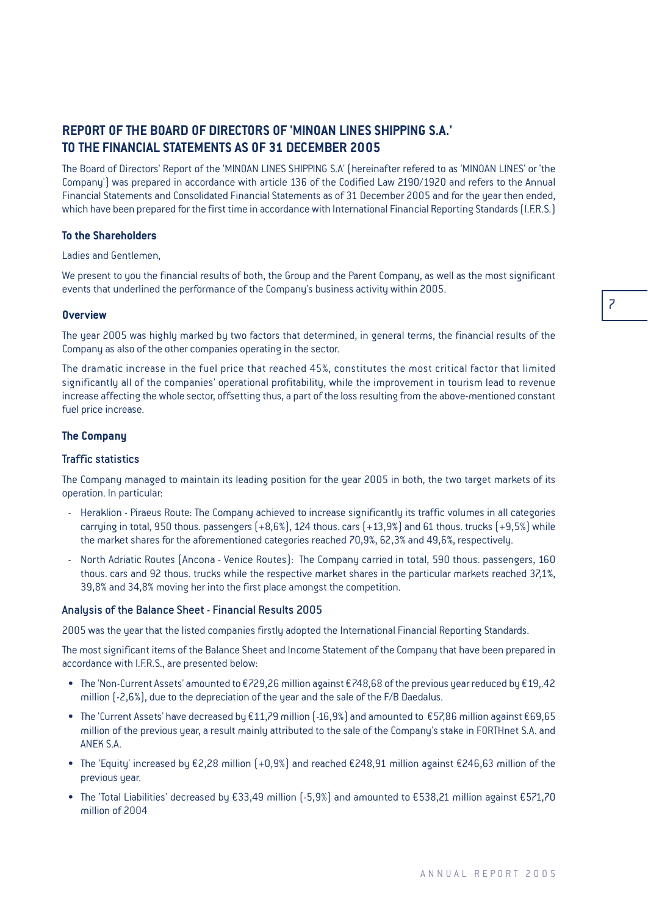# REPORT OF THE BOARD OF DIRECTORS OF 'MINOAN LINES SHIPPING S.A.' TO THE FINANCIAL STATEMENTS AS OF 31 DECEMBER 2005

The Board of Directors' Report of the 'MINOAN LINES SHIPPING S.A' (hereinafter refered to as 'MINOAN LINES' or 'the Company') was prepared in accordance with article 136 of the Codified Law 2190/1920 and refers to the Annual Financial Statements and Consolidated Financial Statements as of 31 December 2005 and for the year then ended, which have been prepared for the first time in accordance with International Financial Reporting Standards (I.F.R.S.)

### To the Shareholders

Ladies and Gentlemen,

We present to you the financial results of both, the Group and the Parent Company, as well as the most significant events that underlined the performance of the Company's business activity within 2005.

### Overview

The year 2005 was highly marked by two factors that determined, in general terms, the financial results of the Company as also of the other companies operating in the sector.

The dramatic increase in the fuel price that reached 45%, constitutes the most critical factor that limited significantly all of the companies' operational profitability, while the improvement in tourism lead to revenue increase affecting the whole sector, offsetting thus, a part of the loss resulting from the above-mentioned constant fuel price increase.

### The Company

#### Traffic statistics

The Company managed to maintain its leading position for the year 2005 in both, the two target markets of its operation. In particular:

- Heraklion - Piraeus Route: The Company achieved to increase significantly its traffic volumes in all categories carrying in total, 950 thous. passengers (+8,6%), 124 thous. cars (+13,9%) and 61 thous. trucks (+9,5%) while the market shares for the aforementioned categories reached 70,9%, 62,3% and 49,6%, respectively.
- North Adriatic Routes (Ancona - Venice Routes): The Company carried in total, 590 thous. passengers, 160 thous. cars and 92 thous. trucks while the respective market shares in the particular markets reached 37,1%, 39,8% and 34,8% moving her into the first place amongst the competition.

#### Analysis of the Balance Sheet - Financial Results 2005

2005 was the year that the listed companies firstly adopted the International Financial Reporting Standards.

The most significant items of the Balance Sheet and Income Statement of the Company that have been prepared in accordance with I.F.R.S., are presented below:

- The 'Non-Current Assets' amounted to €729,26 million against €748,68 of the previous year reduced by €19,.42 million (-2,6%), due to the depreciation of the year and the sale of the F/B Daedalus.
- The 'Current Assets' have decreased by €11,79 million (-16,9%) and amounted to €57,86 million against €69,65 million of the previous year, a result mainly attributed to the sale of the Company's stake in FORTHnet S.A. and ANEK S.A.
- The 'Equity' increased by €2,28 million (+0,9%) and reached €248,91 million against €246,63 million of the previous year.
- The 'Total Liabilities' decreased by €33,49 million (-5,9%) and amounted to €538,21 million against €571,70 million of 2004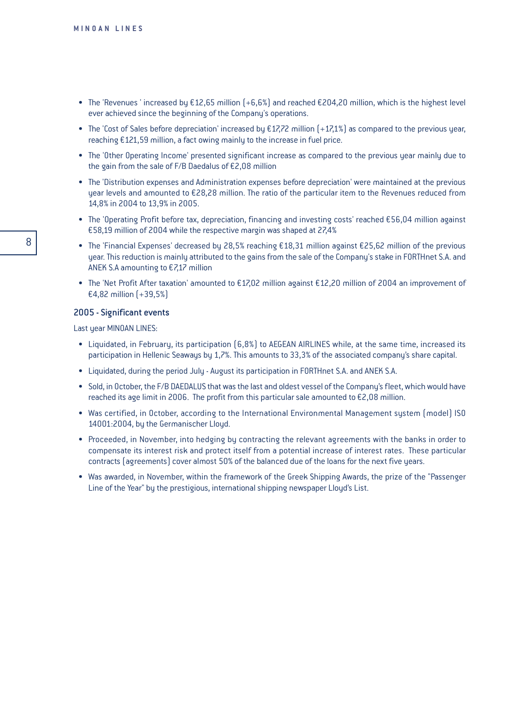- The 'Revenues ' increased by €12,65 million (+6,6%) and reached €204,20 million, which is the highest level ever achieved since the beginning of the Company's operations.
- The 'Cost of Sales before depreciation' increased by €17,72 million (+17,1%) as compared to the previous year, reaching €121,59 million, a fact owing mainly to the increase in fuel price.
- The 'Other Operating Income' presented significant increase as compared to the previous year mainly due to the gain from the sale of F/B Daedalus of €2,08 million
- The 'Distribution expenses and Administration expenses before depreciation' were maintained at the previous year levels and amounted to €28,28 million. The ratio of the particular item to the Revenues reduced from 14,8% in 2004 to 13,9% in 2005.
- The 'Operating Profit before tax, depreciation, financing and investing costs' reached €56,04 million against €58,19 million of 2004 while the respective margin was shaped at 27,4%
- The 'Financial Expenses' decreased by 28,5% reaching €18,31 million against €25,62 million of the previous year. This reduction is mainly attributed to the gains from the sale of the Company's stake in FORTHnet S.A. and ANEK S.A amounting to €7,17 million
- The 'Net Profit After taxation' amounted to €17,02 million against €12,20 million of 2004 an improvement of €4,82 million (+39,5%)

### 2005 - Significant events

Last year MINOAN LINES:

- Liquidated, in February, its participation (6,8%) to AEGEAN AIRLINES while, at the same time, increased its participation in Hellenic Seaways by 1,7%. This amounts to 33,3% of the associated company's share capital.
- Liquidated, during the period July - August its participation in FORTHnet S.A. and ANEK S.A.
- Sold, in October, the F/B DAEDALUS that was the last and oldest vessel of the Company's fleet, which would have reached its age limit in 2006. The profit from this particular sale amounted to €2,08 million.
- Was certified, in October, according to the International Environmental Management system (model) ISO 14001:2004, by the Germanischer Lloyd.
- Proceeded, in November, into hedging by contracting the relevant agreements with the banks in order to compensate its interest risk and protect itself from a potential increase of interest rates. These particular contracts (agreements) cover almost 50% of the balanced due of the loans for the next five years.
- Was awarded, in November, within the framework of the Greek Shipping Awards, the prize of the "Passenger Line of the Year" by the prestigious, international shipping newspaper Lloyd's List.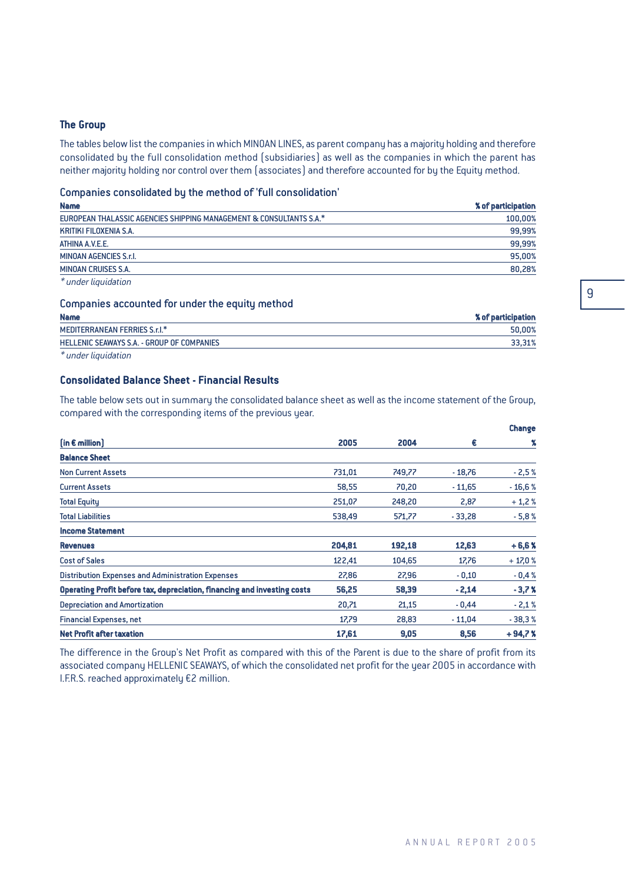### The Group

The tables below list the companies in which MINOAN LINES, as parent company has a majority holding and therefore consolidated by the full consolidation method (subsidiaries) as well as the companies in which the parent has neither majority holding nor control over them (associates) and therefore accounted for by the Equity method.

#### Companies consolidated by the method of 'full consolidation'

| Name | % of participation |
|---|---:|
| EUROPEAN THALASSIC AGENCIES SHIPPING MANAGEMENT & CONSULTANTS S.A.* | 100,00% |
| KRITIKI FILOXENIA S.A. | 99,99% |
| ATHINA A.V.E.E. | 99,99% |
| MINOAN AGENCIES S.r.l. | 95,00% |
| MINOAN CRUISES S.A. | 80,28% |

*\* under liquidation*

#### Companies accounted for under the equity method

| Name | % of participation |
|---|---:|
| MEDITERRANEAN FERRIES S.r.l.* | 50,00% |
| HELLENIC SEAWAYS S.A. - GROUP OF COMPANIES | 33,31% |

*\* under liquidation*

### Consolidated Balance Sheet - Financial Results

The table below sets out in summary the consolidated balance sheet as well as the income statement of the Group, compared with the corresponding items of the previous year.

| (in € million) | 2005 | 2004 | Change € | Change % |
|---|---:|---:|---:|---:|
| **Balance Sheet** | | | | |
| Non Current Assets | 731,01 | 749,77 | - 18,76 | - 2,5 % |
| Current Assets | 58,55 | 70,20 | - 11,65 | - 16,6 % |
| Total Equity | 251,07 | 248,20 | 2,87 | + 1,2 % |
| Total Liabilities | 538,49 | 571,77 | - 33,28 | - 5,8 % |
| **Income Statement** | | | | |
| **Revenues** | **204,81** | **192,18** | **12,63** | **+ 6,6 %** |
| Cost of Sales | 122,41 | 104,65 | 17,76 | + 17,0 % |
| Distribution Expenses and Administration Expenses | 27,86 | 27,96 | - 0,10 | - 0,4 % |
| **Operating Profit before tax, depreciation, financing and investing costs** | **56,25** | **58,39** | **- 2,14** | **- 3,7 %** |
| Depreciation and Amortization | 20,71 | 21,15 | - 0,44 | - 2,1 % |
| Financial Expenses, net | 17,79 | 28,83 | - 11,04 | - 38,3 % |
| **Net Profit after taxation** | **17,61** | **9,05** | **8,56** | **+ 94,7 %** |

The difference in the Group's Net Profit as compared with this of the Parent is due to the share of profit from its associated company HELLENIC SEAWAYS, of which the consolidated net profit for the year 2005 in accordance with I.F.R.S. reached approximately €2 million.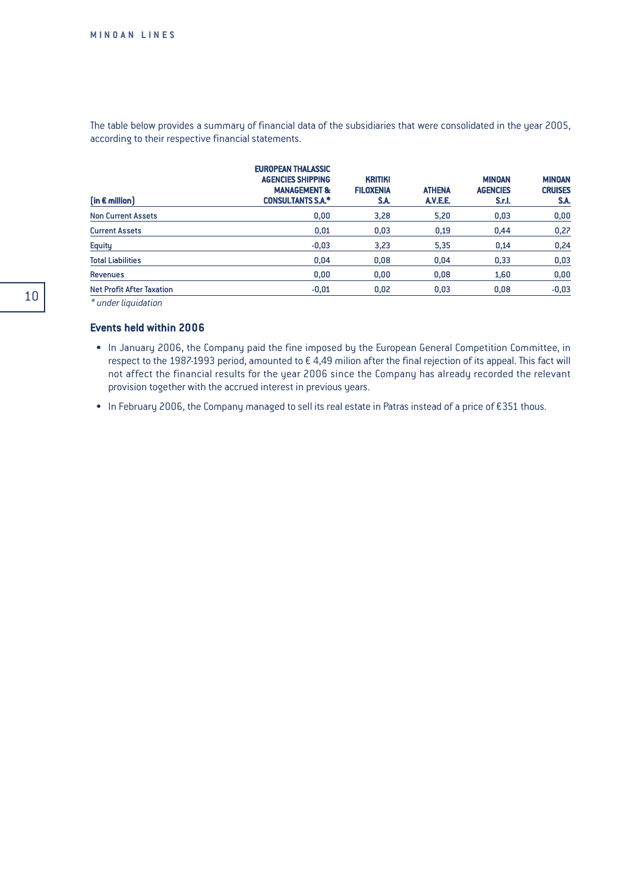The table below provides a summary of financial data of the subsidiaries that were consolidated in the year 2005, according to their respective financial statements.

| (in € million) | EUROPEAN THALASSIC AGENCIES SHIPPING MANAGEMENT & CONSULTANTS S.A.* | KRITIKI FILOXENIA S.A. | ATHENA A.V.E.E. | MINOAN AGENCIES S.r.l. | MINOAN CRUISES S.A. |
|---|---|---|---|---|---|
| Non Current Assets | 0,00 | 3,28 | 5,20 | 0,03 | 0,00 |
| Current Assets | 0,01 | 0,03 | 0,19 | 0,44 | 0,27 |
| Equity | -0,03 | 3,23 | 5,35 | 0,14 | 0,24 |
| Total Liabilities | 0,04 | 0,08 | 0,04 | 0,33 | 0,03 |
| Revenues | 0,00 | 0,00 | 0,08 | 1,60 | 0,00 |
| Net Profit After Taxation | -0,01 | 0,02 | 0,03 | 0,08 | -0,03 |

*\* under liquidation*

### Events held within 2006

- In January 2006, the Company paid the fine imposed by the European General Competition Committee, in respect to the 1987-1993 period, amounted to € 4,49 milion after the final rejection of its appeal. This fact will not affect the financial results for the year 2006 since the Company has already recorded the relevant provision together with the accrued interest in previous years.
- In February 2006, the Company managed to sell its real estate in Patras instead of a price of €351 thous.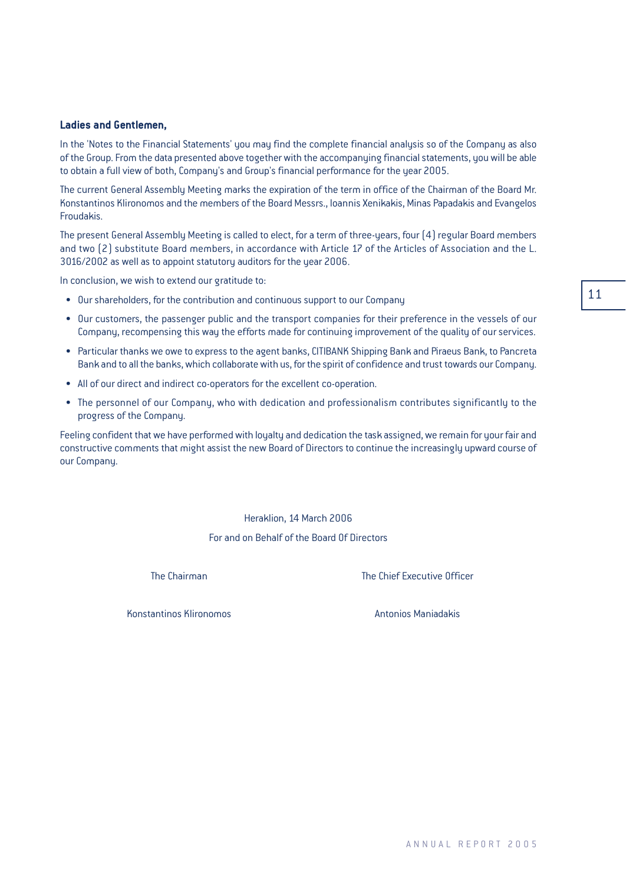**Ladies and Gentlemen,**

In the 'Notes to the Financial Statements' you may find the complete financial analysis so of the Company as also of the Group. From the data presented above together with the accompanying financial statements, you will be able to obtain a full view of both, Company's and Group's financial performance for the year 2005.

The current General Assembly Meeting marks the expiration of the term in office of the Chairman of the Board Mr. Konstantinos Klironomos and the members of the Board Messrs., Ioannis Xenikakis, Minas Papadakis and Evangelos Froudakis.

The present General Assembly Meeting is called to elect, for a term of three-years, four (4) regular Board members and two (2) substitute Board members, in accordance with Article 17 of the Articles of Association and the L. 3016/2002 as well as to appoint statutory auditors for the year 2006.

In conclusion, we wish to extend our gratitude to:

- Our shareholders, for the contribution and continuous support to our Company
- Our customers, the passenger public and the transport companies for their preference in the vessels of our Company, recompensing this way the efforts made for continuing improvement of the quality of our services.
- Particular thanks we owe to express to the agent banks, CITIBANK Shipping Bank and Piraeus Bank, to Pancreta Bank and to all the banks, which collaborate with us, for the spirit of confidence and trust towards our Company.
- All of our direct and indirect co-operators for the excellent co-operation.
- The personnel of our Company, who with dedication and professionalism contributes significantly to the progress of the Company.

Feeling confident that we have performed with loyalty and dedication the task assigned, we remain for your fair and constructive comments that might assist the new Board of Directors to continue the increasingly upward course of our Company.

Heraklion, 14 March 2006

For and on Behalf of the Board Of Directors

| The Chairman | The Chief Executive Officer |
| --- | --- |
| Konstantinos Klironomos | Antonios Maniadakis |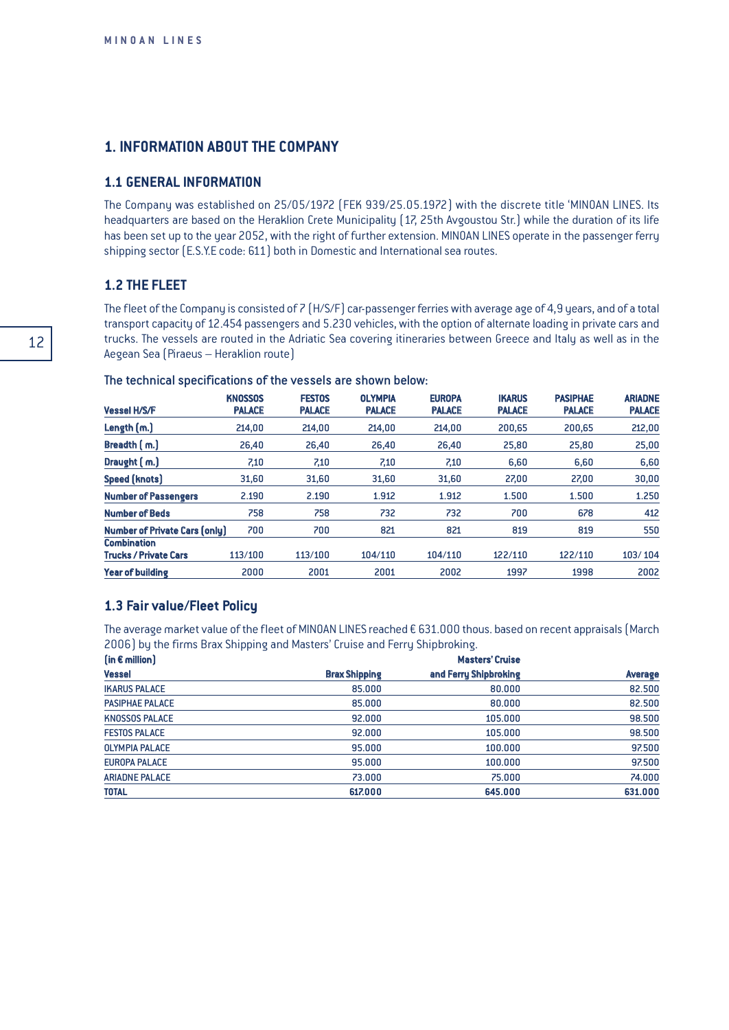## 1. INFORMATION ABOUT THE COMPANY

### 1.1 GENERAL INFORMATION

The Company was established on 25/05/1972 (FEK 939/25.05.1972) with the discrete title 'MINOAN LINES. Its headquarters are based on the Heraklion Crete Municipality (17, 25th Avgoustou Str.) while the duration of its life has been set up to the year 2052, with the right of further extension. MINOAN LINES operate in the passenger ferry shipping sector (E.S.Y.E code: 611) both in Domestic and International sea routes.

### 1.2 THE FLEET

The fleet of the Company is consisted of 7 (H/S/F) car-passenger ferries with average age of 4,9 years, and of a total transport capacity of 12.454 passengers and 5.230 vehicles, with the option of alternate loading in private cars and trucks. The vessels are routed in the Adriatic Sea covering itineraries between Greece and Italy as well as in the Aegean Sea (Piraeus – Heraklion route)

The technical specifications of the vessels are shown below:

| Vessel H/S/F | KNOSSOS PALACE | FESTOS PALACE | OLYMPIA PALACE | EUROPA PALACE | IKARUS PALACE | PASIPHAE PALACE | ARIADNE PALACE |
|---|---|---|---|---|---|---|---|
| Length (m.) | 214,00 | 214,00 | 214,00 | 214,00 | 200,65 | 200,65 | 212,00 |
| Breadth ( m.) | 26,40 | 26,40 | 26,40 | 26,40 | 25,80 | 25,80 | 25,00 |
| Draught ( m.) | 7,10 | 7,10 | 7,10 | 7,10 | 6,60 | 6,60 | 6,60 |
| Speed (knots) | 31,60 | 31,60 | 31,60 | 31,60 | 27,00 | 27,00 | 30,00 |
| Number of Passengers | 2.190 | 2.190 | 1.912 | 1.912 | 1.500 | 1.500 | 1.250 |
| Number of Beds | 758 | 758 | 732 | 732 | 700 | 678 | 412 |
| Number of Private Cars (only) | 700 | 700 | 821 | 821 | 819 | 819 | 550 |
| Combination Trucks / Private Cars | 113/100 | 113/100 | 104/110 | 104/110 | 122/110 | 122/110 | 103/ 104 |
| Year of building | 2000 | 2001 | 2001 | 2002 | 1997 | 1998 | 2002 |

### 1.3 Fair value/Fleet Policy

The average market value of the fleet of MINOAN LINES reached € 631.000 thous. based on recent appraisals (March 2006) by the firms Brax Shipping and Masters' Cruise and Ferry Shipbroking.

| (in € million) Vessel | Brax Shipping | Masters' Cruise and Ferry Shipbroking | Average |
|---|---|---|---|
| IKARUS PALACE | 85.000 | 80.000 | 82.500 |
| PASIPHAE PALACE | 85.000 | 80.000 | 82.500 |
| KNOSSOS PALACE | 92.000 | 105.000 | 98.500 |
| FESTOS PALACE | 92.000 | 105.000 | 98.500 |
| OLYMPIA PALACE | 95.000 | 100.000 | 97.500 |
| EUROPA PALACE | 95.000 | 100.000 | 97.500 |
| ARIADNE PALACE | 73.000 | 75.000 | 74.000 |
| TOTAL | 617.000 | 645.000 | 631.000 |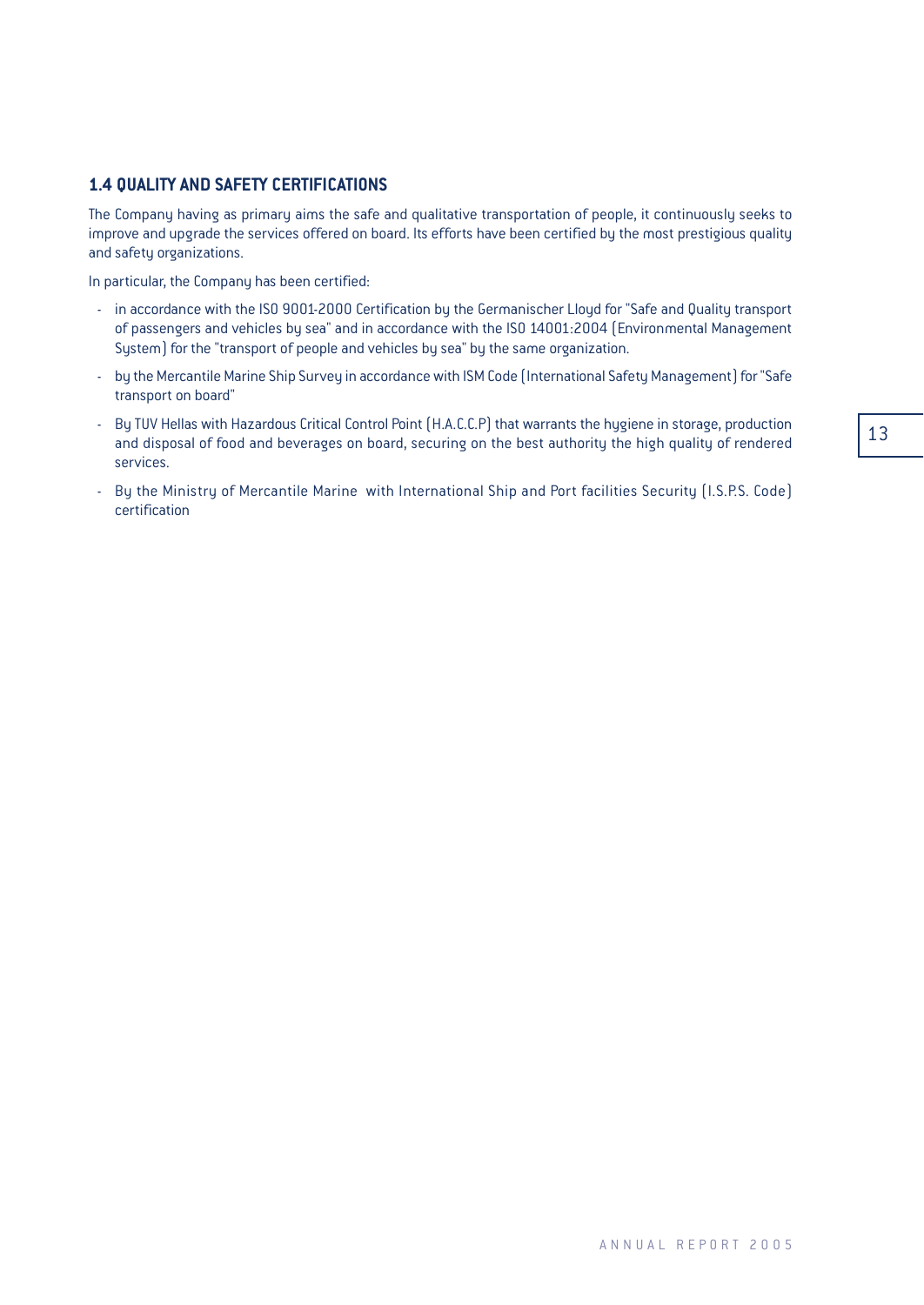### 1.4 QUALITY AND SAFETY CERTIFICATIONS

The Company having as primary aims the safe and qualitative transportation of people, it continuously seeks to improve and upgrade the services offered on board. Its efforts have been certified by the most prestigious quality and safety organizations.

In particular, the Company has been certified:

- in accordance with the ISO 9001-2000 Certification by the Germanischer Lloyd for "Safe and Quality transport of passengers and vehicles by sea" and in accordance with the ISO 14001:2004 (Environmental Management System) for the "transport of people and vehicles by sea" by the same organization.
- by the Mercantile Marine Ship Survey in accordance with ISM Code (International Safety Management) for "Safe transport on board"
- By TUV Hellas with Hazardous Critical Control Point (H.A.C.C.P) that warrants the hygiene in storage, production and disposal of food and beverages on board, securing on the best authority the high quality of rendered services.
- By the Ministry of Mercantile Marine with International Ship and Port facilities Security (I.S.P.S. Code) certification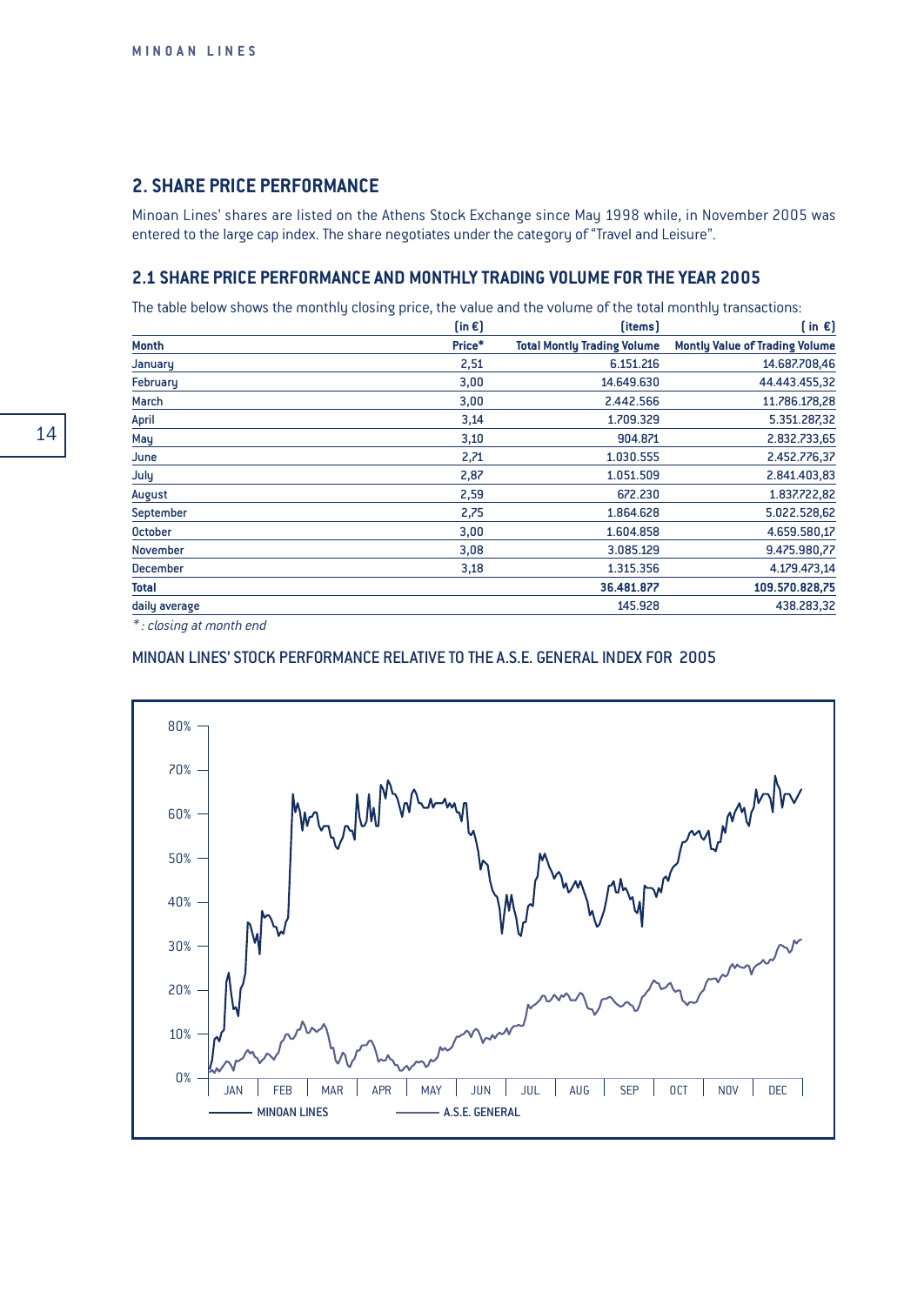## 2. SHARE PRICE PERFORMANCE

Minoan Lines' shares are listed on the Athens Stock Exchange since May 1998 while, in November 2005 was entered to the large cap index. The share negotiates under the category of "Travel and Leisure".

### 2.1 SHARE PRICE PERFORMANCE AND MONTHLY TRADING VOLUME FOR THE YEAR 2005

The table below shows the monthly closing price, the value and the volume of the total monthly transactions:

| | (in €) | (items) | ( in €) |
|---|---|---|---|
| **Month** | **Price*** | **Total Montly Trading Volume** | **Montly Value of Trading Volume** |
| January | 2,51 | 6.151.216 | 14.687.708,46 |
| February | 3,00 | 14.649.630 | 44.443.455,32 |
| March | 3,00 | 2.442.566 | 11.786.178,28 |
| April | 3,14 | 1.709.329 | 5.351.287,32 |
| May | 3,10 | 904.871 | 2.832.733,65 |
| June | 2,71 | 1.030.555 | 2.452.776,37 |
| July | 2,87 | 1.051.509 | 2.841.403,83 |
| August | 2,59 | 672.230 | 1.837.722,82 |
| September | 2,75 | 1.864.628 | 5.022.528,62 |
| October | 3,00 | 1.604.858 | 4.659.580,17 |
| November | 3,08 | 3.085.129 | 9.475.980,77 |
| December | 3,18 | 1.315.356 | 4.179.473,14 |
| **Total** | | **36.481.877** | **109.570.828,75** |
| daily average | | 145.928 | 438.283,32 |

*\* : closing at month end*

MINOAN LINES' STOCK PERFORMANCE RELATIVE TO THE A.S.E. GENERAL INDEX FOR 2005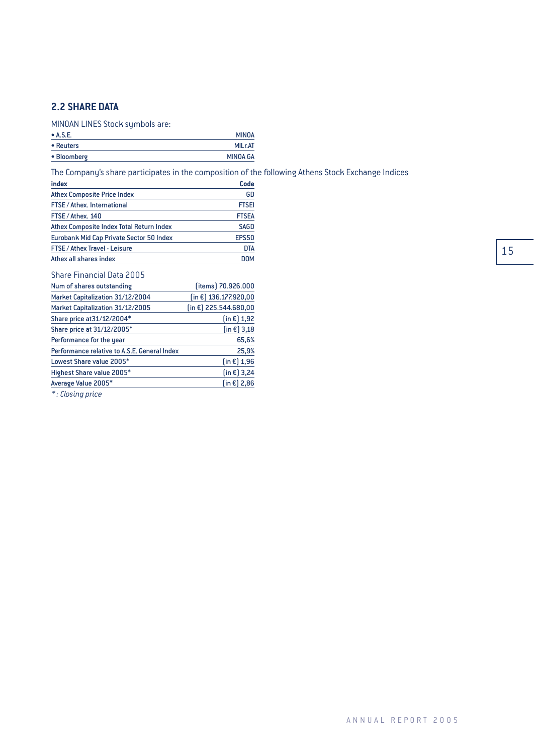## 2.2 SHARE DATA

MINOAN LINES Stock symbols are:

| | |
|---|---|
| • A.S.E. | MINOA |
| • Reuters | MILr.AT |
| • Bloomberg | MINOA GA |

The Company's share participates in the composition of the following Athens Stock Exchange Indices

| index | Code |
|---|---|
| Athex Composite Price Index | GD |
| FTSE / Athex. International | FTSEI |
| FTSE / Athex. 140 | FTSEA |
| Athex Composite Index Total Return Index | SAGD |
| Eurobank Mid Cap Private Sector 50 Index | EPS50 |
| FTSE / Athex Travel - Leisure | DTA |
| Athex all shares index | DOM |

Share Financial Data 2005

| | |
|---|---|
| Num of shares outstanding | (items) 70.926.000 |
| Market Capitalization 31/12/2004 | (in €) 136.177.920,00 |
| Market Capitalization 31/12/2005 | (in €) 225.544.680,00 |
| Share price at31/12/2004* | (in €) 1,92 |
| Share price at 31/12/2005* | (in €) 3,18 |
| Performance for the year | 65,6% |
| Performance relative to A.S.E. General Index | 25,9% |
| Lowest Share value 2005* | (in €) 1,96 |
| Highest Share value 2005* | (in €) 3,24 |
| Average Value 2005* | (in €) 2,86 |

*\*: Closing price*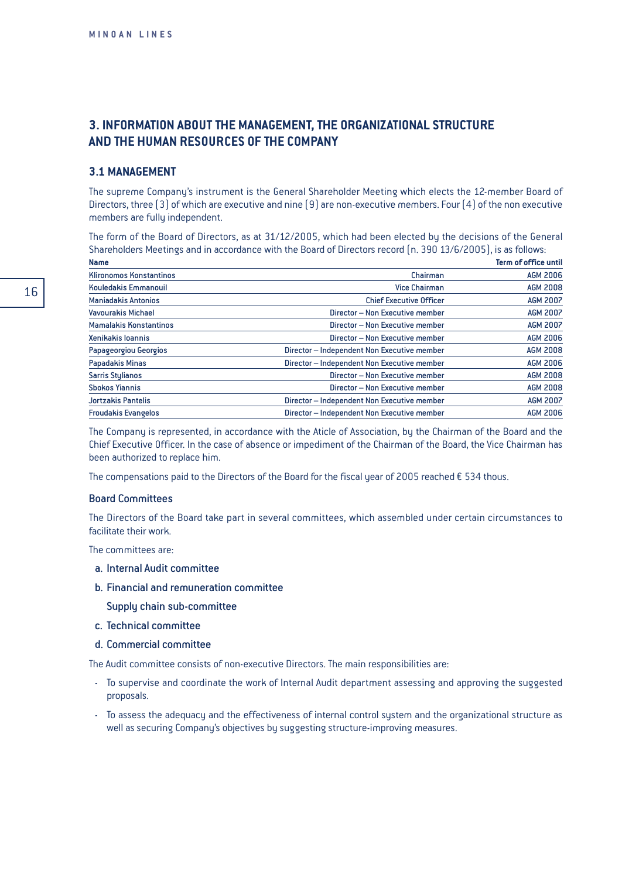## 3. INFORMATION ABOUT THE MANAGEMENT, THE ORGANIZATIONAL STRUCTURE AND THE HUMAN RESOURCES OF THE COMPANY

### 3.1 MANAGEMENT

The supreme Company's instrument is the General Shareholder Meeting which elects the 12-member Board of Directors, three (3) of which are executive and nine (9) are non-executive members. Four (4) of the non executive members are fully independent.

The form of the Board of Directors, as at 31/12/2005, which had been elected by the decisions of the General Shareholders Meetings and in accordance with the Board of Directors record (n. 390 13/6/2005), is as follows:

| Name | | Term of office until |
|---|---|---|
| Klironomos Konstantinos | Chairman | AGM 2006 |
| Kouledakis Emmanouil | Vice Chairman | AGM 2008 |
| Maniadakis Antonios | Chief Executive Officer | AGM 2007 |
| Vavourakis Michael | Director – Non Executive member | AGM 2007 |
| Mamalakis Konstantinos | Director – Non Executive member | AGM 2007 |
| Xenikakis Ioannis | Director – Non Executive member | AGM 2006 |
| Papageorgiou Georgios | Director – Independent Non Executive member | AGM 2008 |
| Papadakis Minas | Director – Independent Non Executive member | AGM 2006 |
| Sarris Stylianos | Director – Non Executive member | AGM 2008 |
| Sbokos Yiannis | Director – Non Executive member | AGM 2008 |
| Jortzakis Pantelis | Director – Independent Non Executive member | AGM 2007 |
| Froudakis Evangelos | Director – Independent Non Executive member | AGM 2006 |

The Company is represented, in accordance with the Aticle of Association, by the Chairman of the Board and the Chief Executive Officer. In the case of absence or impediment of the Chairman of the Board, the Vice Chairman has been authorized to replace him.

The compensations paid to the Directors of the Board for the fiscal year of 2005 reached € 534 thous.

#### Board Committees

The Directors of the Board take part in several committees, which assembled under certain circumstances to facilitate their work.

The committees are:

a. **Internal Audit committee**

b. **Financial and remuneration committee**

   **Supply chain sub-committee**

c. **Technical committee**

d. **Commercial committee**

The Audit committee consists of non-executive Directors. The main responsibilities are:

- To supervise and coordinate the work of Internal Audit department assessing and approving the suggested proposals.
- To assess the adequacy and the effectiveness of internal control system and the organizational structure as well as securing Company's objectives by suggesting structure-improving measures.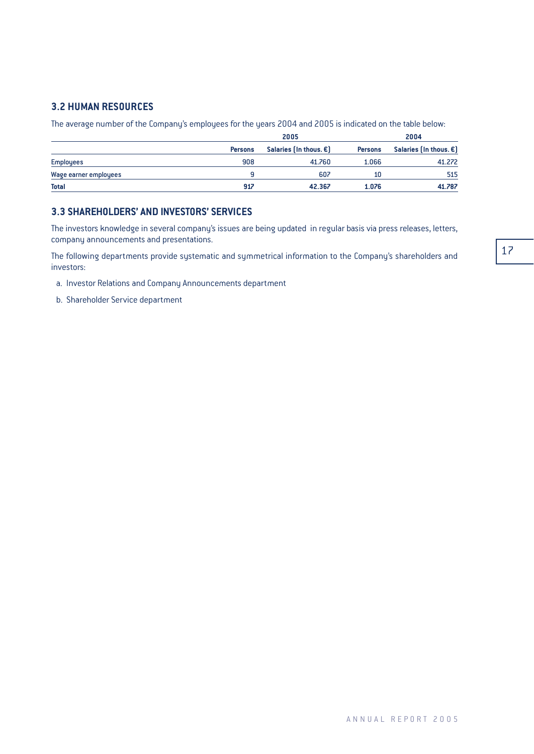## 3.2 HUMAN RESOURCES

The average number of the Company's employees for the years 2004 and 2005 is indicated on the table below:

| | 2005 | | 2004 | |
|---|---|---|---|---|
| | **Persons** | **Salaries (In thous. €)** | **Persons** | **Salaries (In thous. €)** |
| **Employees** | 908 | 41.760 | 1.066 | 41.272 |
| **Wage earner employees** | 9 | 607 | 10 | 515 |
| **Total** | **917** | **42.367** | **1.076** | **41.787** |

## 3.3 SHAREHOLDERS' AND INVESTORS' SERVICES

The investors knowledge in several company's issues are being updated in regular basis via press releases, letters, company announcements and presentations.

The following departments provide systematic and symmetrical information to the Company's shareholders and investors:

a. Investor Relations and Company Announcements department

b. Shareholder Service department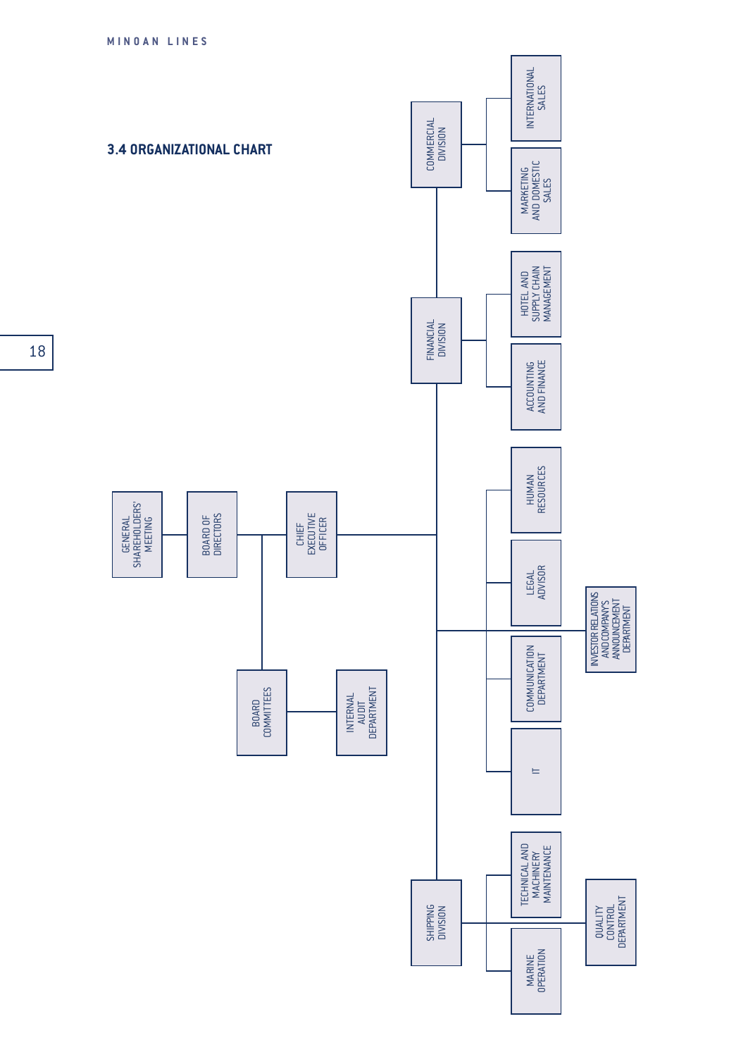## 3.4 ORGANIZATIONAL CHART

- GENERAL SHAREHOLDERS' MEETING
  - BOARD OF DIRECTORS
    - BOARD COMMITTEES
      - INTERNAL AUDIT DEPARTMENT
    - CHIEF EXECUTIVE OFFICER
      - COMMERCIAL DIVISION
        - INTERNATIONAL SALES
        - MARKETING AND DOMESTIC SALES
      - FINANCIAL DIVISION
        - HOTEL AND SUPPLY CHAIN MANAGEMENT
        - ACCOUNTING AND FINANCE
      - HUMAN RESOURCES
      - LEGAL ADVISOR
      - INVESTOR RELATIONS AND COMPANY'S ANNOUNCEMENT DEPARTMENT
      - COMMUNICATION DEPARTMENT
      - IT
      - SHIPPING DIVISION
        - TECHNICAL AND MACHINERY MAINTENANCE
        - MARINE OPERATION
        - QUALITY CONTROL DEPARTMENT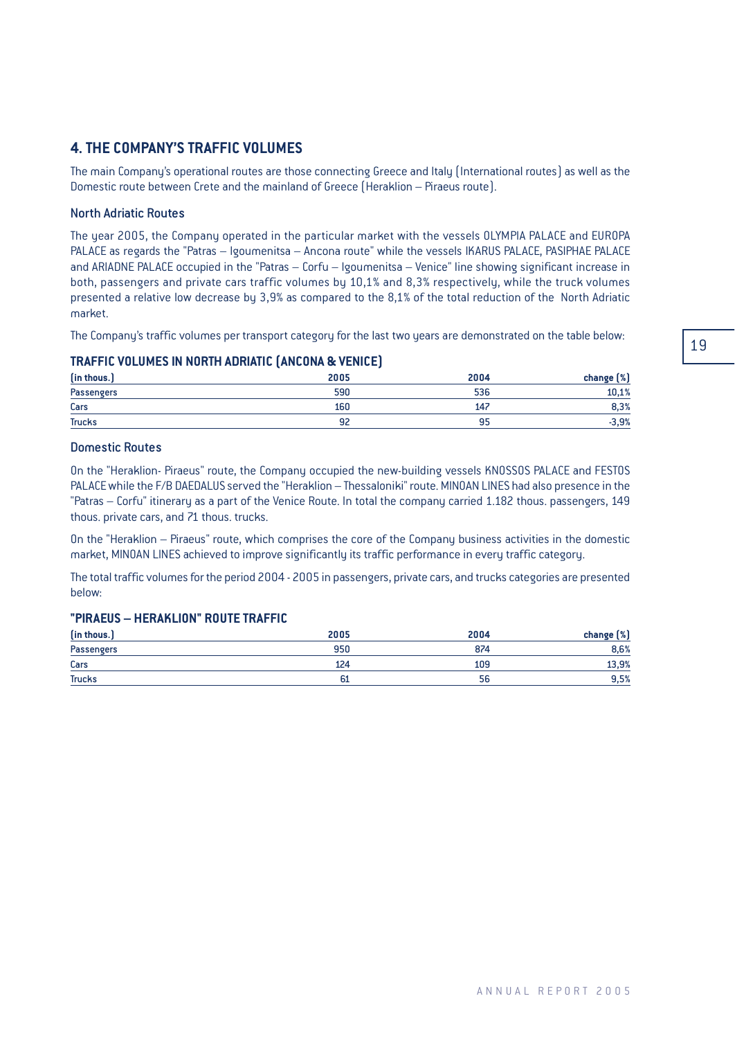## 4. THE COMPANY'S TRAFFIC VOLUMES

The main Company's operational routes are those connecting Greece and Italy (International routes) as well as the Domestic route between Crete and the mainland of Greece (Heraklion – Piraeus route).

### North Adriatic Routes

The year 2005, the Company operated in the particular market with the vessels OLYMPIA PALACE and EUROPA PALACE as regards the "Patras – Igoumenitsa – Ancona route" while the vessels IKARUS PALACE, PASIPHAE PALACE and ARIADNE PALACE occupied in the "Patras – Corfu – Igoumenitsa – Venice" line showing significant increase in both, passengers and private cars traffic volumes by 10,1% and 8,3% respectively, while the truck volumes presented a relative low decrease by 3,9% as compared to the 8,1% of the total reduction of the North Adriatic market.

The Company's traffic volumes per transport category for the last two years are demonstrated on the table below:

#### TRAFFIC VOLUMES IN NORTH ADRIATIC (ANCONA & VENICE)

| (in thous.) | 2005 | 2004 | change (%) |
|---|---|---|---|
| Passengers | 590 | 536 | 10,1% |
| Cars | 160 | 147 | 8,3% |
| Trucks | 92 | 95 | -3,9% |

### Domestic Routes

On the "Heraklion- Piraeus" route, the Company occupied the new-building vessels KNOSSOS PALACE and FESTOS PALACE while the F/B DAEDALUS served the "Heraklion – Thessaloniki" route. MINOAN LINES had also presence in the "Patras – Corfu" itinerary as a part of the Venice Route. In total the company carried 1.182 thous. passengers, 149 thous. private cars, and 71 thous. trucks.

On the "Heraklion – Piraeus" route, which comprises the core of the Company business activities in the domestic market, MINOAN LINES achieved to improve significantly its traffic performance in every traffic category.

The total traffic volumes for the period 2004 - 2005 in passengers, private cars, and trucks categories are presented below:

#### "PIRAEUS – HERAKLION" ROUTE TRAFFIC

| (in thous.) | 2005 | 2004 | change (%) |
|---|---|---|---|
| Passengers | 950 | 874 | 8,6% |
| Cars | 124 | 109 | 13,9% |
| Trucks | 61 | 56 | 9,5% |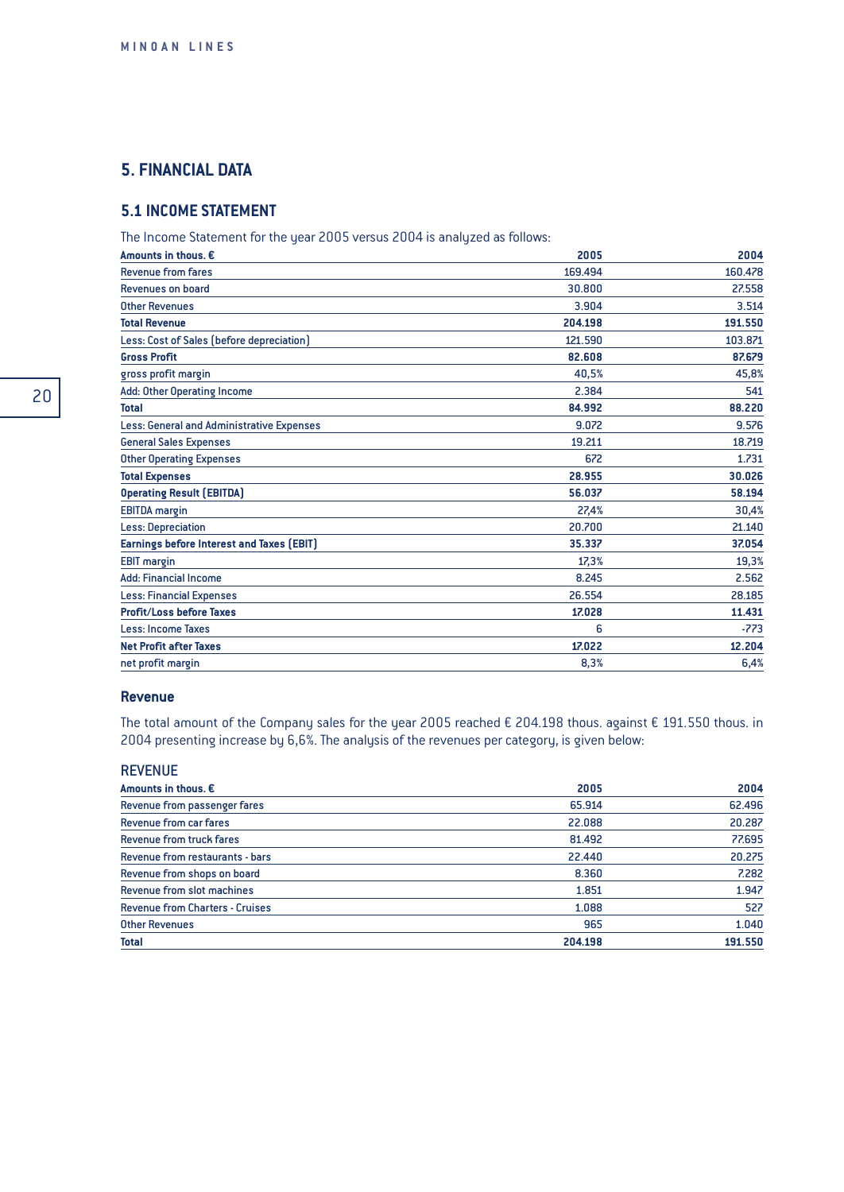## 5. FINANCIAL DATA

### 5.1 INCOME STATEMENT

The Income Statement for the year 2005 versus 2004 is analyzed as follows:

| Amounts in thous. € | 2005 | 2004 |
|---|---|---|
| Revenue from fares | 169.494 | 160.478 |
| Revenues on board | 30.800 | 27.558 |
| Other Revenues | 3.904 | 3.514 |
| **Total Revenue** | **204.198** | **191.550** |
| Less: Cost of Sales (before depreciation) | 121.590 | 103.871 |
| **Gross Profit** | **82.608** | **87.679** |
| gross profit margin | 40,5% | 45,8% |
| Add: Other Operating Income | 2.384 | 541 |
| **Total** | **84.992** | **88.220** |
| Less: General and Administrative Expenses | 9.072 | 9.576 |
| General Sales Expenses | 19.211 | 18.719 |
| Other Operating Expenses | 672 | 1.731 |
| **Total Expenses** | **28.955** | **30.026** |
| **Operating Result (EBITDA)** | **56.037** | **58.194** |
| EBITDA margin | 27,4% | 30,4% |
| Less: Depreciation | 20.700 | 21.140 |
| **Earnings before Interest and Taxes (EBIT)** | **35.337** | **37.054** |
| EBIT margin | 17,3% | 19,3% |
| Add: Financial Income | 8.245 | 2.562 |
| Less: Financial Expenses | 26.554 | 28.185 |
| **Profit/Loss before Taxes** | **17.028** | **11.431** |
| Less: Income Taxes | 6 | -773 |
| **Net Profit after Taxes** | **17.022** | **12.204** |
| net profit margin | 8,3% | 6,4% |

### Revenue

The total amount of the Company sales for the year 2005 reached € 204.198 thous. against € 191.550 thous. in 2004 presenting increase by 6,6%. The analysis of the revenues per category, is given below:

REVENUE

| Amounts in thous. € | 2005 | 2004 |
|---|---|---|
| Revenue from passenger fares | 65.914 | 62.496 |
| Revenue from car fares | 22.088 | 20.287 |
| Revenue from truck fares | 81.492 | 77.695 |
| Revenue from restaurants - bars | 22.440 | 20.275 |
| Revenue from shops on board | 8.360 | 7.282 |
| Revenue from slot machines | 1.851 | 1.947 |
| Revenue from Charters - Cruises | 1.088 | 527 |
| Other Revenues | 965 | 1.040 |
| **Total** | **204.198** | **191.550** |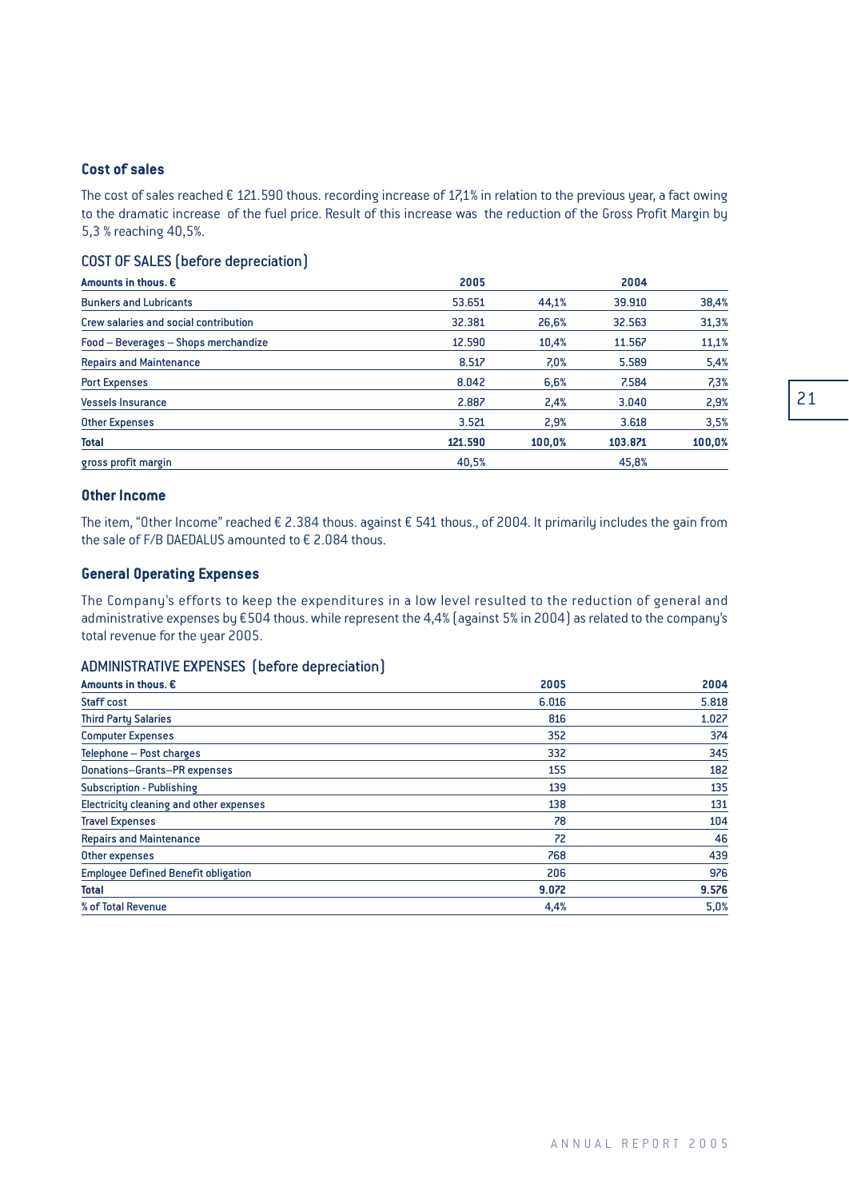### Cost of sales

The cost of sales reached € 121.590 thous. recording increase of 17,1% in relation to the previous year, a fact owing to the dramatic increase of the fuel price. Result of this increase was the reduction of the Gross Profit Margin by 5,3 % reaching 40,5%.

### COST OF SALES (before depreciation)

| Amounts in thous. € | 2005 | | 2004 | |
|---|---|---|---|---|
| Bunkers and Lubricants | 53.651 | 44,1% | 39.910 | 38,4% |
| Crew salaries and social contribution | 32.381 | 26,6% | 32.563 | 31,3% |
| Food – Beverages – Shops merchandize | 12.590 | 10,4% | 11.567 | 11,1% |
| Repairs and Maintenance | 8.517 | 7,0% | 5.589 | 5,4% |
| Port Expenses | 8.042 | 6,6% | 7.584 | 7,3% |
| Vessels Insurance | 2.887 | 2,4% | 3.040 | 2,9% |
| Other Expenses | 3.521 | 2,9% | 3.618 | 3,5% |
| **Total** | **121.590** | **100,0%** | **103.871** | **100,0%** |
| gross profit margin | 40,5% | | 45,8% | |

### Other Income

The item, "Other Income" reached € 2.384 thous. against € 541 thous., of 2004. It primarily includes the gain from the sale of F/B DAEDALUS amounted to € 2.084 thous.

### General Operating Expenses

The Company's efforts to keep the expenditures in a low level resulted to the reduction of general and administrative expenses by €504 thous. while represent the 4,4% (against 5% in 2004) as related to the company's total revenue for the year 2005.

### ADMINISTRATIVE EXPENSES (before depreciation)

| Amounts in thous. € | 2005 | 2004 |
|---|---|---|
| Staff cost | 6.016 | 5.818 |
| Third Party Salaries | 816 | 1.027 |
| Computer Expenses | 352 | 374 |
| Telephone – Post charges | 332 | 345 |
| Donations–Grants–PR expenses | 155 | 182 |
| Subscription - Publishing | 139 | 135 |
| Electricity cleaning and other expenses | 138 | 131 |
| Travel Expenses | 78 | 104 |
| Repairs and Maintenance | 72 | 46 |
| Other expenses | 768 | 439 |
| Employee Defined Benefit obligation | 206 | 976 |
| **Total** | **9.072** | **9.576** |
| % of Total Revenue | 4,4% | 5,0% |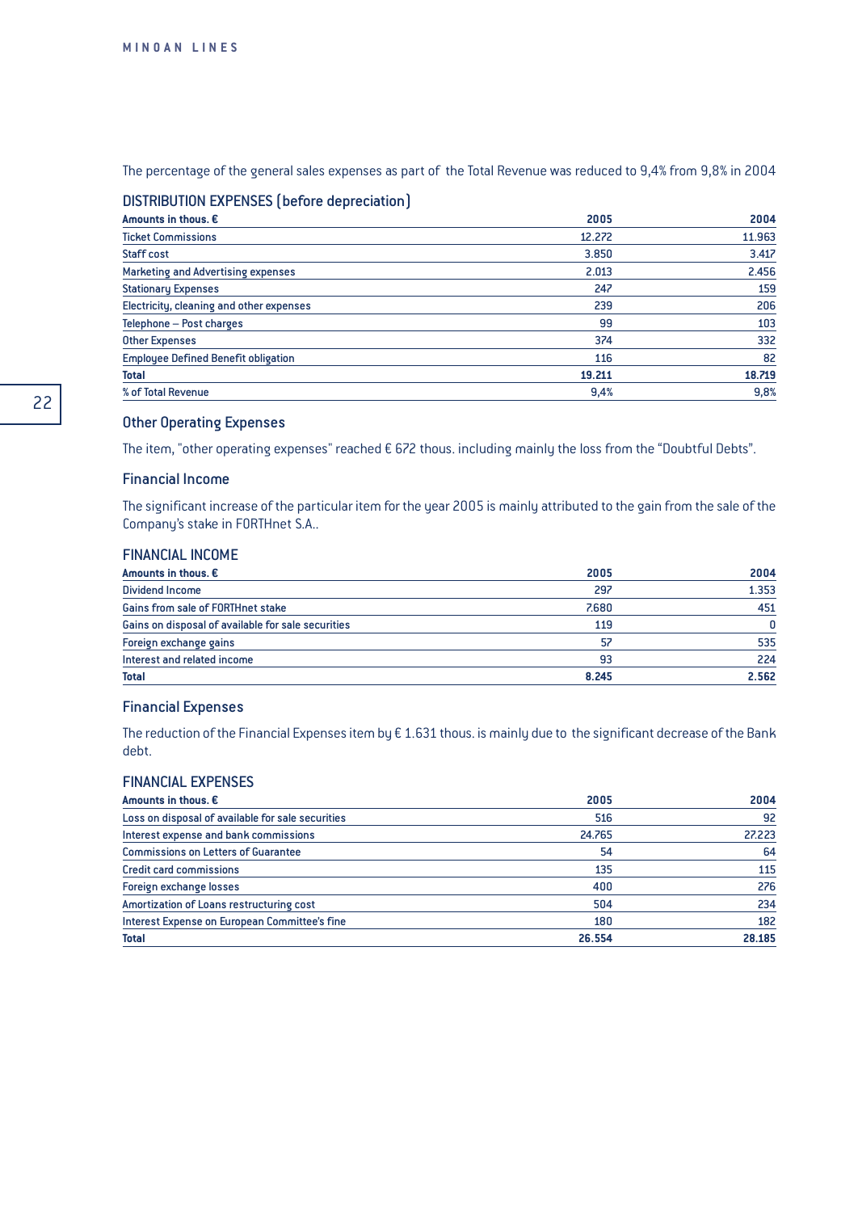The percentage of the general sales expenses as part of the Total Revenue was reduced to 9,4% from 9,8% in 2004

### DISTRIBUTION EXPENSES (before depreciation)

| Amounts in thous. € | 2005 | 2004 |
|---|---|---|
| Ticket Commissions | 12.272 | 11.963 |
| Staff cost | 3.850 | 3.417 |
| Marketing and Advertising expenses | 2.013 | 2.456 |
| Stationary Expenses | 247 | 159 |
| Electricity, cleaning and other expenses | 239 | 206 |
| Telephone – Post charges | 99 | 103 |
| Other Expenses | 374 | 332 |
| Employee Defined Benefit obligation | 116 | 82 |
| **Total** | **19.211** | **18.719** |
| % of Total Revenue | 9,4% | 9,8% |

### Other Operating Expenses

The item, "other operating expenses" reached € 672 thous. including mainly the loss from the "Doubtful Debts".

### Financial Income

The significant increase of the particular item for the year 2005 is mainly attributed to the gain from the sale of the Company's stake in FORTHnet S.A..

### FINANCIAL INCOME

| Amounts in thous. € | 2005 | 2004 |
|---|---|---|
| Dividend Income | 297 | 1.353 |
| Gains from sale of FORTHnet stake | 7.680 | 451 |
| Gains on disposal of available for sale securities | 119 | 0 |
| Foreign exchange gains | 57 | 535 |
| Interest and related income | 93 | 224 |
| **Total** | **8.245** | **2.562** |

### Financial Expenses

The reduction of the Financial Expenses item by € 1.631 thous. is mainly due to the significant decrease of the Bank debt.

### FINANCIAL EXPENSES

| Amounts in thous. € | 2005 | 2004 |
|---|---|---|
| Loss on disposal of available for sale securities | 516 | 92 |
| Interest expense and bank commissions | 24.765 | 27.223 |
| Commissions on Letters of Guarantee | 54 | 64 |
| Credit card commissions | 135 | 115 |
| Foreign exchange losses | 400 | 276 |
| Amortization of Loans restructuring cost | 504 | 234 |
| Interest Expense on European Committee's fine | 180 | 182 |
| **Total** | **26.554** | **28.185** |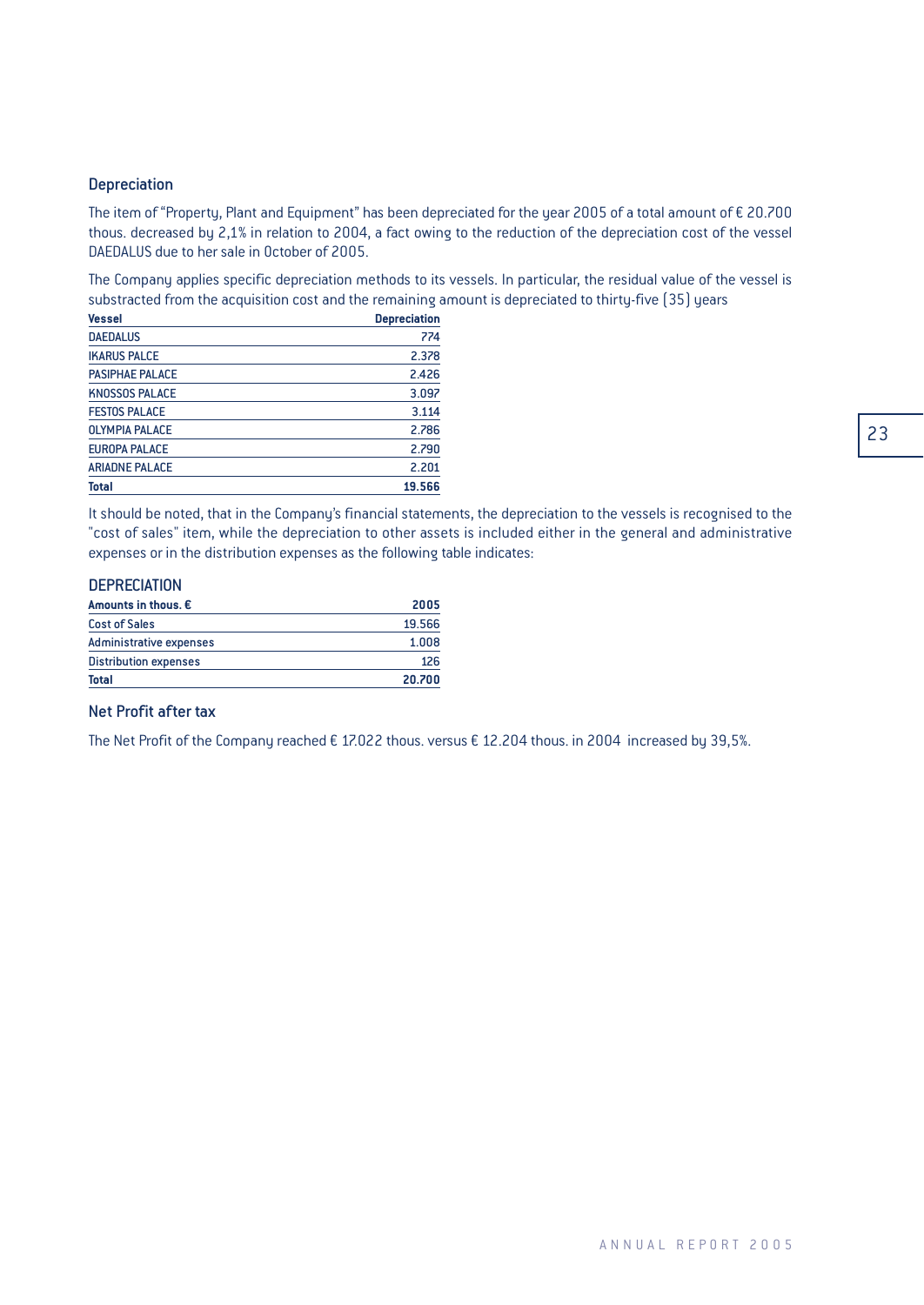## Depreciation

The item of "Property, Plant and Equipment" has been depreciated for the year 2005 of a total amount of € 20.700 thous. decreased by 2,1% in relation to 2004, a fact owing to the reduction of the depreciation cost of the vessel DAEDALUS due to her sale in October of 2005.

The Company applies specific depreciation methods to its vessels. In particular, the residual value of the vessel is substracted from the acquisition cost and the remaining amount is depreciated to thirty-five (35) years

| Vessel | Depreciation |
|---|---:|
| DAEDALUS | 774 |
| IKARUS PALCE | 2.378 |
| PASIPHAE PALACE | 2.426 |
| KNOSSOS PALACE | 3.097 |
| FESTOS PALACE | 3.114 |
| OLYMPIA PALACE | 2.786 |
| EUROPA PALACE | 2.790 |
| ARIADNE PALACE | 2.201 |
| **Total** | **19.566** |

It should be noted, that in the Company's financial statements, the depreciation to the vessels is recognised to the "cost of sales" item, while the depreciation to other assets is included either in the general and administrative expenses or in the distribution expenses as the following table indicates:

## DEPRECIATION

| Amounts in thous. € | 2005 |
|---|---:|
| Cost of Sales | 19.566 |
| Administrative expenses | 1.008 |
| Distribution expenses | 126 |
| **Total** | **20.700** |

## Net Profit after tax

The Net Profit of the Company reached € 17.022 thous. versus € 12.204 thous. in 2004 increased by 39,5%.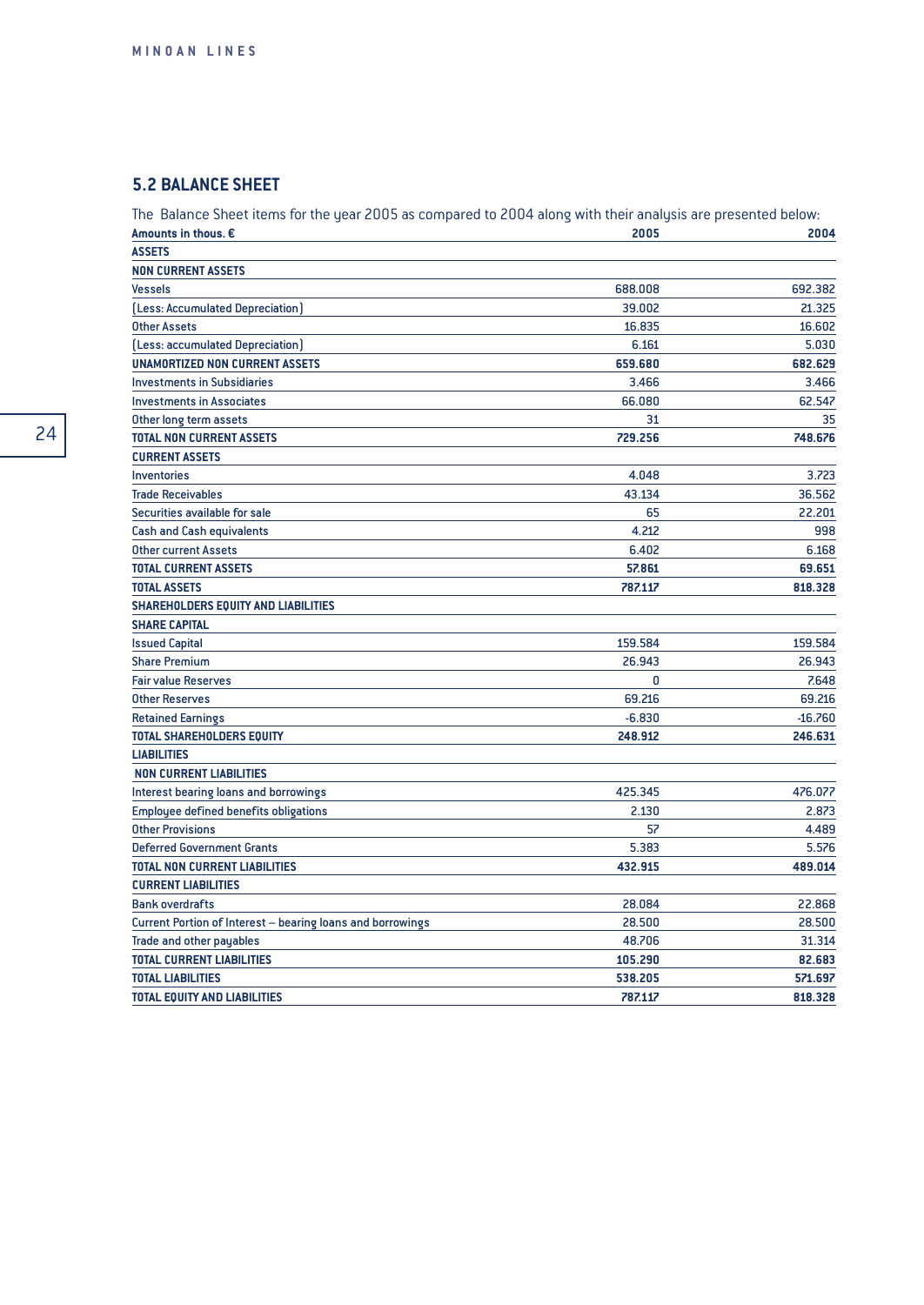## 5.2 BALANCE SHEET

The Balance Sheet items for the year 2005 as compared to 2004 along with their analysis are presented below:

| Amounts in thous. € | 2005 | 2004 |
|---|---|---|
| **ASSETS** | | |
| **NON CURRENT ASSETS** | | |
| Vessels | 688.008 | 692.382 |
| (Less: Accumulated Depreciation) | 39.002 | 21.325 |
| Other Assets | 16.835 | 16.602 |
| (Less: accumulated Depreciation) | 6.161 | 5.030 |
| **UNAMORTIZED NON CURRENT ASSETS** | **659.680** | **682.629** |
| Investments in Subsidiaries | 3.466 | 3.466 |
| Investments in Associates | 66.080 | 62.547 |
| Other long term assets | 31 | 35 |
| **TOTAL NON CURRENT ASSETS** | **729.256** | **748.676** |
| **CURRENT ASSETS** | | |
| Inventories | 4.048 | 3.723 |
| Trade Receivables | 43.134 | 36.562 |
| Securities available for sale | 65 | 22.201 |
| Cash and Cash equivalents | 4.212 | 998 |
| Other current Assets | 6.402 | 6.168 |
| **TOTAL CURRENT ASSETS** | **57.861** | **69.651** |
| **TOTAL ASSETS** | **787.117** | **818.328** |
| **SHAREHOLDERS EQUITY AND LIABILITIES** | | |
| **SHARE CAPITAL** | | |
| Issued Capital | 159.584 | 159.584 |
| Share Premium | 26.943 | 26.943 |
| Fair value Reserves | 0 | 7.648 |
| Other Reserves | 69.216 | 69.216 |
| Retained Earnings | -6.830 | -16.760 |
| **TOTAL SHAREHOLDERS EQUITY** | **248.912** | **246.631** |
| **LIABILITIES** | | |
| **NON CURRENT LIABILITIES** | | |
| Interest bearing loans and borrowings | 425.345 | 476.077 |
| Employee defined benefits obligations | 2.130 | 2.873 |
| Other Provisions | 57 | 4.489 |
| Deferred Government Grants | 5.383 | 5.576 |
| **TOTAL NON CURRENT LIABILITIES** | **432.915** | **489.014** |
| **CURRENT LIABILITIES** | | |
| Bank overdrafts | 28.084 | 22.868 |
| Current Portion of Interest – bearing loans and borrowings | 28.500 | 28.500 |
| Trade and other payables | 48.706 | 31.314 |
| **TOTAL CURRENT LIABILITIES** | **105.290** | **82.683** |
| **TOTAL LIABILITIES** | **538.205** | **571.697** |
| **TOTAL EQUITY AND LIABILITIES** | **787.117** | **818.328** |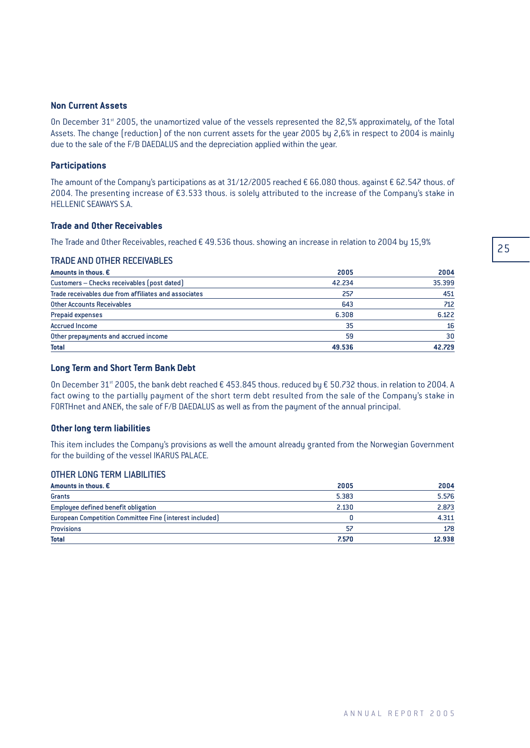### Non Current Assets

On December 31st 2005, the unamortized value of the vessels represented the 82,5% approximately, of the Total Assets. The change (reduction) of the non current assets for the year 2005 by 2,6% in respect to 2004 is mainly due to the sale of the F/B DAEDALUS and the depreciation applied within the year.

### Participations

The amount of the Company's participations as at 31/12/2005 reached € 66.080 thous. against € 62.547 thous. of 2004. The presenting increase of €3.533 thous. is solely attributed to the increase of the Company's stake in HELLENIC SEAWAYS S.A.

### Trade and Other Receivables

The Trade and Other Receivables, reached € 49.536 thous. showing an increase in relation to 2004 by 15,9%

TRADE AND OTHER RECEIVABLES

| Amounts in thous. € | 2005 | 2004 |
|---|---|---|
| Customers – Checks receivables (post dated) | 42.234 | 35.399 |
| Trade receivables due from affiliates and associates | 257 | 451 |
| Other Accounts Receivables | 643 | 712 |
| Prepaid expenses | 6.308 | 6.122 |
| Accrued Income | 35 | 16 |
| Other prepayments and accrued income | 59 | 30 |
| **Total** | **49.536** | **42.729** |

### Long Term and Short Term Bank Debt

On December 31st 2005, the bank debt reached € 453.845 thous. reduced by € 50.732 thous. in relation to 2004. A fact owing to the partially payment of the short term debt resulted from the sale of the Company's stake in FORTHnet and ANEK, the sale of F/B DAEDALUS as well as from the payment of the annual principal.

### Other long term liabilities

This item includes the Company's provisions as well the amount already granted from the Norwegian Government for the building of the vessel IKARUS PALACE.

OTHER LONG TERM LIABILITIES

| Amounts in thous. € | 2005 | 2004 |
|---|---|---|
| Grants | 5.383 | 5.576 |
| Employee defined benefit obligation | 2.130 | 2.873 |
| European Competition Committee Fine (interest included) | 0 | 4.311 |
| Provisions | 57 | 178 |
| **Total** | **7.570** | **12.938** |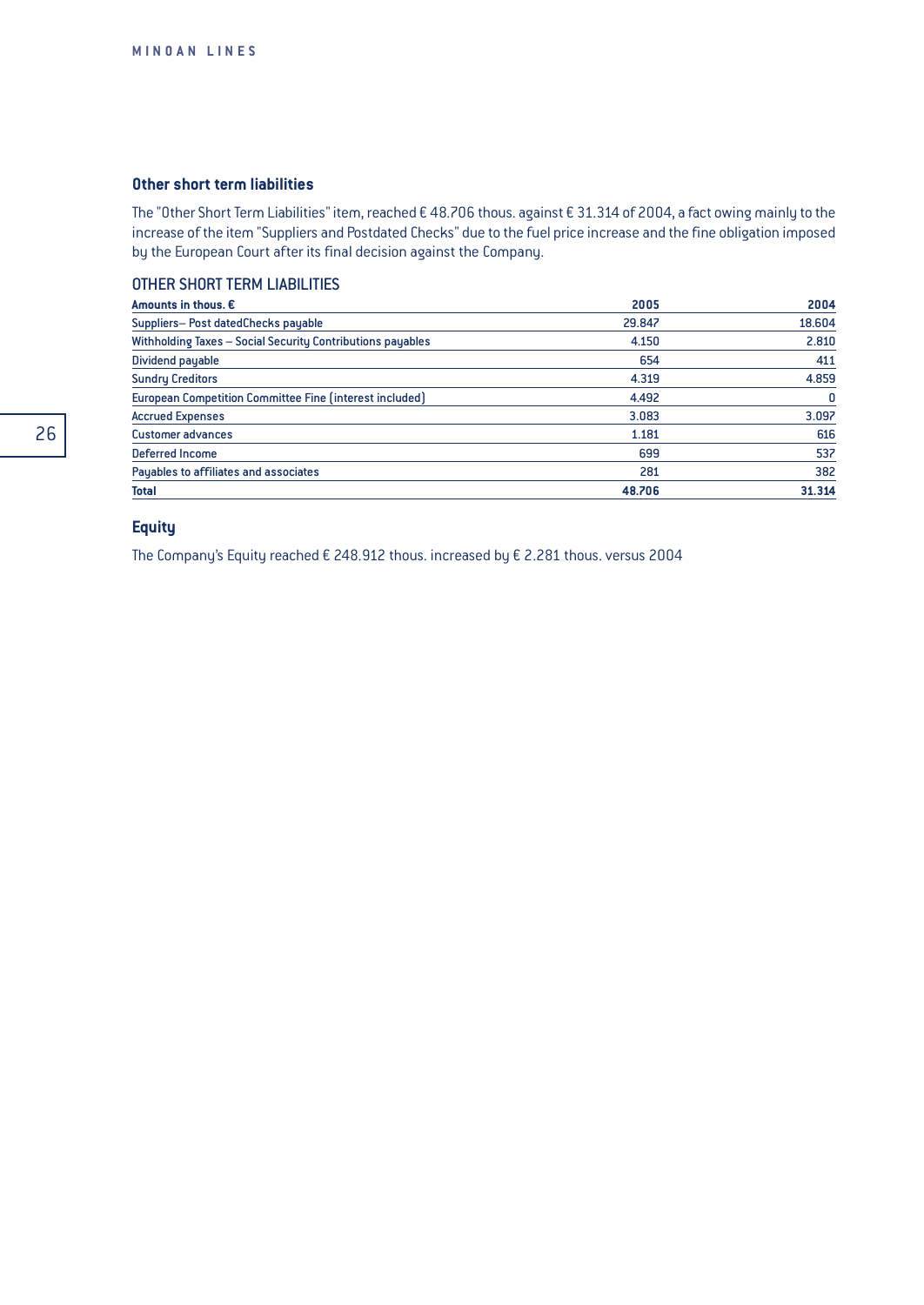### Other short term liabilities

The "Other Short Term Liabilities" item, reached € 48.706 thous. against € 31.314 of 2004, a fact owing mainly to the increase of the item "Suppliers and Postdated Checks" due to the fuel price increase and the fine obligation imposed by the European Court after its final decision against the Company.

OTHER SHORT TERM LIABILITIES

| Amounts in thous. € | 2005 | 2004 |
|---|---|---|
| Suppliers– Post datedChecks payable | 29.847 | 18.604 |
| Withholding Taxes – Social Security Contributions payables | 4.150 | 2.810 |
| Dividend payable | 654 | 411 |
| Sundry Creditors | 4.319 | 4.859 |
| European Competition Committee Fine (interest included) | 4.492 | 0 |
| Accrued Expenses | 3.083 | 3.097 |
| Customer advances | 1.181 | 616 |
| Deferred Income | 699 | 537 |
| Payables to affiliates and associates | 281 | 382 |
| **Total** | **48.706** | **31.314** |

### Equity

The Company's Equity reached € 248.912 thous. increased by € 2.281 thous. versus 2004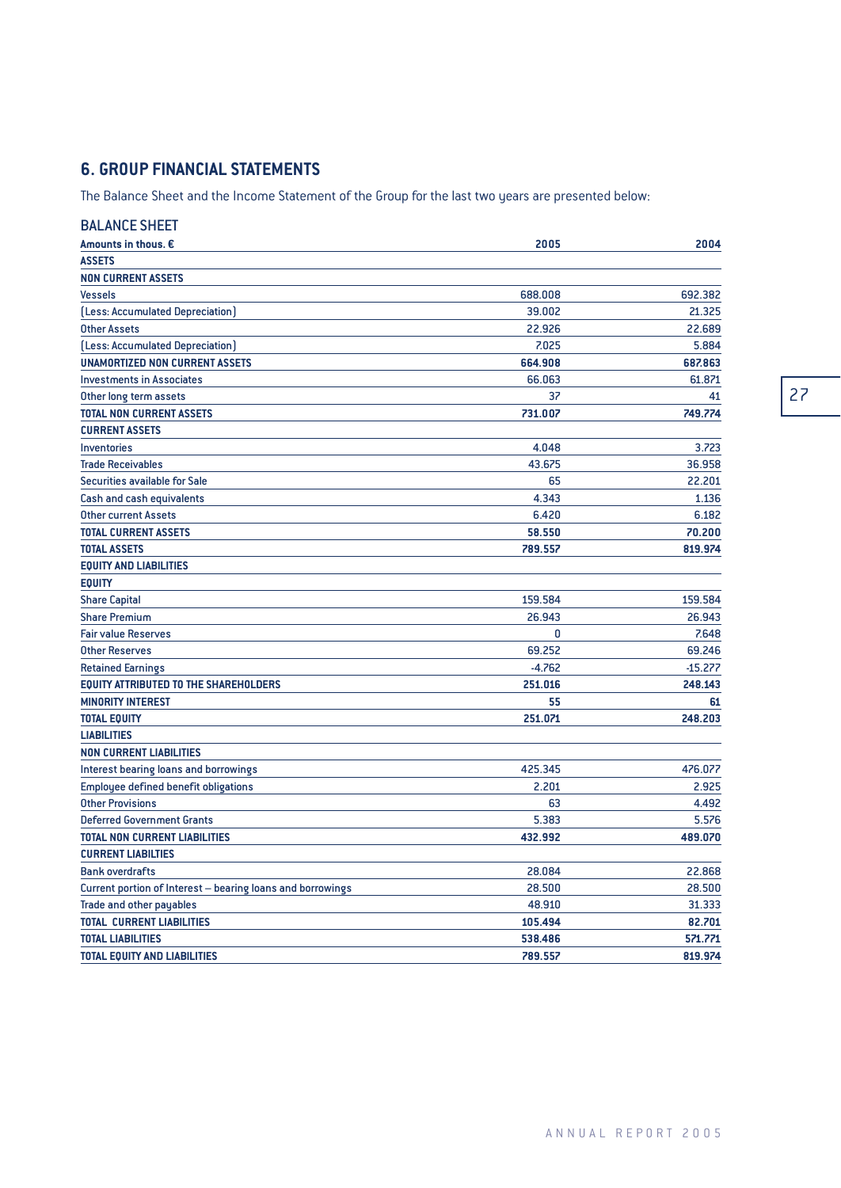## 6. GROUP FINANCIAL STATEMENTS

The Balance Sheet and the Income Statement of the Group for the last two years are presented below:

### BALANCE SHEET

| **Amounts in thous. €** | **2005** | **2004** |
|---|---|---|
| **ASSETS** | | |
| **NON CURRENT ASSETS** | | |
| Vessels | 688.008 | 692.382 |
| (Less: Accumulated Depreciation) | 39.002 | 21.325 |
| Other Assets | 22.926 | 22.689 |
| (Less: Accumulated Depreciation) | 7.025 | 5.884 |
| **UNAMORTIZED NON CURRENT ASSETS** | **664.908** | **687.863** |
| Investments in Associates | 66.063 | 61.871 |
| Other long term assets | 37 | 41 |
| **TOTAL NON CURRENT ASSETS** | **731.007** | **749.774** |
| **CURRENT ASSETS** | | |
| Inventories | 4.048 | 3.723 |
| Trade Receivables | 43.675 | 36.958 |
| Securities available for Sale | 65 | 22.201 |
| Cash and cash equivalents | 4.343 | 1.136 |
| Other current Assets | 6.420 | 6.182 |
| **TOTAL CURRENT ASSETS** | **58.550** | **70.200** |
| **TOTAL ASSETS** | **789.557** | **819.974** |
| **EQUITY AND LIABILITIES** | | |
| **EQUITY** | | |
| Share Capital | 159.584 | 159.584 |
| Share Premium | 26.943 | 26.943 |
| Fair value Reserves | 0 | 7.648 |
| Other Reserves | 69.252 | 69.246 |
| Retained Earnings | -4.762 | -15.277 |
| **EQUITY ATTRIBUTED TO THE SHAREHOLDERS** | **251.016** | **248.143** |
| **MINORITY INTEREST** | **55** | **61** |
| **TOTAL EQUITY** | **251.071** | **248.203** |
| **LIABILITIES** | | |
| **NON CURRENT LIABILITIES** | | |
| Interest bearing loans and borrowings | 425.345 | 476.077 |
| Employee defined benefit obligations | 2.201 | 2.925 |
| Other Provisions | 63 | 4.492 |
| Deferred Government Grants | 5.383 | 5.576 |
| **TOTAL NON CURRENT LIABILITIES** | **432.992** | **489.070** |
| **CURRENT LIABILTIES** | | |
| Bank overdrafts | 28.084 | 22.868 |
| Current portion of Interest – bearing loans and borrowings | 28.500 | 28.500 |
| Trade and other payables | 48.910 | 31.333 |
| **TOTAL CURRENT LIABILITIES** | **105.494** | **82.701** |
| **TOTAL LIABILITIES** | **538.486** | **571.771** |
| **TOTAL EQUITY AND LIABILITIES** | **789.557** | **819.974** |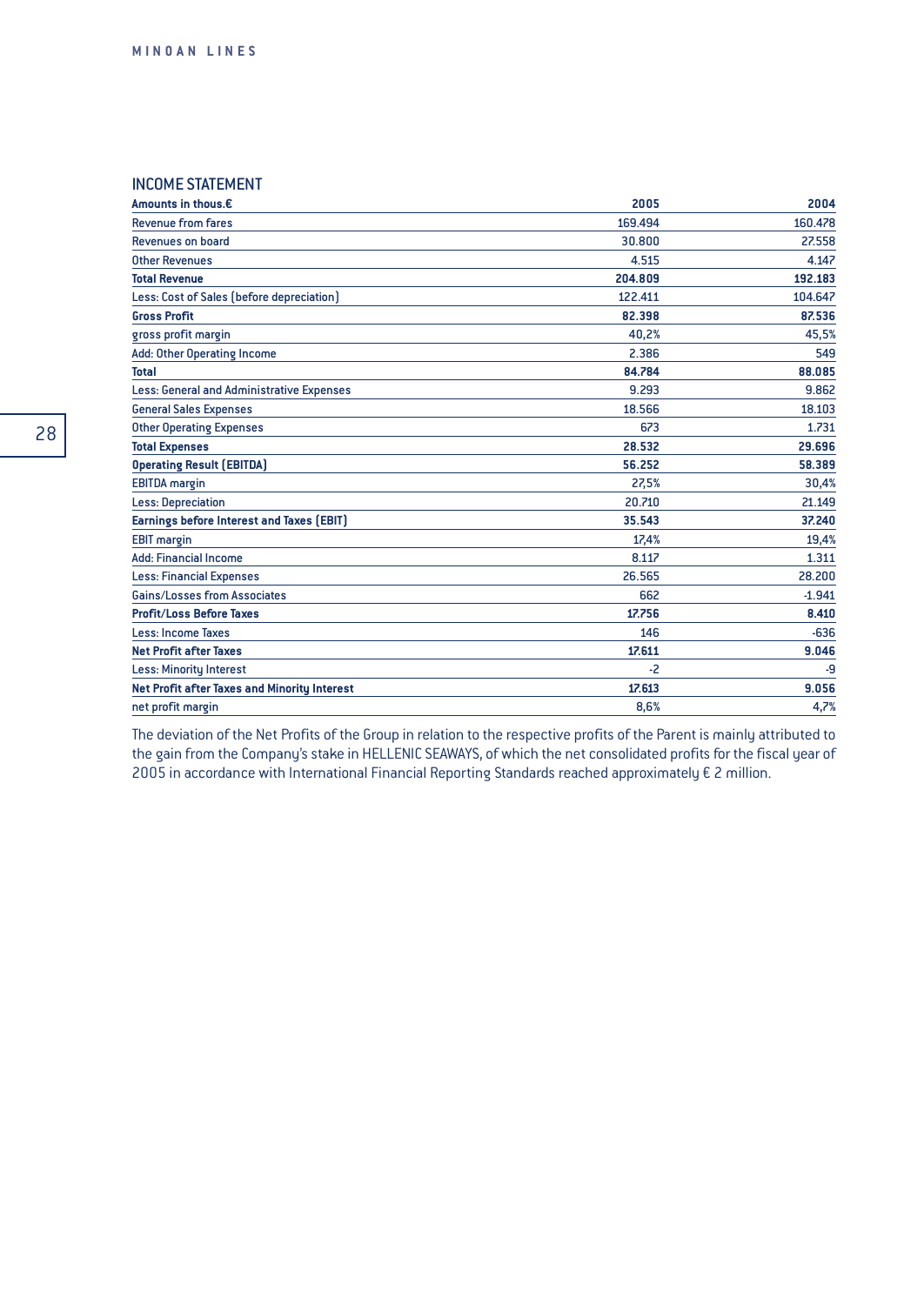## INCOME STATEMENT

| **Amounts in thous.€** | **2005** | **2004** |
|---|---|---|
| Revenue from fares | 169.494 | 160.478 |
| Revenues on board | 30.800 | 27.558 |
| Other Revenues | 4.515 | 4.147 |
| **Total Revenue** | **204.809** | **192.183** |
| Less: Cost of Sales (before depreciation) | 122.411 | 104.647 |
| **Gross Profit** | **82.398** | **87.536** |
| gross profit margin | 40,2% | 45,5% |
| Add: Other Operating Income | 2.386 | 549 |
| **Total** | **84.784** | **88.085** |
| Less: General and Administrative Expenses | 9.293 | 9.862 |
| General Sales Expenses | 18.566 | 18.103 |
| Other Operating Expenses | 673 | 1.731 |
| **Total Expenses** | **28.532** | **29.696** |
| **Operating Result (EBITDA)** | **56.252** | **58.389** |
| EBITDA margin | 27,5% | 30,4% |
| Less: Depreciation | 20.710 | 21.149 |
| **Earnings before Interest and Taxes (EBIT)** | **35.543** | **37.240** |
| EBIT margin | 17,4% | 19,4% |
| Add: Financial Income | 8.117 | 1.311 |
| Less: Financial Expenses | 26.565 | 28.200 |
| Gains/Losses from Associates | 662 | -1.941 |
| **Profit/Loss Before Taxes** | **17.756** | **8.410** |
| Less: Income Taxes | 146 | -636 |
| **Net Profit after Taxes** | **17.611** | **9.046** |
| Less: Minority Interest | -2 | -9 |
| **Net Profit after Taxes and Minority Interest** | **17.613** | **9.056** |
| net profit margin | 8,6% | 4,7% |

The deviation of the Net Profits of the Group in relation to the respective profits of the Parent is mainly attributed to the gain from the Company's stake in HELLENIC SEAWAYS, of which the net consolidated profits for the fiscal year of 2005 in accordance with International Financial Reporting Standards reached approximately € 2 million.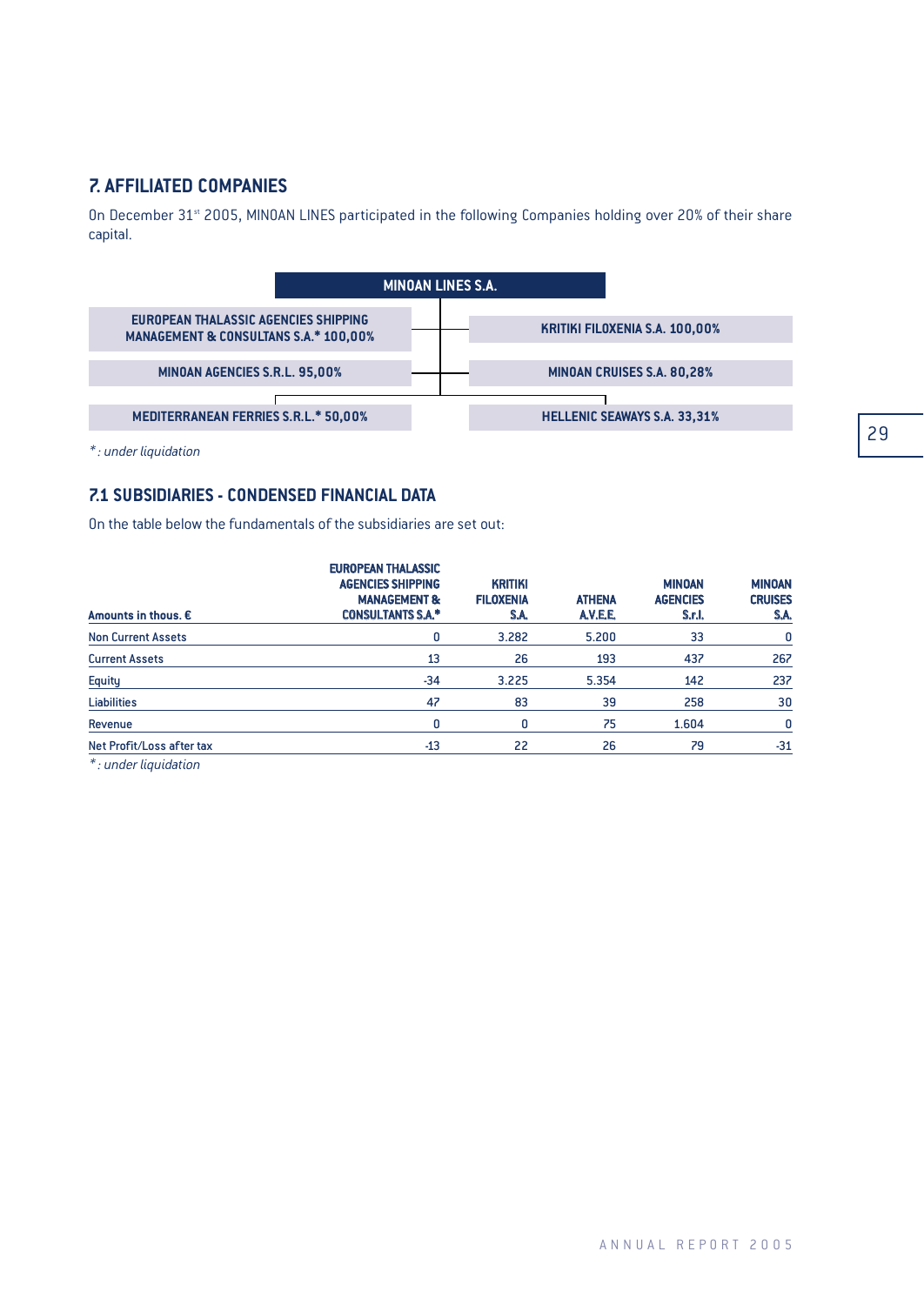## 7. AFFILIATED COMPANIES

On December 31st 2005, MINOAN LINES participated in the following Companies holding over 20% of their share capital.

**MINOAN LINES S.A.**

- EUROPEAN THALASSIC AGENCIES SHIPPING MANAGEMENT & CONSULTANS S.A.* 100,00%
- KRITIKI FILOXENIA S.A. 100,00%
- MINOAN AGENCIES S.R.L. 95,00%
- MINOAN CRUISES S.A. 80,28%
- MEDITERRANEAN FERRIES S.R.L.* 50,00%
- HELLENIC SEAWAYS S.A. 33,31%

*: under liquidation

### 7.1 SUBSIDIARIES - CONDENSED FINANCIAL DATA

On the table below the fundamentals of the subsidiaries are set out:

| Amounts in thous. € | EUROPEAN THALASSIC AGENCIES SHIPPING MANAGEMENT & CONSULTANTS S.A.* | KRITIKI FILOXENIA S.A. | ATHENA A.V.E.E. | MINOAN AGENCIES S.r.l. | MINOAN CRUISES S.A. |
|---|---|---|---|---|---|
| Non Current Assets | 0 | 3.282 | 5.200 | 33 | 0 |
| Current Assets | 13 | 26 | 193 | 437 | 267 |
| Equity | -34 | 3.225 | 5.354 | 142 | 237 |
| Liabilities | 47 | 83 | 39 | 258 | 30 |
| Revenue | 0 | 0 | 75 | 1.604 | 0 |
| Net Profit/Loss after tax | -13 | 22 | 26 | 79 | -31 |

*: under liquidation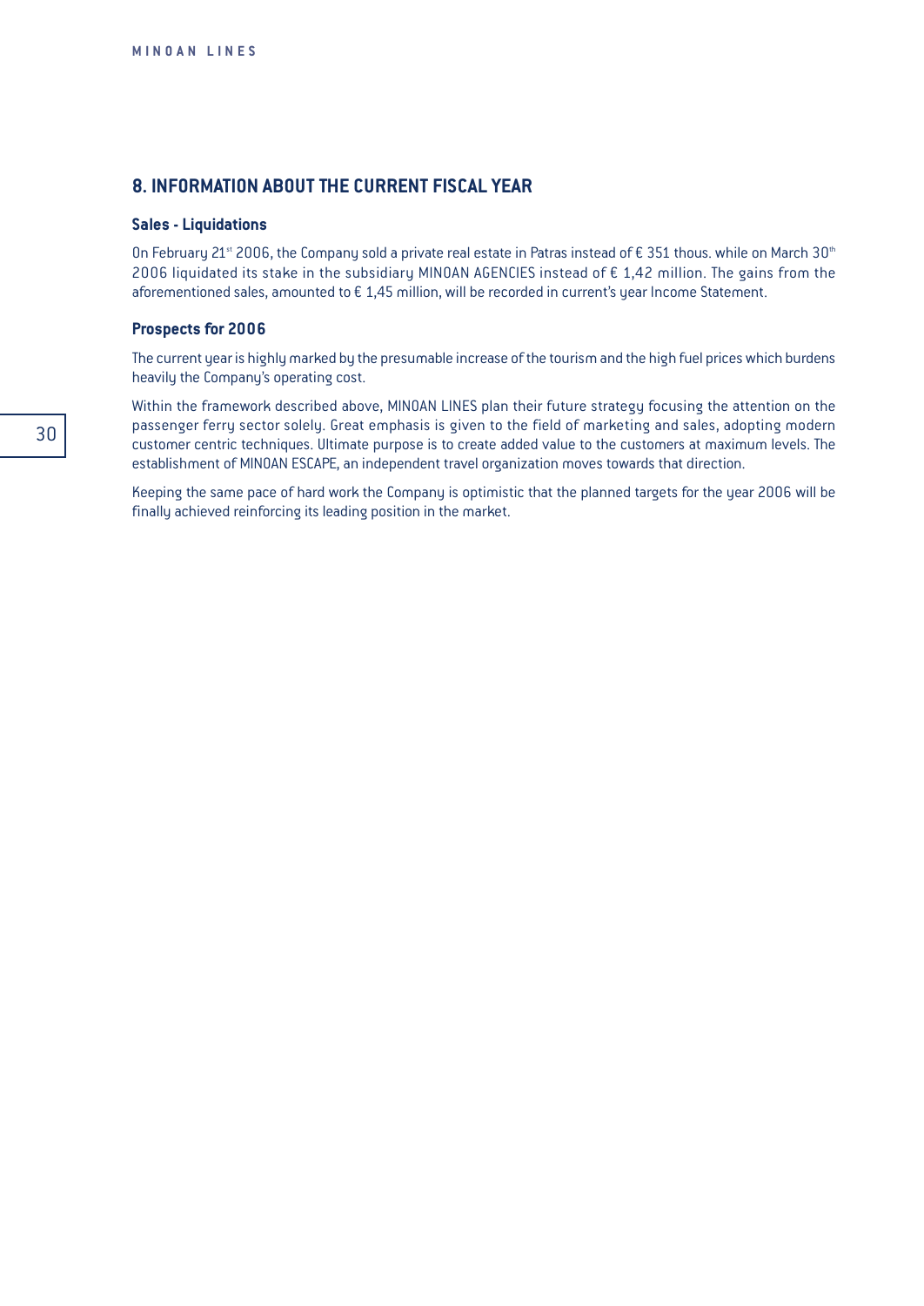## 8. INFORMATION ABOUT THE CURRENT FISCAL YEAR

### Sales - Liquidations

On February 21st 2006, the Company sold a private real estate in Patras instead of € 351 thous. while on March 30th 2006 liquidated its stake in the subsidiary MINOAN AGENCIES instead of € 1,42 million. The gains from the aforementioned sales, amounted to € 1,45 million, will be recorded in current's year Income Statement.

### Prospects for 2006

The current year is highly marked by the presumable increase of the tourism and the high fuel prices which burdens heavily the Company's operating cost.

Within the framework described above, MINOAN LINES plan their future strategy focusing the attention on the passenger ferry sector solely. Great emphasis is given to the field of marketing and sales, adopting modern customer centric techniques. Ultimate purpose is to create added value to the customers at maximum levels. The establishment of MINOAN ESCAPE, an independent travel organization moves towards that direction.

Keeping the same pace of hard work the Company is optimistic that the planned targets for the year 2006 will be finally achieved reinforcing its leading position in the market.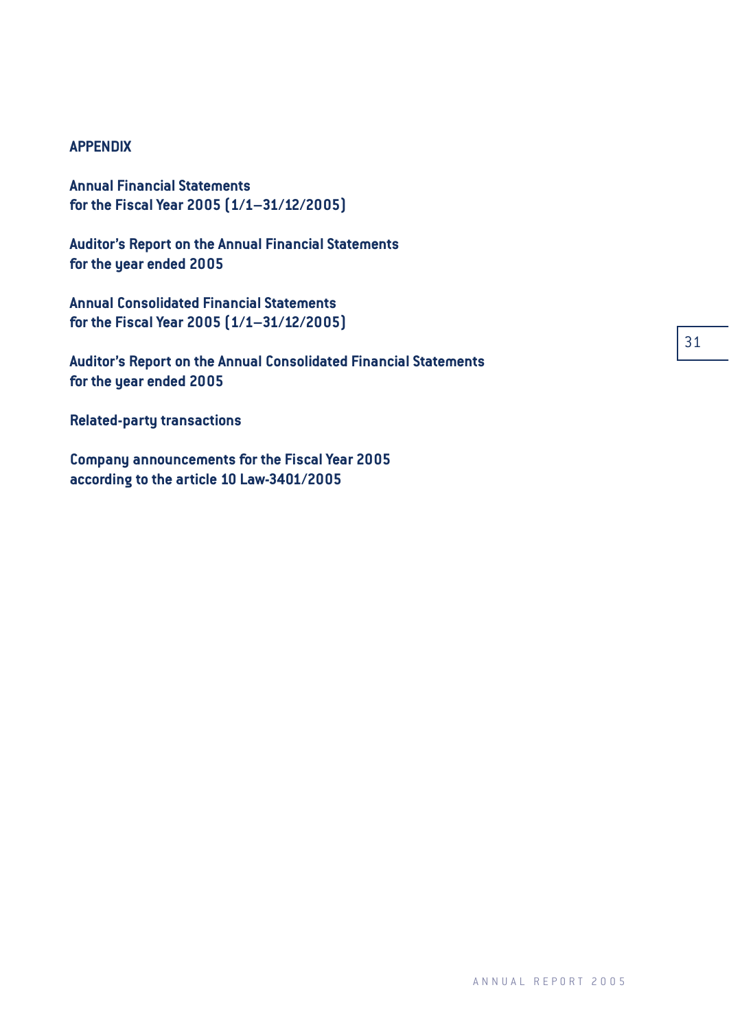# APPENDIX

**Annual Financial Statements**
**for the Fiscal Year 2005 (1/1–31/12/2005)**

**Auditor's Report on the Annual Financial Statements**
**for the year ended 2005**

**Annual Consolidated Financial Statements**
**for the Fiscal Year 2005 (1/1–31/12/2005)**

**Auditor's Report on the Annual Consolidated Financial Statements**
**for the year ended 2005**

**Related-party transactions**

**Company announcements for the Fiscal Year 2005**
**according to the article 10 Law-3401/2005**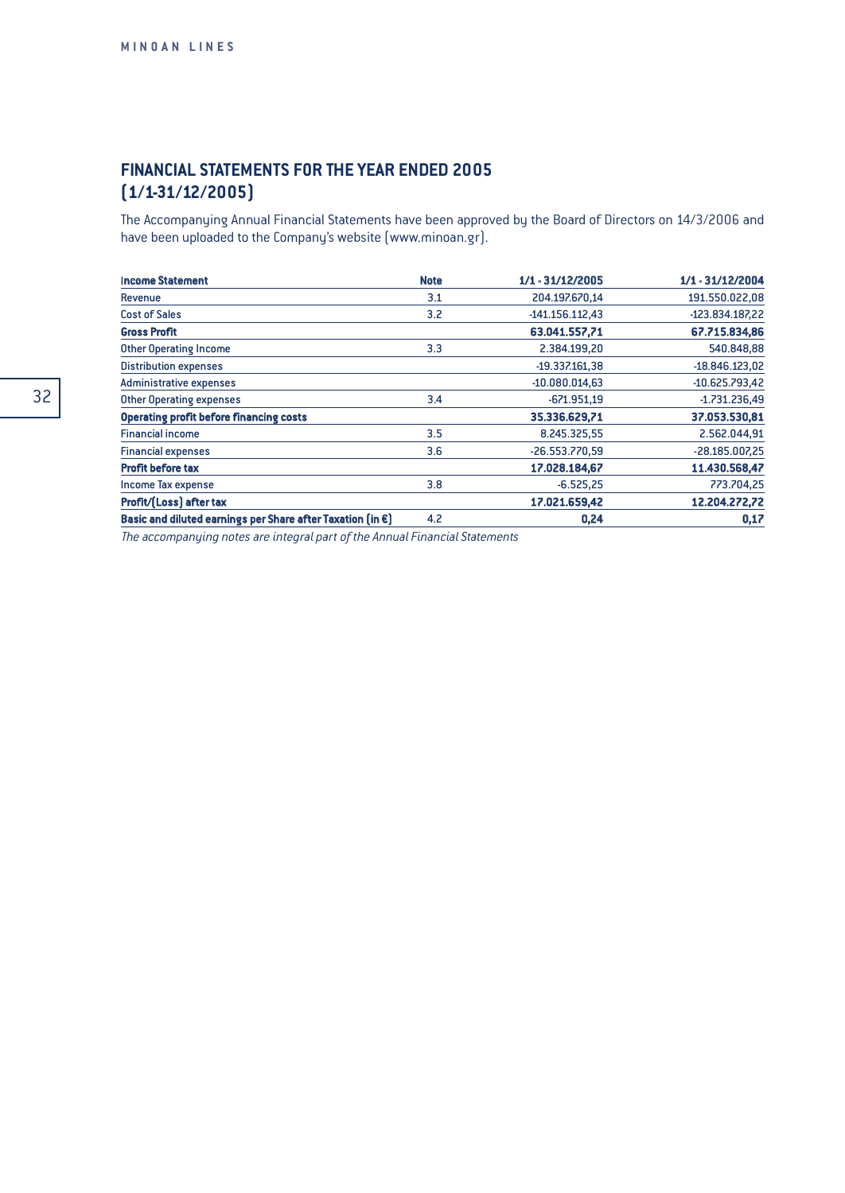## FINANCIAL STATEMENTS FOR THE YEAR ENDED 2005 (1/1-31/12/2005)

The Accompanying Annual Financial Statements have been approved by the Board of Directors on 14/3/2006 and have been uploaded to the Company's website (www.minoan.gr).

| **Income Statement** | **Note** | **1/1 - 31/12/2005** | **1/1 - 31/12/2004** |
|---|---|---|---|
| Revenue | 3.1 | 204.197.670,14 | 191.550.022,08 |
| Cost of Sales | 3.2 | -141.156.112,43 | -123.834.187,22 |
| **Gross Profit** | | **63.041.557,71** | **67.715.834,86** |
| Other Operating Income | 3.3 | 2.384.199,20 | 540.848,88 |
| Distribution expenses | | -19.337.161,38 | -18.846.123,02 |
| Administrative expenses | | -10.080.014,63 | -10.625.793,42 |
| Other Operating expenses | 3.4 | -671.951,19 | -1.731.236,49 |
| **Operating profit before financing costs** | | **35.336.629,71** | **37.053.530,81** |
| Financial income | 3.5 | 8.245.325,55 | 2.562.044,91 |
| Financial expenses | 3.6 | -26.553.770,59 | -28.185.007,25 |
| **Profit before tax** | | **17.028.184,67** | **11.430.568,47** |
| Income Tax expense | 3.8 | -6.525,25 | 773.704,25 |
| **Profit/(Loss) after tax** | | **17.021.659,42** | **12.204.272,72** |
| **Basic and diluted earnings per Share after Taxation (in €)** | 4.2 | **0,24** | **0,17** |

*The accompanying notes are integral part of the Annual Financial Statements*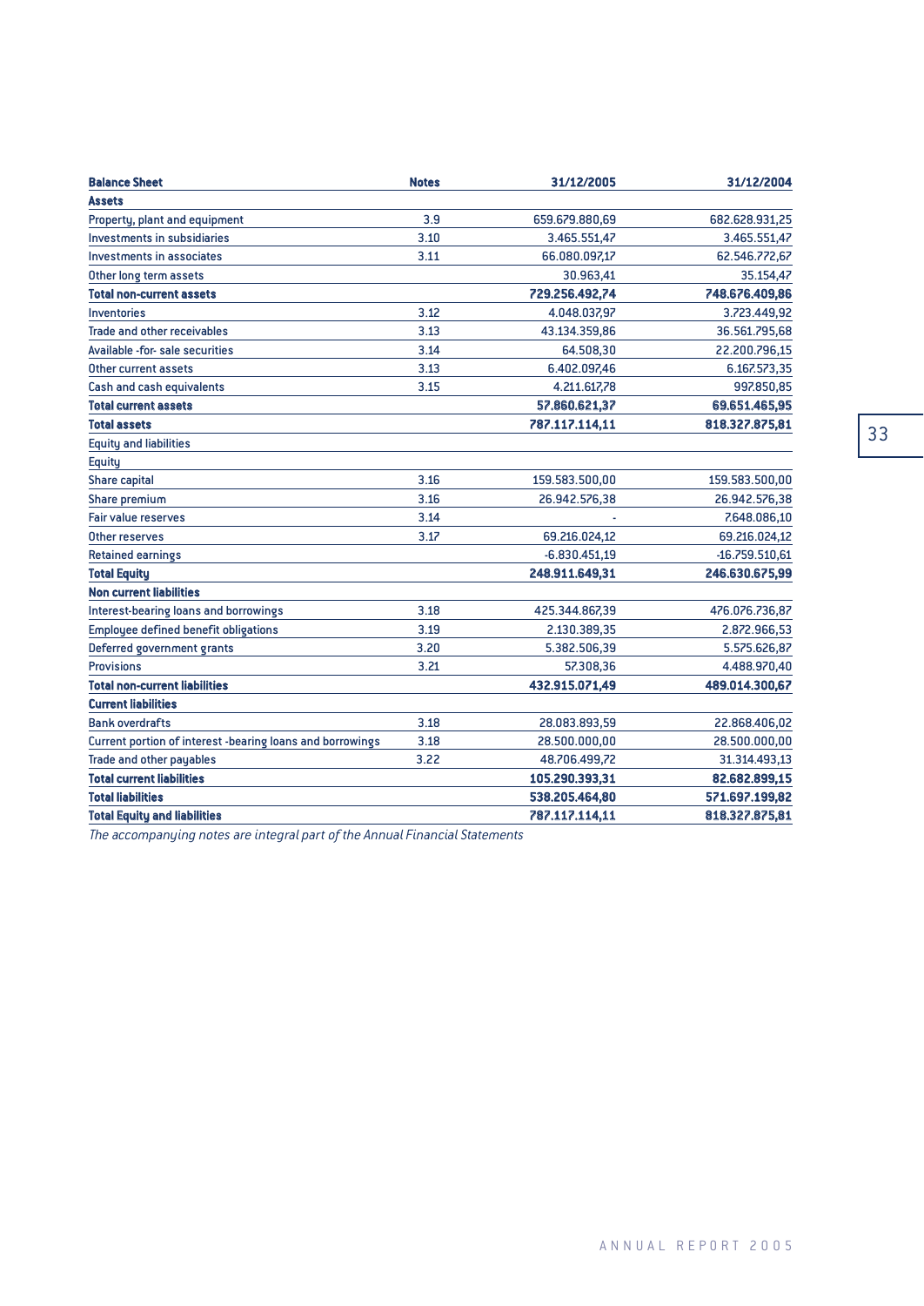| Balance Sheet | Notes | 31/12/2005 | 31/12/2004 |
|---|---|---|---|
| **Assets** | | | |
| Property, plant and equipment | 3.9 | 659.679.880,69 | 682.628.931,25 |
| Investments in subsidiaries | 3.10 | 3.465.551,47 | 3.465.551,47 |
| Investments in associates | 3.11 | 66.080.097,17 | 62.546.772,67 |
| Other long term assets | | 30.963,41 | 35.154,47 |
| **Total non-current assets** | | **729.256.492,74** | **748.676.409,86** |
| Inventories | 3.12 | 4.048.037,97 | 3.723.449,92 |
| Trade and other receivables | 3.13 | 43.134.359,86 | 36.561.795,68 |
| Available -for- sale securities | 3.14 | 64.508,30 | 22.200.796,15 |
| Other current assets | 3.13 | 6.402.097,46 | 6.167.573,35 |
| Cash and cash equivalents | 3.15 | 4.211.617,78 | 997.850,85 |
| **Total current assets** | | **57.860.621,37** | **69.651.465,95** |
| **Total assets** | | **787.117.114,11** | **818.327.875,81** |
| Equity and liabilities | | | |
| Equity | | | |
| Share capital | 3.16 | 159.583.500,00 | 159.583.500,00 |
| Share premium | 3.16 | 26.942.576,38 | 26.942.576,38 |
| Fair value reserves | 3.14 | - | 7.648.086,10 |
| Other reserves | 3.17 | 69.216.024,12 | 69.216.024,12 |
| Retained earnings | | -6.830.451,19 | -16.759.510,61 |
| **Total Equity** | | **248.911.649,31** | **246.630.675,99** |
| **Non current liabilities** | | | |
| Interest-bearing loans and borrowings | 3.18 | 425.344.867,39 | 476.076.736,87 |
| Employee defined benefit obligations | 3.19 | 2.130.389,35 | 2.872.966,53 |
| Deferred government grants | 3.20 | 5.382.506,39 | 5.575.626,87 |
| Provisions | 3.21 | 57.308,36 | 4.488.970,40 |
| **Total non-current liabilities** | | **432.915.071,49** | **489.014.300,67** |
| **Current liabilities** | | | |
| Bank overdrafts | 3.18 | 28.083.893,59 | 22.868.406,02 |
| Current portion of interest -bearing loans and borrowings | 3.18 | 28.500.000,00 | 28.500.000,00 |
| Trade and other payables | 3.22 | 48.706.499,72 | 31.314.493,13 |
| **Total current liabilities** | | **105.290.393,31** | **82.682.899,15** |
| **Total liabilities** | | **538.205.464,80** | **571.697.199,82** |
| **Total Equity and liabilities** | | **787.117.114,11** | **818.327.875,81** |

*The accompanying notes are integral part of the Annual Financial Statements*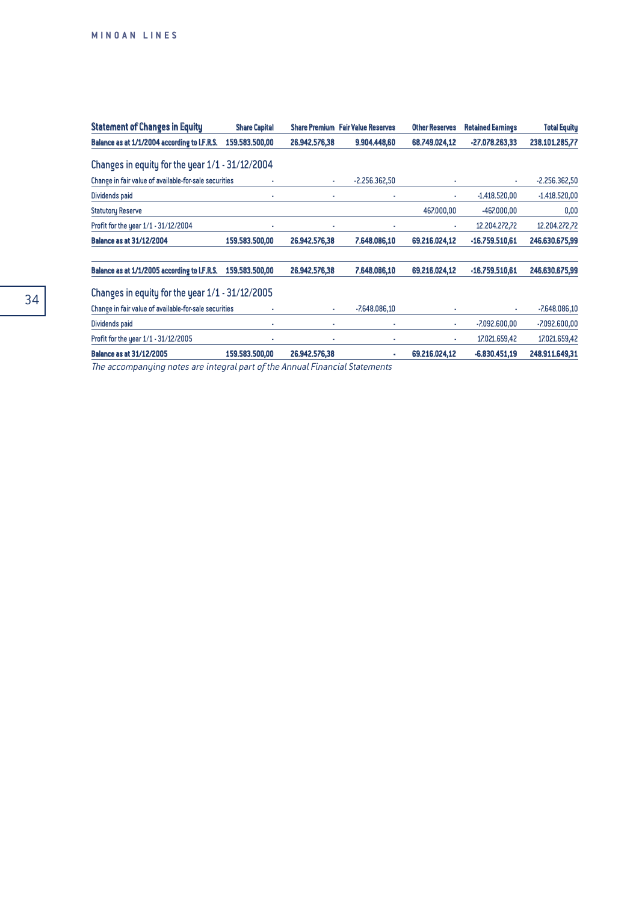| Statement of Changes in Equity | Share Capital | Share Premium | Fair Value Reserves | Other Reserves | Retained Earnings | Total Equity |
|---|---|---|---|---|---|---|
| **Balance as at 1/1/2004 according to I.F.R.S.** | **159.583.500,00** | **26.942.576,38** | **9.904.448,60** | **68.749.024,12** | **-27.078.263,33** | **238.101.285,77** |
| **Changes in equity for the year 1/1 - 31/12/2004** | | | | | | |
| Change in fair value of available-for-sale securities | - | - | -2.256.362,50 | - | - | -2.256.362,50 |
| Dividends paid | - | - | - | - | -1.418.520,00 | -1.418.520,00 |
| Statutory Reserve | | | | 467.000,00 | -467.000,00 | 0,00 |
| Profit for the year 1/1 - 31/12/2004 | - | - | - | - | 12.204.272,72 | 12.204.272,72 |
| **Balance as at 31/12/2004** | **159.583.500,00** | **26.942.576,38** | **7.648.086,10** | **69.216.024,12** | **-16.759.510,61** | **246.630.675,99** |
| | | | | | | |
| **Balance as at 1/1/2005 according to I.F.R.S.** | **159.583.500,00** | **26.942.576,38** | **7.648.086,10** | **69.216.024,12** | **-16.759.510,61** | **246.630.675,99** |
| **Changes in equity for the year 1/1 - 31/12/2005** | | | | | | |
| Change in fair value of available-for-sale securities | - | - | -7.648.086,10 | - | - | -7.648.086,10 |
| Dividends paid | - | - | - | - | -7.092.600,00 | -7.092.600,00 |
| Profit for the year 1/1 - 31/12/2005 | - | - | - | - | 17.021.659,42 | 17.021.659,42 |
| **Balance as at 31/12/2005** | **159.583.500,00** | **26.942.576,38** | **-** | **69.216.024,12** | **-6.830.451,19** | **248.911.649,31** |

*The accompanying notes are integral part of the Annual Financial Statements*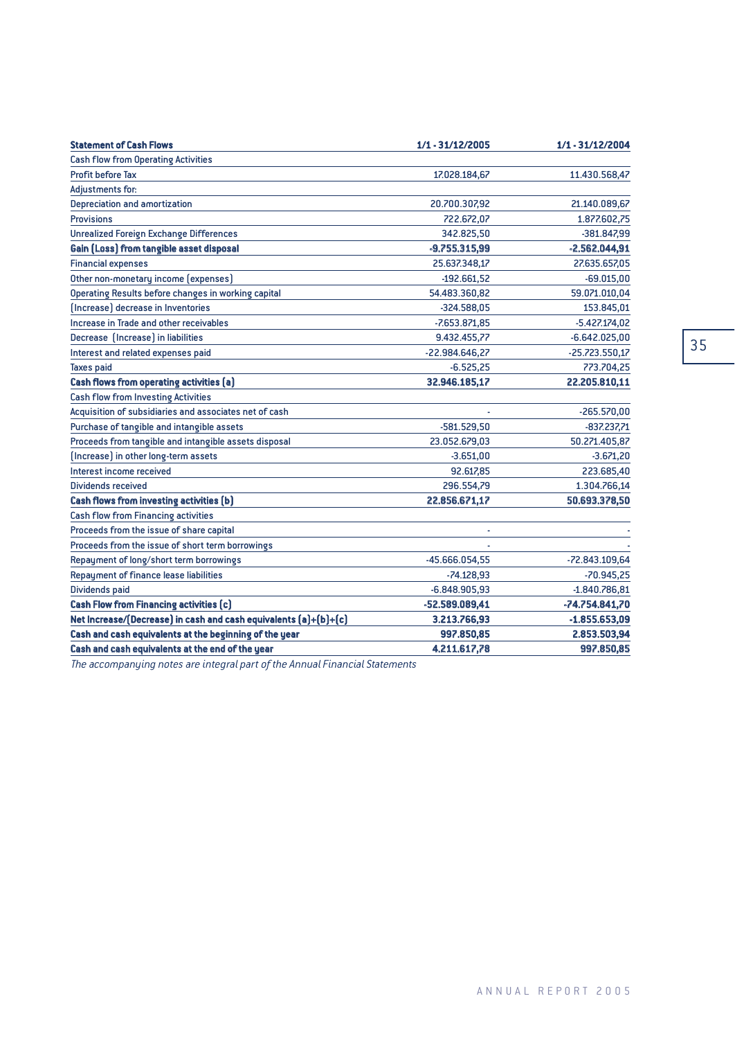| **Statement of Cash Flows** | **1/1 - 31/12/2005** | **1/1 - 31/12/2004** |
|---|---|---|
| Cash flow from Operating Activities | | |
| Profit before Tax | 17.028.184,67 | 11.430.568,47 |
| Adjustments for: | | |
| Depreciation and amortization | 20.700.307,92 | 21.140.089,67 |
| Provisions | 722.672,07 | 1.877.602,75 |
| Unrealized Foreign Exchange Differences | 342.825,50 | -381.847,99 |
| **Gain (Loss) from tangible asset disposal** | **-9.755.315,99** | **-2.562.044,91** |
| Financial expenses | 25.637.348,17 | 27.635.657,05 |
| Other non-monetary income (expenses) | -192.661,52 | -69.015,00 |
| Operating Results before changes in working capital | 54.483.360,82 | 59.071.010,04 |
| (Increase) decrease in Inventories | -324.588,05 | 153.845,01 |
| Increase in Trade and other receivables | -7.653.871,85 | -5.427.174,02 |
| Decrease (Increase) in liabilities | 9.432.455,77 | -6.642.025,00 |
| Interest and related expenses paid | -22.984.646,27 | -25.723.550,17 |
| Taxes paid | -6.525,25 | 773.704,25 |
| **Cash flows from operating activities (a)** | **32.946.185,17** | **22.205.810,11** |
| Cash flow from Investing Activities | | |
| Acquisition of subsidiaries and associates net of cash | - | -265.570,00 |
| Purchase of tangible and intangible assets | -581.529,50 | -837.237,71 |
| Proceeds from tangible and intangible assets disposal | 23.052.679,03 | 50.271.405,87 |
| (Increase) in other long-term assets | -3.651,00 | -3.671,20 |
| Interest income received | 92.617,85 | 223.685,40 |
| Dividends received | 296.554,79 | 1.304.766,14 |
| **Cash flows from investing activities (b)** | **22.856.671,17** | **50.693.378,50** |
| Cash flow from Financing activities | | |
| Proceeds from the issue of share capital | - | - |
| Proceeds from the issue of short term borrowings | - | - |
| Repayment of long/short term borrowings | -45.666.054,55 | -72.843.109,64 |
| Repayment of finance lease liabilities | -74.128,93 | -70.945,25 |
| Dividends paid | -6.848.905,93 | -1.840.786,81 |
| **Cash Flow from Financing activities (c)** | **-52.589.089,41** | **-74.754.841,70** |
| **Net Increase/(Decrease) in cash and cash equivalents (a)+(b)+(c)** | **3.213.766,93** | **-1.855.653,09** |
| **Cash and cash equivalents at the beginning of the year** | **997.850,85** | **2.853.503,94** |
| **Cash and cash equivalents at the end of the year** | **4.211.617,78** | **997.850,85** |

*The accompanying notes are integral part of the Annual Financial Statements*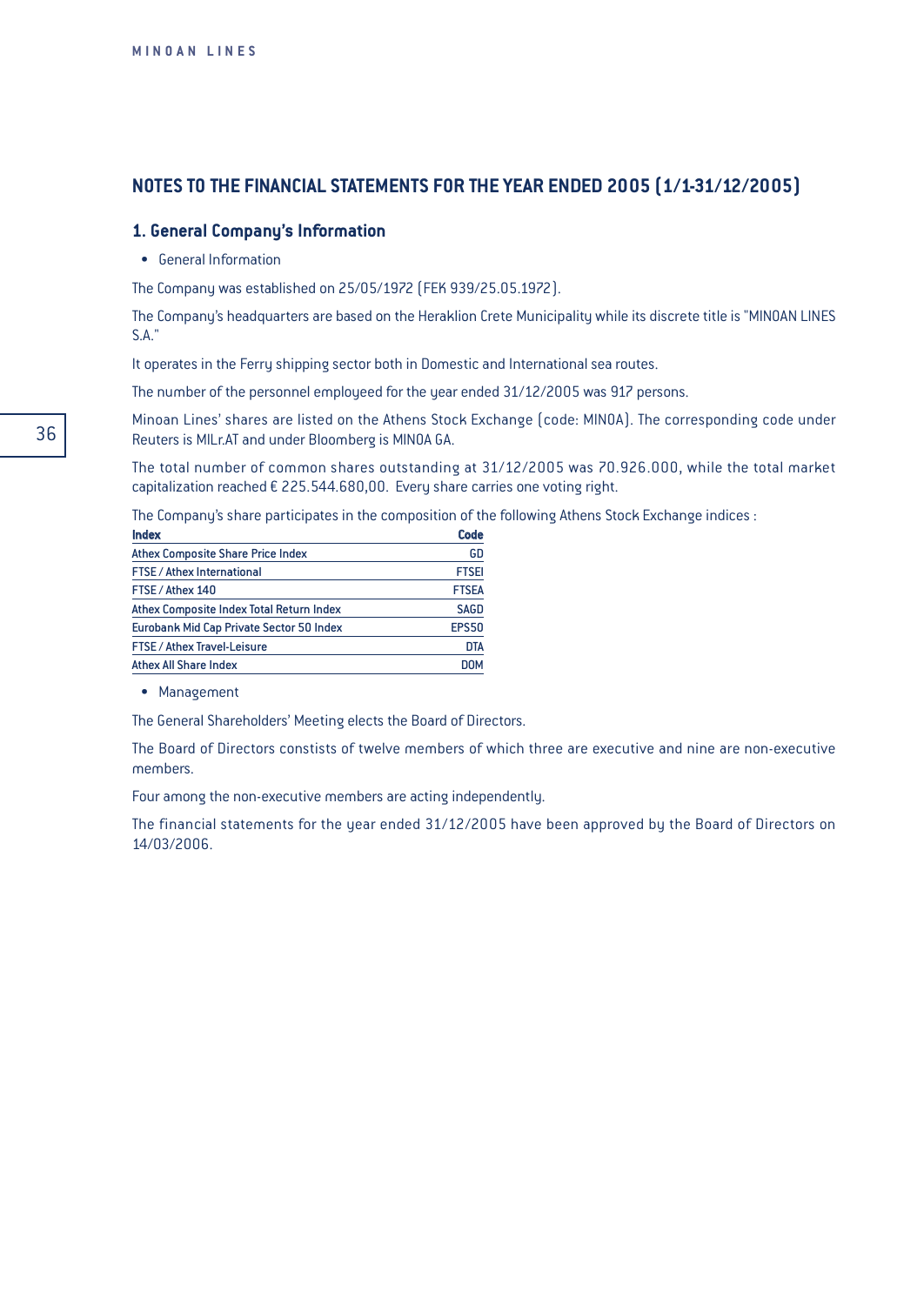## NOTES TO THE FINANCIAL STATEMENTS FOR THE YEAR ENDED 2005 (1/1-31/12/2005)

### 1. General Company's Information

- General Information

The Company was established on 25/05/1972 (FEK 939/25.05.1972).

The Company's headquarters are based on the Heraklion Crete Municipality while its discrete title is "MINOAN LINES S.A."

It operates in the Ferry shipping sector both in Domestic and International sea routes.

The number of the personnel employeed for the year ended 31/12/2005 was 917 persons.

Minoan Lines' shares are listed on the Athens Stock Exchange (code: MINOA). The corresponding code under Reuters is MILr.AT and under Bloomberg is MINOA GA.

The total number of common shares outstanding at 31/12/2005 was 70.926.000, while the total market capitalization reached € 225.544.680,00. Every share carries one voting right.

The Company's share participates in the composition of the following Athens Stock Exchange indices :

| Index | Code |
|---|---|
| Athex Composite Share Price Index | GD |
| FTSE / Athex International | FTSEI |
| FTSE / Athex 140 | FTSEA |
| Athex Composite Index Total Return Index | SAGD |
| Eurobank Mid Cap Private Sector 50 Index | EPS50 |
| FTSE / Athex Travel-Leisure | DTA |
| Athex All Share Index | DOM |

- Management

The General Shareholders' Meeting elects the Board of Directors.

The Board of Directors constists of twelve members of which three are executive and nine are non-executive members.

Four among the non-executive members are acting independently.

The financial statements for the year ended 31/12/2005 have been approved by the Board of Directors on 14/03/2006.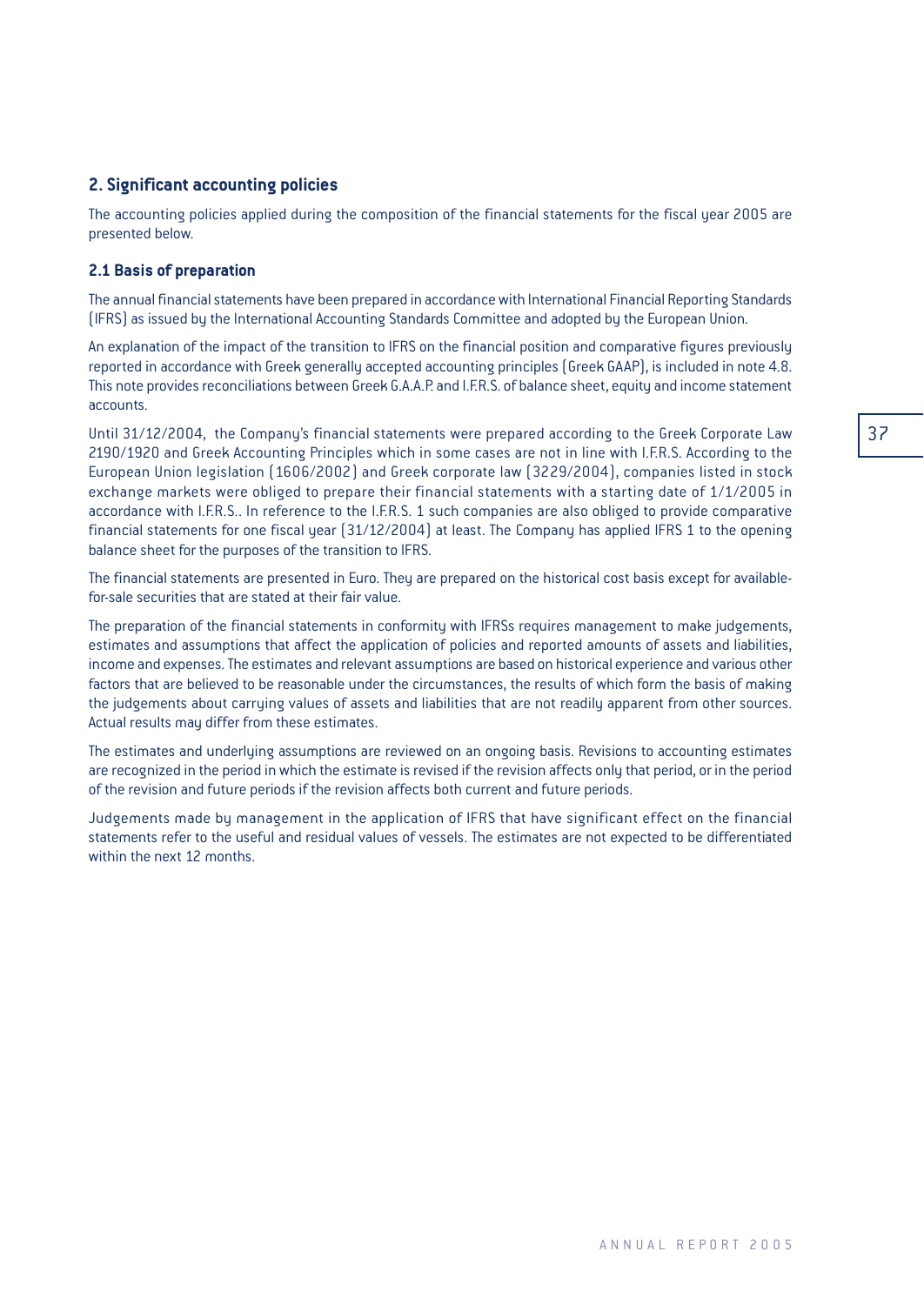## 2. Significant accounting policies

The accounting policies applied during the composition of the financial statements for the fiscal year 2005 are presented below.

### 2.1 Basis of preparation

The annual financial statements have been prepared in accordance with International Financial Reporting Standards (IFRS) as issued by the International Accounting Standards Committee and adopted by the European Union.

An explanation of the impact of the transition to IFRS on the financial position and comparative figures previously reported in accordance with Greek generally accepted accounting principles (Greek GAAP), is included in note 4.8. This note provides reconciliations between Greek G.A.A.P. and I.F.R.S. of balance sheet, equity and income statement accounts.

Until 31/12/2004, the Company's financial statements were prepared according to the Greek Corporate Law 2190/1920 and Greek Accounting Principles which in some cases are not in line with I.F.R.S. According to the European Union legislation (1606/2002) and Greek corporate law (3229/2004), companies listed in stock exchange markets were obliged to prepare their financial statements with a starting date of 1/1/2005 in accordance with I.F.R.S.. In reference to the I.F.R.S. 1 such companies are also obliged to provide comparative financial statements for one fiscal year (31/12/2004) at least. The Company has applied IFRS 1 to the opening balance sheet for the purposes of the transition to IFRS.

The financial statements are presented in Euro. They are prepared on the historical cost basis except for available-for-sale securities that are stated at their fair value.

The preparation of the financial statements in conformity with IFRSs requires management to make judgements, estimates and assumptions that affect the application of policies and reported amounts of assets and liabilities, income and expenses. The estimates and relevant assumptions are based on historical experience and various other factors that are believed to be reasonable under the circumstances, the results of which form the basis of making the judgements about carrying values of assets and liabilities that are not readily apparent from other sources. Actual results may differ from these estimates.

The estimates and underlying assumptions are reviewed on an ongoing basis. Revisions to accounting estimates are recognized in the period in which the estimate is revised if the revision affects only that period, or in the period of the revision and future periods if the revision affects both current and future periods.

Judgements made by management in the application of IFRS that have significant effect on the financial statements refer to the useful and residual values of vessels. The estimates are not expected to be differentiated within the next 12 months.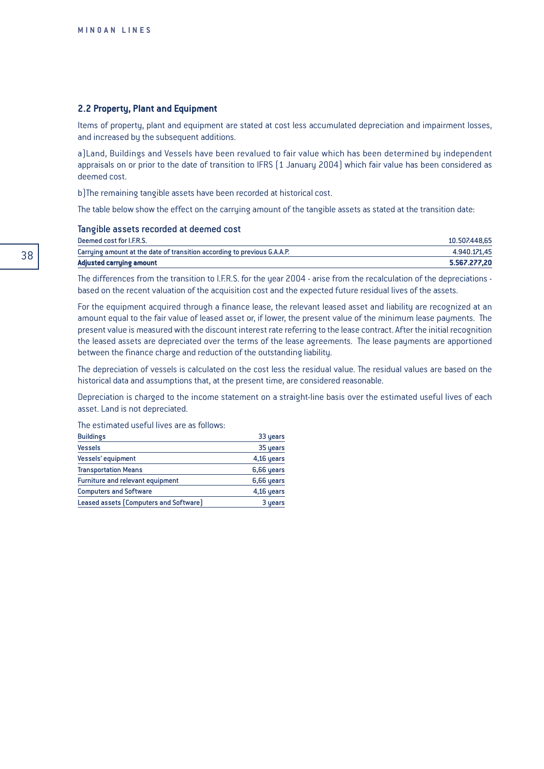## 2.2 Property, Plant and Equipment

Items of property, plant and equipment are stated at cost less accumulated depreciation and impairment losses, and increased by the subsequent additions.

a) Land, Buildings and Vessels have been revalued to fair value which has been determined by independent appraisals on or prior to the date of transition to IFRS (1 January 2004) which fair value has been considered as deemed cost.

b) The remaining tangible assets have been recorded at historical cost.

The table below show the effect on the carrying amount of the tangible assets as stated at the transition date:

### Tangible assets recorded at deemed cost

| | |
|---|---:|
| Deemed cost for I.F.R.S. | 10.507.448,65 |
| Carrying amount at the date of transition according to previous G.A.A.P. | 4.940.171,45 |
| **Adjusted carrying amount** | **5.567.277,20** |

The differences from the transition to I.F.R.S. for the year 2004 - arise from the recalculation of the depreciations - based on the recent valuation of the acquisition cost and the expected future residual lives of the assets.

For the equipment acquired through a finance lease, the relevant leased asset and liability are recognized at an amount equal to the fair value of leased asset or, if lower, the present value of the minimum lease payments. The present value is measured with the discount interest rate referring to the lease contract. After the initial recognition the leased assets are depreciated over the terms of the lease agreements. The lease payments are apportioned between the finance charge and reduction of the outstanding liability.

The depreciation of vessels is calculated on the cost less the residual value. The residual values are based on the historical data and assumptions that, at the present time, are considered reasonable.

Depreciation is charged to the income statement on a straight-line basis over the estimated useful lives of each asset. Land is not depreciated.

The estimated useful lives are as follows:

| | |
|---|---:|
| Buildings | 33 years |
| Vessels | 35 years |
| Vessels' equipment | 4,16 years |
| Transportation Means | 6,66 years |
| Furniture and relevant equipment | 6,66 years |
| Computers and Software | 4,16 years |
| Leased assets (Computers and Software) | 3 years |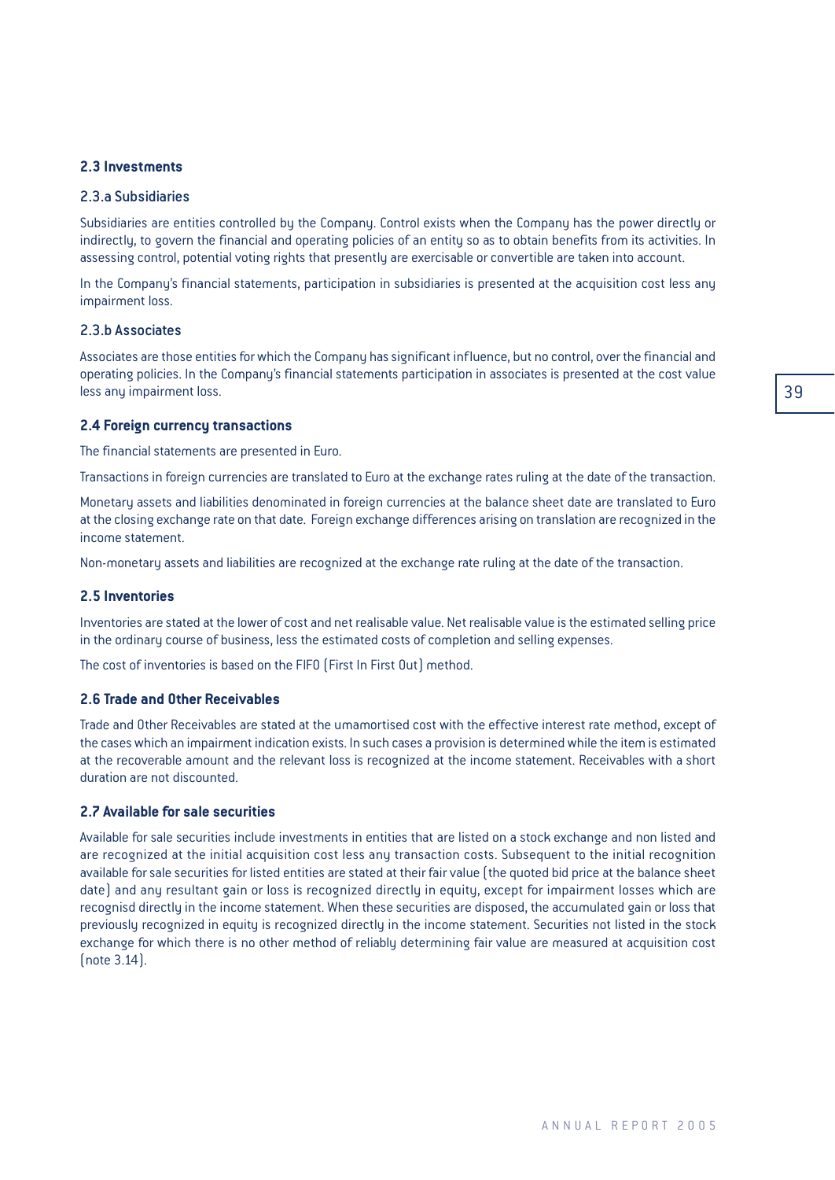### 2.3 Investments

#### 2.3.a Subsidiaries

Subsidiaries are entities controlled by the Company. Control exists when the Company has the power directly or indirectly, to govern the financial and operating policies of an entity so as to obtain benefits from its activities. In assessing control, potential voting rights that presently are exercisable or convertible are taken into account.

In the Company's financial statements, participation in subsidiaries is presented at the acquisition cost less any impairment loss.

#### 2.3.b Associates

Associates are those entities for which the Company has significant influence, but no control, over the financial and operating policies. In the Company's financial statements participation in associates is presented at the cost value less any impairment loss.

### 2.4 Foreign currency transactions

The financial statements are presented in Euro.

Transactions in foreign currencies are translated to Euro at the exchange rates ruling at the date of the transaction.

Monetary assets and liabilities denominated in foreign currencies at the balance sheet date are translated to Euro at the closing exchange rate on that date. Foreign exchange differences arising on translation are recognized in the income statement.

Non-monetary assets and liabilities are recognized at the exchange rate ruling at the date of the transaction.

### 2.5 Inventories

Inventories are stated at the lower of cost and net realisable value. Net realisable value is the estimated selling price in the ordinary course of business, less the estimated costs of completion and selling expenses.

The cost of inventories is based on the FIFO (First In First Out) method.

### 2.6 Trade and Other Receivables

Trade and Other Receivables are stated at the umamortised cost with the effective interest rate method, except of the cases which an impairment indication exists. In such cases a provision is determined while the item is estimated at the recoverable amount and the relevant loss is recognized at the income statement. Receivables with a short duration are not discounted.

### 2.7 Available for sale securities

Available for sale securities include investments in entities that are listed on a stock exchange and non listed and are recognized at the initial acquisition cost less any transaction costs. Subsequent to the initial recognition available for sale securities for listed entities are stated at their fair value (the quoted bid price at the balance sheet date) and any resultant gain or loss is recognized directly in equity, except for impairment losses which are recognisd directly in the income statement. When these securities are disposed, the accumulated gain or loss that previously recognized in equity is recognized directly in the income statement. Securities not listed in the stock exchange for which there is no other method of reliably determining fair value are measured at acquisition cost (note 3.14).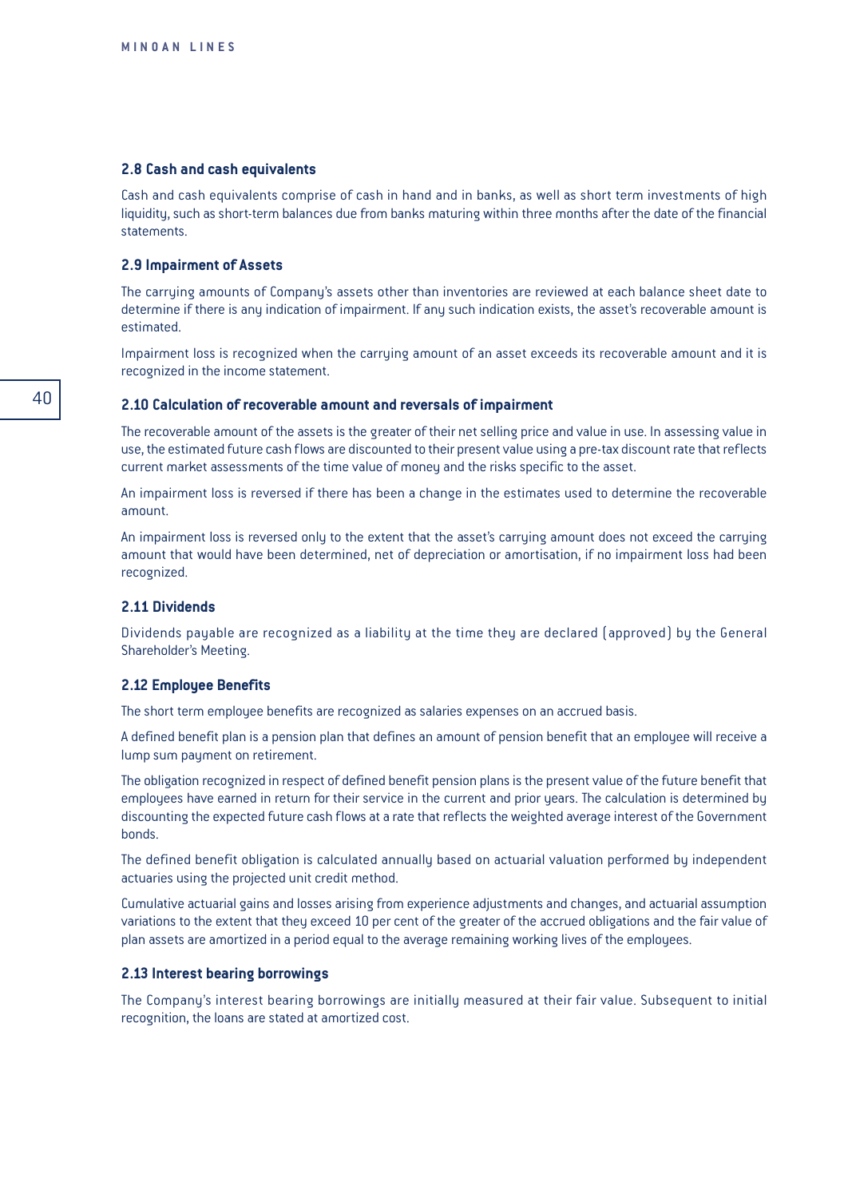### 2.8 Cash and cash equivalents

Cash and cash equivalents comprise of cash in hand and in banks, as well as short term investments of high liquidity, such as short-term balances due from banks maturing within three months after the date of the financial statements.

### 2.9 Impairment of Assets

The carrying amounts of Company's assets other than inventories are reviewed at each balance sheet date to determine if there is any indication of impairment. If any such indication exists, the asset's recoverable amount is estimated.

Impairment loss is recognized when the carrying amount of an asset exceeds its recoverable amount and it is recognized in the income statement.

### 2.10 Calculation of recoverable amount and reversals of impairment

The recoverable amount of the assets is the greater of their net selling price and value in use. In assessing value in use, the estimated future cash flows are discounted to their present value using a pre-tax discount rate that reflects current market assessments of the time value of money and the risks specific to the asset.

An impairment loss is reversed if there has been a change in the estimates used to determine the recoverable amount.

An impairment loss is reversed only to the extent that the asset's carrying amount does not exceed the carrying amount that would have been determined, net of depreciation or amortisation, if no impairment loss had been recognized.

### 2.11 Dividends

Dividends payable are recognized as a liability at the time they are declared (approved) by the General Shareholder's Meeting.

### 2.12 Employee Benefits

The short term employee benefits are recognized as salaries expenses on an accrued basis.

A defined benefit plan is a pension plan that defines an amount of pension benefit that an employee will receive a lump sum payment on retirement.

The obligation recognized in respect of defined benefit pension plans is the present value of the future benefit that employees have earned in return for their service in the current and prior years. The calculation is determined by discounting the expected future cash flows at a rate that reflects the weighted average interest of the Government bonds.

The defined benefit obligation is calculated annually based on actuarial valuation performed by independent actuaries using the projected unit credit method.

Cumulative actuarial gains and losses arising from experience adjustments and changes, and actuarial assumption variations to the extent that they exceed 10 per cent of the greater of the accrued obligations and the fair value of plan assets are amortized in a period equal to the average remaining working lives of the employees.

### 2.13 Interest bearing borrowings

The Company's interest bearing borrowings are initially measured at their fair value. Subsequent to initial recognition, the loans are stated at amortized cost.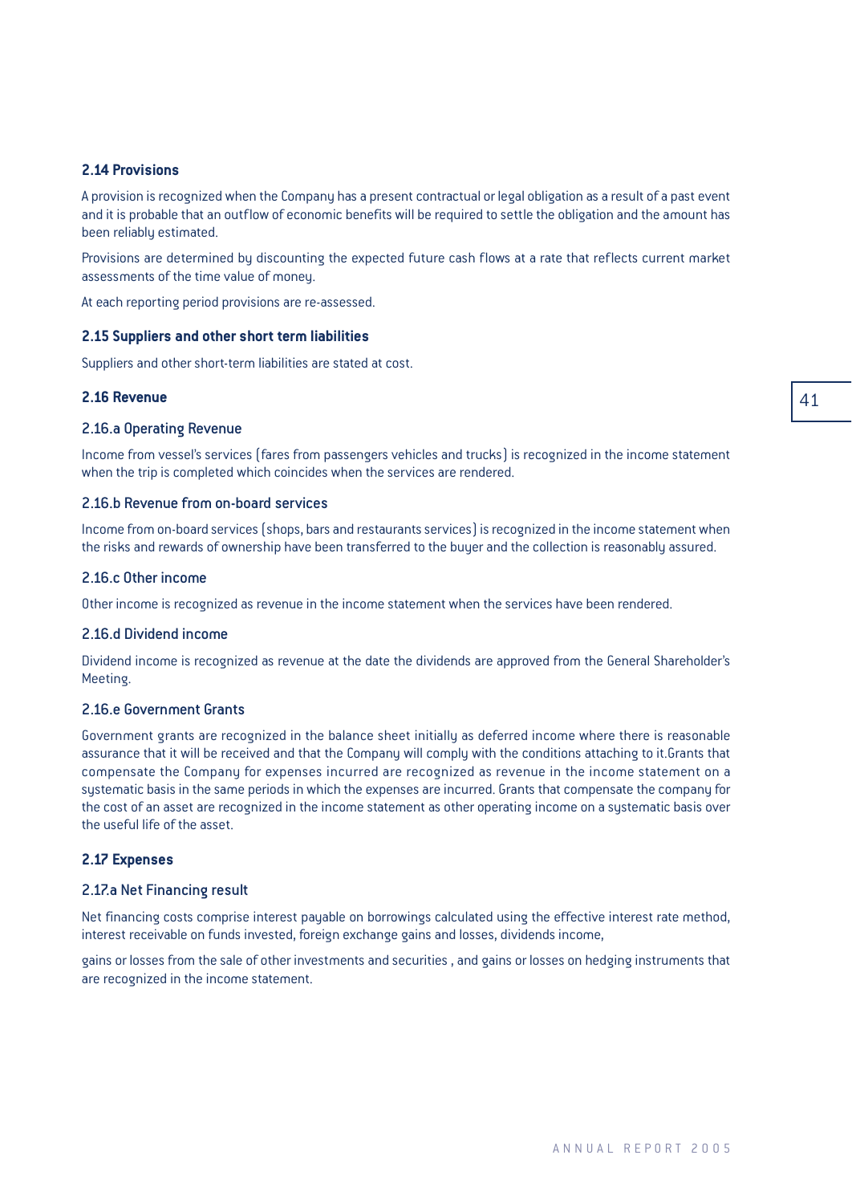### 2.14 Provisions

A provision is recognized when the Company has a present contractual or legal obligation as a result of a past event and it is probable that an outflow of economic benefits will be required to settle the obligation and the amount has been reliably estimated.

Provisions are determined by discounting the expected future cash flows at a rate that reflects current market assessments of the time value of money.

At each reporting period provisions are re-assessed.

### 2.15 Suppliers and other short term liabilities

Suppliers and other short-term liabilities are stated at cost.

### 2.16 Revenue

#### 2.16.a Operating Revenue

Income from vessel's services (fares from passengers vehicles and trucks) is recognized in the income statement when the trip is completed which coincides when the services are rendered.

#### 2.16.b Revenue from on-board services

Income from on-board services (shops, bars and restaurants services) is recognized in the income statement when the risks and rewards of ownership have been transferred to the buyer and the collection is reasonably assured.

#### 2.16.c Other income

Other income is recognized as revenue in the income statement when the services have been rendered.

#### 2.16.d Dividend income

Dividend income is recognized as revenue at the date the dividends are approved from the General Shareholder's Meeting.

#### 2.16.e Government Grants

Government grants are recognized in the balance sheet initially as deferred income where there is reasonable assurance that it will be received and that the Company will comply with the conditions attaching to it.Grants that compensate the Company for expenses incurred are recognized as revenue in the income statement on a systematic basis in the same periods in which the expenses are incurred. Grants that compensate the company for the cost of an asset are recognized in the income statement as other operating income on a systematic basis over the useful life of the asset.

### 2.17 Expenses

#### 2.17.a Net Financing result

Net financing costs comprise interest payable on borrowings calculated using the effective interest rate method, interest receivable on funds invested, foreign exchange gains and losses, dividends income,

gains or losses from the sale of other investments and securities , and gains or losses on hedging instruments that are recognized in the income statement.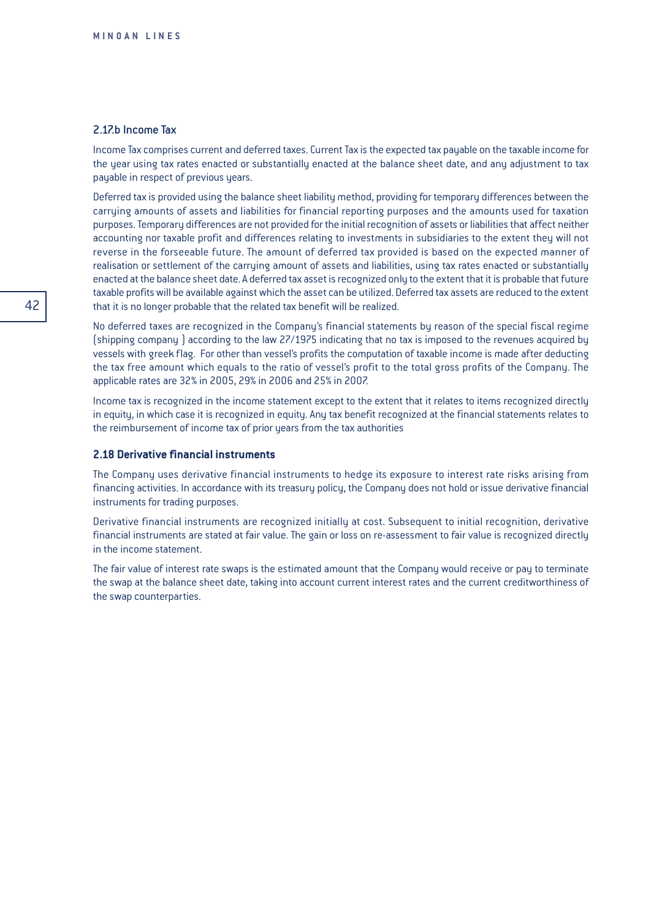### 2.17.b Income Tax

Income Tax comprises current and deferred taxes. Current Tax is the expected tax payable on the taxable income for the year using tax rates enacted or substantially enacted at the balance sheet date, and any adjustment to tax payable in respect of previous years.

Deferred tax is provided using the balance sheet liability method, providing for temporary differences between the carrying amounts of assets and liabilities for financial reporting purposes and the amounts used for taxation purposes. Temporary differences are not provided for the initial recognition of assets or liabilities that affect neither accounting nor taxable profit and differences relating to investments in subsidiaries to the extent they will not reverse in the forseeable future. The amount of deferred tax provided is based on the expected manner of realisation or settlement of the carrying amount of assets and liabilities, using tax rates enacted or substantially enacted at the balance sheet date. A deferred tax asset is recognized only to the extent that it is probable that future taxable profits will be available against which the asset can be utilized. Deferred tax assets are reduced to the extent that it is no longer probable that the related tax benefit will be realized.

No deferred taxes are recognized in the Company's financial statements by reason of the special fiscal regime (shipping company ) according to the law 27/1975 indicating that no tax is imposed to the revenues acquired by vessels with greek flag. For other than vessel's profits the computation of taxable income is made after deducting the tax free amount which equals to the ratio of vessel's profit to the total gross profits of the Company. The applicable rates are 32% in 2005, 29% in 2006 and 25% in 2007.

Income tax is recognized in the income statement except to the extent that it relates to items recognized directly in equity, in which case it is recognized in equity. Any tax benefit recognized at the financial statements relates to the reimbursement of income tax of prior years from the tax authorities

### 2.18 Derivative financial instruments

The Company uses derivative financial instruments to hedge its exposure to interest rate risks arising from financing activities. In accordance with its treasury policy, the Company does not hold or issue derivative financial instruments for trading purposes.

Derivative financial instruments are recognized initially at cost. Subsequent to initial recognition, derivative financial instruments are stated at fair value. The gain or loss on re-assessment to fair value is recognized directly in the income statement.

The fair value of interest rate swaps is the estimated amount that the Company would receive or pay to terminate the swap at the balance sheet date, taking into account current interest rates and the current creditworthiness of the swap counterparties.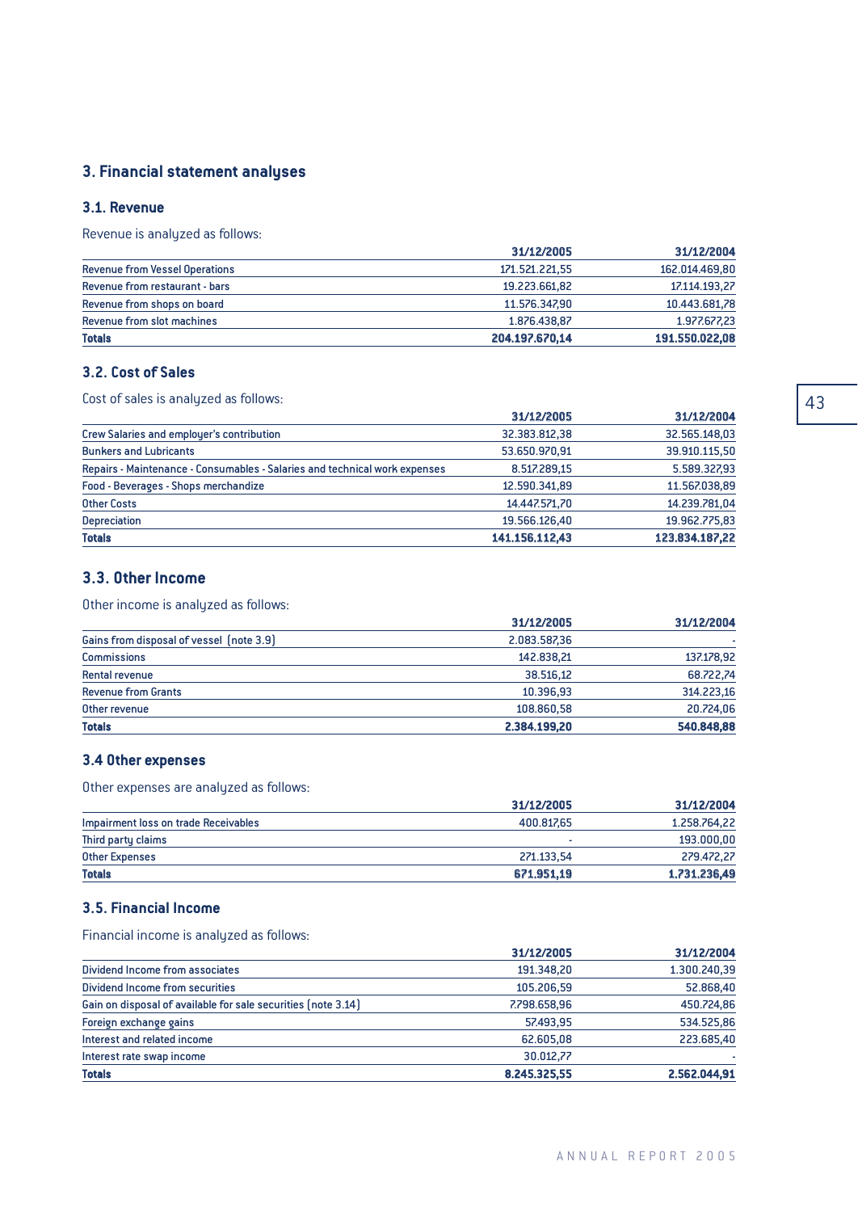## 3. Financial statement analyses

### 3.1. Revenue

Revenue is analyzed as follows:

| | 31/12/2005 | 31/12/2004 |
|---|---|---|
| Revenue from Vessel Operations | 171.521.221,55 | 162.014.469,80 |
| Revenue from restaurant - bars | 19.223.661,82 | 17.114.193,27 |
| Revenue from shops on board | 11.576.347,90 | 10.443.681,78 |
| Revenue from slot machines | 1.876.438,87 | 1.977.677,23 |
| **Totals** | **204.197.670,14** | **191.550.022,08** |

### 3.2. Cost of Sales

Cost of sales is analyzed as follows:

| | 31/12/2005 | 31/12/2004 |
|---|---|---|
| Crew Salaries and employer's contribution | 32.383.812,38 | 32.565.148,03 |
| Bunkers and Lubricants | 53.650.970,91 | 39.910.115,50 |
| Repairs - Maintenance - Consumables - Salaries and technical work expenses | 8.517.289,15 | 5.589.327,93 |
| Food - Beverages - Shops merchandize | 12.590.341,89 | 11.567.038,89 |
| Other Costs | 14.447.571,70 | 14.239.781,04 |
| Depreciation | 19.566.126,40 | 19.962.775,83 |
| **Totals** | **141.156.112,43** | **123.834.187,22** |

### 3.3. Other Income

Other income is analyzed as follows:

| | 31/12/2005 | 31/12/2004 |
|---|---|---|
| Gains from disposal of vessel (note 3.9) | 2.083.587,36 | - |
| Commissions | 142.838,21 | 137.178,92 |
| Rental revenue | 38.516,12 | 68.722,74 |
| Revenue from Grants | 10.396,93 | 314.223,16 |
| Other revenue | 108.860,58 | 20.724,06 |
| **Totals** | **2.384.199,20** | **540.848,88** |

### 3.4 Other expenses

Other expenses are analyzed as follows:

| | 31/12/2005 | 31/12/2004 |
|---|---|---|
| Impairment loss on trade Receivables | 400.817,65 | 1.258.764,22 |
| Third party claims | - | 193.000,00 |
| Other Expenses | 271.133,54 | 279.472,27 |
| **Totals** | **671.951,19** | **1.731.236,49** |

### 3.5. Financial Income

Financial income is analyzed as follows:

| | 31/12/2005 | 31/12/2004 |
|---|---|---|
| Dividend Income from associates | 191.348,20 | 1.300.240,39 |
| Dividend Income from securities | 105.206,59 | 52.868,40 |
| Gain on disposal of available for sale securities (note 3.14) | 7.798.658,96 | 450.724,86 |
| Foreign exchange gains | 57.493,95 | 534.525,86 |
| Interest and related income | 62.605,08 | 223.685,40 |
| Interest rate swap income | 30.012,77 | - |
| **Totals** | **8.245.325,55** | **2.562.044,91** |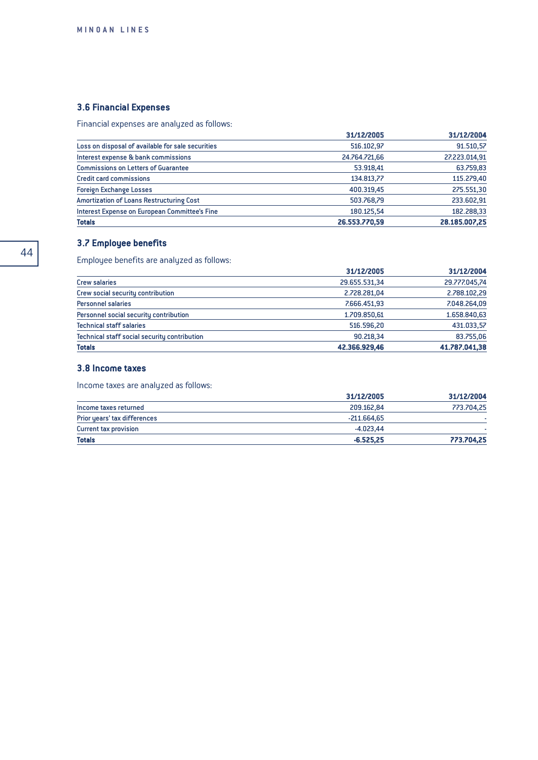### 3.6 Financial Expenses

Financial expenses are analyzed as follows:

| | 31/12/2005 | 31/12/2004 |
|---|---|---|
| Loss on disposal of available for sale securities | 516.102,97 | 91.510,57 |
| Interest expense & bank commissions | 24.764.721,66 | 27.223.014,91 |
| Commissions on Letters of Guarantee | 53.918,41 | 63.759,83 |
| Credit card commissions | 134.813,77 | 115.279,40 |
| Foreign Exchange Losses | 400.319,45 | 275.551,30 |
| Amortization of Loans Restructuring Cost | 503.768,79 | 233.602,91 |
| Interest Expense on European Committee's Fine | 180.125,54 | 182.288,33 |
| **Totals** | **26.553.770,59** | **28.185.007,25** |

### 3.7 Employee benefits

Employee benefits are analyzed as follows:

| | 31/12/2005 | 31/12/2004 |
|---|---|---|
| Crew salaries | 29.655.531,34 | 29.777.045,74 |
| Crew social security contribution | 2.728.281,04 | 2.788.102,29 |
| Personnel salaries | 7.666.451,93 | 7.048.264,09 |
| Personnel social security contribution | 1.709.850,61 | 1.658.840,63 |
| Technical staff salaries | 516.596,20 | 431.033,57 |
| Technical staff social security contribution | 90.218,34 | 83.755,06 |
| **Totals** | **42.366.929,46** | **41.787.041,38** |

### 3.8 Income taxes

Income taxes are analyzed as follows:

| | 31/12/2005 | 31/12/2004 |
|---|---|---|
| Income taxes returned | 209.162,84 | 773.704,25 |
| Prior years' tax differences | -211.664,65 | - |
| Current tax provision | -4.023,44 | - |
| **Totals** | **-6.525,25** | **773.704,25** |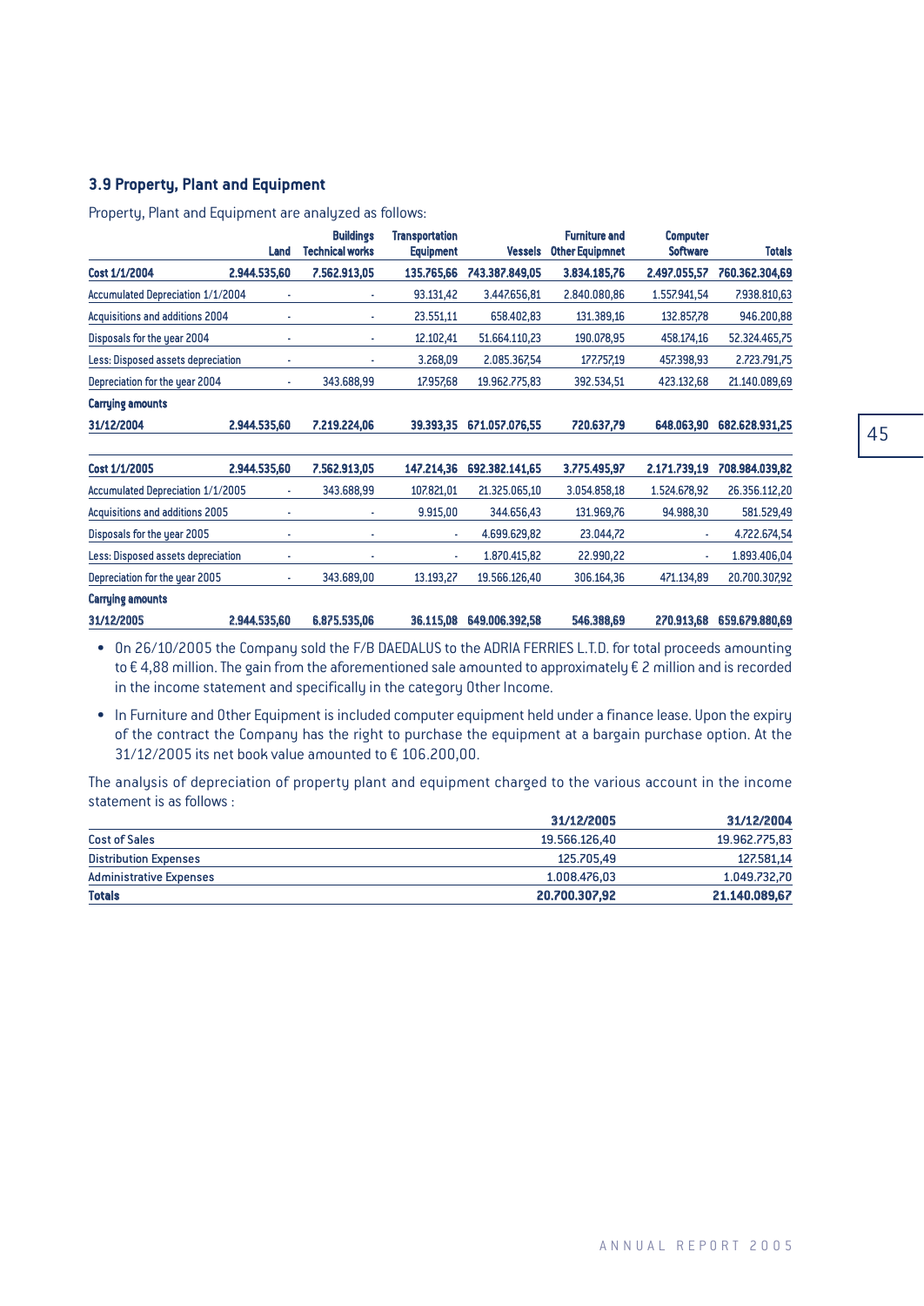### 3.9 Property, Plant and Equipment

Property, Plant and Equipment are analyzed as follows:

| | Land | Buildings Technical works | Transportation Equipment | Vessels | Furniture and Other Equipmnet | Computer Software | Totals |
|---|---|---|---|---|---|---|---|
| **Cost 1/1/2004** | **2.944.535,60** | **7.562.913,05** | **135.765,66** | **743.387.849,05** | **3.834.185,76** | **2.497.055,57** | **760.362.304,69** |
| Accumulated Depreciation 1/1/2004 | - | - | 93.131,42 | 3.447.656,81 | 2.840.080,86 | 1.557.941,54 | 7.938.810,63 |
| Acquisitions and additions 2004 | - | - | 23.551,11 | 658.402,83 | 131.389,16 | 132.857,78 | 946.200,88 |
| Disposals for the year 2004 | - | - | 12.102,41 | 51.664.110,23 | 190.078,95 | 458.174,16 | 52.324.465,75 |
| Less: Disposed assets depreciation | - | - | 3.268,09 | 2.085.367,54 | 177.757,19 | 457.398,93 | 2.723.791,75 |
| Depreciation for the year 2004 | - | 343.688,99 | 17.957,68 | 19.962.775,83 | 392.534,51 | 423.132,68 | 21.140.089,69 |
| **Carrying amounts** | | | | | | | |
| **31/12/2004** | **2.944.535,60** | **7.219.224,06** | **39.393,35** | **671.057.076,55** | **720.637,79** | **648.063,90** | **682.628.931,25** |
| **Cost 1/1/2005** | **2.944.535,60** | **7.562.913,05** | **147.214,36** | **692.382.141,65** | **3.775.495,97** | **2.171.739,19** | **708.984.039,82** |
| Accumulated Depreciation 1/1/2005 | - | 343.688,99 | 107.821,01 | 21.325.065,10 | 3.054.858,18 | 1.524.678,92 | 26.356.112,20 |
| Acquisitions and additions 2005 | - | - | 9.915,00 | 344.656,43 | 131.969,76 | 94.988,30 | 581.529,49 |
| Disposals for the year 2005 | - | - | - | 4.699.629,82 | 23.044,72 | - | 4.722.674,54 |
| Less: Disposed assets depreciation | - | - | - | 1.870.415,82 | 22.990,22 | - | 1.893.406,04 |
| Depreciation for the year 2005 | - | 343.689,00 | 13.193,27 | 19.566.126,40 | 306.164,36 | 471.134,89 | 20.700.307,92 |
| **Carrying amounts** | | | | | | | |
| **31/12/2005** | **2.944.535,60** | **6.875.535,06** | **36.115,08** | **649.006.392,58** | **546.388,69** | **270.913,68** | **659.679.880,69** |

- On 26/10/2005 the Company sold the F/B DAEDALUS to the ADRIA FERRIES L.T.D. for total proceeds amounting to € 4,88 million. The gain from the aforementioned sale amounted to approximately € 2 million and is recorded in the income statement and specifically in the category Other Income.
- In Furniture and Other Equipment is included computer equipment held under a finance lease. Upon the expiry of the contract the Company has the right to purchase the equipment at a bargain purchase option. At the 31/12/2005 its net book value amounted to € 106.200,00.

The analysis of depreciation of property plant and equipment charged to the various account in the income statement is as follows :

| | 31/12/2005 | 31/12/2004 |
|---|---|---|
| Cost of Sales | 19.566.126,40 | 19.962.775,83 |
| Distribution Expenses | 125.705,49 | 127.581,14 |
| Administrative Expenses | 1.008.476,03 | 1.049.732,70 |
| **Totals** | **20.700.307,92** | **21.140.089,67** |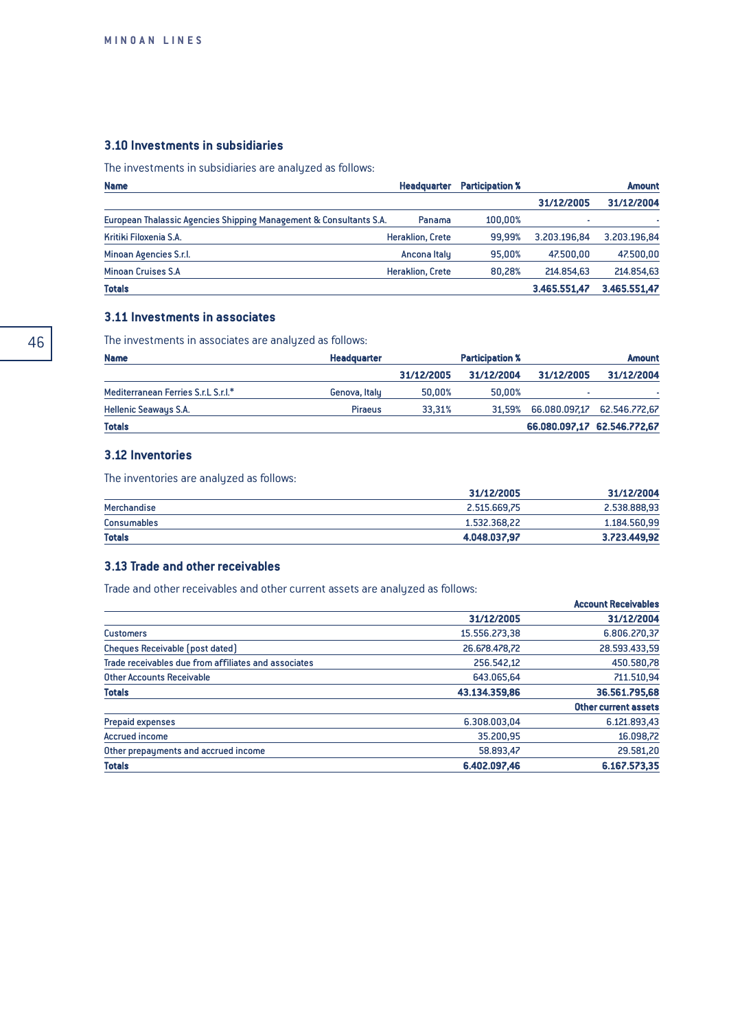### 3.10 Investments in subsidiaries

The investments in subsidiaries are analyzed as follows:

| Name | Headquarter | Participation % | Amount | |
|---|---|---|---|---|
| | | | 31/12/2005 | 31/12/2004 |
| European Thalassic Agencies Shipping Management & Consultants S.A. | Panama | 100,00% | - | - |
| Kritiki Filoxenia S.A. | Heraklion, Crete | 99,99% | 3.203.196,84 | 3.203.196,84 |
| Minoan Agencies S.r.l. | Ancona Italy | 95,00% | 47.500,00 | 47.500,00 |
| Minoan Cruises S.A | Heraklion, Crete | 80,28% | 214.854,63 | 214.854,63 |
| **Totals** | | | **3.465.551,47** | **3.465.551,47** |

### 3.11 Investments in associates

The investments in associates are analyzed as follows:

| Name | Headquarter | Participation % | | Amount | |
|---|---|---|---|---|---|
| | | 31/12/2005 | 31/12/2004 | 31/12/2005 | 31/12/2004 |
| Mediterranean Ferries S.r.L S.r.l.* | Genova, Italy | 50,00% | 50,00% | - | - |
| Hellenic Seaways S.A. | Piraeus | 33,31% | 31,59% | 66.080.097,17 | 62.546.772,67 |
| **Totals** | | | | **66.080.097,17** | **62.546.772,67** |

### 3.12 Inventories

The inventories are analyzed as follows:

| | 31/12/2005 | 31/12/2004 |
|---|---|---|
| Merchandise | 2.515.669,75 | 2.538.888,93 |
| Consumables | 1.532.368,22 | 1.184.560,99 |
| **Totals** | **4.048.037,97** | **3.723.449,92** |

### 3.13 Trade and other receivables

Trade and other receivables and other current assets are analyzed as follows:

| | | **Account Receivables** |
|---|---|---|
| | 31/12/2005 | 31/12/2004 |
| Customers | 15.556.273,38 | 6.806.270,37 |
| Cheques Receivable (post dated) | 26.678.478,72 | 28.593.433,59 |
| Trade receivables due from affiliates and associates | 256.542,12 | 450.580,78 |
| Other Accounts Receivable | 643.065,64 | 711.510,94 |
| **Totals** | **43.134.359,86** | **36.561.795,68** |
| | | **Other current assets** |
| Prepaid expenses | 6.308.003,04 | 6.121.893,43 |
| Accrued income | 35.200,95 | 16.098,72 |
| Other prepayments and accrued income | 58.893,47 | 29.581,20 |
| **Totals** | **6.402.097,46** | **6.167.573,35** |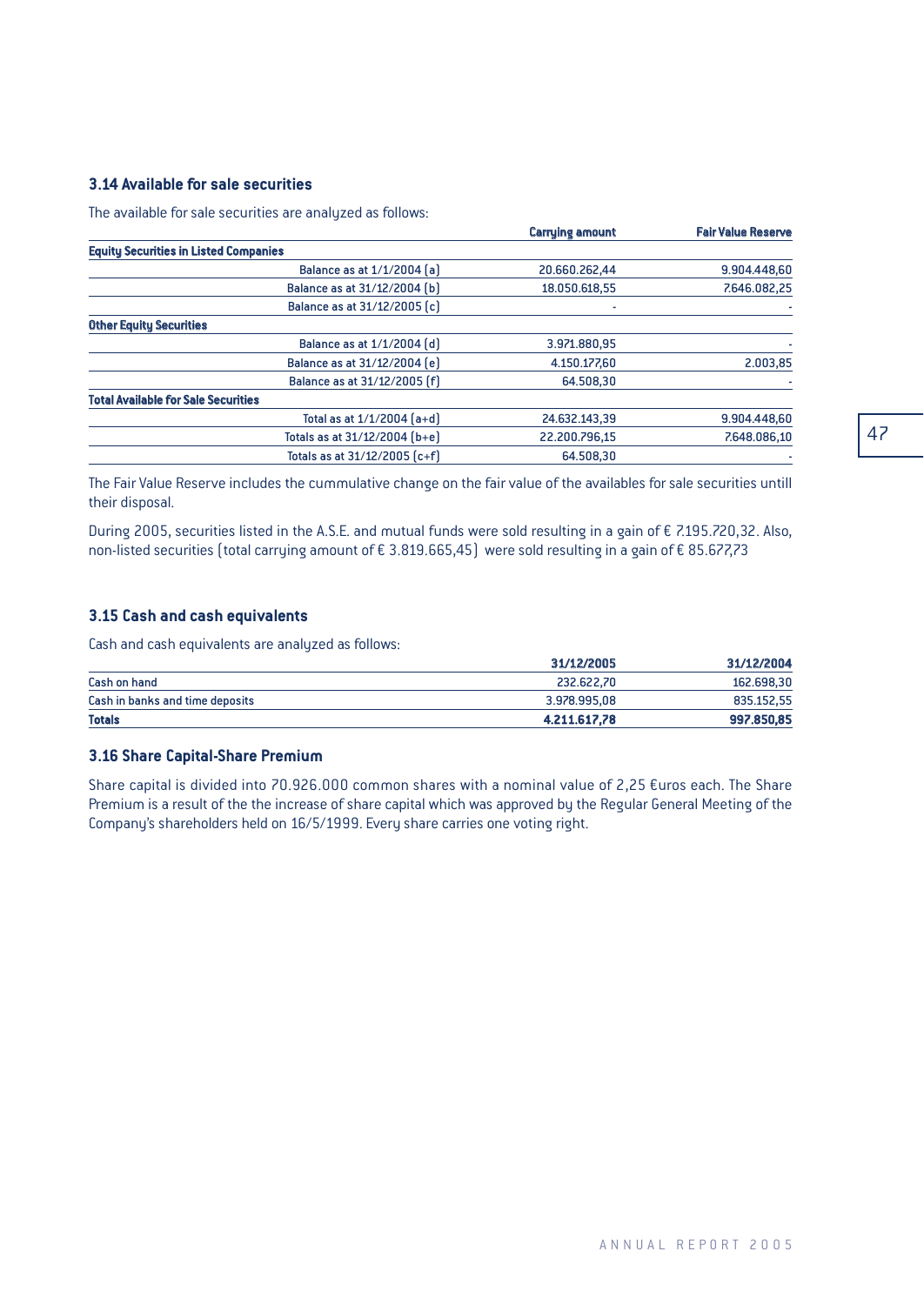### 3.14 Available for sale securities

The available for sale securities are analyzed as follows:

| | Carrying amount | Fair Value Reserve |
|---|---|---|
| **Equity Securities in Listed Companies** | | |
| Balance as at 1/1/2004 (a) | 20.660.262,44 | 9.904.448,60 |
| Balance as at 31/12/2004 (b) | 18.050.618,55 | 7.646.082,25 |
| Balance as at 31/12/2005 (c) | - | - |
| **Other Equity Securities** | | |
| Balance as at 1/1/2004 (d) | 3.971.880,95 | - |
| Balance as at 31/12/2004 (e) | 4.150.177,60 | 2.003,85 |
| Balance as at 31/12/2005 (f) | 64.508,30 | - |
| **Total Available for Sale Securities** | | |
| Total as at 1/1/2004 (a+d) | 24.632.143,39 | 9.904.448,60 |
| Totals as at 31/12/2004 (b+e) | 22.200.796,15 | 7.648.086,10 |
| Totals as at 31/12/2005 (c+f) | 64.508,30 | - |

The Fair Value Reserve includes the cummulative change on the fair value of the availables for sale securities untill their disposal.

During 2005, securities listed in the A.S.E. and mutual funds were sold resulting in a gain of € 7.195.720,32. Also, non-listed securities (total carrying amount of € 3.819.665,45) were sold resulting in a gain of € 85.677,73

### 3.15 Cash and cash equivalents

Cash and cash equivalents are analyzed as follows:

| | 31/12/2005 | 31/12/2004 |
|---|---|---|
| Cash on hand | 232.622,70 | 162.698,30 |
| Cash in banks and time deposits | 3.978.995,08 | 835.152,55 |
| **Totals** | **4.211.617,78** | **997.850,85** |

### 3.16 Share Capital-Share Premium

Share capital is divided into 70.926.000 common shares with a nominal value of 2,25 €uros each. The Share Premium is a result of the the increase of share capital which was approved by the Regular General Meeting of the Company's shareholders held on 16/5/1999. Every share carries one voting right.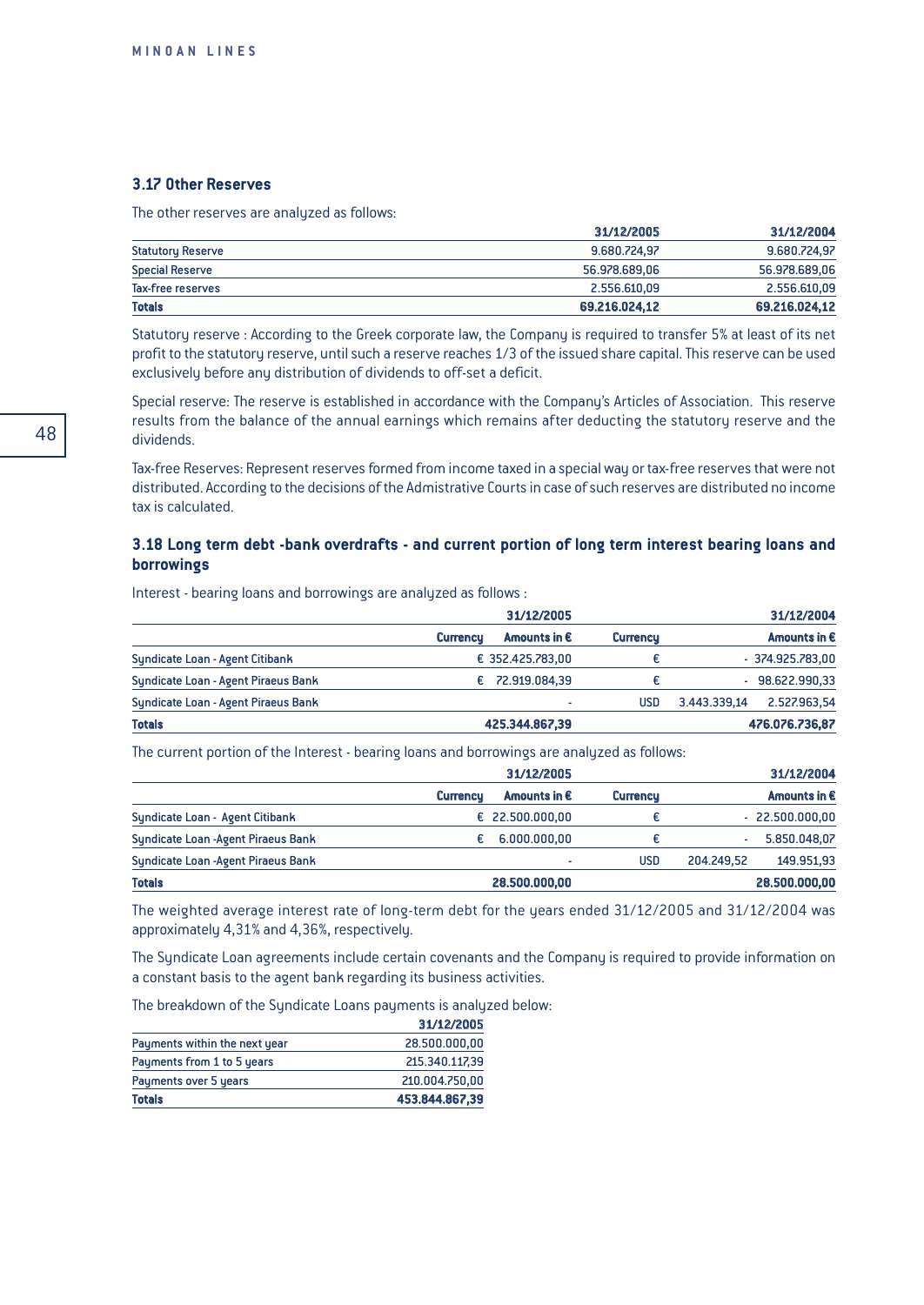### 3.17 Other Reserves

The other reserves are analyzed as follows:

| | 31/12/2005 | 31/12/2004 |
|---|---|---|
| Statutory Reserve | 9.680.724,97 | 9.680.724,97 |
| Special Reserve | 56.978.689,06 | 56.978.689,06 |
| Tax-free reserves | 2.556.610,09 | 2.556.610,09 |
| **Totals** | **69.216.024,12** | **69.216.024,12** |

Statutory reserve : According to the Greek corporate law, the Company is required to transfer 5% at least of its net profit to the statutory reserve, until such a reserve reaches 1/3 of the issued share capital. This reserve can be used exclusively before any distribution of dividends to off-set a deficit.

Special reserve: The reserve is established in accordance with the Company's Articles of Association. This reserve results from the balance of the annual earnings which remains after deducting the statutory reserve and the dividends.

Tax-free Reserves: Represent reserves formed from income taxed in a special way or tax-free reserves that were not distributed. According to the decisions of the Admistrative Courts in case of such reserves are distributed no income tax is calculated.

### 3.18 Long term debt -bank overdrafts - and current portion of long term interest bearing loans and borrowings

Interest - bearing loans and borrowings are analyzed as follows :

| | 31/12/2005 | | 31/12/2004 | | |
|---|---|---|---|---|---|
| | Currency | Amounts in € | Currency | | Amounts in € |
| Syndicate Loan - Agent Citibank | € | 352.425.783,00 | € | - | 374.925.783,00 |
| Syndicate Loan - Agent Piraeus Bank | € | 72.919.084,39 | € | - | 98.622.990,33 |
| Syndicate Loan - Agent Piraeus Bank | | - | USD | 3.443.339,14 | 2.527.963,54 |
| **Totals** | | **425.344.867,39** | | | **476.076.736,87** |

The current portion of the Interest - bearing loans and borrowings are analyzed as follows:

| | 31/12/2005 | | 31/12/2004 | | |
|---|---|---|---|---|---|
| | Currency | Amounts in € | Currency | | Amounts in € |
| Syndicate Loan - Agent Citibank | € | 22.500.000,00 | € | - | 22.500.000,00 |
| Syndicate Loan -Agent Piraeus Bank | € | 6.000.000,00 | € | - | 5.850.048,07 |
| Syndicate Loan -Agent Piraeus Bank | | - | USD | 204.249,52 | 149.951,93 |
| **Totals** | | **28.500.000,00** | | | **28.500.000,00** |

The weighted average interest rate of long-term debt for the years ended 31/12/2005 and 31/12/2004 was approximately 4,31% and 4,36%, respectively.

The Syndicate Loan agreements include certain covenants and the Company is required to provide information on a constant basis to the agent bank regarding its business activities.

The breakdown of the Syndicate Loans payments is analyzed below:

| | 31/12/2005 |
|---|---|
| Payments within the next year | 28.500.000,00 |
| Payments from 1 to 5 years | 215.340.117,39 |
| Payments over 5 years | 210.004.750,00 |
| **Totals** | **453.844.867,39** |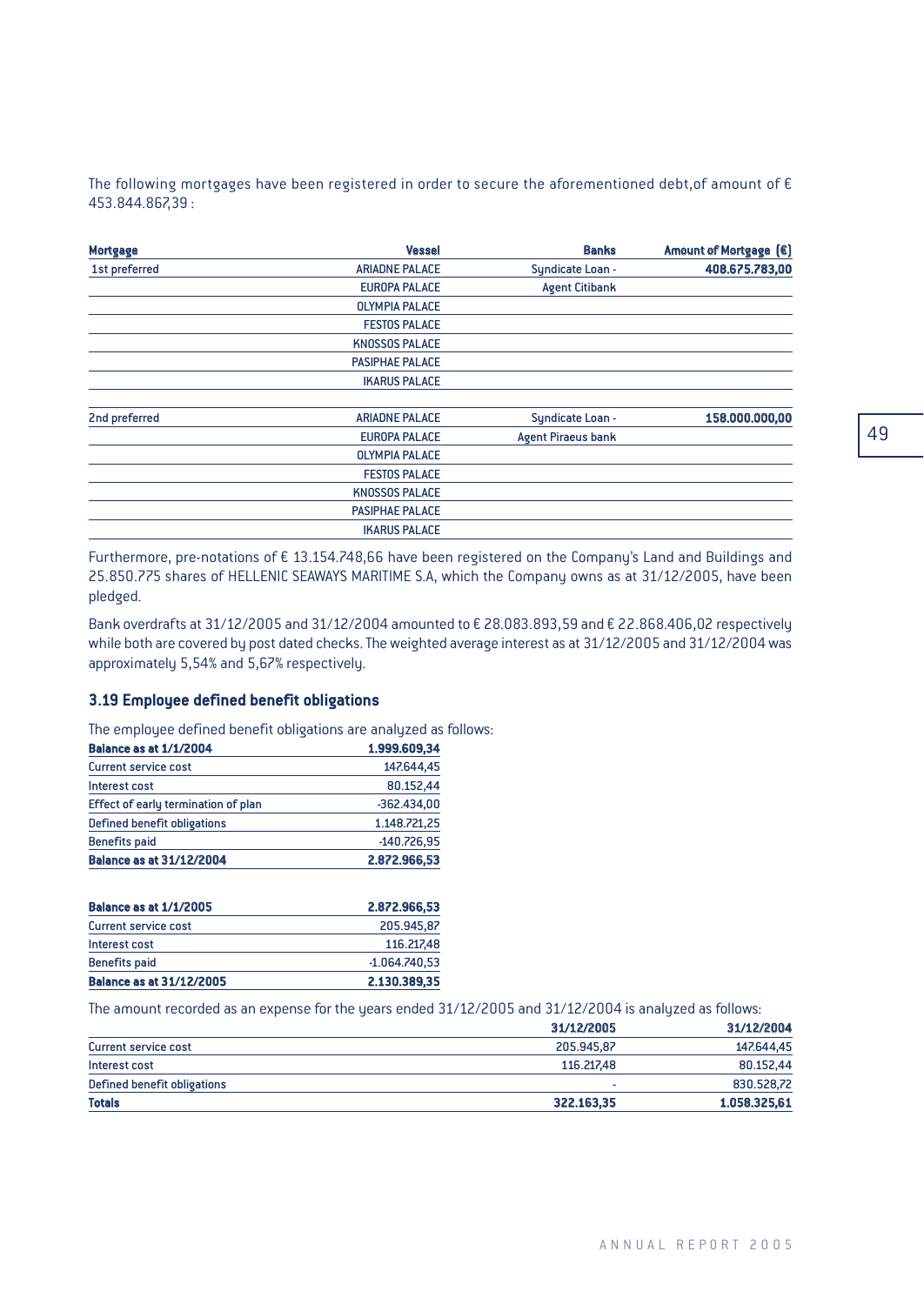The following mortgages have been registered in order to secure the aforementioned debt,of amount of € 453.844.867,39 :

| Mortgage | Vessel | Banks | Amount of Mortgage (€) |
|---|---|---|---|
| 1st preferred | ARIADNE PALACE | Syndicate Loan - | 408.675.783,00 |
| | EUROPA PALACE | Agent Citibank | |
| | OLYMPIA PALACE | | |
| | FESTOS PALACE | | |
| | KNOSSOS PALACE | | |
| | PASIPHAE PALACE | | |
| | IKARUS PALACE | | |
| 2nd preferred | ARIADNE PALACE | Syndicate Loan - | 158.000.000,00 |
| | EUROPA PALACE | Agent Piraeus bank | |
| | OLYMPIA PALACE | | |
| | FESTOS PALACE | | |
| | KNOSSOS PALACE | | |
| | PASIPHAE PALACE | | |
| | IKARUS PALACE | | |

Furthermore, pre-notations of € 13.154.748,66 have been registered on the Company's Land and Buildings and 25.850.775 shares of HELLENIC SEAWAYS MARITIME S.A, which the Company owns as at 31/12/2005, have been pledged.

Bank overdrafts at 31/12/2005 and 31/12/2004 amounted to € 28.083.893,59 and € 22.868.406,02 respectively while both are covered by post dated checks. The weighted average interest as at 31/12/2005 and 31/12/2004 was approximately 5,54% and 5,67% respectively.

### 3.19 Employee defined benefit obligations

The employee defined benefit obligations are analyzed as follows:

| | |
|---|---|
| **Balance as at 1/1/2004** | **1.999.609,34** |
| Current service cost | 147.644,45 |
| Interest cost | 80.152,44 |
| Effect of early termination of plan | -362.434,00 |
| Defined benefit obligations | 1.148.721,25 |
| Benefits paid | -140.726,95 |
| **Balance as at 31/12/2004** | **2.872.966,53** |

| | |
|---|---|
| **Balance as at 1/1/2005** | **2.872.966,53** |
| Current service cost | 205.945,87 |
| Interest cost | 116.217,48 |
| Benefits paid | -1.064.740,53 |
| **Balance as at 31/12/2005** | **2.130.389,35** |

The amount recorded as an expense for the years ended 31/12/2005 and 31/12/2004 is analyzed as follows:

| | 31/12/2005 | 31/12/2004 |
|---|---|---|
| Current service cost | 205.945,87 | 147.644,45 |
| Interest cost | 116.217,48 | 80.152,44 |
| Defined benefit obligations | - | 830.528,72 |
| **Totals** | **322.163,35** | **1.058.325,61** |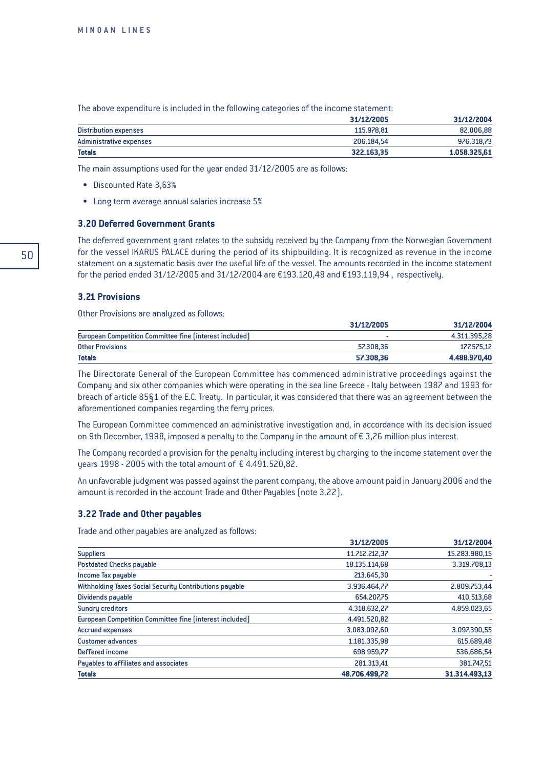The above expenditure is included in the following categories of the income statement:

| | 31/12/2005 | 31/12/2004 |
|---|---|---|
| Distribution expenses | 115.978,81 | 82.006,88 |
| Administrative expenses | 206.184,54 | 976.318,73 |
| **Totals** | **322.163,35** | **1.058.325,61** |

The main assumptions used for the year ended 31/12/2005 are as follows:

- Discounted Rate 3,63%
- Long term average annual salaries increase 5%

### 3.20 Deferred Government Grants

The deferred government grant relates to the subsidy received by the Company from the Norwegian Government for the vessel IKARUS PALACE during the period of its shipbuilding. It is recognized as revenue in the income statement on a systematic basis over the useful life of the vessel. The amounts recorded in the income statement for the period ended 31/12/2005 and 31/12/2004 are €193.120,48 and €193.119,94 , respectively.

### 3.21 Provisions

Other Provisions are analyzed as follows:

| | 31/12/2005 | 31/12/2004 |
|---|---|---|
| European Competition Committee fine (interest included) | - | 4.311.395,28 |
| Other Provisions | 57.308,36 | 177.575,12 |
| **Totals** | **57.308,36** | **4.488.970,40** |

The Directorate General of the European Committee has commenced administrative proceedings against the Company and six other companies which were operating in the sea line Greece - Italy between 1987 and 1993 for breach of article 85§1 of the E.C. Treaty. In particular, it was considered that there was an agreement between the aforementioned companies regarding the ferry prices.

The European Committee commenced an administrative investigation and, in accordance with its decision issued on 9th December, 1998, imposed a penalty to the Company in the amount of € 3,26 million plus interest.

The Company recorded a provision for the penalty including interest by charging to the income statement over the years 1998 - 2005 with the total amount of € 4.491.520,82.

An unfavorable judgment was passed against the parent company, the above amount paid in January 2006 and the amount is recorded in the account Trade and Other Payables (note 3.22).

### 3.22 Trade and Other payables

Trade and other payables are analyzed as follows:

| | 31/12/2005 | 31/12/2004 |
|---|---|---|
| Suppliers | 11.712.212,37 | 15.283.980,15 |
| Postdated Checks payable | 18.135.114,68 | 3.319.708,13 |
| Income Tax payable | 213.645,30 | - |
| Withholding Taxes-Social Security Contributions payable | 3.936.464,77 | 2.809.753,44 |
| Dividends payable | 654.207,75 | 410.513,68 |
| Sundry creditors | 4.318.632,27 | 4.859.023,65 |
| European Competition Committee fine (interest included) | 4.491.520,82 | - |
| Accrued expenses | 3.083.092,60 | 3.097.390,55 |
| Customer advances | 1.181.335,98 | 615.689,48 |
| Deffered income | 698.959,77 | 536,686,54 |
| Payables to affiliates and associates | 281.313,41 | 381.747,51 |
| **Totals** | **48.706.499,72** | **31.314.493,13** |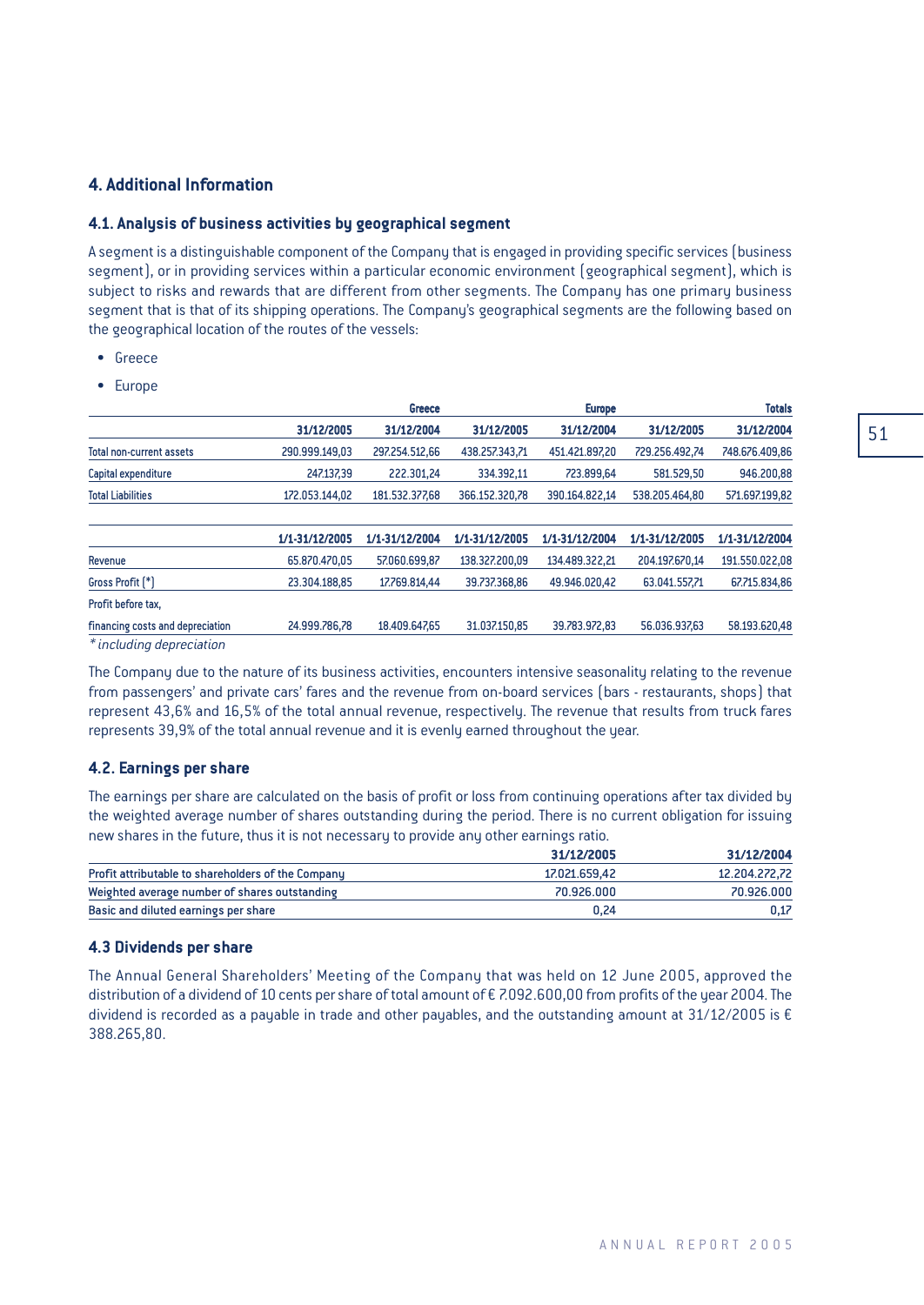## 4. Additional Information

### 4.1. Analysis of business activities by geographical segment

A segment is a distinguishable component of the Company that is engaged in providing specific services (business segment), or in providing services within a particular economic environment (geographical segment), which is subject to risks and rewards that are different from other segments. The Company has one primary business segment that is that of its shipping operations. The Company's geographical segments are the following based on the geographical location of the routes of the vessels:

- Greece
- Europe

| | Greece | | Europe | | Totals | |
|---|---|---|---|---|---|---|
| | 31/12/2005 | 31/12/2004 | 31/12/2005 | 31/12/2004 | 31/12/2005 | 31/12/2004 |
| Total non-current assets | 290.999.149,03 | 297.254.512,66 | 438.257.343,71 | 451.421.897,20 | 729.256.492,74 | 748.676.409,86 |
| Capital expenditure | 247.137,39 | 222.301,24 | 334.392,11 | 723.899,64 | 581.529,50 | 946.200,88 |
| Total Liabilities | 172.053.144,02 | 181.532.377,68 | 366.152.320,78 | 390.164.822,14 | 538.205.464,80 | 571.697.199,82 |

| | 1/1-31/12/2005 | 1/1-31/12/2004 | 1/1-31/12/2005 | 1/1-31/12/2004 | 1/1-31/12/2005 | 1/1-31/12/2004 |
|---|---|---|---|---|---|---|
| Revenue | 65.870.470,05 | 57.060.699,87 | 138.327.200,09 | 134.489.322,21 | 204.197.670,14 | 191.550.022,08 |
| Gross Profit (*) | 23.304.188,85 | 17.769.814,44 | 39.737.368,86 | 49.946.020,42 | 63.041.557,71 | 67.715.834,86 |
| Profit before tax, financing costs and depreciation | 24.999.786,78 | 18.409.647,65 | 31.037.150,85 | 39.783.972,83 | 56.036.937,63 | 58.193.620,48 |

*\* including depreciation*

The Company due to the nature of its business activities, encounters intensive seasonality relating to the revenue from passengers' and private cars' fares and the revenue from on-board services (bars - restaurants, shops) that represent 43,6% and 16,5% of the total annual revenue, respectively. The revenue that results from truck fares represents 39,9% of the total annual revenue and it is evenly earned throughout the year.

### 4.2. Earnings per share

The earnings per share are calculated on the basis of profit or loss from continuing operations after tax divided by the weighted average number of shares outstanding during the period. There is no current obligation for issuing new shares in the future, thus it is not necessary to provide any other earnings ratio.

| | 31/12/2005 | 31/12/2004 |
|---|---|---|
| Profit attributable to shareholders of the Company | 17.021.659,42 | 12.204.272,72 |
| Weighted average number of shares outstanding | 70.926.000 | 70.926.000 |
| Basic and diluted earnings per share | 0,24 | 0,17 |

### 4.3 Dividends per share

The Annual General Shareholders' Meeting of the Company that was held on 12 June 2005, approved the distribution of a dividend of 10 cents per share of total amount of € 7.092.600,00 from profits of the year 2004. The dividend is recorded as a payable in trade and other payables, and the outstanding amount at 31/12/2005 is € 388.265,80.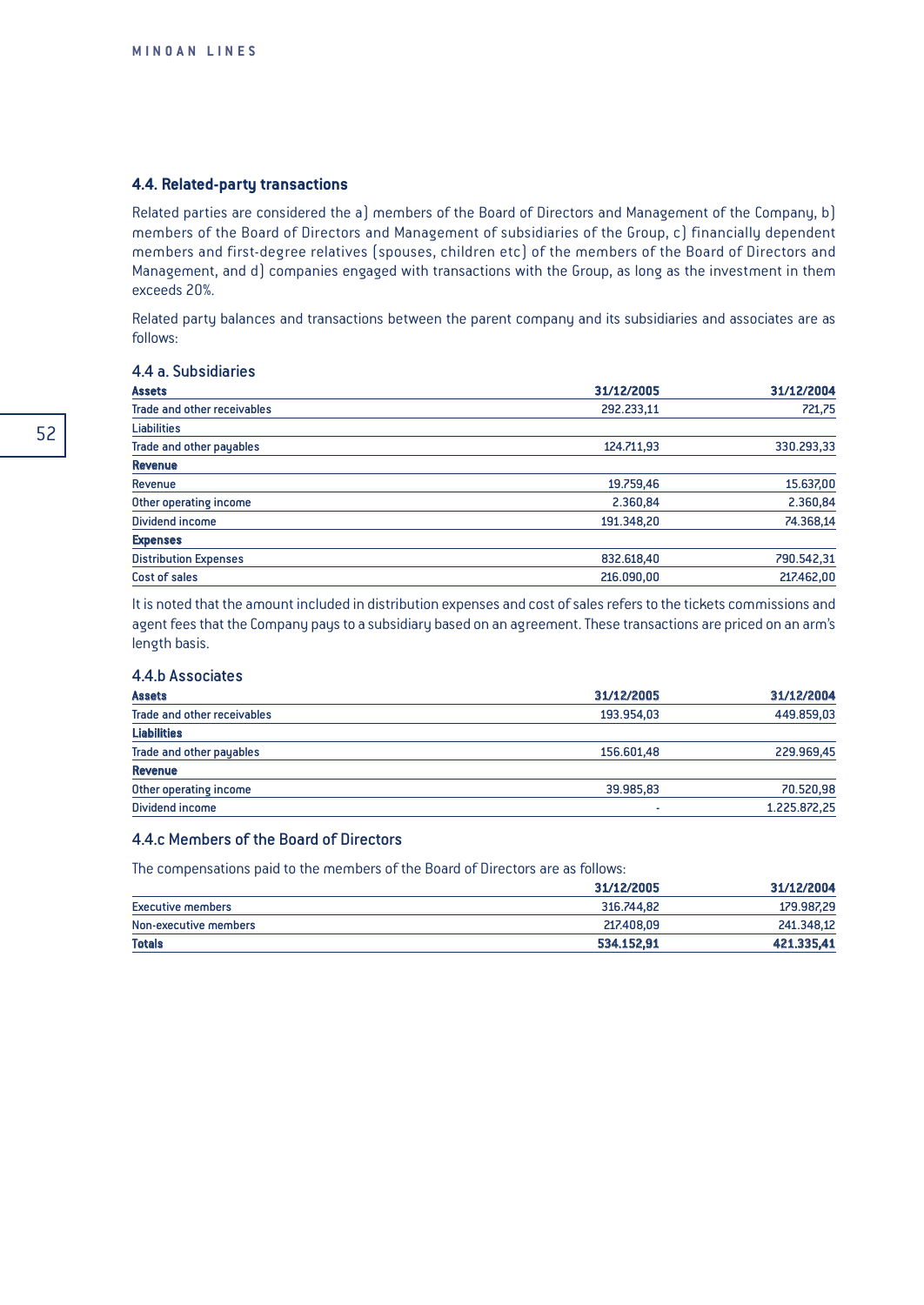### 4.4. Related-party transactions

Related parties are considered the a) members of the Board of Directors and Management of the Company, b) members of the Board of Directors and Management of subsidiaries of the Group, c) financially dependent members and first-degree relatives (spouses, children etc) of the members of the Board of Directors and Management, and d) companies engaged with transactions with the Group, as long as the investment in them exceeds 20%.

Related party balances and transactions between the parent company and its subsidiaries and associates are as follows:

#### 4.4 a. Subsidiaries

| **Assets** | **31/12/2005** | **31/12/2004** |
|---|---|---|
| Trade and other receivables | 292.233,11 | 721,75 |
| Liabilities | | |
| Trade and other payables | 124.711,93 | 330.293,33 |
| **Revenue** | | |
| Revenue | 19.759,46 | 15.637,00 |
| Other operating income | 2.360,84 | 2.360,84 |
| Dividend income | 191.348,20 | 74.368,14 |
| **Expenses** | | |
| Distribution Expenses | 832.618,40 | 790.542,31 |
| Cost of sales | 216.090,00 | 217.462,00 |

It is noted that the amount included in distribution expenses and cost of sales refers to the tickets commissions and agent fees that the Company pays to a subsidiary based on an agreement. These transactions are priced on an arm's length basis.

#### 4.4.b Associates

| **Assets** | **31/12/2005** | **31/12/2004** |
|---|---|---|
| Trade and other receivables | 193.954,03 | 449.859,03 |
| **Liabilities** | | |
| Trade and other payables | 156.601,48 | 229.969,45 |
| **Revenue** | | |
| Other operating income | 39.985,83 | 70.520,98 |
| Dividend income | - | 1.225.872,25 |

#### 4.4.c Members of the Board of Directors

The compensations paid to the members of the Board of Directors are as follows:

| | **31/12/2005** | **31/12/2004** |
|---|---|---|
| Executive members | 316.744,82 | 179.987,29 |
| Non-executive members | 217.408,09 | 241.348,12 |
| **Totals** | **534.152,91** | **421.335,41** |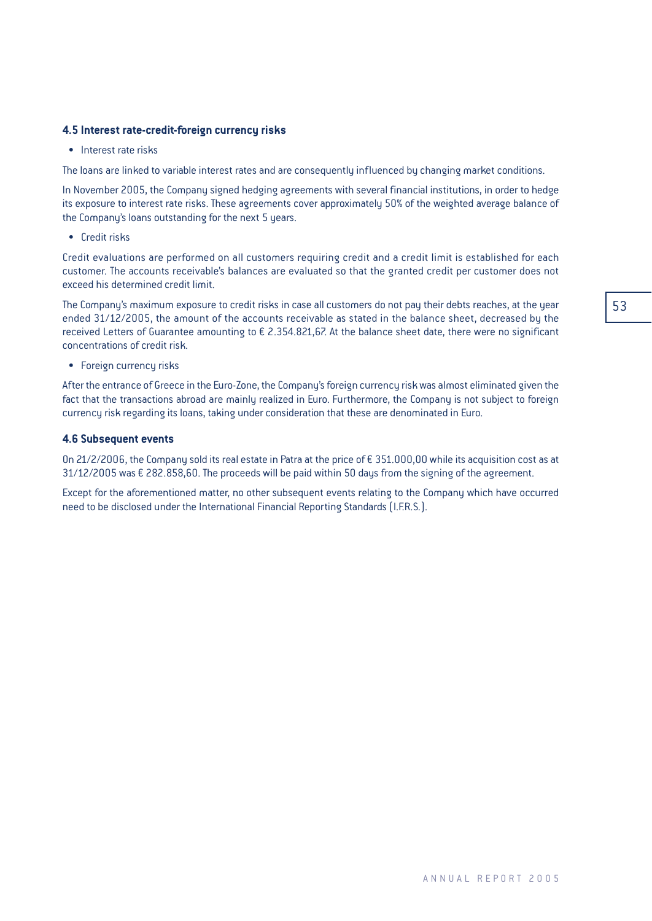### 4.5 Interest rate-credit-foreign currency risks

- Interest rate risks

The loans are linked to variable interest rates and are consequently influenced by changing market conditions.

In November 2005, the Company signed hedging agreements with several financial institutions, in order to hedge its exposure to interest rate risks. These agreements cover approximately 50% of the weighted average balance of the Company's loans outstanding for the next 5 years.

- Credit risks

Credit evaluations are performed on all customers requiring credit and a credit limit is established for each customer. The accounts receivable's balances are evaluated so that the granted credit per customer does not exceed his determined credit limit.

The Company's maximum exposure to credit risks in case all customers do not pay their debts reaches, at the year ended 31/12/2005, the amount of the accounts receivable as stated in the balance sheet, decreased by the received Letters of Guarantee amounting to € 2.354.821,67. At the balance sheet date, there were no significant concentrations of credit risk.

- Foreign currency risks

After the entrance of Greece in the Euro-Zone, the Company's foreign currency risk was almost eliminated given the fact that the transactions abroad are mainly realized in Euro. Furthermore, the Company is not subject to foreign currency risk regarding its loans, taking under consideration that these are denominated in Euro.

### 4.6 Subsequent events

On 21/2/2006, the Company sold its real estate in Patra at the price of € 351.000,00 while its acquisition cost as at 31/12/2005 was € 282.858,60. The proceeds will be paid within 50 days from the signing of the agreement.

Except for the aforementioned matter, no other subsequent events relating to the Company which have occurred need to be disclosed under the International Financial Reporting Standards (I.F.R.S.).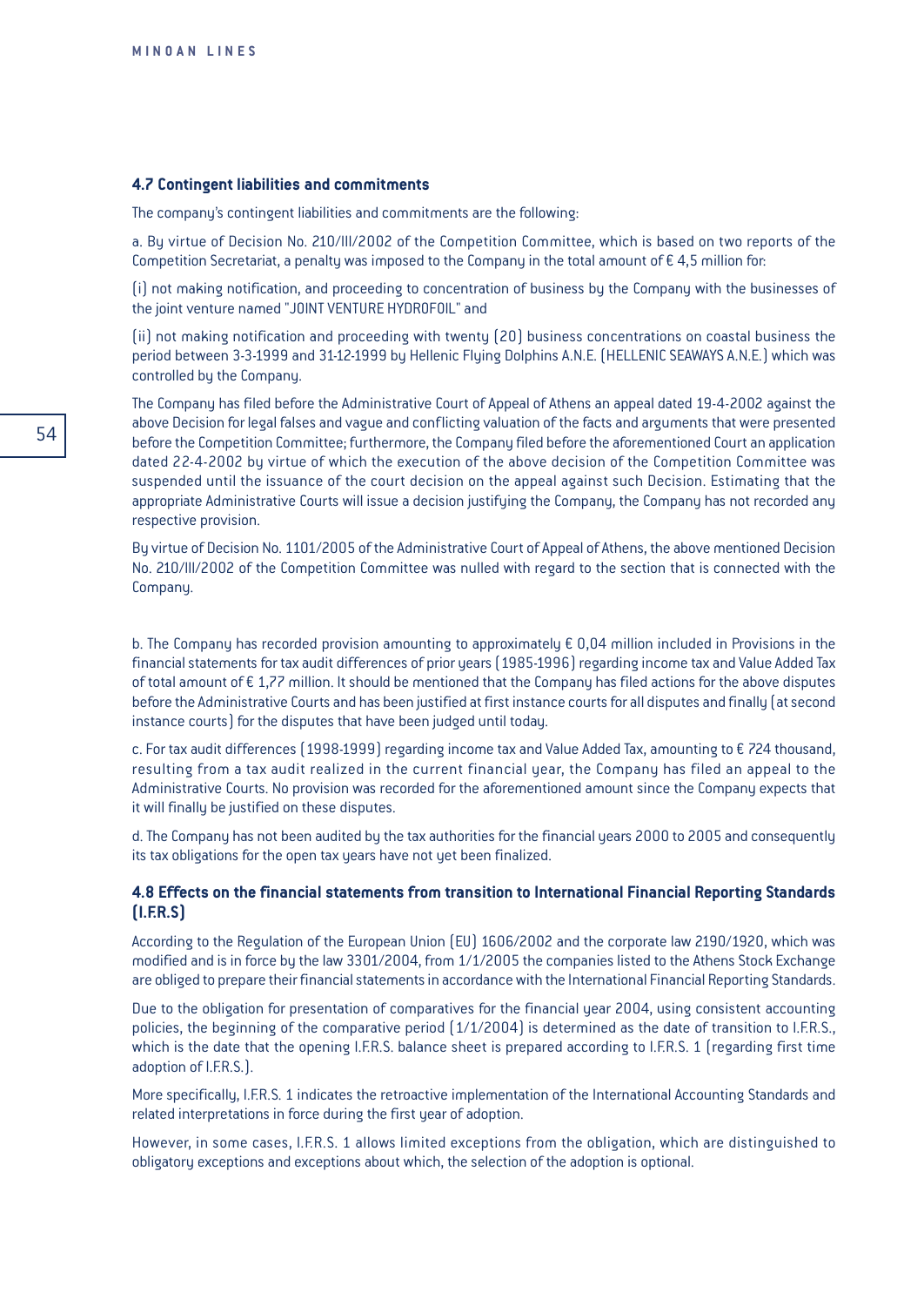### 4.7 Contingent liabilities and commitments

The company's contingent liabilities and commitments are the following:

a. By virtue of Decision No. 210/III/2002 of the Competition Committee, which is based on two reports of the Competition Secretariat, a penalty was imposed to the Company in the total amount of € 4,5 million for:

(i) not making notification, and proceeding to concentration of business by the Company with the businesses of the joint venture named "JOINT VENTURE HYDROFOIL" and

(ii) not making notification and proceeding with twenty (20) business concentrations on coastal business the period between 3-3-1999 and 31-12-1999 by Hellenic Flying Dolphins A.N.E. (HELLENIC SEAWAYS A.N.E.) which was controlled by the Company.

The Company has filed before the Administrative Court of Appeal of Athens an appeal dated 19-4-2002 against the above Decision for legal falses and vague and conflicting valuation of the facts and arguments that were presented before the Competition Committee; furthermore, the Company filed before the aforementioned Court an application dated 22-4-2002 by virtue of which the execution of the above decision of the Competition Committee was suspended until the issuance of the court decision on the appeal against such Decision. Estimating that the appropriate Administrative Courts will issue a decision justifying the Company, the Company has not recorded any respective provision.

By virtue of Decision No. 1101/2005 of the Administrative Court of Appeal of Athens, the above mentioned Decision No. 210/III/2002 of the Competition Committee was nulled with regard to the section that is connected with the Company.

b. The Company has recorded provision amounting to approximately € 0,04 million included in Provisions in the financial statements for tax audit differences of prior years (1985-1996) regarding income tax and Value Added Tax of total amount of € 1,77 million. It should be mentioned that the Company has filed actions for the above disputes before the Administrative Courts and has been justified at first instance courts for all disputes and finally (at second instance courts) for the disputes that have been judged until today.

c. For tax audit differences (1998-1999) regarding income tax and Value Added Tax, amounting to € 724 thousand, resulting from a tax audit realized in the current financial year, the Company has filed an appeal to the Administrative Courts. No provision was recorded for the aforementioned amount since the Company expects that it will finally be justified on these disputes.

d. The Company has not been audited by the tax authorities for the financial years 2000 to 2005 and consequently its tax obligations for the open tax years have not yet been finalized.

### 4.8 Effects on the financial statements from transition to International Financial Reporting Standards (I.F.R.S)

According to the Regulation of the European Union (EU) 1606/2002 and the corporate law 2190/1920, which was modified and is in force by the law 3301/2004, from 1/1/2005 the companies listed to the Athens Stock Exchange are obliged to prepare their financial statements in accordance with the International Financial Reporting Standards.

Due to the obligation for presentation of comparatives for the financial year 2004, using consistent accounting policies, the beginning of the comparative period (1/1/2004) is determined as the date of transition to I.F.R.S., which is the date that the opening I.F.R.S. balance sheet is prepared according to I.F.R.S. 1 (regarding first time adoption of I.F.R.S.).

More specifically, I.F.R.S. 1 indicates the retroactive implementation of the International Accounting Standards and related interpretations in force during the first year of adoption.

However, in some cases, I.F.R.S. 1 allows limited exceptions from the obligation, which are distinguished to obligatory exceptions and exceptions about which, the selection of the adoption is optional.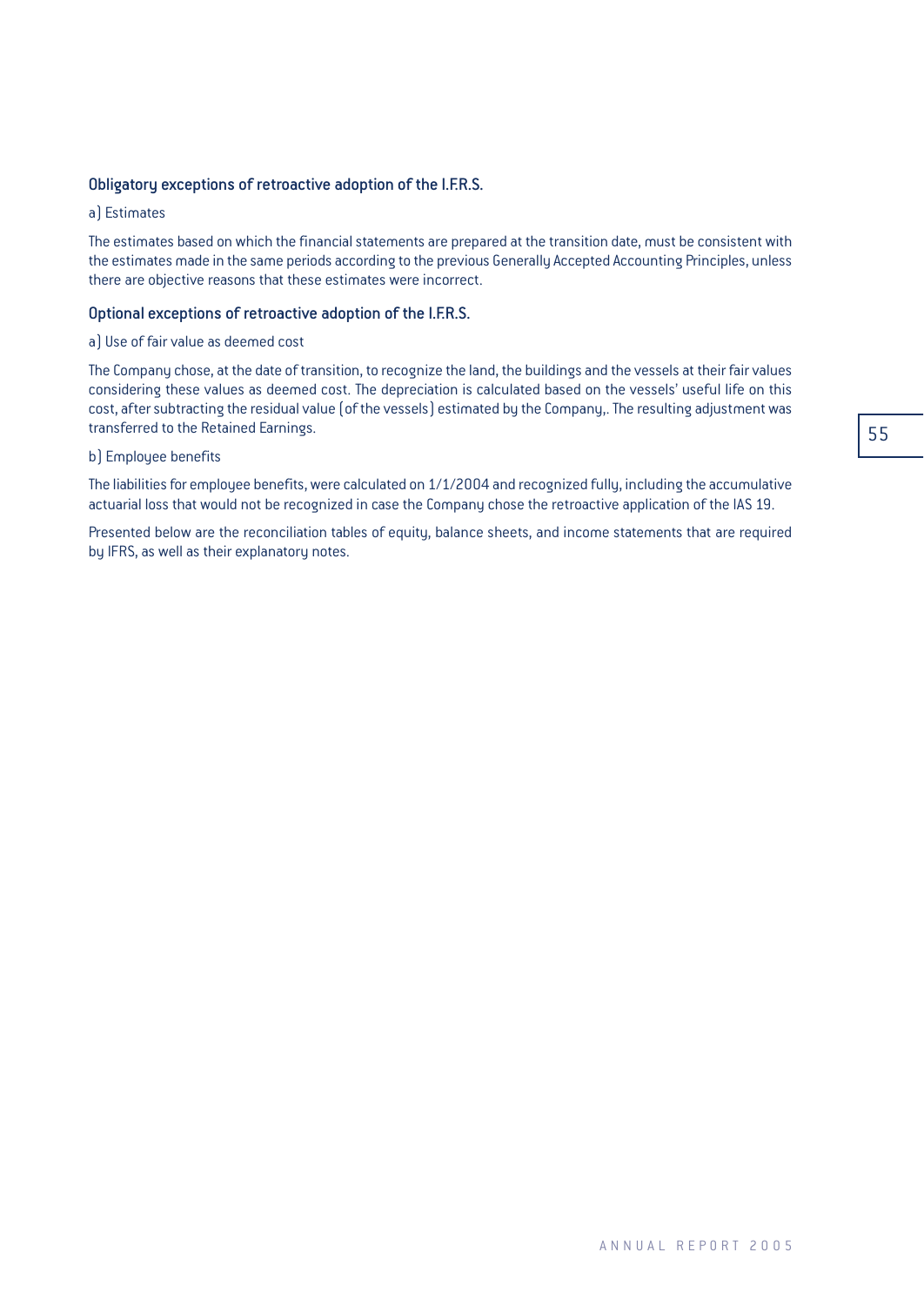### Obligatory exceptions of retroactive adoption of the I.F.R.S.

a) Estimates

The estimates based on which the financial statements are prepared at the transition date, must be consistent with the estimates made in the same periods according to the previous Generally Accepted Accounting Principles, unless there are objective reasons that these estimates were incorrect.

### Optional exceptions of retroactive adoption of the I.F.R.S.

a) Use of fair value as deemed cost

The Company chose, at the date of transition, to recognize the land, the buildings and the vessels at their fair values considering these values as deemed cost. The depreciation is calculated based on the vessels' useful life on this cost, after subtracting the residual value (of the vessels) estimated by the Company,. The resulting adjustment was transferred to the Retained Earnings.

b) Employee benefits

The liabilities for employee benefits, were calculated on 1/1/2004 and recognized fully, including the accumulative actuarial loss that would not be recognized in case the Company chose the retroactive application of the IAS 19.

Presented below are the reconciliation tables of equity, balance sheets, and income statements that are required by IFRS, as well as their explanatory notes.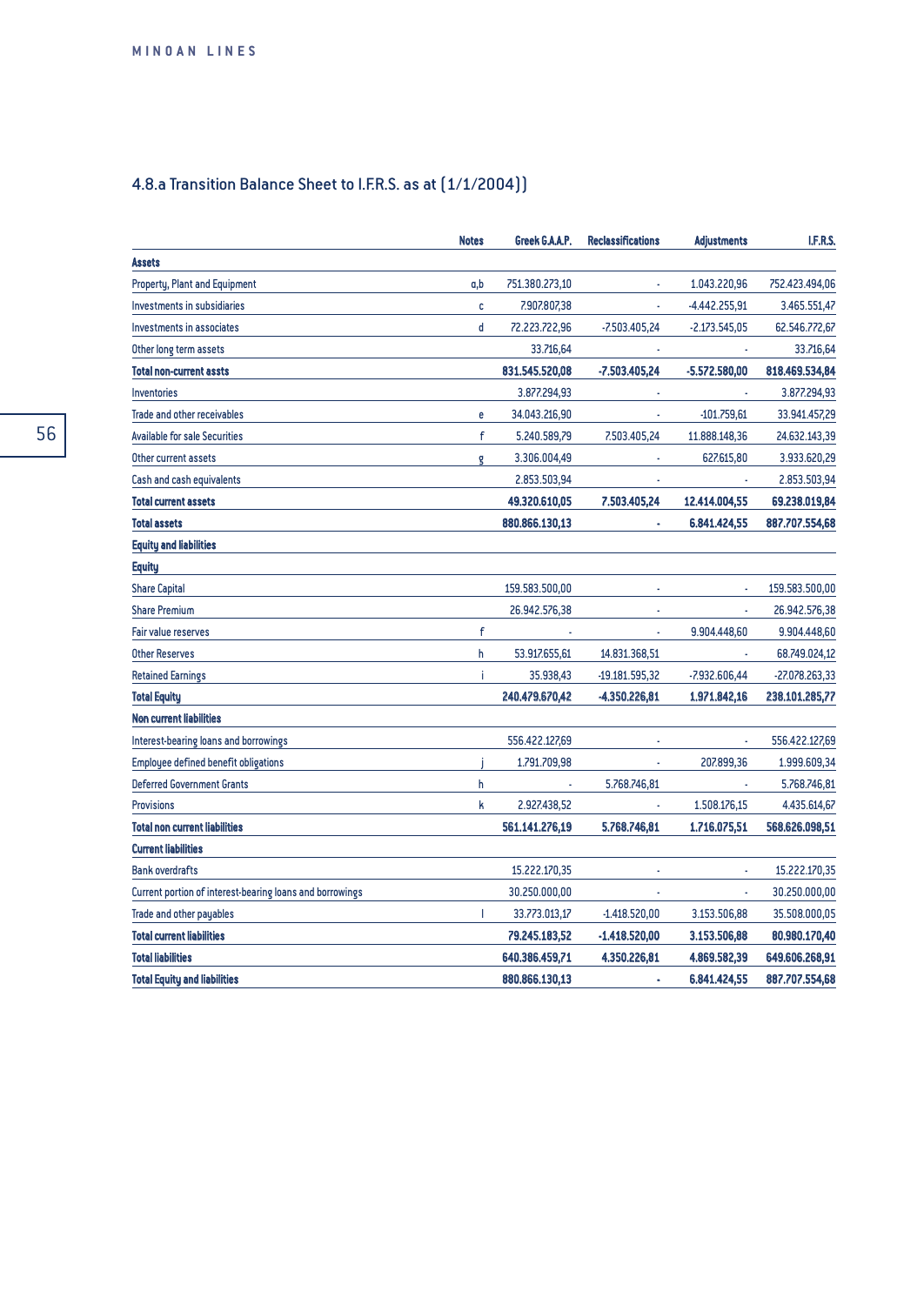## 4.8.a Transition Balance Sheet to I.F.R.S. as at (1/1/2004))

| | Notes | Greek G.A.A.P. | Reclassifications | Adjustments | I.F.R.S. |
|---|---|---|---|---|---|
| **Assets** | | | | | |
| Property, Plant and Equipment | a,b | 751.380.273,10 | - | 1.043.220,96 | 752.423.494,06 |
| Investments in subsidiaries | c | 7.907.807,38 | - | -4.442.255,91 | 3.465.551,47 |
| Investments in associates | d | 72.223.722,96 | -7.503.405,24 | -2.173.545,05 | 62.546.772,67 |
| Other long term assets | | 33.716,64 | - | - | 33.716,64 |
| **Total non-current assts** | | **831.545.520,08** | **-7.503.405,24** | **-5.572.580,00** | **818.469.534,84** |
| Inventories | | 3.877.294,93 | - | - | 3.877.294,93 |
| Trade and other receivables | e | 34.043.216,90 | - | -101.759,61 | 33.941.457,29 |
| Available for sale Securities | f | 5.240.589,79 | 7.503.405,24 | 11.888.148,36 | 24.632.143,39 |
| Other current assets | g | 3.306.004,49 | - | 627.615,80 | 3.933.620,29 |
| Cash and cash equivalents | | 2.853.503,94 | - | - | 2.853.503,94 |
| **Total current assets** | | **49.320.610,05** | **7.503.405,24** | **12.414.004,55** | **69.238.019,84** |
| **Total assets** | | **880.866.130,13** | **-** | **6.841.424,55** | **887.707.554,68** |
| **Equity and liabilities** | | | | | |
| **Equity** | | | | | |
| Share Capital | | 159.583.500,00 | - | - | 159.583.500,00 |
| Share Premium | | 26.942.576,38 | - | - | 26.942.576,38 |
| Fair value reserves | f | - | - | 9.904.448,60 | 9.904.448,60 |
| Other Reserves | h | 53.917.655,61 | 14.831.368,51 | - | 68.749.024,12 |
| Retained Earnings | i | 35.938,43 | -19.181.595,32 | -7.932.606,44 | -27.078.263,33 |
| **Total Equity** | | **240.479.670,42** | **-4.350.226,81** | **1.971.842,16** | **238.101.285,77** |
| **Non current liabilities** | | | | | |
| Interest-bearing loans and borrowings | | 556.422.127,69 | - | - | 556.422.127,69 |
| Employee defined benefit obligations | j | 1.791.709,98 | - | 207.899,36 | 1.999.609,34 |
| Deferred Government Grants | h | - | 5.768.746,81 | - | 5.768.746,81 |
| Provisions | k | 2.927.438,52 | - | 1.508.176,15 | 4.435.614,67 |
| **Total non current liabilities** | | **561.141.276,19** | **5.768.746,81** | **1.716.075,51** | **568.626.098,51** |
| **Current liabilities** | | | | | |
| Bank overdrafts | | 15.222.170,35 | - | - | 15.222.170,35 |
| Current portion of interest-bearing loans and borrowings | | 30.250.000,00 | - | - | 30.250.000,00 |
| Trade and other payables | l | 33.773.013,17 | -1.418.520,00 | 3.153.506,88 | 35.508.000,05 |
| **Total current liabilities** | | **79.245.183,52** | **-1.418.520,00** | **3.153.506,88** | **80.980.170,40** |
| **Total liabilities** | | **640.386.459,71** | **4.350.226,81** | **4.869.582,39** | **649.606.268,91** |
| **Total Equity and liabilities** | | **880.866.130,13** | **-** | **6.841.424,55** | **887.707.554,68** |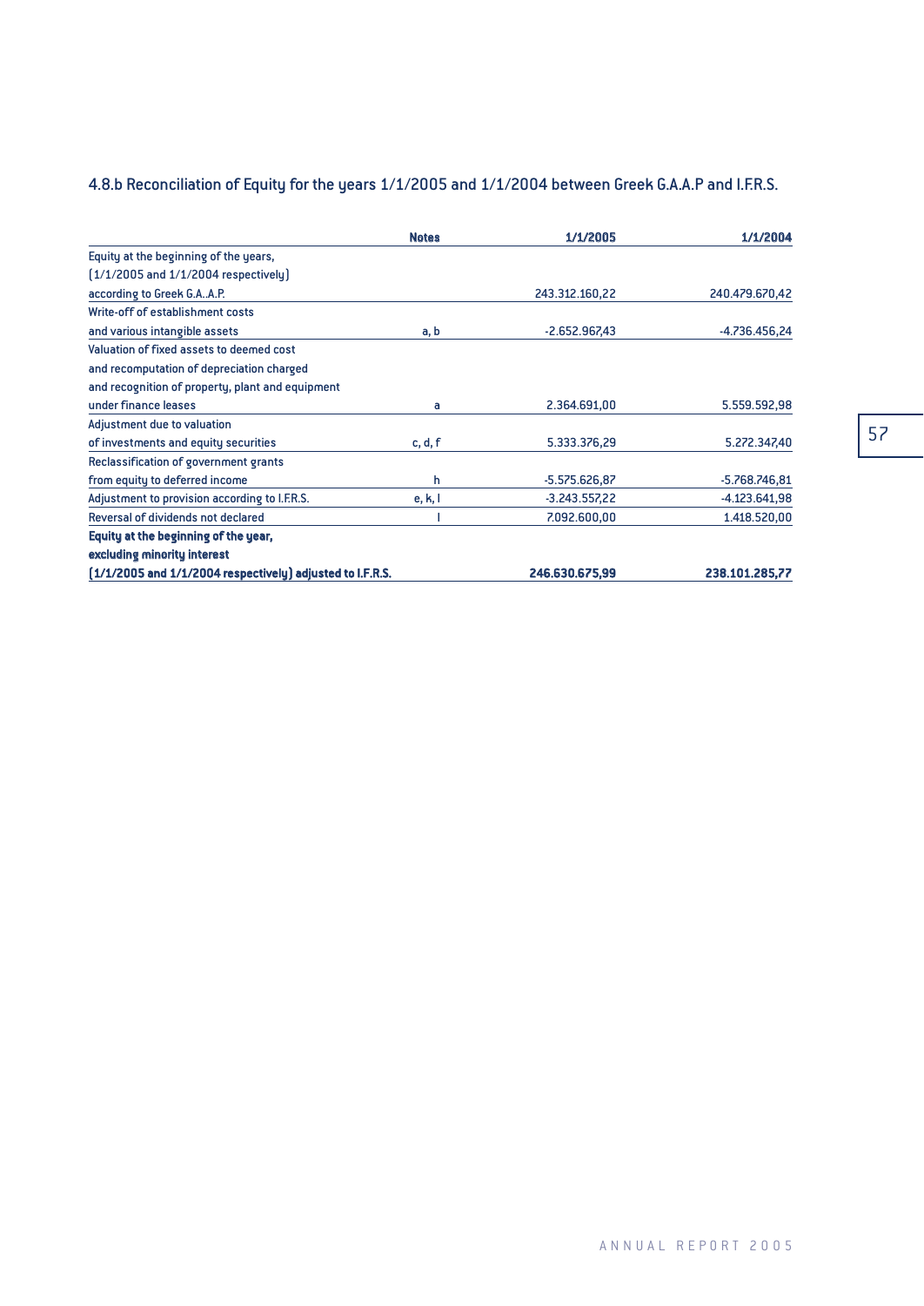## 4.8.b Reconciliation of Equity for the years 1/1/2005 and 1/1/2004 between Greek G.A.A.P and I.F.R.S.

| | Notes | 1/1/2005 | 1/1/2004 |
|---|---|---|---|
| Equity at the beginning of the years, (1/1/2005 and 1/1/2004 respectively) according to Greek G.A..A.P. | | 243.312.160,22 | 240.479.670,42 |
| Write-off of establishment costs and various intangible assets | a, b | -2.652.967,43 | -4.736.456,24 |
| Valuation of fixed assets to deemed cost and recomputation of depreciation charged and recognition of property, plant and equipment under finance leases | a | 2.364.691,00 | 5.559.592,98 |
| Adjustment due to valuation of investments and equity securities | c, d, f | 5.333.376,29 | 5.272.347,40 |
| Reclassification of government grants from equity to deferred income | h | -5.575.626,87 | -5.768.746,81 |
| Adjustment to provision according to I.F.R.S. | e, k, l | -3.243.557,22 | -4.123.641,98 |
| Reversal of dividends not declared | l | 7.092.600,00 | 1.418.520,00 |
| **Equity at the beginning of the year, excluding minority interest (1/1/2005 and 1/1/2004 respectively) adjusted to I.F.R.S.** | | **246.630.675,99** | **238.101.285,77** |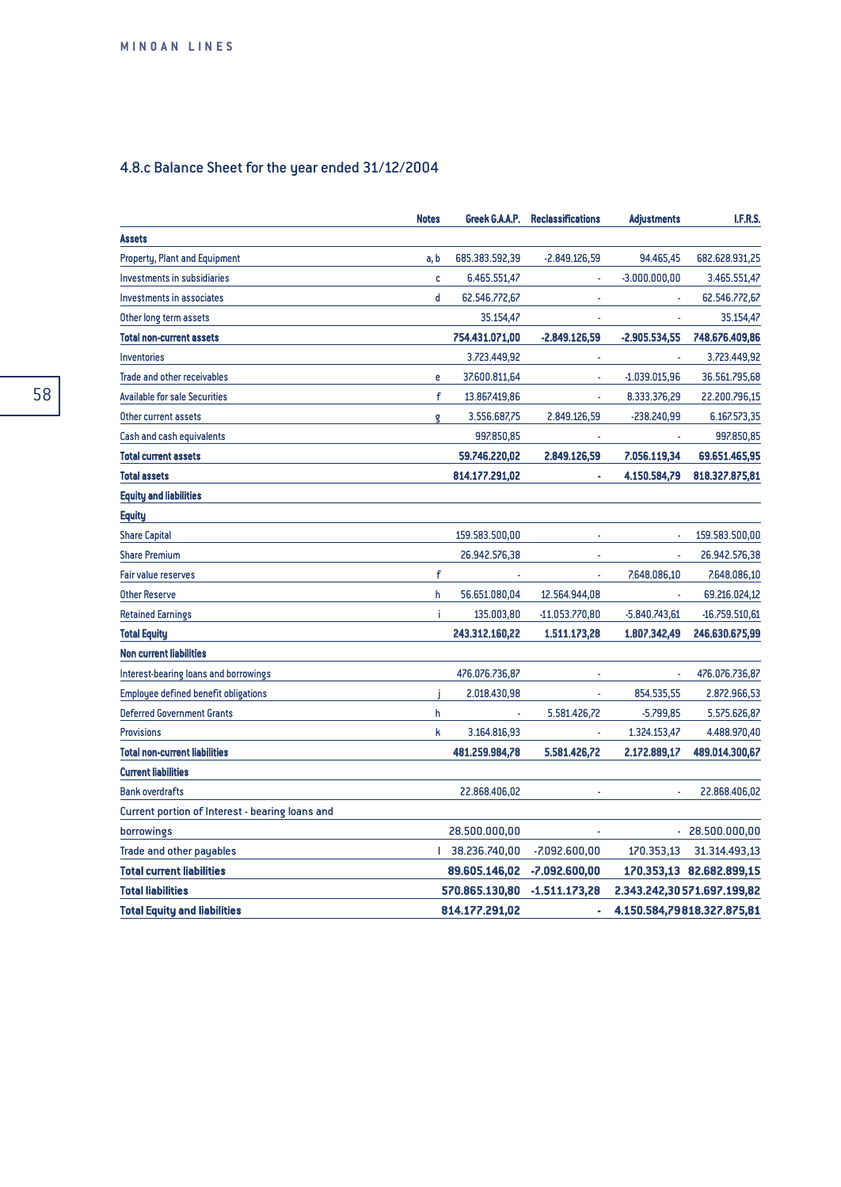## 4.8.c Balance Sheet for the year ended 31/12/2004

| | Notes | Greek G.A.A.P. | Reclassifications | Adjustments | I.F.R.S. |
|---|---|---|---|---|---|
| **Assets** | | | | | |
| Property, Plant and Equipment | a, b | 685.383.592,39 | -2.849.126,59 | 94.465,45 | 682.628.931,25 |
| Investments in subsidiaries | c | 6.465.551,47 | - | -3.000.000,00 | 3.465.551,47 |
| Investments in associates | d | 62.546.772,67 | - | - | 62.546.772,67 |
| Other long term assets | | 35.154,47 | - | - | 35.154,47 |
| **Total non-current assets** | | **754.431.071,00** | **-2.849.126,59** | **-2.905.534,55** | **748.676.409,86** |
| Inventories | | 3.723.449,92 | - | - | 3.723.449,92 |
| Trade and other receivables | e | 37.600.811,64 | - | -1.039.015,96 | 36.561.795,68 |
| Available for sale Securities | f | 13.867.419,86 | - | 8.333.376,29 | 22.200.796,15 |
| Other current assets | g | 3.556.687,75 | 2.849.126,59 | -238.240,99 | 6.167.573,35 |
| Cash and cash equivalents | | 997.850,85 | - | - | 997.850,85 |
| **Total current assets** | | **59.746.220,02** | **2.849.126,59** | **7.056.119,34** | **69.651.465,95** |
| **Total assets** | | **814.177.291,02** | **-** | **4.150.584,79** | **818.327.875,81** |
| **Equity and liabilities** | | | | | |
| **Equity** | | | | | |
| Share Capital | | 159.583.500,00 | - | - | 159.583.500,00 |
| Share Premium | | 26.942.576,38 | - | - | 26.942.576,38 |
| Fair value reserves | f | - | - | 7.648.086,10 | 7.648.086,10 |
| Other Reserve | h | 56.651.080,04 | 12.564.944,08 | - | 69.216.024,12 |
| Retained Earnings | i | 135.003,80 | -11.053.770,80 | -5.840.743,61 | -16.759.510,61 |
| **Total Equity** | | **243.312.160,22** | **1.511.173,28** | **1.807.342,49** | **246.630.675,99** |
| **Non current liabilities** | | | | | |
| Interest-bearing loans and borrowings | | 476.076.736,87 | - | - | 476.076.736,87 |
| Employee defined benefit obligations | j | 2.018.430,98 | - | 854.535,55 | 2.872.966,53 |
| Deferred Government Grants | h | - | 5.581.426,72 | -5.799,85 | 5.575.626,87 |
| Provisions | k | 3.164.816,93 | - | 1.324.153,47 | 4.488.970,40 |
| **Total non-current liabilities** | | **481.259.984,78** | **5.581.426,72** | **2.172.889,17** | **489.014.300,67** |
| **Current liabilities** | | | | | |
| Bank overdrafts | | 22.868.406,02 | - | - | 22.868.406,02 |
| Current portion of Interest - bearing loans and borrowings | | 28.500.000,00 | - | - | 28.500.000,00 |
| Trade and other payables | l | 38.236.740,00 | -7.092.600,00 | 170.353,13 | 31.314.493,13 |
| **Total current liabilities** | | **89.605.146,02** | **-7.092.600,00** | **170.353,13** | **82.682.899,15** |
| **Total liabilities** | | **570.865.130,80** | **-1.511.173,28** | **2.343.242,30** | **571.697.199,82** |
| **Total Equity and liabilities** | | **814.177.291,02** | **-** | **4.150.584,79** | **818.327.875,81** |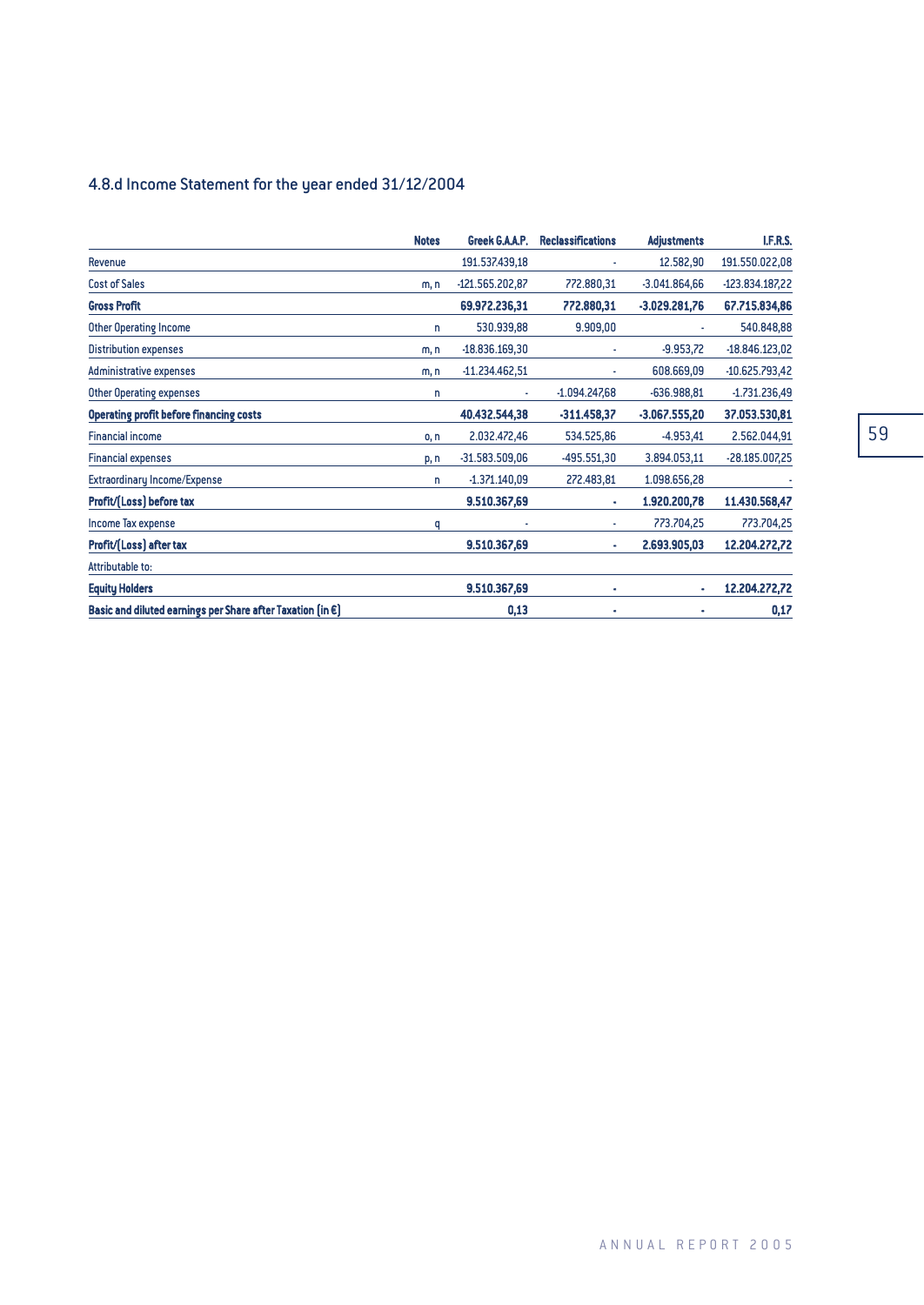### 4.8.d Income Statement for the year ended 31/12/2004

| | Notes | Greek G.A.A.P. | Reclassifications | Adjustments | I.F.R.S. |
|---|---|---|---|---|---|
| Revenue | | 191.537.439,18 | - | 12.582,90 | 191.550.022,08 |
| Cost of Sales | m, n | -121.565.202,87 | 772.880,31 | -3.041.864,66 | -123.834.187,22 |
| **Gross Profit** | | **69.972.236,31** | **772.880,31** | **-3.029.281,76** | **67.715.834,86** |
| Other Operating Income | n | 530.939,88 | 9.909,00 | - | 540.848,88 |
| Distribution expenses | m, n | -18.836.169,30 | - | -9.953,72 | -18.846.123,02 |
| Administrative expenses | m, n | -11.234.462,51 | - | 608.669,09 | -10.625.793,42 |
| Other Operating expenses | n | - | -1.094.247,68 | -636.988,81 | -1.731.236,49 |
| **Operating profit before financing costs** | | **40.432.544,38** | **-311.458,37** | **-3.067.555,20** | **37.053.530,81** |
| Financial income | o, n | 2.032.472,46 | 534.525,86 | -4.953,41 | 2.562.044,91 |
| Financial expenses | p, n | -31.583.509,06 | -495.551,30 | 3.894.053,11 | -28.185.007,25 |
| Extraordinary Income/Expense | n | -1.371.140,09 | 272.483,81 | 1.098.656,28 | - |
| **Profit/(Loss) before tax** | | **9.510.367,69** | **-** | **1.920.200,78** | **11.430.568,47** |
| Income Tax expense | q | - | - | 773.704,25 | 773.704,25 |
| **Profit/(Loss) after tax** | | **9.510.367,69** | **-** | **2.693.905,03** | **12.204.272,72** |
| Attributable to: | | | | | |
| **Equity Holders** | | **9.510.367,69** | **-** | **-** | **12.204.272,72** |
| **Basic and diluted earnings per Share after Taxation (in €)** | | **0,13** | **-** | **-** | **0,17** |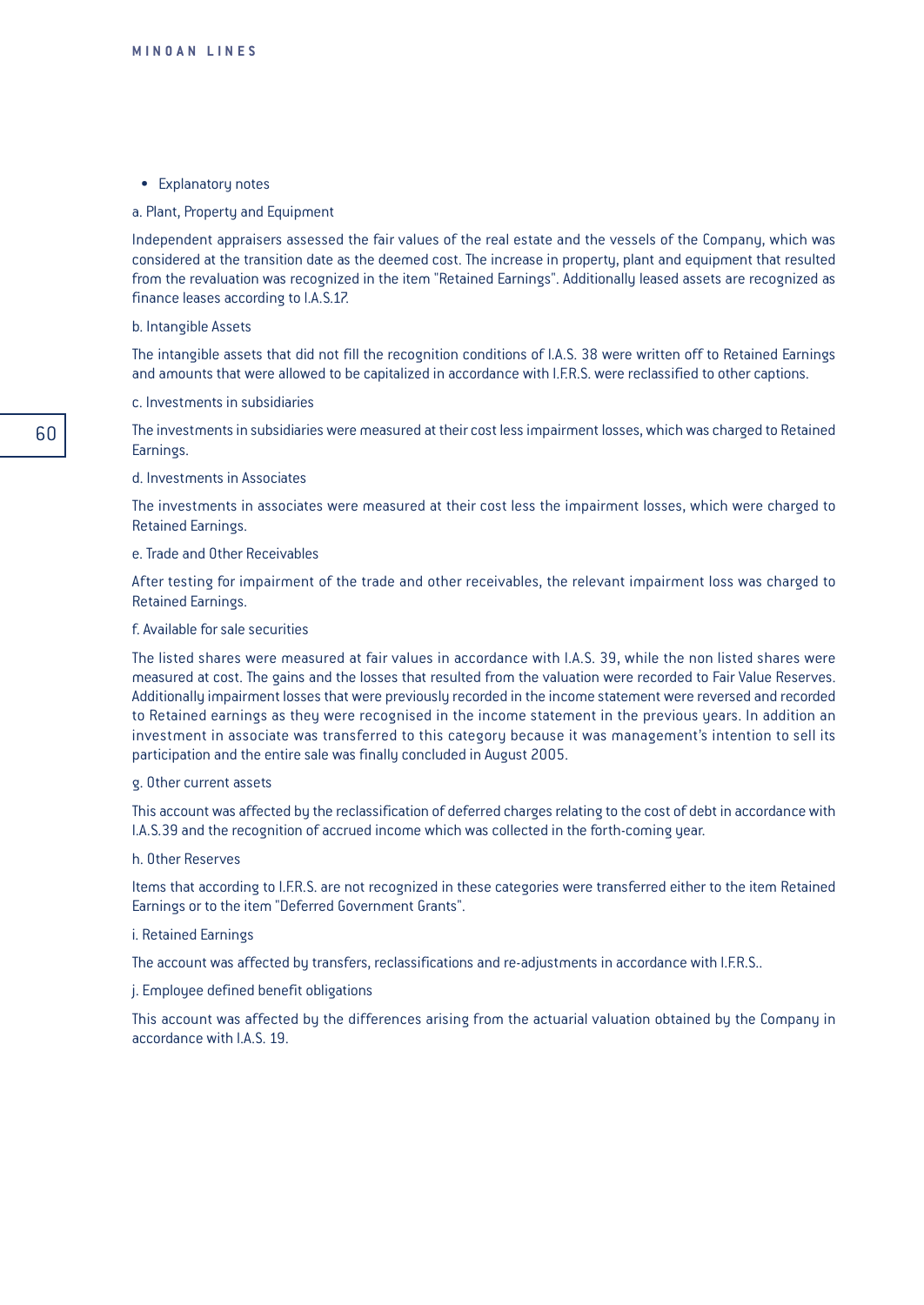- Explanatory notes

a. Plant, Property and Equipment

Independent appraisers assessed the fair values of the real estate and the vessels of the Company, which was considered at the transition date as the deemed cost. The increase in property, plant and equipment that resulted from the revaluation was recognized in the item "Retained Earnings". Additionally leased assets are recognized as finance leases according to I.A.S.17.

b. Intangible Assets

The intangible assets that did not fill the recognition conditions of I.A.S. 38 were written off to Retained Earnings and amounts that were allowed to be capitalized in accordance with I.F.R.S. were reclassified to other captions.

c. Investments in subsidiaries

The investments in subsidiaries were measured at their cost less impairment losses, which was charged to Retained Earnings.

d. Investments in Associates

The investments in associates were measured at their cost less the impairment losses, which were charged to Retained Earnings.

e. Trade and Other Receivables

After testing for impairment of the trade and other receivables, the relevant impairment loss was charged to Retained Earnings.

f. Available for sale securities

The listed shares were measured at fair values in accordance with I.A.S. 39, while the non listed shares were measured at cost. The gains and the losses that resulted from the valuation were recorded to Fair Value Reserves. Additionally impairment losses that were previously recorded in the income statement were reversed and recorded to Retained earnings as they were recognised in the income statement in the previous years. In addition an investment in associate was transferred to this category because it was management's intention to sell its participation and the entire sale was finally concluded in August 2005.

g. Other current assets

This account was affected by the reclassification of deferred charges relating to the cost of debt in accordance with I.A.S.39 and the recognition of accrued income which was collected in the forth-coming year.

h. Other Reserves

Items that according to I.F.R.S. are not recognized in these categories were transferred either to the item Retained Earnings or to the item "Deferred Government Grants".

i. Retained Earnings

The account was affected by transfers, reclassifications and re-adjustments in accordance with I.F.R.S..

j. Employee defined benefit obligations

This account was affected by the differences arising from the actuarial valuation obtained by the Company in accordance with I.A.S. 19.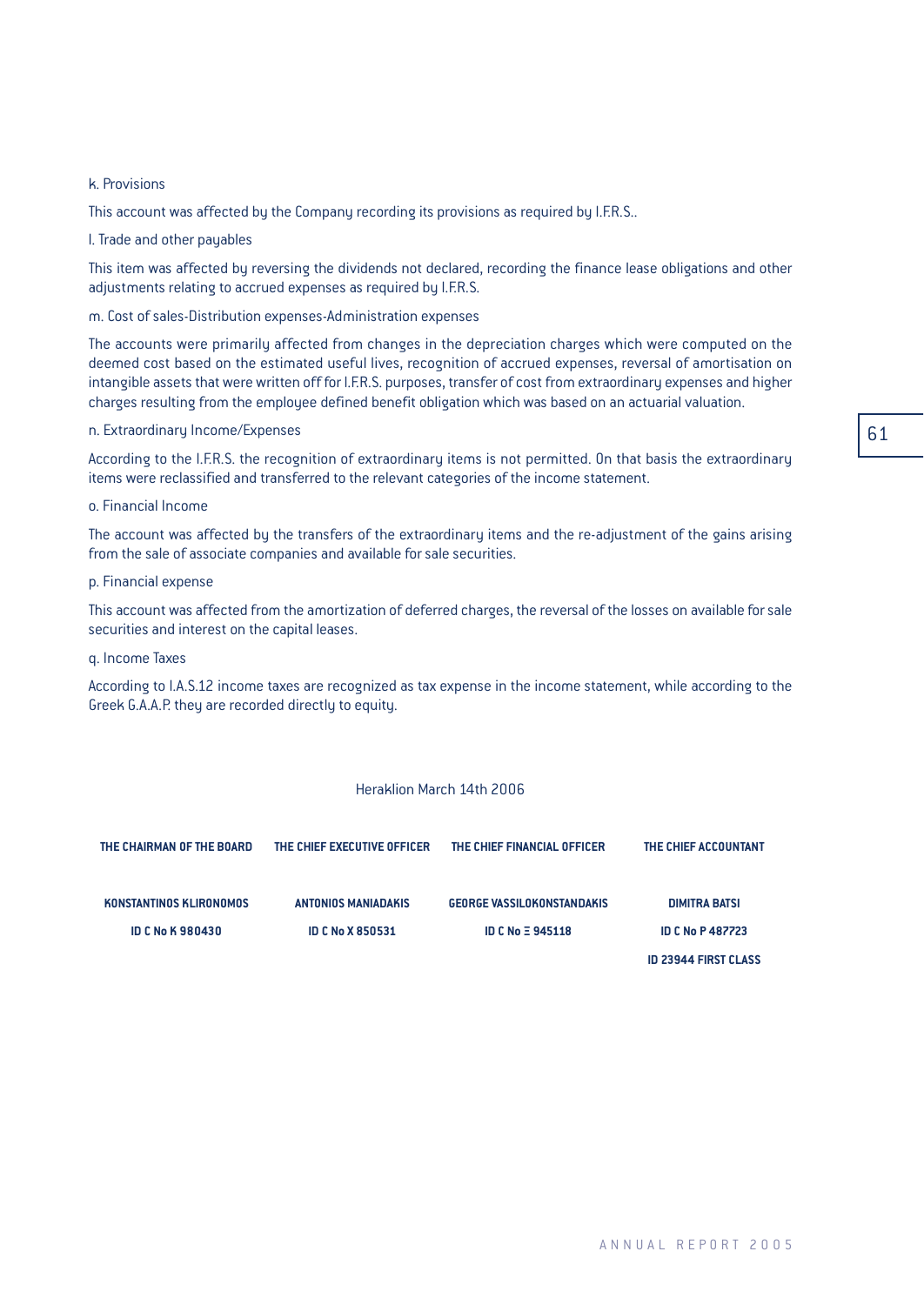k. Provisions

This account was affected by the Company recording its provisions as required by I.F.R.S..

l. Trade and other payables

This item was affected by reversing the dividends not declared, recording the finance lease obligations and other adjustments relating to accrued expenses as required by I.F.R.S.

m. Cost of sales-Distribution expenses-Administration expenses

The accounts were primarily affected from changes in the depreciation charges which were computed on the deemed cost based on the estimated useful lives, recognition of accrued expenses, reversal of amortisation on intangible assets that were written off for I.F.R.S. purposes, transfer of cost from extraordinary expenses and higher charges resulting from the employee defined benefit obligation which was based on an actuarial valuation.

n. Extraordinary Income/Expenses

According to the I.F.R.S. the recognition of extraordinary items is not permitted. On that basis the extraordinary items were reclassified and transferred to the relevant categories of the income statement.

o. Financial Income

The account was affected by the transfers of the extraordinary items and the re-adjustment of the gains arising from the sale of associate companies and available for sale securities.

p. Financial expense

This account was affected from the amortization of deferred charges, the reversal of the losses on available for sale securities and interest on the capital leases.

q. Income Taxes

According to I.A.S.12 income taxes are recognized as tax expense in the income statement, while according to the Greek G.A.A.P. they are recorded directly to equity.

Heraklion March 14th 2006

| THE CHAIRMAN OF THE BOARD | THE CHIEF EXECUTIVE OFFICER | THE CHIEF FINANCIAL OFFICER | THE CHIEF ACCOUNTANT |
|---|---|---|---|
| **KONSTANTINOS KLIRONOMOS** | **ANTONIOS MANIADAKIS** | **GEORGE VASSILOKONSTANDAKIS** | **DIMITRA BATSI** |
| **ID C No K 980430** | **ID C No X 850531** | **ID C No Ξ 945118** | **ID C No P 487723** |
| | | | **ID 23944 FIRST CLASS** |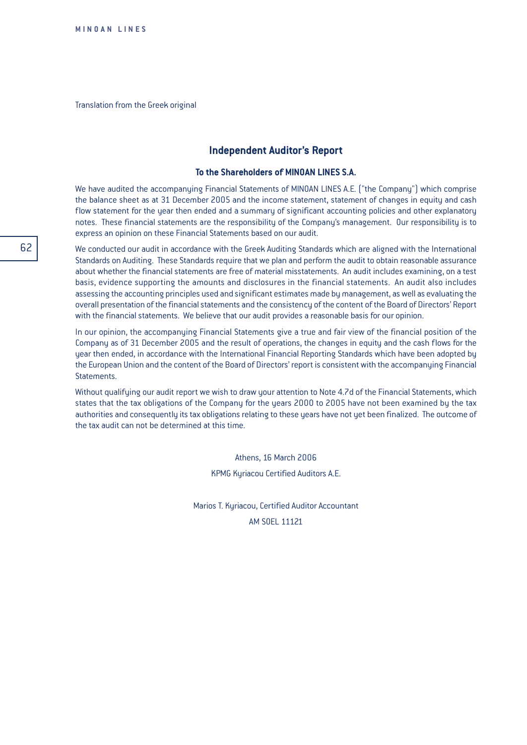Translation from the Greek original

# Independent Auditor's Report

## To the Shareholders of MINOAN LINES S.A.

We have audited the accompanying Financial Statements of MINOAN LINES A.E. ("the Company") which comprise the balance sheet as at 31 December 2005 and the income statement, statement of changes in equity and cash flow statement for the year then ended and a summary of significant accounting policies and other explanatory notes. These financial statements are the responsibility of the Company's management. Our responsibility is to express an opinion on these Financial Statements based on our audit.

We conducted our audit in accordance with the Greek Auditing Standards which are aligned with the International Standards on Auditing. These Standards require that we plan and perform the audit to obtain reasonable assurance about whether the financial statements are free of material misstatements. An audit includes examining, on a test basis, evidence supporting the amounts and disclosures in the financial statements. An audit also includes assessing the accounting principles used and significant estimates made by management, as well as evaluating the overall presentation of the financial statements and the consistency of the content of the Board of Directors' Report with the financial statements. We believe that our audit provides a reasonable basis for our opinion.

In our opinion, the accompanying Financial Statements give a true and fair view of the financial position of the Company as of 31 December 2005 and the result of operations, the changes in equity and the cash flows for the year then ended, in accordance with the International Financial Reporting Standards which have been adopted by the European Union and the content of the Board of Directors' report is consistent with the accompanying Financial Statements.

Without qualifying our audit report we wish to draw your attention to Note 4.7d of the Financial Statements, which states that the tax obligations of the Company for the years 2000 to 2005 have not been examined by the tax authorities and consequently its tax obligations relating to these years have not yet been finalized. The outcome of the tax audit can not be determined at this time.

Athens, 16 March 2006

KPMG Kyriacou Certified Auditors A.E.

Marios T. Kyriacou, Certified Auditor Accountant

AM SOEL 11121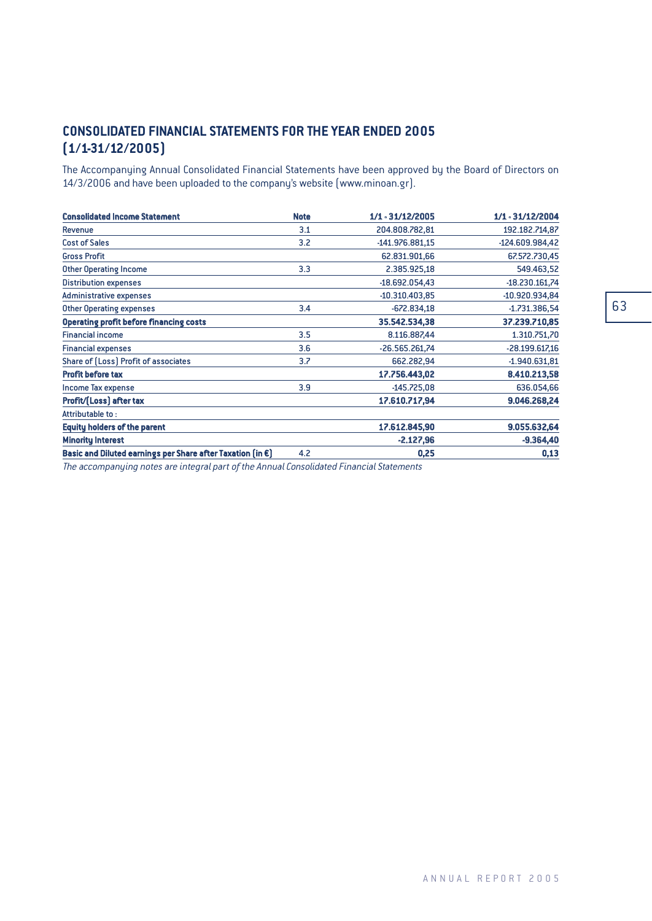## CONSOLIDATED FINANCIAL STATEMENTS FOR THE YEAR ENDED 2005 (1/1-31/12/2005)

The Accompanying Annual Consolidated Financial Statements have been approved by the Board of Directors on 14/3/2006 and have been uploaded to the company's website (www.minoan.gr).

| **Consolidated Income Statement** | **Note** | **1/1 - 31/12/2005** | **1/1 - 31/12/2004** |
|---|---|---|---|
| Revenue | 3.1 | 204.808.782,81 | 192.182.714,87 |
| Cost of Sales | 3.2 | -141.976.881,15 | -124.609.984,42 |
| Gross Profit | | 62.831.901,66 | 67.572.730,45 |
| Other Operating Income | 3.3 | 2.385.925,18 | 549.463,52 |
| Distribution expenses | | -18.692.054,43 | -18.230.161,74 |
| Administrative expenses | | -10.310.403,85 | -10.920.934,84 |
| Other Operating expenses | 3.4 | -672.834,18 | -1.731.386,54 |
| **Operating profit before financing costs** | | **35.542.534,38** | **37.239.710,85** |
| Financial income | 3.5 | 8.116.887,44 | 1.310.751,70 |
| Financial expenses | 3.6 | -26.565.261,74 | -28.199.617,16 |
| Share of (Loss) Profit of associates | 3.7 | 662.282,94 | -1.940.631,81 |
| **Profit before tax** | | **17.756.443,02** | **8.410.213,58** |
| Income Tax expense | 3.9 | -145.725,08 | 636.054,66 |
| **Profit/(Loss) after tax** | | **17.610.717,94** | **9.046.268,24** |
| Attributable to : | | | |
| **Equity holders of the parent** | | **17.612.845,90** | **9.055.632,64** |
| **Minority Interest** | | **-2.127,96** | **-9.364,40** |
| **Basic and Diluted earnings per Share after Taxation (in €)** | 4.2 | **0,25** | **0,13** |

*The accompanying notes are integral part of the Annual Consolidated Financial Statements*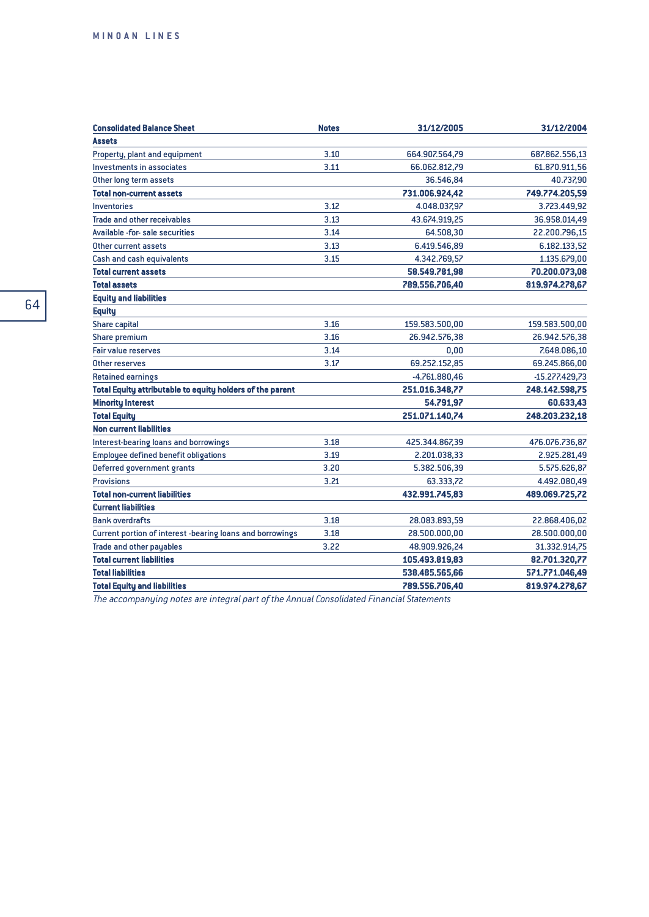| **Consolidated Balance Sheet** | **Notes** | **31/12/2005** | **31/12/2004** |
|---|---|---|---|
| **Assets** | | | |
| Property, plant and equipment | 3.10 | 664.907.564,79 | 687.862.556,13 |
| Investments in associates | 3.11 | 66.062.812,79 | 61.870.911,56 |
| Other long term assets | | 36.546,84 | 40.737,90 |
| **Total non-current assets** | | **731.006.924,42** | **749.774.205,59** |
| Inventories | 3.12 | 4.048.037,97 | 3.723.449,92 |
| Trade and other receivables | 3.13 | 43.674.919,25 | 36.958.014,49 |
| Available -for- sale securities | 3.14 | 64.508,30 | 22.200.796,15 |
| Other current assets | 3.13 | 6.419.546,89 | 6.182.133,52 |
| Cash and cash equivalents | 3.15 | 4.342.769,57 | 1.135.679,00 |
| **Total current assets** | | **58.549.781,98** | **70.200.073,08** |
| **Total assets** | | **789.556.706,40** | **819.974.278,67** |
| **Equity and liabilities** | | | |
| **Equity** | | | |
| Share capital | 3.16 | 159.583.500,00 | 159.583.500,00 |
| Share premium | 3.16 | 26.942.576,38 | 26.942.576,38 |
| Fair value reserves | 3.14 | 0,00 | 7.648.086,10 |
| Other reserves | 3.17 | 69.252.152,85 | 69.245.866,00 |
| Retained earnings | | -4.761.880,46 | -15.277.429,73 |
| **Total Equity attributable to equity holders of the parent** | | **251.016.348,77** | **248.142.598,75** |
| **Minority Interest** | | **54.791,97** | **60.633,43** |
| **Total Equity** | | **251.071.140,74** | **248.203.232,18** |
| **Non current liabilities** | | | |
| Interest-bearing loans and borrowings | 3.18 | 425.344.867,39 | 476.076.736,87 |
| Employee defined benefit obligations | 3.19 | 2.201.038,33 | 2.925.281,49 |
| Deferred government grants | 3.20 | 5.382.506,39 | 5.575.626,87 |
| Provisions | 3.21 | 63.333,72 | 4.492.080,49 |
| **Total non-current liabilities** | | **432.991.745,83** | **489.069.725,72** |
| **Current liabilities** | | | |
| Bank overdrafts | 3.18 | 28.083.893,59 | 22.868.406,02 |
| Current portion of interest -bearing loans and borrowings | 3.18 | 28.500.000,00 | 28.500.000,00 |
| Trade and other payables | 3.22 | 48.909.926,24 | 31.332.914,75 |
| **Total current liabilities** | | **105.493.819,83** | **82.701.320,77** |
| **Total liabilities** | | **538.485.565,66** | **571.771.046,49** |
| **Total Equity and liabilities** | | **789.556.706,40** | **819.974.278,67** |

*The accompanying notes are integral part of the Annual Consolidated Financial Statements*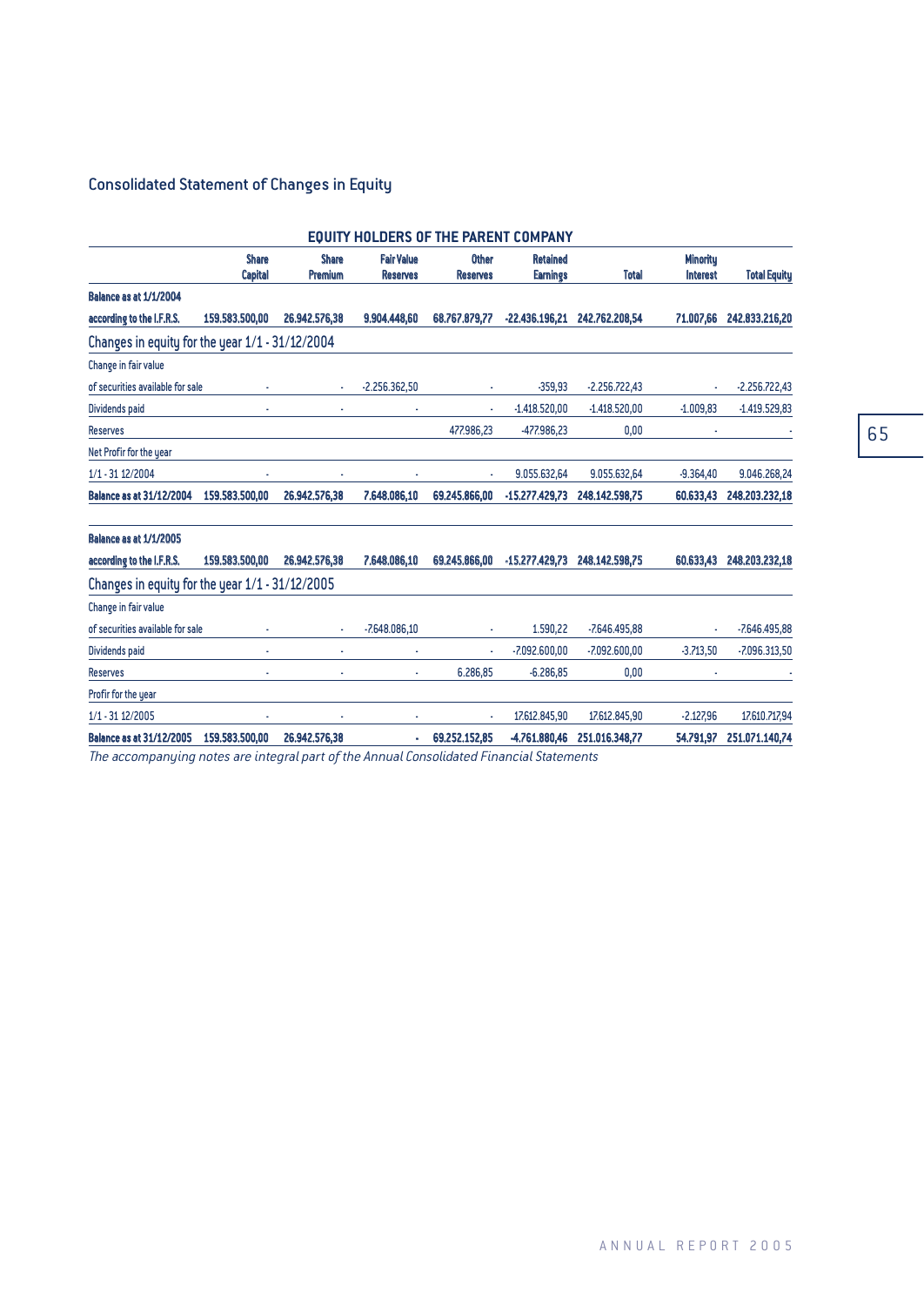## Consolidated Statement of Changes in Equity

| | EQUITY HOLDERS OF THE PARENT COMPANY | | | | | | | |
|---|---|---|---|---|---|---|---|---|
| | **Share Capital** | **Share Premium** | **Fair Value Reserves** | **Other Reserves** | **Retained Earnings** | **Total** | **Minority Interest** | **Total Equity** |
| **Balance as at 1/1/2004** | | | | | | | | |
| **according to the I.F.R.S.** | **159.583.500,00** | **26.942.576,38** | **9.904.448,60** | **68.767.879,77** | **-22.436.196,21** | **242.762.208,54** | **71.007,66** | **242.833.216,20** |
| **Changes in equity for the year 1/1 - 31/12/2004** | | | | | | | | |
| Change in fair value | | | | | | | | |
| of securities available for sale | - | - | -2.256.362,50 | - | -359,93 | -2.256.722,43 | - | -2.256.722,43 |
| Dividends paid | - | - | - | - | -1.418.520,00 | -1.418.520,00 | -1.009,83 | -1.419.529,83 |
| Reserves | | | | 477.986,23 | -477.986,23 | 0,00 | - | - |
| Net Profir for the year | | | | | | | | |
| 1/1 - 31 12/2004 | - | - | - | - | 9.055.632,64 | 9.055.632,64 | -9.364,40 | 9.046.268,24 |
| **Balance as at 31/12/2004** | **159.583.500,00** | **26.942.576,38** | **7.648.086,10** | **69.245.866,00** | **-15.277.429,73** | **248.142.598,75** | **60.633,43** | **248.203.232,18** |
| **Balance as at 1/1/2005** | | | | | | | | |
| **according to the I.F.R.S.** | **159.583.500,00** | **26.942.576,38** | **7.648.086,10** | **69.245.866,00** | **-15.277.429,73** | **248.142.598,75** | **60.633,43** | **248.203.232,18** |
| **Changes in equity for the year 1/1 - 31/12/2005** | | | | | | | | |
| Change in fair value | | | | | | | | |
| of securities available for sale | - | - | -7.648.086,10 | - | 1.590,22 | -7.646.495,88 | - | -7.646.495,88 |
| Dividends paid | - | - | - | - | -7.092.600,00 | -7.092.600,00 | -3.713,50 | -7.096.313,50 |
| Reserves | - | - | - | 6.286,85 | -6.286,85 | 0,00 | - | - |
| Profir for the year | | | | | | | | |
| 1/1 - 31 12/2005 | - | - | - | - | 17.612.845,90 | 17.612.845,90 | -2.127,96 | 17.610.717,94 |
| **Balance as at 31/12/2005** | **159.583.500,00** | **26.942.576,38** | **-** | **69.252.152,85** | **-4.761.880,46** | **251.016.348,77** | **54.791,97** | **251.071.140,74** |

*The accompanying notes are integral part of the Annual Consolidated Financial Statements*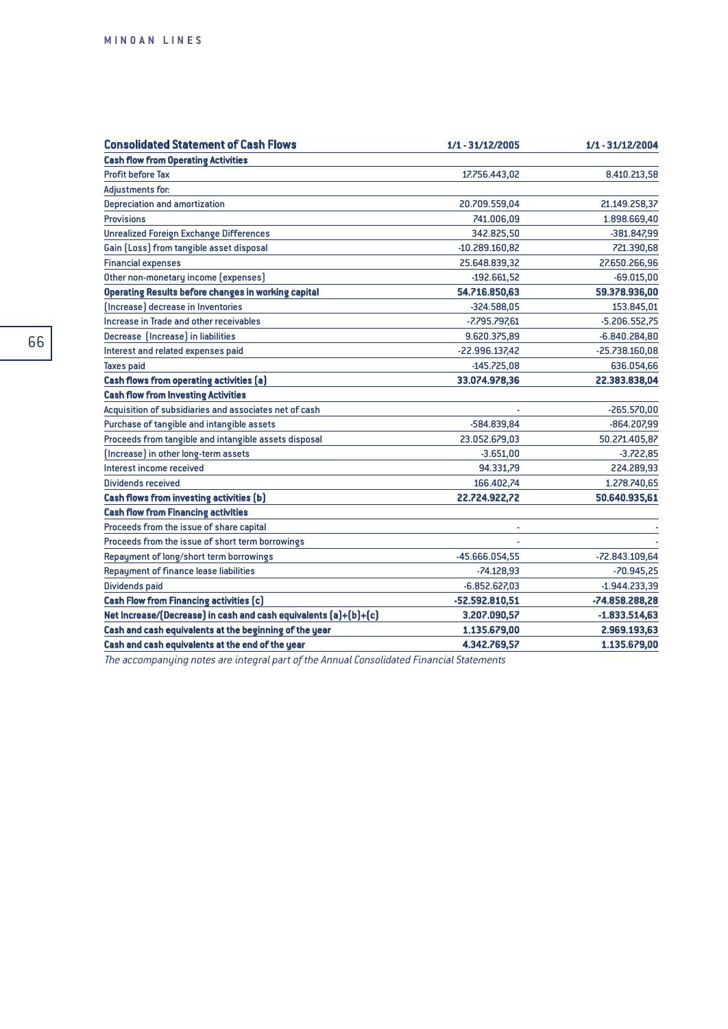| Consolidated Statement of Cash Flows | 1/1 - 31/12/2005 | 1/1 - 31/12/2004 |
|---|---|---|
| **Cash flow from Operating Activities** | | |
| Profit before Tax | 17.756.443,02 | 8.410.213,58 |
| Adjustments for: | | |
| Depreciation and amortization | 20.709.559,04 | 21.149.258,37 |
| Provisions | 741.006,09 | 1.898.669,40 |
| Unrealized Foreign Exchange Differences | 342.825,50 | -381.847,99 |
| Gain (Loss) from tangible asset disposal | -10.289.160,82 | 721.390,68 |
| Financial expenses | 25.648.839,32 | 27.650.266,96 |
| Other non-monetary income (expenses) | -192.661,52 | -69.015,00 |
| **Operating Results before changes in working capital** | **54.716.850,63** | **59.378.936,00** |
| (Increase) decrease in Inventories | -324.588,05 | 153.845,01 |
| Increase in Trade and other receivables | -7.795.797,61 | -5.206.552,75 |
| Decrease (Increase) in liabilities | 9.620.375,89 | -6.840.284,80 |
| Interest and related expenses paid | -22.996.137,42 | -25.738.160,08 |
| Taxes paid | -145.725,08 | 636.054,66 |
| **Cash flows from operating activities (a)** | **33.074.978,36** | **22.383.838,04** |
| **Cash flow from Investing Activities** | | |
| Acquisition of subsidiaries and associates net of cash | - | -265.570,00 |
| Purchase of tangible and intangible assets | -584.839,84 | -864.207,99 |
| Proceeds from tangible and intangible assets disposal | 23.052.679,03 | 50.271.405,87 |
| (Increase) in other long-term assets | -3.651,00 | -3.722,85 |
| Interest income received | 94.331,79 | 224.289,93 |
| Dividends received | 166.402,74 | 1.278.740,65 |
| **Cash flows from investing activities (b)** | **22.724.922,72** | **50.640.935,61** |
| **Cash flow from Financing activities** | | |
| Proceeds from the issue of share capital | - | - |
| Proceeds from the issue of short term borrowings | - | - |
| Repayment of long/short term borrowings | -45.666.054,55 | -72.843.109,64 |
| Repayment of finance lease liabilities | -74.128,93 | -70.945,25 |
| Dividends paid | -6.852.627,03 | -1.944.233,39 |
| **Cash Flow from Financing activities (c)** | **-52.592.810,51** | **-74.858.288,28** |
| **Net Increase/(Decrease) in cash and cash equivalents (a)+(b)+(c)** | **3.207.090,57** | **-1.833.514,63** |
| **Cash and cash equivalents at the beginning of the year** | **1.135.679,00** | **2.969.193,63** |
| **Cash and cash equivalents at the end of the year** | **4.342.769,57** | **1.135.679,00** |

*The accompanying notes are integral part of the Annual Consolidated Financial Statements*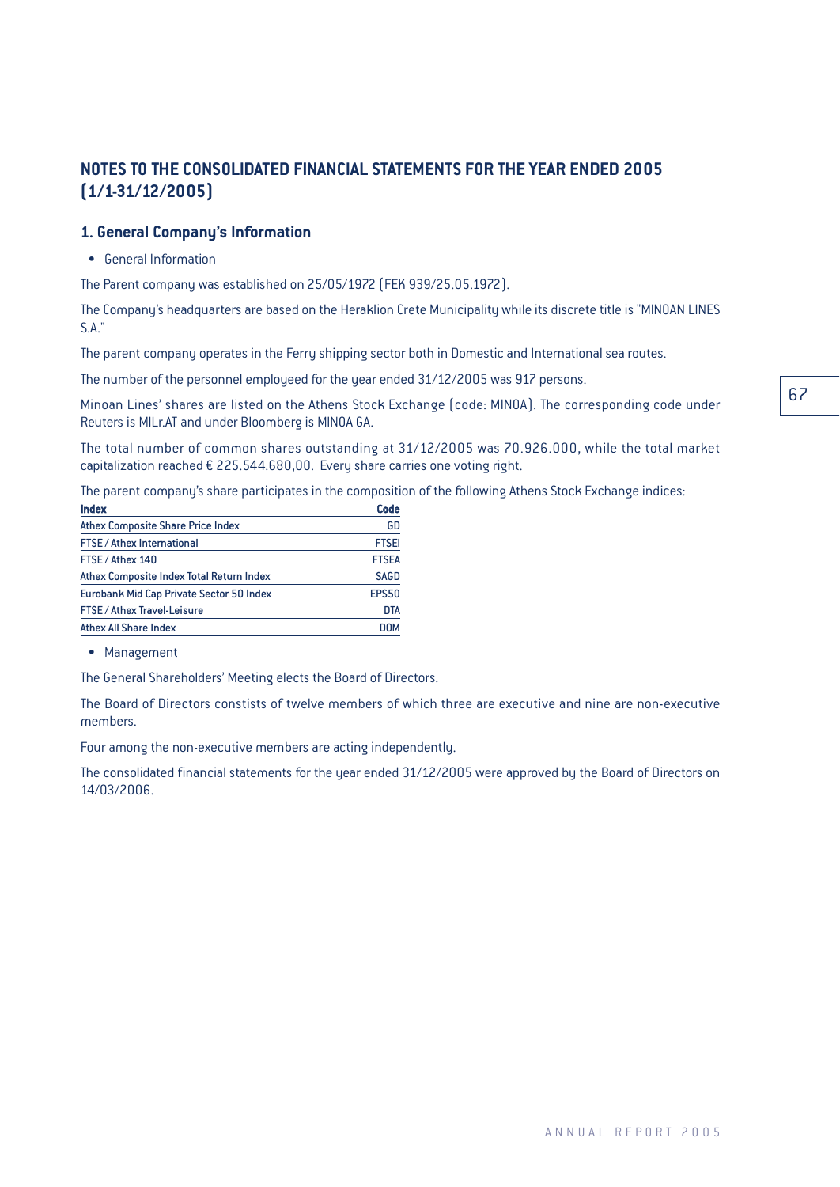## NOTES TO THE CONSOLIDATED FINANCIAL STATEMENTS FOR THE YEAR ENDED 2005 (1/1-31/12/2005)

### 1. General Company's Information

- General Information

The Parent company was established on 25/05/1972 (FEK 939/25.05.1972).

The Company's headquarters are based on the Heraklion Crete Municipality while its discrete title is "MINOAN LINES S.A."

The parent company operates in the Ferry shipping sector both in Domestic and International sea routes.

The number of the personnel employeed for the year ended 31/12/2005 was 917 persons.

Minoan Lines' shares are listed on the Athens Stock Exchange (code: MINOA). The corresponding code under Reuters is MILr.AT and under Bloomberg is MINOA GA.

The total number of common shares outstanding at 31/12/2005 was 70.926.000, while the total market capitalization reached € 225.544.680,00. Every share carries one voting right.

The parent company's share participates in the composition of the following Athens Stock Exchange indices:

| Index | Code |
|---|---|
| Athex Composite Share Price Index | GD |
| FTSE / Athex International | FTSEI |
| FTSE / Athex 140 | FTSEA |
| Athex Composite Index Total Return Index | SAGD |
| Eurobank Mid Cap Private Sector 50 Index | EPS50 |
| FTSE / Athex Travel-Leisure | DTA |
| Athex All Share Index | DOM |

- Management

The General Shareholders' Meeting elects the Board of Directors.

The Board of Directors constists of twelve members of which three are executive and nine are non-executive members.

Four among the non-executive members are acting independently.

The consolidated financial statements for the year ended 31/12/2005 were approved by the Board of Directors on 14/03/2006.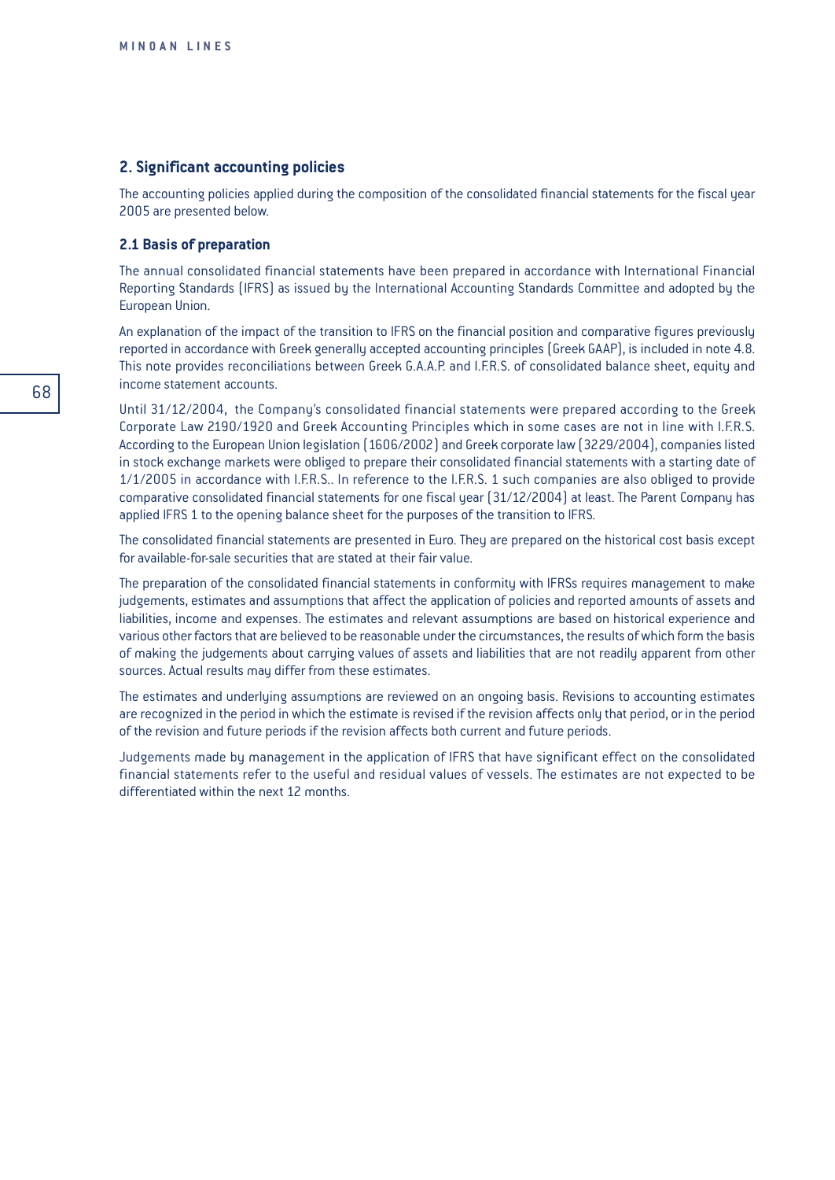## 2. Significant accounting policies

The accounting policies applied during the composition of the consolidated financial statements for the fiscal year 2005 are presented below.

### 2.1 Basis of preparation

The annual consolidated financial statements have been prepared in accordance with International Financial Reporting Standards (IFRS) as issued by the International Accounting Standards Committee and adopted by the European Union.

An explanation of the impact of the transition to IFRS on the financial position and comparative figures previously reported in accordance with Greek generally accepted accounting principles (Greek GAAP), is included in note 4.8. This note provides reconciliations between Greek G.A.A.P. and I.F.R.S. of consolidated balance sheet, equity and income statement accounts.

Until 31/12/2004, the Company's consolidated financial statements were prepared according to the Greek Corporate Law 2190/1920 and Greek Accounting Principles which in some cases are not in line with I.F.R.S. According to the European Union legislation (1606/2002) and Greek corporate law (3229/2004), companies listed in stock exchange markets were obliged to prepare their consolidated financial statements with a starting date of 1/1/2005 in accordance with I.F.R.S.. In reference to the I.F.R.S. 1 such companies are also obliged to provide comparative consolidated financial statements for one fiscal year (31/12/2004) at least. The Parent Company has applied IFRS 1 to the opening balance sheet for the purposes of the transition to IFRS.

The consolidated financial statements are presented in Euro. They are prepared on the historical cost basis except for available-for-sale securities that are stated at their fair value.

The preparation of the consolidated financial statements in conformity with IFRSs requires management to make judgements, estimates and assumptions that affect the application of policies and reported amounts of assets and liabilities, income and expenses. The estimates and relevant assumptions are based on historical experience and various other factors that are believed to be reasonable under the circumstances, the results of which form the basis of making the judgements about carrying values of assets and liabilities that are not readily apparent from other sources. Actual results may differ from these estimates.

The estimates and underlying assumptions are reviewed on an ongoing basis. Revisions to accounting estimates are recognized in the period in which the estimate is revised if the revision affects only that period, or in the period of the revision and future periods if the revision affects both current and future periods.

Judgements made by management in the application of IFRS that have significant effect on the consolidated financial statements refer to the useful and residual values of vessels. The estimates are not expected to be differentiated within the next 12 months.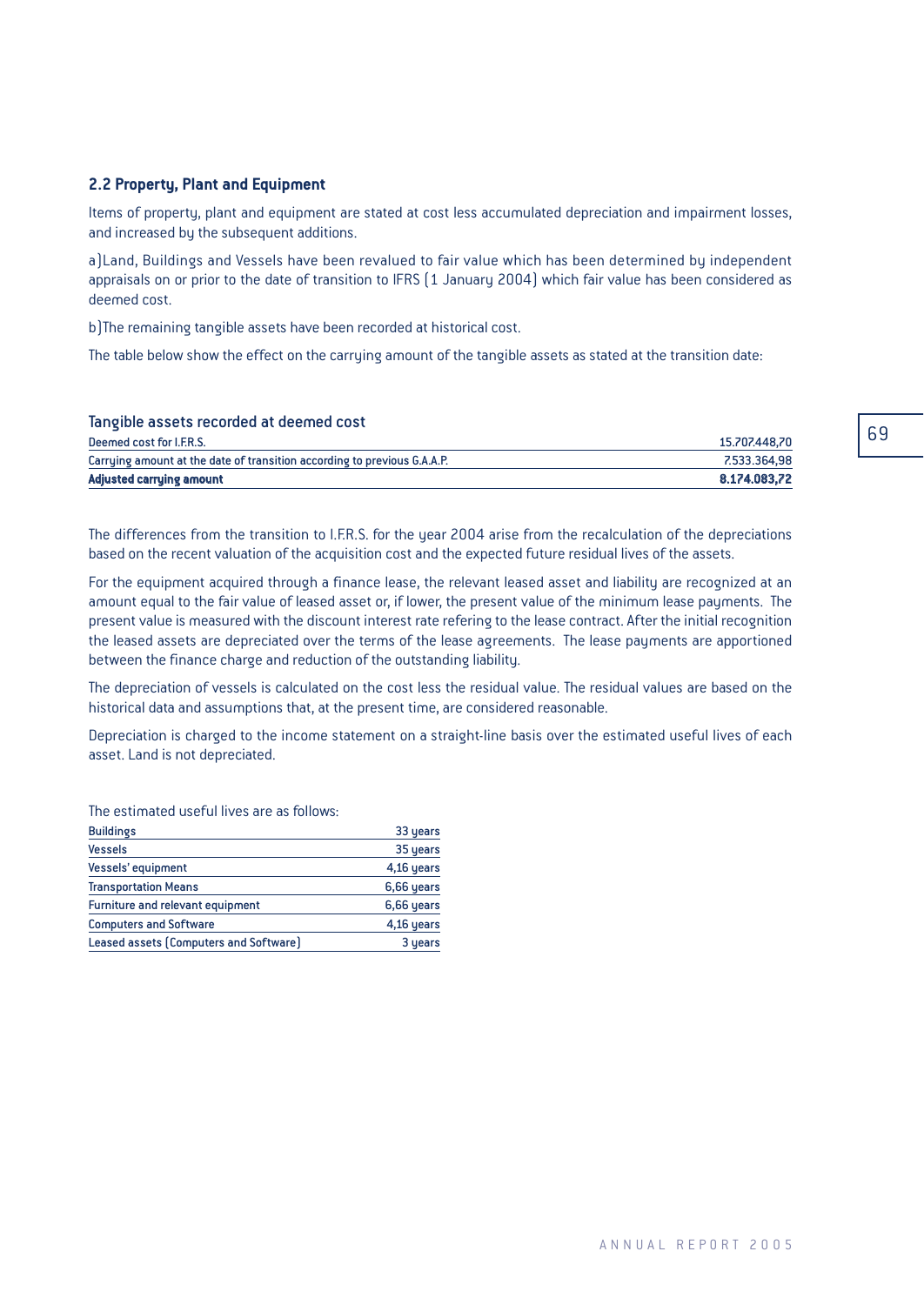## 2.2 Property, Plant and Equipment

Items of property, plant and equipment are stated at cost less accumulated depreciation and impairment losses, and increased by the subsequent additions.

a)Land, Buildings and Vessels have been revalued to fair value which has been determined by independent appraisals on or prior to the date of transition to IFRS (1 January 2004) which fair value has been considered as deemed cost.

b)The remaining tangible assets have been recorded at historical cost.

The table below show the effect on the carrying amount of the tangible assets as stated at the transition date:

### Tangible assets recorded at deemed cost

| | |
|---|---|
| Deemed cost for I.F.R.S. | 15.707.448,70 |
| Carrying amount at the date of transition according to previous G.A.A.P. | 7.533.364,98 |
| **Adjusted carrying amount** | **8.174.083,72** |

The differences from the transition to I.F.R.S. for the year 2004 arise from the recalculation of the depreciations based on the recent valuation of the acquisition cost and the expected future residual lives of the assets.

For the equipment acquired through a finance lease, the relevant leased asset and liability are recognized at an amount equal to the fair value of leased asset or, if lower, the present value of the minimum lease payments. The present value is measured with the discount interest rate refering to the lease contract. After the initial recognition the leased assets are depreciated over the terms of the lease agreements. The lease payments are apportioned between the finance charge and reduction of the outstanding liability.

The depreciation of vessels is calculated on the cost less the residual value. The residual values are based on the historical data and assumptions that, at the present time, are considered reasonable.

Depreciation is charged to the income statement on a straight-line basis over the estimated useful lives of each asset. Land is not depreciated.

The estimated useful lives are as follows:

| | |
|---|---|
| Buildings | 33 years |
| Vessels | 35 years |
| Vessels' equipment | 4,16 years |
| Transportation Means | 6,66 years |
| Furniture and relevant equipment | 6,66 years |
| Computers and Software | 4,16 years |
| Leased assets (Computers and Software) | 3 years |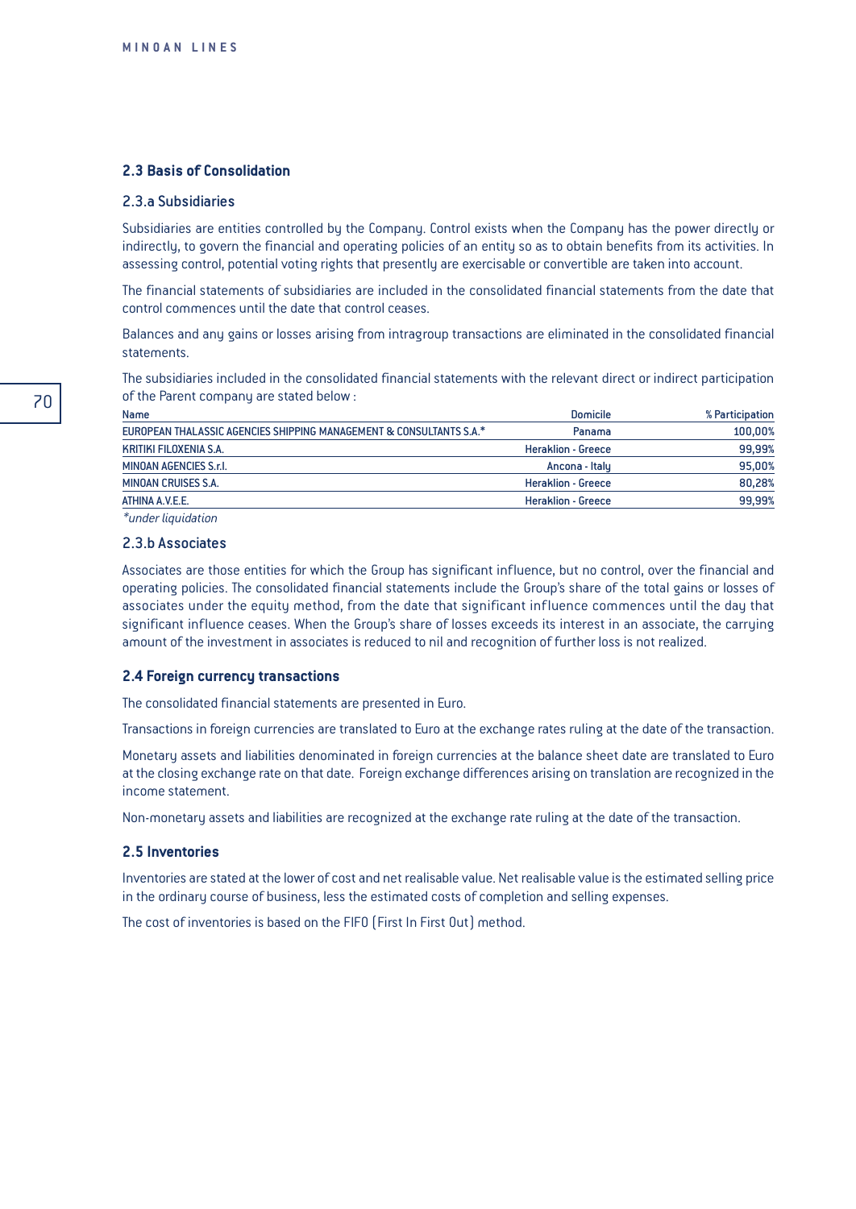## 2.3 Basis of Consolidation

### 2.3.a Subsidiaries

Subsidiaries are entities controlled by the Company. Control exists when the Company has the power directly or indirectly, to govern the financial and operating policies of an entity so as to obtain benefits from its activities. In assessing control, potential voting rights that presently are exercisable or convertible are taken into account.

The financial statements of subsidiaries are included in the consolidated financial statements from the date that control commences until the date that control ceases.

Balances and any gains or losses arising from intragroup transactions are eliminated in the consolidated financial statements.

The subsidiaries included in the consolidated financial statements with the relevant direct or indirect participation of the Parent company are stated below :

| Name | Domicile | % Participation |
|---|---|---|
| EUROPEAN THALASSIC AGENCIES SHIPPING MANAGEMENT & CONSULTANTS S.A.* | Panama | 100,00% |
| KRITIKI FILOXENIA S.A. | Heraklion - Greece | 99,99% |
| MINOAN AGENCIES S.r.l. | Ancona - Italy | 95,00% |
| MINOAN CRUISES S.A. | Heraklion - Greece | 80,28% |
| ATHINA A.V.E.E. | Heraklion - Greece | 99,99% |

*\*under liquidation*

### 2.3.b Associates

Associates are those entities for which the Group has significant influence, but no control, over the financial and operating policies. The consolidated financial statements include the Group's share of the total gains or losses of associates under the equity method, from the date that significant influence commences until the day that significant influence ceases. When the Group's share of losses exceeds its interest in an associate, the carrying amount of the investment in associates is reduced to nil and recognition of further loss is not realized.

## 2.4 Foreign currency transactions

The consolidated financial statements are presented in Euro.

Transactions in foreign currencies are translated to Euro at the exchange rates ruling at the date of the transaction.

Monetary assets and liabilities denominated in foreign currencies at the balance sheet date are translated to Euro at the closing exchange rate on that date. Foreign exchange differences arising on translation are recognized in the income statement.

Non-monetary assets and liabilities are recognized at the exchange rate ruling at the date of the transaction.

## 2.5 Inventories

Inventories are stated at the lower of cost and net realisable value. Net realisable value is the estimated selling price in the ordinary course of business, less the estimated costs of completion and selling expenses.

The cost of inventories is based on the FIFO (First In First Out) method.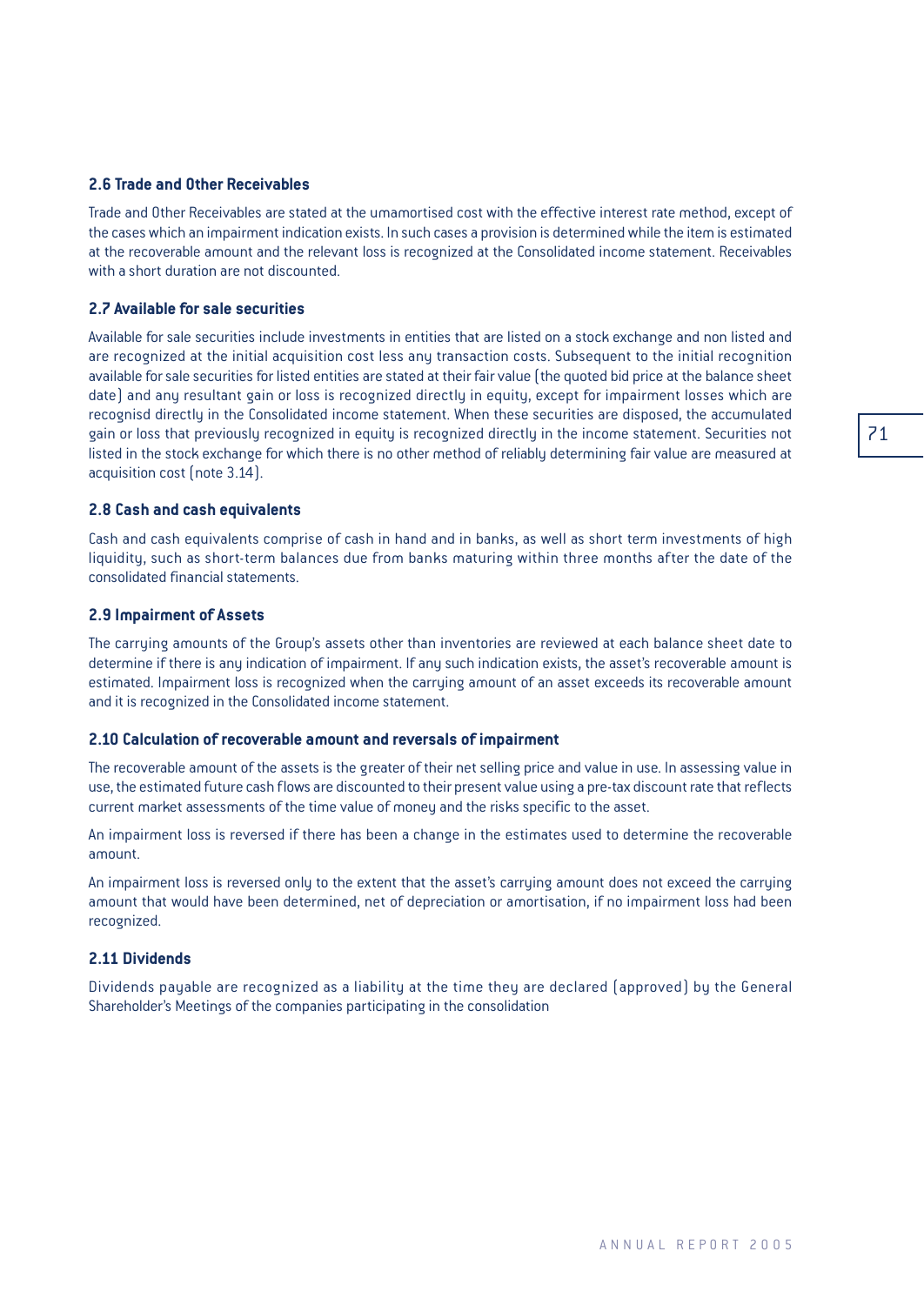### 2.6 Trade and Other Receivables

Trade and Other Receivables are stated at the umamortised cost with the effective interest rate method, except of the cases which an impairment indication exists. In such cases a provision is determined while the item is estimated at the recoverable amount and the relevant loss is recognized at the Consolidated income statement. Receivables with a short duration are not discounted.

### 2.7 Available for sale securities

Available for sale securities include investments in entities that are listed on a stock exchange and non listed and are recognized at the initial acquisition cost less any transaction costs. Subsequent to the initial recognition available for sale securities for listed entities are stated at their fair value (the quoted bid price at the balance sheet date) and any resultant gain or loss is recognized directly in equity, except for impairment losses which are recognisd directly in the Consolidated income statement. When these securities are disposed, the accumulated gain or loss that previously recognized in equity is recognized directly in the income statement. Securities not listed in the stock exchange for which there is no other method of reliably determining fair value are measured at acquisition cost (note 3.14).

### 2.8 Cash and cash equivalents

Cash and cash equivalents comprise of cash in hand and in banks, as well as short term investments of high liquidity, such as short-term balances due from banks maturing within three months after the date of the consolidated financial statements.

### 2.9 Impairment of Assets

The carrying amounts of the Group's assets other than inventories are reviewed at each balance sheet date to determine if there is any indication of impairment. If any such indication exists, the asset's recoverable amount is estimated. Impairment loss is recognized when the carrying amount of an asset exceeds its recoverable amount and it is recognized in the Consolidated income statement.

### 2.10 Calculation of recoverable amount and reversals of impairment

The recoverable amount of the assets is the greater of their net selling price and value in use. In assessing value in use, the estimated future cash flows are discounted to their present value using a pre-tax discount rate that reflects current market assessments of the time value of money and the risks specific to the asset.

An impairment loss is reversed if there has been a change in the estimates used to determine the recoverable amount.

An impairment loss is reversed only to the extent that the asset's carrying amount does not exceed the carrying amount that would have been determined, net of depreciation or amortisation, if no impairment loss had been recognized.

### 2.11 Dividends

Dividends payable are recognized as a liability at the time they are declared (approved) by the General Shareholder's Meetings of the companies participating in the consolidation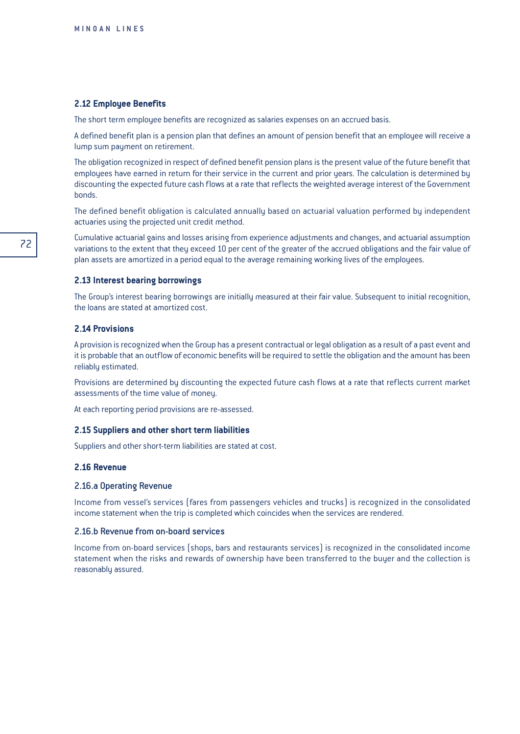### 2.12 Employee Benefits

The short term employee benefits are recognized as salaries expenses on an accrued basis.

A defined benefit plan is a pension plan that defines an amount of pension benefit that an employee will receive a lump sum payment on retirement.

The obligation recognized in respect of defined benefit pension plans is the present value of the future benefit that employees have earned in return for their service in the current and prior years. The calculation is determined by discounting the expected future cash flows at a rate that reflects the weighted average interest of the Government bonds.

The defined benefit obligation is calculated annually based on actuarial valuation performed by independent actuaries using the projected unit credit method.

Cumulative actuarial gains and losses arising from experience adjustments and changes, and actuarial assumption variations to the extent that they exceed 10 per cent of the greater of the accrued obligations and the fair value of plan assets are amortized in a period equal to the average remaining working lives of the employees.

### 2.13 Interest bearing borrowings

The Group's interest bearing borrowings are initially measured at their fair value. Subsequent to initial recognition, the loans are stated at amortized cost.

### 2.14 Provisions

A provision is recognized when the Group has a present contractual or legal obligation as a result of a past event and it is probable that an outflow of economic benefits will be required to settle the obligation and the amount has been reliably estimated.

Provisions are determined by discounting the expected future cash flows at a rate that reflects current market assessments of the time value of money.

At each reporting period provisions are re-assessed.

### 2.15 Suppliers and other short term liabilities

Suppliers and other short-term liabilities are stated at cost.

### 2.16 Revenue

#### 2.16.a Operating Revenue

Income from vessel's services (fares from passengers vehicles and trucks) is recognized in the consolidated income statement when the trip is completed which coincides when the services are rendered.

#### 2.16.b Revenue from on-board services

Income from on-board services (shops, bars and restaurants services) is recognized in the consolidated income statement when the risks and rewards of ownership have been transferred to the buyer and the collection is reasonably assured.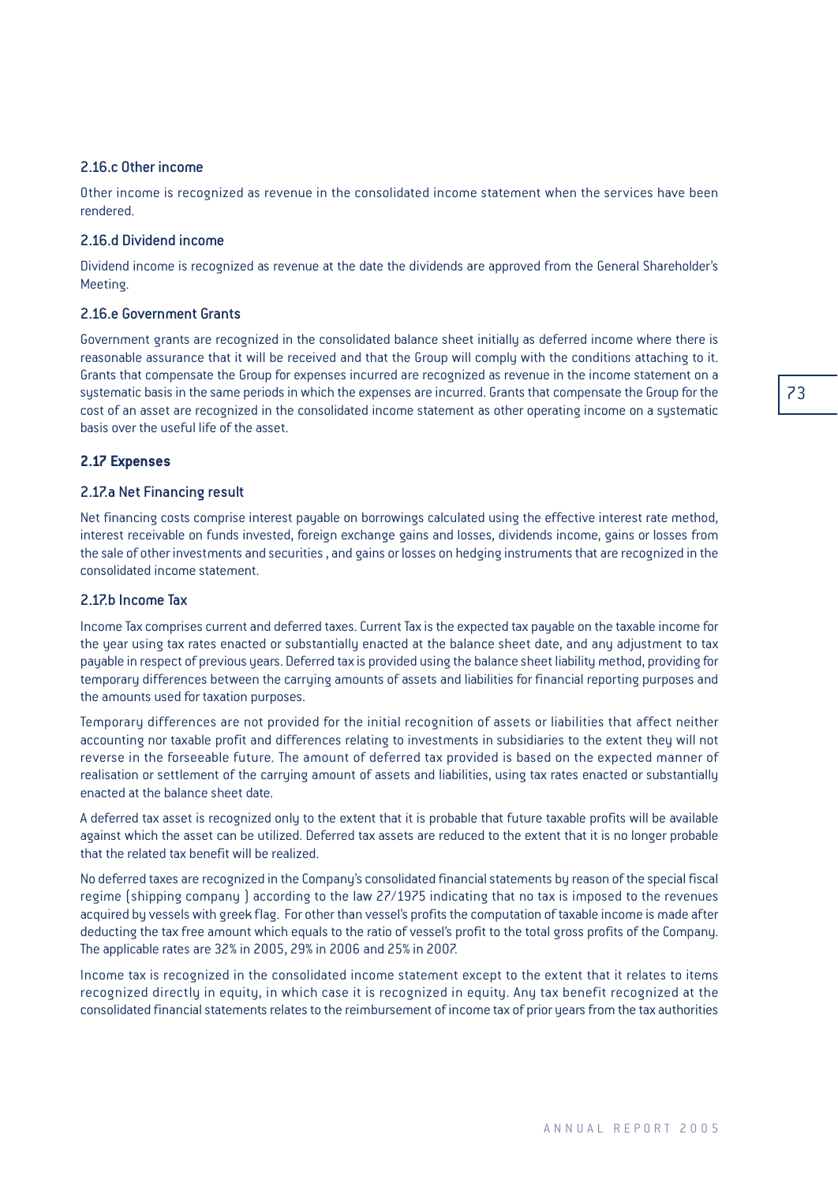### 2.16.c Other income

Other income is recognized as revenue in the consolidated income statement when the services have been rendered.

### 2.16.d Dividend income

Dividend income is recognized as revenue at the date the dividends are approved from the General Shareholder's Meeting.

### 2.16.e Government Grants

Government grants are recognized in the consolidated balance sheet initially as deferred income where there is reasonable assurance that it will be received and that the Group will comply with the conditions attaching to it. Grants that compensate the Group for expenses incurred are recognized as revenue in the income statement on a systematic basis in the same periods in which the expenses are incurred. Grants that compensate the Group for the cost of an asset are recognized in the consolidated income statement as other operating income on a systematic basis over the useful life of the asset.

## 2.17 Expenses

### 2.17.a Net Financing result

Net financing costs comprise interest payable on borrowings calculated using the effective interest rate method, interest receivable on funds invested, foreign exchange gains and losses, dividends income, gains or losses from the sale of other investments and securities , and gains or losses on hedging instruments that are recognized in the consolidated income statement.

### 2.17.b Income Tax

Income Tax comprises current and deferred taxes. Current Tax is the expected tax payable on the taxable income for the year using tax rates enacted or substantially enacted at the balance sheet date, and any adjustment to tax payable in respect of previous years. Deferred tax is provided using the balance sheet liability method, providing for temporary differences between the carrying amounts of assets and liabilities for financial reporting purposes and the amounts used for taxation purposes.

Temporary differences are not provided for the initial recognition of assets or liabilities that affect neither accounting nor taxable profit and differences relating to investments in subsidiaries to the extent they will not reverse in the forseeable future. The amount of deferred tax provided is based on the expected manner of realisation or settlement of the carrying amount of assets and liabilities, using tax rates enacted or substantially enacted at the balance sheet date.

A deferred tax asset is recognized only to the extent that it is probable that future taxable profits will be available against which the asset can be utilized. Deferred tax assets are reduced to the extent that it is no longer probable that the related tax benefit will be realized.

No deferred taxes are recognized in the Company's consolidated financial statements by reason of the special fiscal regime (shipping company ) according to the law 27/1975 indicating that no tax is imposed to the revenues acquired by vessels with greek flag. For other than vessel's profits the computation of taxable income is made after deducting the tax free amount which equals to the ratio of vessel's profit to the total gross profits of the Company. The applicable rates are 32% in 2005, 29% in 2006 and 25% in 2007.

Income tax is recognized in the consolidated income statement except to the extent that it relates to items recognized directly in equity, in which case it is recognized in equity. Any tax benefit recognized at the consolidated financial statements relates to the reimbursement of income tax of prior years from the tax authorities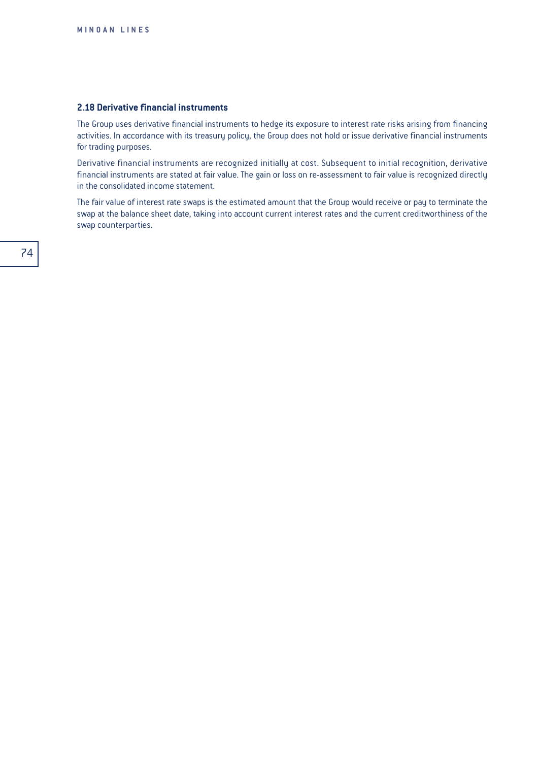### 2.18 Derivative financial instruments

The Group uses derivative financial instruments to hedge its exposure to interest rate risks arising from financing activities. In accordance with its treasury policy, the Group does not hold or issue derivative financial instruments for trading purposes.

Derivative financial instruments are recognized initially at cost. Subsequent to initial recognition, derivative financial instruments are stated at fair value. The gain or loss on re-assessment to fair value is recognized directly in the consolidated income statement.

The fair value of interest rate swaps is the estimated amount that the Group would receive or pay to terminate the swap at the balance sheet date, taking into account current interest rates and the current creditworthiness of the swap counterparties.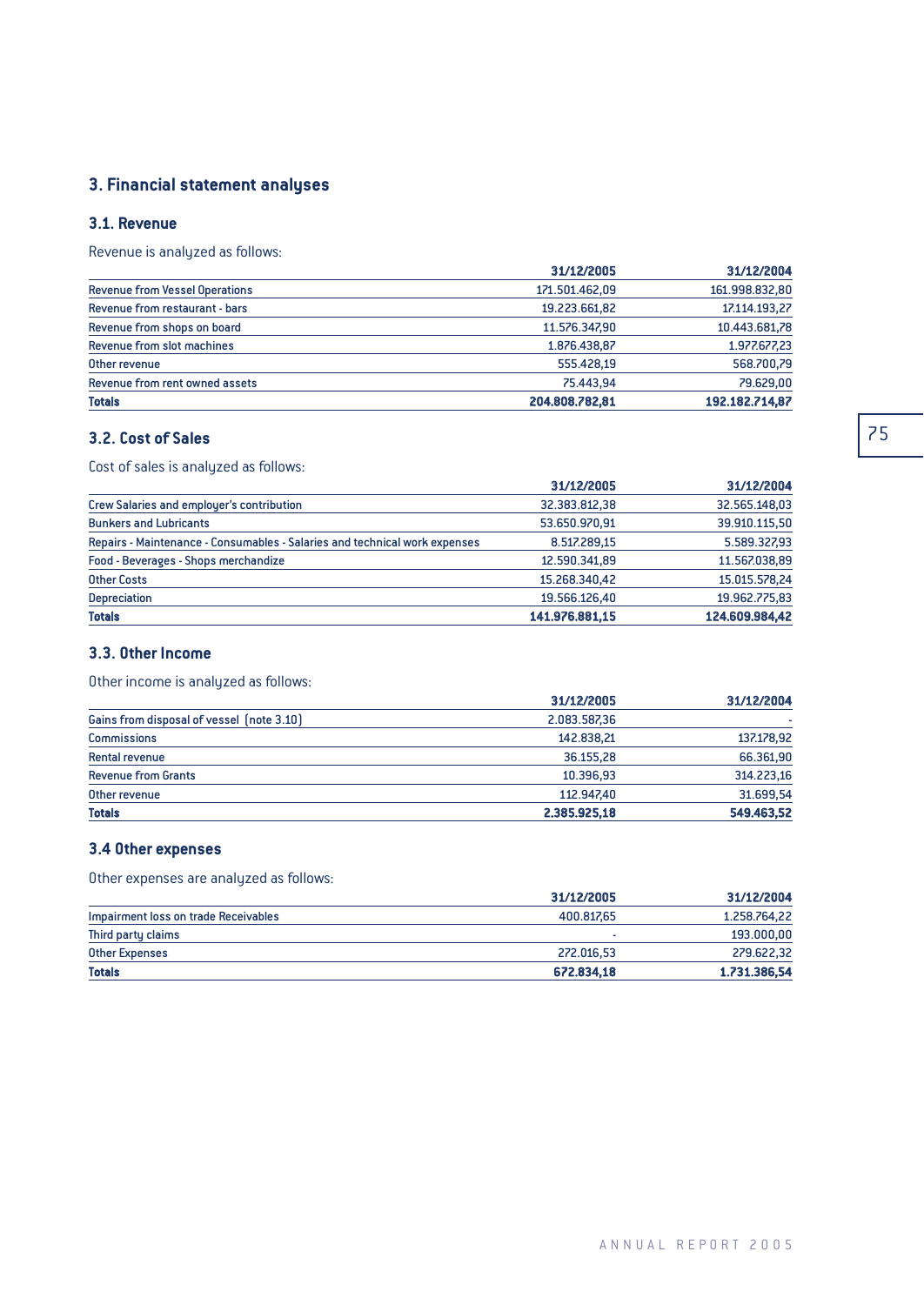# 3. Financial statement analyses

## 3.1. Revenue

Revenue is analyzed as follows:

| | 31/12/2005 | 31/12/2004 |
|---|---|---|
| Revenue from Vessel Operations | 171.501.462,09 | 161.998.832,80 |
| Revenue from restaurant - bars | 19.223.661,82 | 17.114.193,27 |
| Revenue from shops on board | 11.576.347,90 | 10.443.681,78 |
| Revenue from slot machines | 1.876.438,87 | 1.977.677,23 |
| Other revenue | 555.428,19 | 568.700,79 |
| Revenue from rent owned assets | 75.443,94 | 79.629,00 |
| **Totals** | **204.808.782,81** | **192.182.714,87** |

## 3.2. Cost of Sales

Cost of sales is analyzed as follows:

| | 31/12/2005 | 31/12/2004 |
|---|---|---|
| Crew Salaries and employer's contribution | 32.383.812,38 | 32.565.148,03 |
| Bunkers and Lubricants | 53.650.970,91 | 39.910.115,50 |
| Repairs - Maintenance - Consumables - Salaries and technical work expenses | 8.517.289,15 | 5.589.327,93 |
| Food - Beverages - Shops merchandize | 12.590.341,89 | 11.567.038,89 |
| Other Costs | 15.268.340,42 | 15.015.578,24 |
| Depreciation | 19.566.126,40 | 19.962.775,83 |
| **Totals** | **141.976.881,15** | **124.609.984,42** |

## 3.3. Other Income

Other income is analyzed as follows:

| | 31/12/2005 | 31/12/2004 |
|---|---|---|
| Gains from disposal of vessel (note 3.10) | 2.083.587,36 | - |
| Commissions | 142.838,21 | 137.178,92 |
| Rental revenue | 36.155,28 | 66.361,90 |
| Revenue from Grants | 10.396,93 | 314.223,16 |
| Other revenue | 112.947,40 | 31.699,54 |
| **Totals** | **2.385.925,18** | **549.463,52** |

## 3.4 Other expenses

Other expenses are analyzed as follows:

| | 31/12/2005 | 31/12/2004 |
|---|---|---|
| Impairment loss on trade Receivables | 400.817,65 | 1.258.764,22 |
| Third party claims | - | 193.000,00 |
| Other Expenses | 272.016,53 | 279.622,32 |
| **Totals** | **672.834,18** | **1.731.386,54** |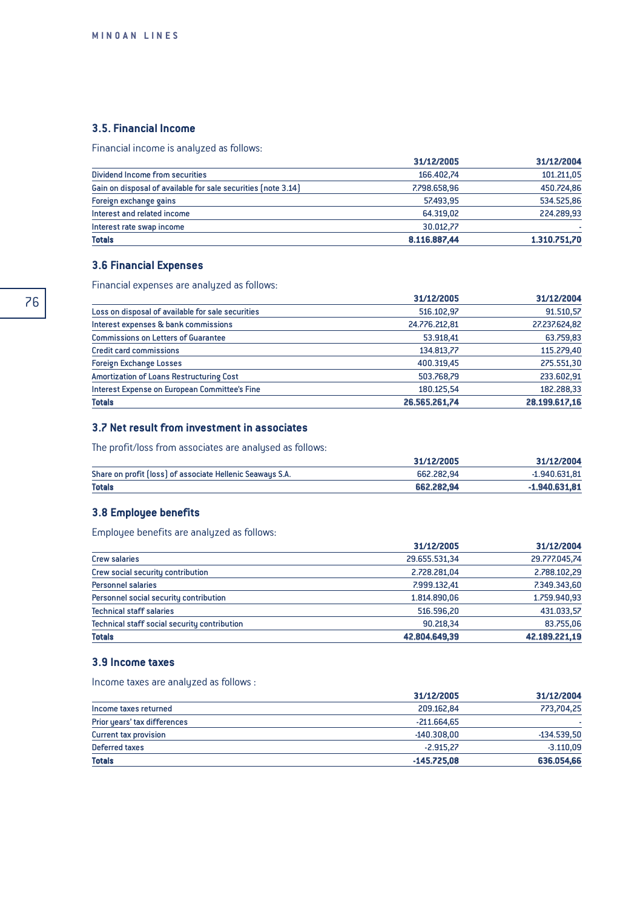### 3.5. Financial Income

Financial income is analyzed as follows:

| | 31/12/2005 | 31/12/2004 |
|---|---|---|
| Dividend Income from securities | 166.402,74 | 101.211,05 |
| Gain on disposal of available for sale securities (note 3.14) | 7.798.658,96 | 450.724,86 |
| Foreign exchange gains | 57.493,95 | 534.525,86 |
| Interest and related income | 64.319,02 | 224.289,93 |
| Interest rate swap income | 30.012,77 | - |
| **Totals** | **8.116.887,44** | **1.310.751,70** |

### 3.6 Financial Expenses

Financial expenses are analyzed as follows:

| | 31/12/2005 | 31/12/2004 |
|---|---|---|
| Loss on disposal of available for sale securities | 516.102,97 | 91.510,57 |
| Interest expenses & bank commissions | 24.776.212,81 | 27.237.624,82 |
| Commissions on Letters of Guarantee | 53.918,41 | 63.759,83 |
| Credit card commissions | 134.813,77 | 115.279,40 |
| Foreign Exchange Losses | 400.319,45 | 275.551,30 |
| Amortization of Loans Restructuring Cost | 503.768,79 | 233.602,91 |
| Interest Expense on European Committee's Fine | 180.125,54 | 182.288,33 |
| **Totals** | **26.565.261,74** | **28.199.617,16** |

### 3.7 Net result from investment in associates

The profit/loss from associates are analysed as follows:

| | 31/12/2005 | 31/12/2004 |
|---|---|---|
| Share on profit (loss) of associate Hellenic Seaways S.A. | 662.282,94 | -1.940.631,81 |
| **Totals** | **662.282,94** | **-1.940.631,81** |

### 3.8 Employee benefits

Employee benefits are analyzed as follows:

| | 31/12/2005 | 31/12/2004 |
|---|---|---|
| Crew salaries | 29.655.531,34 | 29.777.045,74 |
| Crew social security contribution | 2.728.281,04 | 2.788.102,29 |
| Personnel salaries | 7.999.132,41 | 7.349.343,60 |
| Personnel social security contribution | 1.814.890,06 | 1.759.940,93 |
| Technical staff salaries | 516.596,20 | 431.033,57 |
| Technical staff social security contribution | 90.218,34 | 83.755,06 |
| **Totals** | **42.804.649,39** | **42.189.221,19** |

### 3.9 Income taxes

Income taxes are analyzed as follows :

| | 31/12/2005 | 31/12/2004 |
|---|---|---|
| Income taxes returned | 209.162,84 | 773.704,25 |
| Prior years' tax differences | -211.664,65 | - |
| Current tax provision | -140.308,00 | -134.539,50 |
| Deferred taxes | -2.915,27 | -3.110,09 |
| **Totals** | **-145.725,08** | **636.054,66** |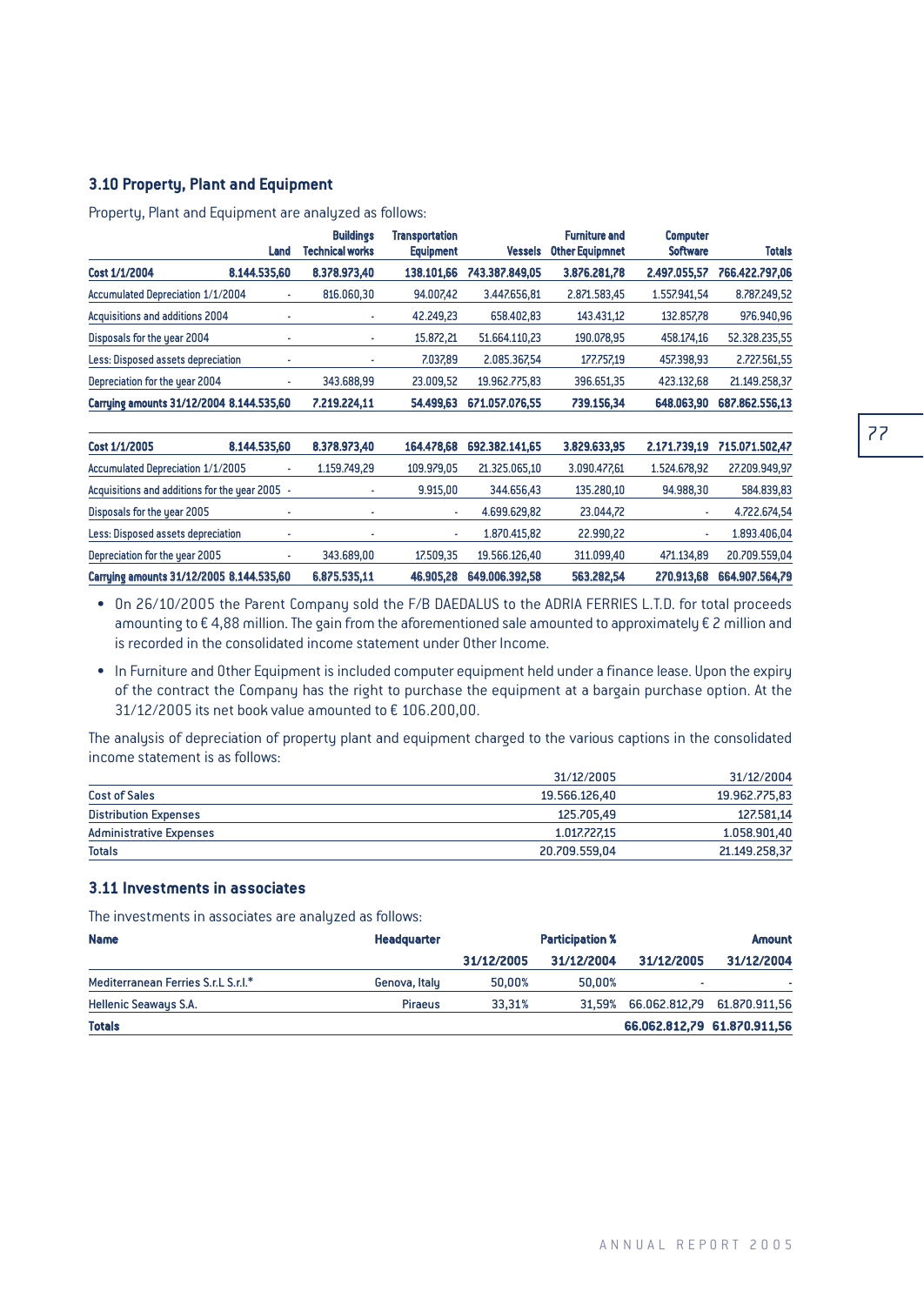### 3.10 Property, Plant and Equipment

Property, Plant and Equipment are analyzed as follows:

| | Land | Buildings Technical works | Transportation Equipment | Vessels | Furniture and Other Equipmnet | Computer Software | Totals |
|---|---|---|---|---|---|---|---|
| **Cost 1/1/2004** | **8.144.535,60** | **8.378.973,40** | **138.101,66** | **743.387.849,05** | **3.876.281,78** | **2.497.055,57** | **766.422.797,06** |
| Accumulated Depreciation 1/1/2004 | - | 816.060,30 | 94.007,42 | 3.447.656,81 | 2.871.583,45 | 1.557.941,54 | 8.787.249,52 |
| Acquisitions and additions 2004 | - | - | 42.249,23 | 658.402,83 | 143.431,12 | 132.857,78 | 976.940,96 |
| Disposals for the year 2004 | - | - | 15.872,21 | 51.664.110,23 | 190.078,95 | 458.174,16 | 52.328.235,55 |
| Less: Disposed assets depreciation | - | - | 7.037,89 | 2.085.367,54 | 177.757,19 | 457.398,93 | 2.727.561,55 |
| Depreciation for the year 2004 | - | 343.688,99 | 23.009,52 | 19.962.775,83 | 396.651,35 | 423.132,68 | 21.149.258,37 |
| **Carrying amounts 31/12/2004** | **8.144.535,60** | **7.219.224,11** | **54.499,63** | **671.057.076,55** | **739.156,34** | **648.063,90** | **687.862.556,13** |
| | | | | | | | |
| **Cost 1/1/2005** | **8.144.535,60** | **8.378.973,40** | **164.478,68** | **692.382.141,65** | **3.829.633,95** | **2.171.739,19** | **715.071.502,47** |
| Accumulated Depreciation 1/1/2005 | - | 1.159.749,29 | 109.979,05 | 21.325.065,10 | 3.090.477,61 | 1.524.678,92 | 27.209.949,97 |
| Acquisitions and additions for the year 2005 | - | - | 9.915,00 | 344.656,43 | 135.280,10 | 94.988,30 | 584.839,83 |
| Disposals for the year 2005 | - | - | - | 4.699.629,82 | 23.044,72 | - | 4.722.674,54 |
| Less: Disposed assets depreciation | - | - | - | 1.870.415,82 | 22.990,22 | - | 1.893.406,04 |
| Depreciation for the year 2005 | - | 343.689,00 | 17.509,35 | 19.566.126,40 | 311.099,40 | 471.134,89 | 20.709.559,04 |
| **Carrying amounts 31/12/2005** | **8.144.535,60** | **6.875.535,11** | **46.905,28** | **649.006.392,58** | **563.282,54** | **270.913,68** | **664.907.564,79** |

- On 26/10/2005 the Parent Company sold the F/B DAEDALUS to the ADRIA FERRIES L.T.D. for total proceeds amounting to € 4,88 million. The gain from the aforementioned sale amounted to approximately € 2 million and is recorded in the consolidated income statement under Other Income.
- In Furniture and Other Equipment is included computer equipment held under a finance lease. Upon the expiry of the contract the Company has the right to purchase the equipment at a bargain purchase option. At the 31/12/2005 its net book value amounted to € 106.200,00.

The analysis of depreciation of property plant and equipment charged to the various captions in the consolidated income statement is as follows:

| | 31/12/2005 | 31/12/2004 |
|---|---|---|
| Cost of Sales | 19.566.126,40 | 19.962.775,83 |
| Distribution Expenses | 125.705,49 | 127.581,14 |
| Administrative Expenses | 1.017.727,15 | 1.058.901,40 |
| Totals | 20.709.559,04 | 21.149.258,37 |

### 3.11 Investments in associates

The investments in associates are analyzed as follows:

| **Name** | **Headquarter** | **Participation %** | | **Amount** | |
|---|---|---|---|---|---|
| | | **31/12/2005** | **31/12/2004** | **31/12/2005** | **31/12/2004** |
| Mediterranean Ferries S.r.L S.r.l.* | Genova, Italy | 50,00% | 50,00% | - | - |
| Hellenic Seaways S.A. | Piraeus | 33,31% | 31,59% | 66.062.812,79 | 61.870.911,56 |
| **Totals** | | | | **66.062.812,79** | **61.870.911,56** |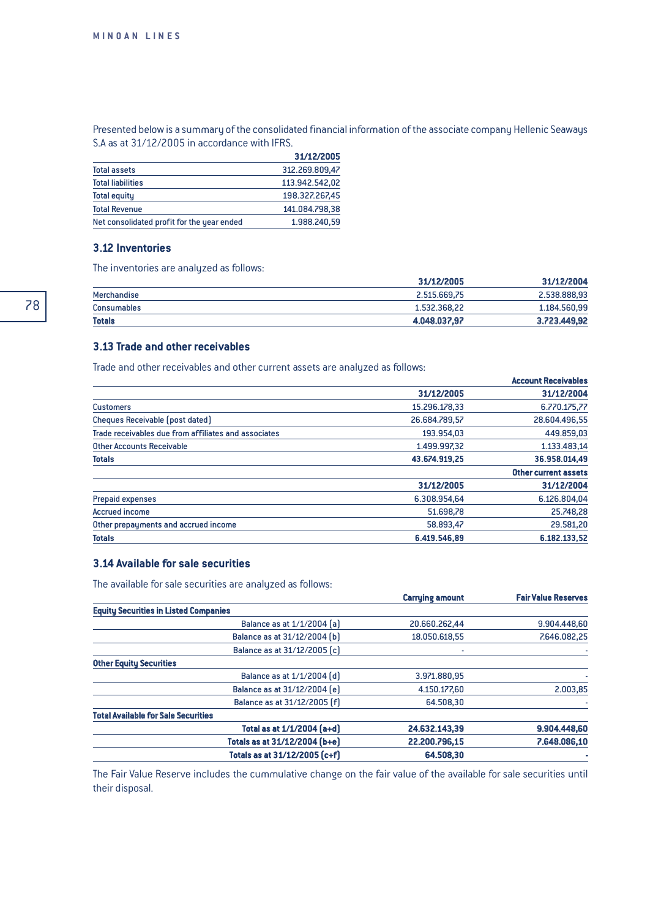Presented below is a summary of the consolidated financial information of the associate company Hellenic Seaways S.A as at 31/12/2005 in accordance with IFRS.

| | 31/12/2005 |
|---|---|
| Total assets | 312.269.809,47 |
| Total liabilities | 113.942.542,02 |
| Total equity | 198.327.267,45 |
| Total Revenue | 141.084.798,38 |
| Net consolidated profit for the year ended | 1.988.240,59 |

### 3.12 Inventories

The inventories are analyzed as follows:

| | 31/12/2005 | 31/12/2004 |
|---|---|---|
| Merchandise | 2.515.669,75 | 2.538.888,93 |
| Consumables | 1.532.368,22 | 1.184.560,99 |
| **Totals** | **4.048.037,97** | **3.723.449,92** |

### 3.13 Trade and other receivables

Trade and other receivables and other current assets are analyzed as follows:

| | | Account Receivables |
|---|---|---|
| | 31/12/2005 | 31/12/2004 |
| Customers | 15.296.178,33 | 6.770.175,77 |
| Cheques Receivable (post dated) | 26.684.789,57 | 28.604.496,55 |
| Trade receivables due from affiliates and associates | 193.954,03 | 449.859,03 |
| Other Accounts Receivable | 1.499.997,32 | 1.133.483,14 |
| **Totals** | **43.674.919,25** | **36.958.014,49** |

| | | Other current assets |
|---|---|---|
| | 31/12/2005 | 31/12/2004 |
| Prepaid expenses | 6.308.954,64 | 6.126.804,04 |
| Accrued income | 51.698,78 | 25.748,28 |
| Other prepayments and accrued income | 58.893,47 | 29.581,20 |
| **Totals** | **6.419.546,89** | **6.182.133,52** |

### 3.14 Available for sale securities

The available for sale securities are analyzed as follows:

| | Carrying amount | Fair Value Reserves |
|---|---|---|
| **Equity Securities in Listed Companies** | | |
| Balance as at 1/1/2004 (a) | 20.660.262,44 | 9.904.448,60 |
| Balance as at 31/12/2004 (b) | 18.050.618,55 | 7.646.082,25 |
| Balance as at 31/12/2005 (c) | - | - |
| **Other Equity Securities** | | |
| Balance as at 1/1/2004 (d) | 3.971.880,95 | - |
| Balance as at 31/12/2004 (e) | 4.150.177,60 | 2.003,85 |
| Balance as at 31/12/2005 (f) | 64.508,30 | - |
| **Total Available for Sale Securities** | | |
| **Total as at 1/1/2004 (a+d)** | **24.632.143,39** | **9.904.448,60** |
| **Totals as at 31/12/2004 (b+e)** | **22.200.796,15** | **7.648.086,10** |
| **Totals as at 31/12/2005 (c+f)** | **64.508,30** | **-** |

The Fair Value Reserve includes the cummulative change on the fair value of the available for sale securities until their disposal.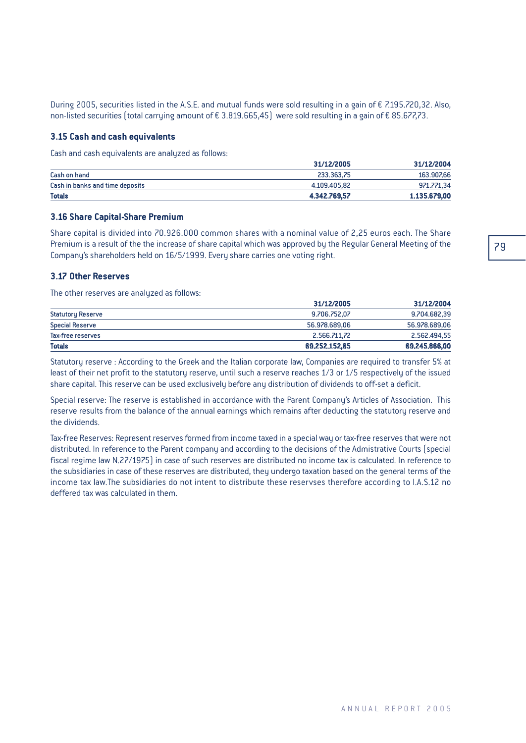During 2005, securities listed in the A.S.E. and mutual funds were sold resulting in a gain of € 7.195.720,32. Also, non-listed securities (total carrying amount of € 3.819.665,45) were sold resulting in a gain of € 85.677,73.

### 3.15 Cash and cash equivalents

Cash and cash equivalents are analyzed as follows:

| | 31/12/2005 | 31/12/2004 |
|---|---|---|
| Cash on hand | 233.363,75 | 163.907,66 |
| Cash in banks and time deposits | 4.109.405,82 | 971.771,34 |
| **Totals** | **4.342.769,57** | **1.135.679,00** |

### 3.16 Share Capital-Share Premium

Share capital is divided into 70.926.000 common shares with a nominal value of 2,25 euros each. The Share Premium is a result of the the increase of share capital which was approved by the Regular General Meeting of the Company's shareholders held on 16/5/1999. Every share carries one voting right.

### 3.17 Other Reserves

The other reserves are analyzed as follows:

| | 31/12/2005 | 31/12/2004 |
|---|---|---|
| Statutory Reserve | 9.706.752,07 | 9.704.682,39 |
| Special Reserve | 56.978.689,06 | 56.978.689,06 |
| Tax-free reserves | 2.566.711,72 | 2.562.494,55 |
| **Totals** | **69.252.152,85** | **69.245.866,00** |

Statutory reserve : According to the Greek and the Italian corporate law, Companies are required to transfer 5% at least of their net profit to the statutory reserve, until such a reserve reaches 1/3 or 1/5 respectively of the issued share capital. This reserve can be used exclusively before any distribution of dividends to off-set a deficit.

Special reserve: The reserve is established in accordance with the Parent Company's Articles of Association. This reserve results from the balance of the annual earnings which remains after deducting the statutory reserve and the dividends.

Tax-free Reserves: Represent reserves formed from income taxed in a special way or tax-free reserves that were not distributed. In reference to the Parent company and according to the decisions of the Admistrative Courts (special fiscal regime law N.27/1975) in case of such reserves are distributed no income tax is calculated. In reference to the subsidiaries in case of these reserves are distributed, they undergo taxation based on the general terms of the income tax law.The subsidiaries do not intent to distribute these reservses therefore according to I.A.S.12 no deffered tax was calculated in them.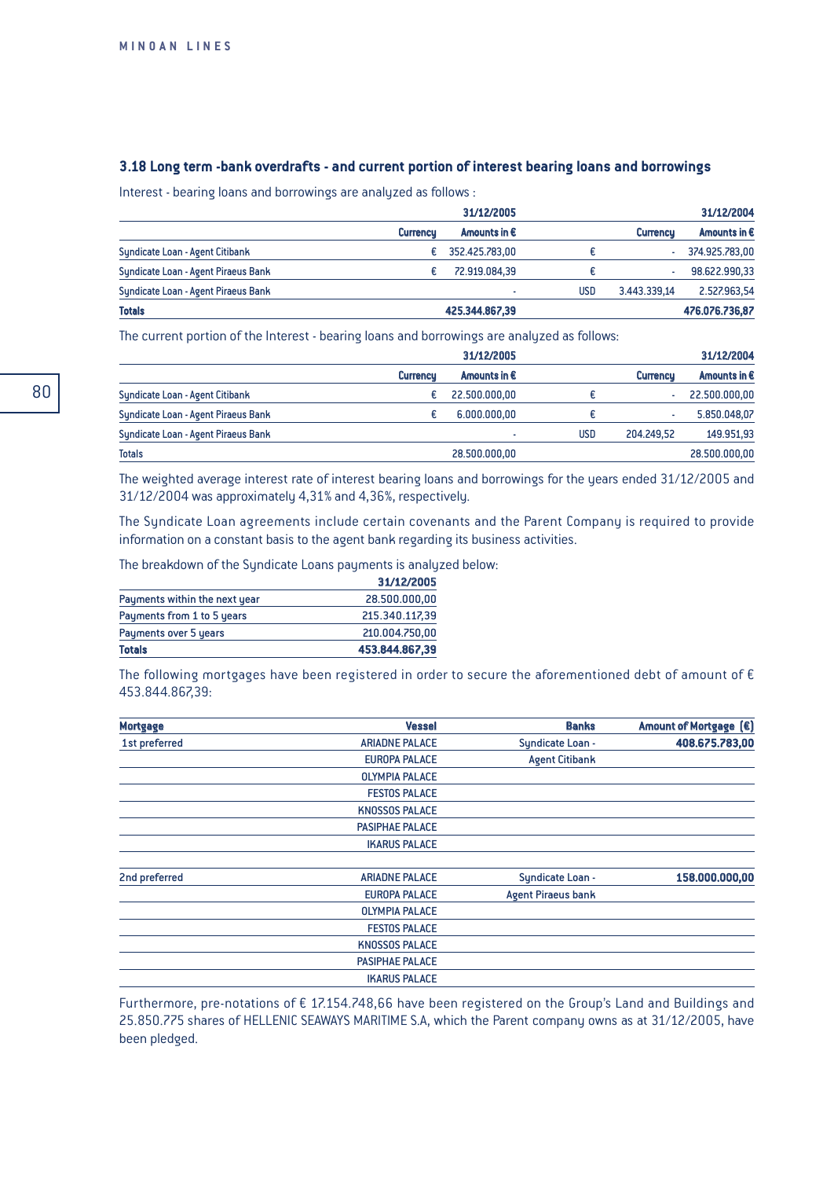### 3.18 Long term -bank overdrafts - and current portion of interest bearing loans and borrowings

Interest - bearing loans and borrowings are analyzed as follows :

| | 31/12/2005 | | 31/12/2004 | | |
|---|---|---|---|---|---|
| | Currency | Amounts in € | | Currency | Amounts in € |
| Syndicate Loan - Agent Citibank | € | 352.425.783,00 | € | - | 374.925.783,00 |
| Syndicate Loan - Agent Piraeus Bank | € | 72.919.084,39 | € | - | 98.622.990,33 |
| Syndicate Loan - Agent Piraeus Bank | | - | USD | 3.443.339,14 | 2.527.963,54 |
| **Totals** | | **425.344.867,39** | | | **476.076.736,87** |

The current portion of the Interest - bearing loans and borrowings are analyzed as follows:

| | 31/12/2005 | | 31/12/2004 | | |
|---|---|---|---|---|---|
| | Currency | Amounts in € | | Currency | Amounts in € |
| Syndicate Loan - Agent Citibank | € | 22.500.000,00 | € | - | 22.500.000,00 |
| Syndicate Loan - Agent Piraeus Bank | € | 6.000.000,00 | € | - | 5.850.048,07 |
| Syndicate Loan - Agent Piraeus Bank | | - | USD | 204.249,52 | 149.951,93 |
| Totals | | 28.500.000,00 | | | 28.500.000,00 |

The weighted average interest rate of interest bearing loans and borrowings for the years ended 31/12/2005 and 31/12/2004 was approximately 4,31% and 4,36%, respectively.

The Syndicate Loan agreements include certain covenants and the Parent Company is required to provide information on a constant basis to the agent bank regarding its business activities.

The breakdown of the Syndicate Loans payments is analyzed below:

| | 31/12/2005 |
|---|---|
| Payments within the next year | 28.500.000,00 |
| Payments from 1 to 5 years | 215.340.117,39 |
| Payments over 5 years | 210.004.750,00 |
| **Totals** | **453.844.867,39** |

The following mortgages have been registered in order to secure the aforementioned debt of amount of € 453.844.867,39:

| Mortgage | Vessel | Banks | Amount of Mortgage (€) |
|---|---|---|---|
| 1st preferred | ARIADNE PALACE | Syndicate Loan - | **408.675.783,00** |
| | EUROPA PALACE | Agent Citibank | |
| | OLYMPIA PALACE | | |
| | FESTOS PALACE | | |
| | KNOSSOS PALACE | | |
| | PASIPHAE PALACE | | |
| | IKARUS PALACE | | |
| 2nd preferred | ARIADNE PALACE | Syndicate Loan - | **158.000.000,00** |
| | EUROPA PALACE | Agent Piraeus bank | |
| | OLYMPIA PALACE | | |
| | FESTOS PALACE | | |
| | KNOSSOS PALACE | | |
| | PASIPHAE PALACE | | |
| | IKARUS PALACE | | |

Furthermore, pre-notations of € 17.154.748,66 have been registered on the Group's Land and Buildings and 25.850.775 shares of HELLENIC SEAWAYS MARITIME S.A, which the Parent company owns as at 31/12/2005, have been pledged.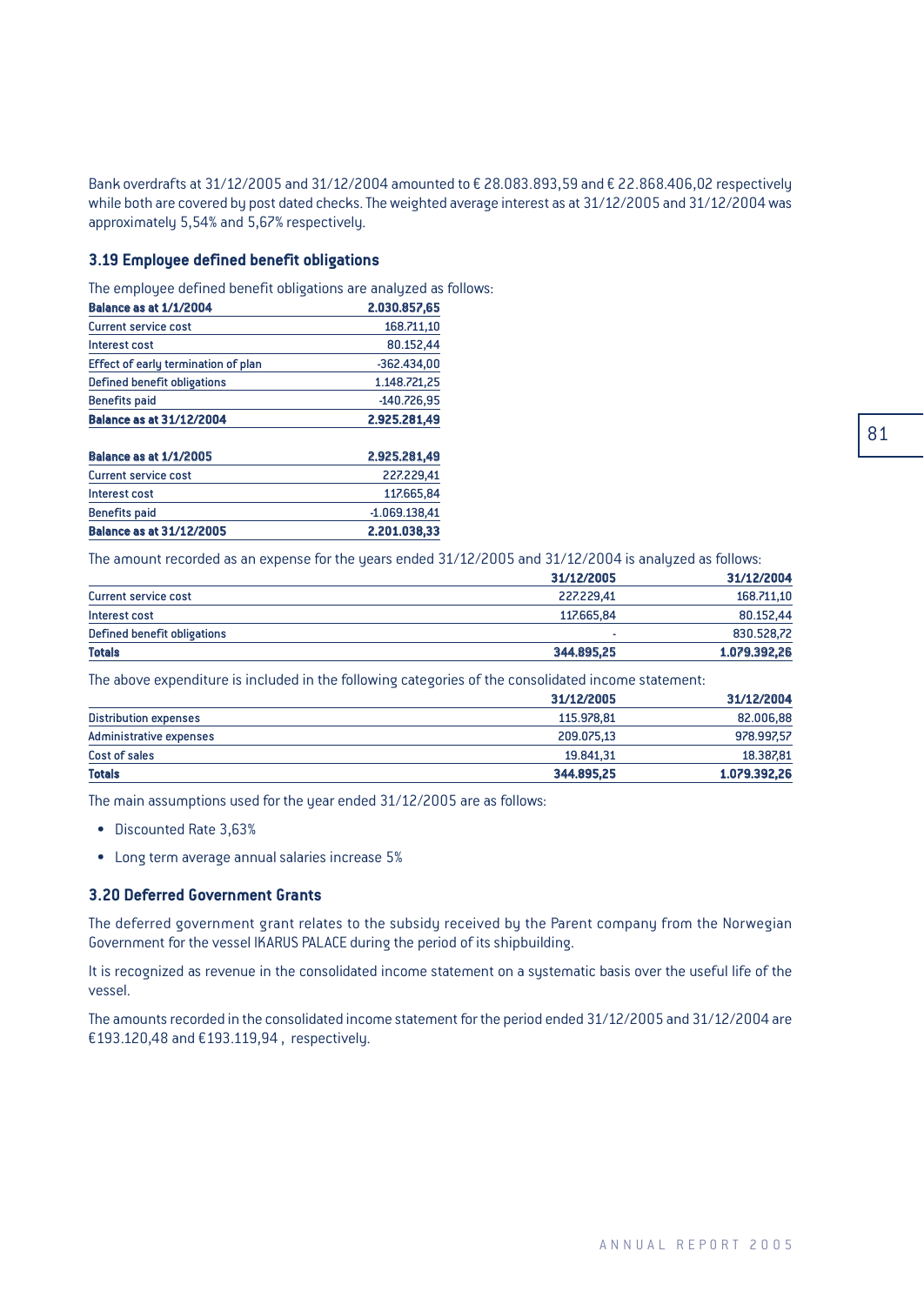Bank overdrafts at 31/12/2005 and 31/12/2004 amounted to € 28.083.893,59 and € 22.868.406,02 respectively while both are covered by post dated checks. The weighted average interest as at 31/12/2005 and 31/12/2004 was approximately 5,54% and 5,67% respectively.

### 3.19 Employee defined benefit obligations

The employee defined benefit obligations are analyzed as follows:

| | |
|---|---:|
| **Balance as at 1/1/2004** | **2.030.857,65** |
| Current service cost | 168.711,10 |
| Interest cost | 80.152,44 |
| Effect of early termination of plan | -362.434,00 |
| Defined benefit obligations | 1.148.721,25 |
| Benefits paid | -140.726,95 |
| **Balance as at 31/12/2004** | **2.925.281,49** |

| | |
|---|---:|
| **Balance as at 1/1/2005** | **2.925.281,49** |
| Current service cost | 227.229,41 |
| Interest cost | 117.665,84 |
| Benefits paid | -1.069.138,41 |
| **Balance as at 31/12/2005** | **2.201.038,33** |

The amount recorded as an expense for the years ended 31/12/2005 and 31/12/2004 is analyzed as follows:

| | 31/12/2005 | 31/12/2004 |
|---|---:|---:|
| Current service cost | 227.229,41 | 168.711,10 |
| Interest cost | 117.665,84 | 80.152,44 |
| Defined benefit obligations | - | 830.528,72 |
| **Totals** | **344.895,25** | **1.079.392,26** |

The above expenditure is included in the following categories of the consolidated income statement:

| | 31/12/2005 | 31/12/2004 |
|---|---:|---:|
| Distribution expenses | 115.978,81 | 82.006,88 |
| Administrative expenses | 209.075,13 | 978.997,57 |
| Cost of sales | 19.841,31 | 18.387,81 |
| **Totals** | **344.895,25** | **1.079.392,26** |

The main assumptions used for the year ended 31/12/2005 are as follows:

- Discounted Rate 3,63%
- Long term average annual salaries increase 5%

### 3.20 Deferred Government Grants

The deferred government grant relates to the subsidy received by the Parent company from the Norwegian Government for the vessel IKARUS PALACE during the period of its shipbuilding.

It is recognized as revenue in the consolidated income statement on a systematic basis over the useful life of the vessel.

The amounts recorded in the consolidated income statement for the period ended 31/12/2005 and 31/12/2004 are €193.120,48 and €193.119,94 , respectively.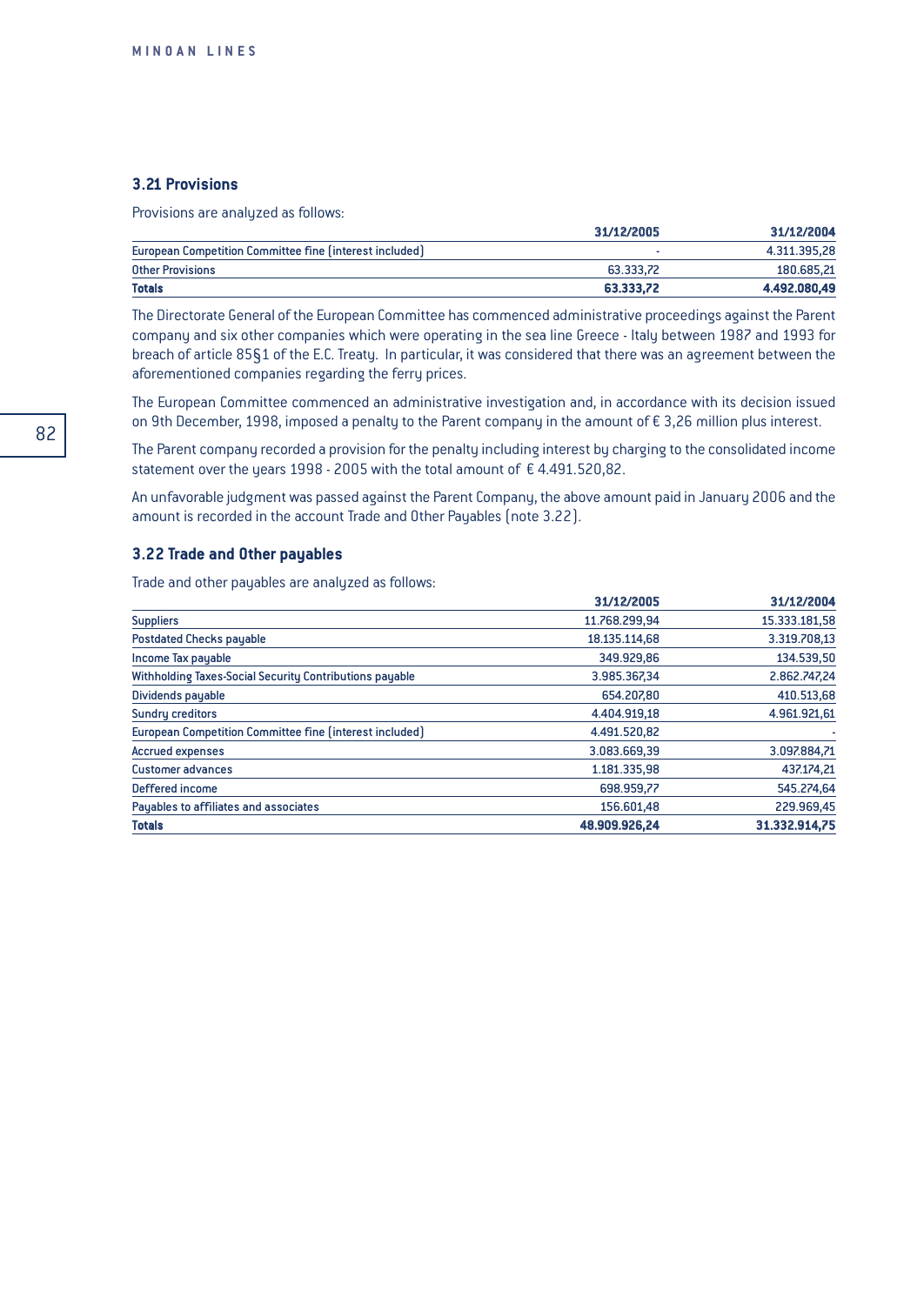### 3.21 Provisions

Provisions are analyzed as follows:

| | 31/12/2005 | 31/12/2004 |
|---|---|---|
| European Competition Committee fine (interest included) | - | 4.311.395,28 |
| Other Provisions | 63.333,72 | 180.685,21 |
| **Totals** | **63.333,72** | **4.492.080,49** |

The Directorate General of the European Committee has commenced administrative proceedings against the Parent company and six other companies which were operating in the sea line Greece - Italy between 1987 and 1993 for breach of article 85§1 of the E.C. Treaty. In particular, it was considered that there was an agreement between the aforementioned companies regarding the ferry prices.

The European Committee commenced an administrative investigation and, in accordance with its decision issued on 9th December, 1998, imposed a penalty to the Parent company in the amount of € 3,26 million plus interest.

The Parent company recorded a provision for the penalty including interest by charging to the consolidated income statement over the years 1998 - 2005 with the total amount of € 4.491.520,82.

An unfavorable judgment was passed against the Parent Company, the above amount paid in January 2006 and the amount is recorded in the account Trade and Other Payables (note 3.22).

### 3.22 Trade and Other payables

Trade and other payables are analyzed as follows:

| | 31/12/2005 | 31/12/2004 |
|---|---|---|
| Suppliers | 11.768.299,94 | 15.333.181,58 |
| Postdated Checks payable | 18.135.114,68 | 3.319.708,13 |
| Income Tax payable | 349.929,86 | 134.539,50 |
| Withholding Taxes-Social Security Contributions payable | 3.985.367,34 | 2.862.747,24 |
| Dividends payable | 654.207,80 | 410.513,68 |
| Sundry creditors | 4.404.919,18 | 4.961.921,61 |
| European Competition Committee fine (interest included) | 4.491.520,82 | - |
| Accrued expenses | 3.083.669,39 | 3.097.884,71 |
| Customer advances | 1.181.335,98 | 437.174,21 |
| Deffered income | 698.959,77 | 545.274,64 |
| Payables to affiliates and associates | 156.601,48 | 229.969,45 |
| **Totals** | **48.909.926,24** | **31.332.914,75** |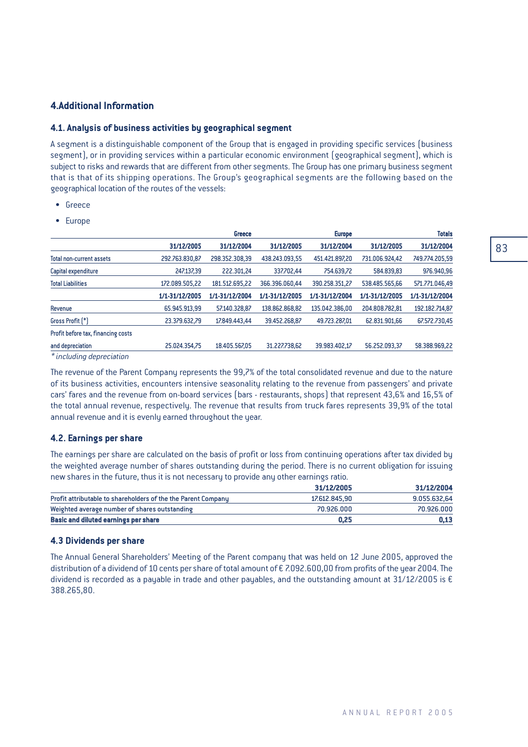## 4.Additional Information

### 4.1. Analysis of business activities by geographical segment

A segment is a distinguishable component of the Group that is engaged in providing specific services (business segment), or in providing services within a particular economic environment (geographical segment), which is subject to risks and rewards that are different from other segments. The Group has one primary business segment that is that of its shipping operations. The Group's geographical segments are the following based on the geographical location of the routes of the vessels:

- Greece
- Europe

| | Greece | | Europe | | Totals | |
|---|---|---|---|---|---|---|
| | 31/12/2005 | 31/12/2004 | 31/12/2005 | 31/12/2004 | 31/12/2005 | 31/12/2004 |
| Total non-current assets | 292.763.830,87 | 298.352.308,39 | 438.243.093,55 | 451.421.897,20 | 731.006.924,42 | 749.774.205,59 |
| Capital expenditure | 247.137,39 | 222.301,24 | 337.702,44 | 754.639,72 | 584.839,83 | 976.940,96 |
| Total Liabilities | 172.089.505,22 | 181.512.695,22 | 366.396.060,44 | 390.258.351,27 | 538.485.565,66 | 571.771.046,49 |
| | 1/1-31/12/2005 | 1/1-31/12/2004 | 1/1-31/12/2005 | 1/1-31/12/2004 | 1/1-31/12/2005 | 1/1-31/12/2004 |
| Revenue | 65.945.913,99 | 57.140.328,87 | 138.862.868,82 | 135.042.386,00 | 204.808.782,81 | 192.182.714,87 |
| Gross Profit (*) | 23.379.632,79 | 17.849.443,44 | 39.452.268,87 | 49.723.287,01 | 62.831.901,66 | 67.572.730,45 |
| Profit before tax, financing costs and depreciation | 25.024.354,75 | 18.405.567,05 | 31.227.738,62 | 39.983.402,17 | 56.252.093,37 | 58.388.969,22 |

*\* including depreciation*

The revenue of the Parent Company represents the 99,7% of the total consolidated revenue and due to the nature of its business activities, encounters intensive seasonality relating to the revenue from passengers' and private cars' fares and the revenue from on-board services (bars - restaurants, shops) that represent 43,6% and 16,5% of the total annual revenue, respectively. The revenue that results from truck fares represents 39,9% of the total annual revenue and it is evenly earned throughout the year.

### 4.2. Earnings per share

The earnings per share are calculated on the basis of profit or loss from continuing operations after tax divided by the weighted average number of shares outstanding during the period. There is no current obligation for issuing new shares in the future, thus it is not necessary to provide any other earnings ratio.

| | 31/12/2005 | 31/12/2004 |
|---|---|---|
| Profit attributable to shareholders of the the Parent Company | 17.612.845,90 | 9.055.632,64 |
| Weighted average number of shares outstanding | 70.926.000 | 70.926.000 |
| **Basic and diluted earnings per share** | **0,25** | **0,13** |

### 4.3 Dividends per share

The Annual General Shareholders' Meeting of the Parent company that was held on 12 June 2005, approved the distribution of a dividend of 10 cents per share of total amount of € 7.092.600,00 from profits of the year 2004. The dividend is recorded as a payable in trade and other payables, and the outstanding amount at 31/12/2005 is € 388.265,80.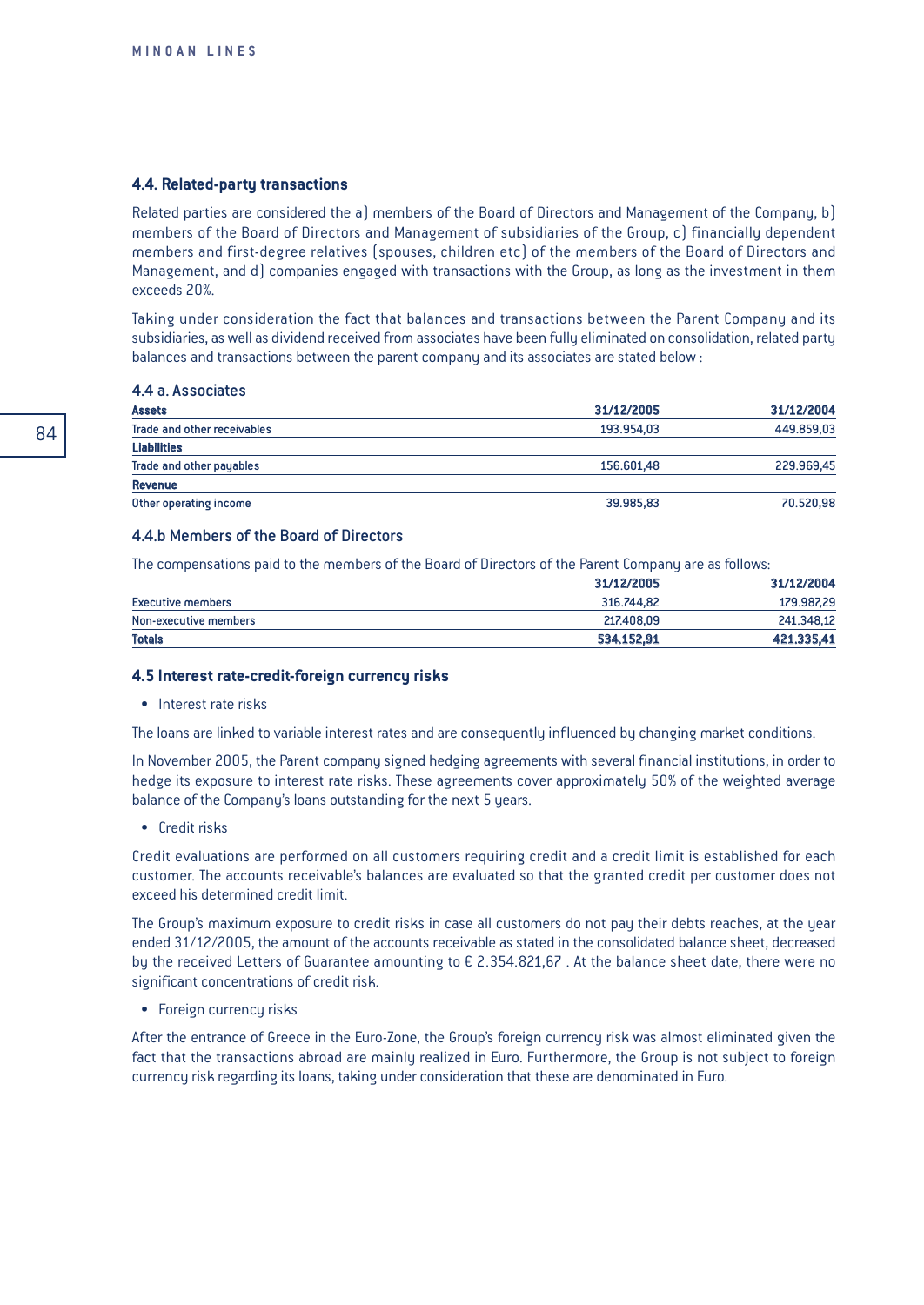### 4.4. Related-party transactions

Related parties are considered the a) members of the Board of Directors and Management of the Company, b) members of the Board of Directors and Management of subsidiaries of the Group, c) financially dependent members and first-degree relatives (spouses, children etc) of the members of the Board of Directors and Management, and d) companies engaged with transactions with the Group, as long as the investment in them exceeds 20%.

Taking under consideration the fact that balances and transactions between the Parent Company and its subsidiaries, as well as dividend received from associates have been fully eliminated on consolidation, related party balances and transactions between the parent company and its associates are stated below :

#### 4.4 a. Associates

| **Assets** | **31/12/2005** | **31/12/2004** |
|---|---|---|
| Trade and other receivables | 193.954,03 | 449.859,03 |
| **Liabilities** | | |
| Trade and other payables | 156.601,48 | 229.969,45 |
| **Revenue** | | |
| Other operating income | 39.985,83 | 70.520,98 |

#### 4.4.b Members of the Board of Directors

The compensations paid to the members of the Board of Directors of the Parent Company are as follows:

| | **31/12/2005** | **31/12/2004** |
|---|---|---|
| Executive members | 316.744,82 | 179.987,29 |
| Non-executive members | 217.408,09 | 241.348,12 |
| **Totals** | **534.152,91** | **421.335,41** |

### 4.5 Interest rate-credit-foreign currency risks

- Interest rate risks

The loans are linked to variable interest rates and are consequently influenced by changing market conditions.

In November 2005, the Parent company signed hedging agreements with several financial institutions, in order to hedge its exposure to interest rate risks. These agreements cover approximately 50% of the weighted average balance of the Company's loans outstanding for the next 5 years.

- Credit risks

Credit evaluations are performed on all customers requiring credit and a credit limit is established for each customer. The accounts receivable's balances are evaluated so that the granted credit per customer does not exceed his determined credit limit.

The Group's maximum exposure to credit risks in case all customers do not pay their debts reaches, at the year ended 31/12/2005, the amount of the accounts receivable as stated in the consolidated balance sheet, decreased by the received Letters of Guarantee amounting to € 2.354.821,67 . At the balance sheet date, there were no significant concentrations of credit risk.

- Foreign currency risks

After the entrance of Greece in the Euro-Zone, the Group's foreign currency risk was almost eliminated given the fact that the transactions abroad are mainly realized in Euro. Furthermore, the Group is not subject to foreign currency risk regarding its loans, taking under consideration that these are denominated in Euro.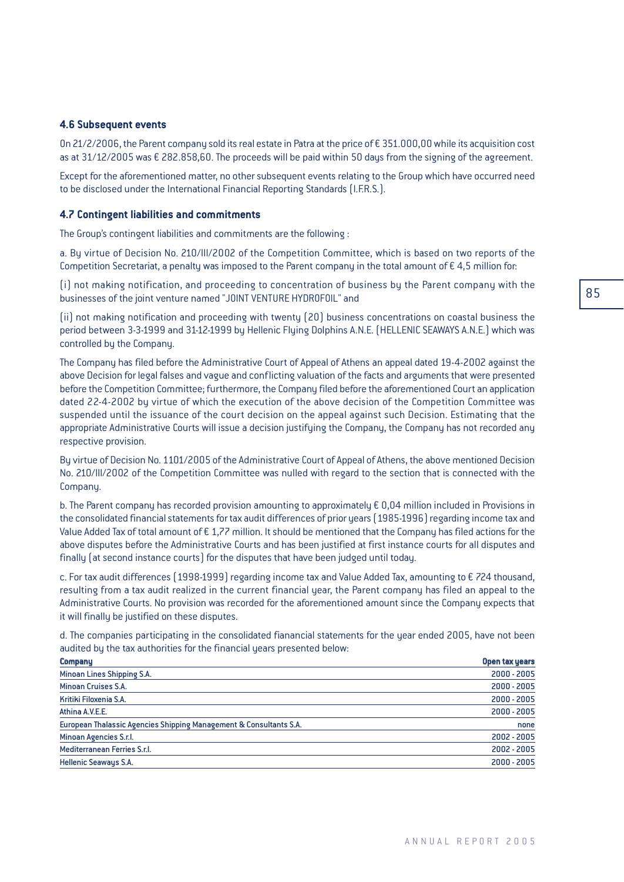### 4.6 Subsequent events

On 21/2/2006, the Parent company sold its real estate in Patra at the price of € 351.000,00 while its acquisition cost as at 31/12/2005 was € 282.858,60. The proceeds will be paid within 50 days from the signing of the agreement.

Except for the aforementioned matter, no other subsequent events relating to the Group which have occurred need to be disclosed under the International Financial Reporting Standards (I.F.R.S.).

### 4.7 Contingent liabilities and commitments

The Group's contingent liabilities and commitments are the following :

a. By virtue of Decision No. 210/III/2002 of the Competition Committee, which is based on two reports of the Competition Secretariat, a penalty was imposed to the Parent company in the total amount of € 4,5 million for:

(i) not making notification, and proceeding to concentration of business by the Parent company with the businesses of the joint venture named "JOINT VENTURE HYDROFOIL" and

(ii) not making notification and proceeding with twenty (20) business concentrations on coastal business the period between 3-3-1999 and 31-12-1999 by Hellenic Flying Dolphins A.N.E. (HELLENIC SEAWAYS A.N.E.) which was controlled by the Company.

The Company has filed before the Administrative Court of Appeal of Athens an appeal dated 19-4-2002 against the above Decision for legal falses and vague and conflicting valuation of the facts and arguments that were presented before the Competition Committee; furthermore, the Company filed before the aforementioned Court an application dated 22-4-2002 by virtue of which the execution of the above decision of the Competition Committee was suspended until the issuance of the court decision on the appeal against such Decision. Estimating that the appropriate Administrative Courts will issue a decision justifying the Company, the Company has not recorded any respective provision.

By virtue of Decision No. 1101/2005 of the Administrative Court of Appeal of Athens, the above mentioned Decision No. 210/III/2002 of the Competition Committee was nulled with regard to the section that is connected with the Company.

b. The Parent company has recorded provision amounting to approximately € 0,04 million included in Provisions in the consolidated financial statements for tax audit differences of prior years (1985-1996) regarding income tax and Value Added Tax of total amount of € 1,77 million. It should be mentioned that the Company has filed actions for the above disputes before the Administrative Courts and has been justified at first instance courts for all disputes and finally (at second instance courts) for the disputes that have been judged until today.

c. For tax audit differences (1998-1999) regarding income tax and Value Added Tax, amounting to € 724 thousand, resulting from a tax audit realized in the current financial year, the Parent company has filed an appeal to the Administrative Courts. No provision was recorded for the aforementioned amount since the Company expects that it will finally be justified on these disputes.

d. The companies participating in the consolidated fianancial statements for the year ended 2005, have not been audited by the tax authorities for the financial years presented below:

| Company | Open tax years |
|---|---|
| Minoan Lines Shipping S.A. | 2000 - 2005 |
| Minoan Cruises S.A. | 2000 - 2005 |
| Kritiki Filoxenia S.A. | 2000 - 2005 |
| Athina A.V.E.E. | 2000 - 2005 |
| European Thalassic Agencies Shipping Management & Consultants S.A. | none |
| Minoan Agencies S.r.l. | 2002 - 2005 |
| Mediterranean Ferries S.r.l. | 2002 - 2005 |
| Hellenic Seaways S.A. | 2000 - 2005 |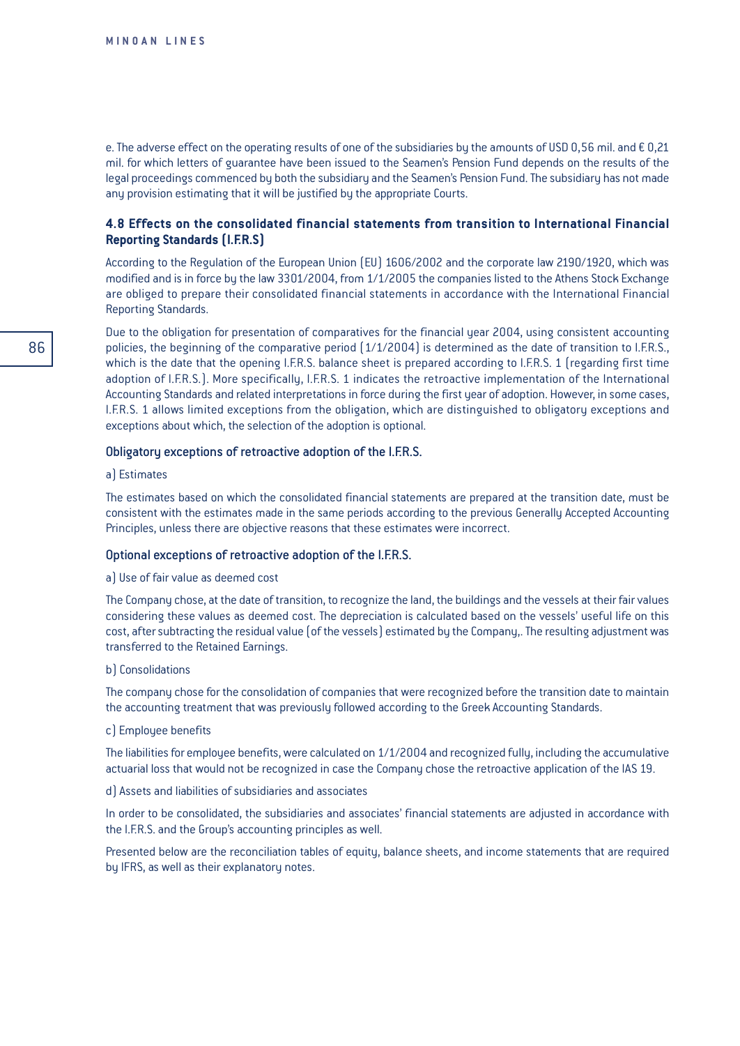e. The adverse effect on the operating results of one of the subsidiaries by the amounts of USD 0,56 mil. and € 0,21 mil. for which letters of guarantee have been issued to the Seamen's Pension Fund depends on the results of the legal proceedings commenced by both the subsidiary and the Seamen's Pension Fund. The subsidiary has not made any provision estimating that it will be justified by the appropriate Courts.

### 4.8 Effects on the consolidated financial statements from transition to International Financial Reporting Standards (I.F.R.S)

According to the Regulation of the European Union (EU) 1606/2002 and the corporate law 2190/1920, which was modified and is in force by the law 3301/2004, from 1/1/2005 the companies listed to the Athens Stock Exchange are obliged to prepare their consolidated financial statements in accordance with the International Financial Reporting Standards.

Due to the obligation for presentation of comparatives for the financial year 2004, using consistent accounting policies, the beginning of the comparative period (1/1/2004) is determined as the date of transition to I.F.R.S., which is the date that the opening I.F.R.S. balance sheet is prepared according to I.F.R.S. 1 (regarding first time adoption of I.F.R.S.). More specifically, I.F.R.S. 1 indicates the retroactive implementation of the International Accounting Standards and related interpretations in force during the first year of adoption. However, in some cases, I.F.R.S. 1 allows limited exceptions from the obligation, which are distinguished to obligatory exceptions and exceptions about which, the selection of the adoption is optional.

#### Obligatory exceptions of retroactive adoption of the I.F.R.S.

a) Estimates

The estimates based on which the consolidated financial statements are prepared at the transition date, must be consistent with the estimates made in the same periods according to the previous Generally Accepted Accounting Principles, unless there are objective reasons that these estimates were incorrect.

#### Optional exceptions of retroactive adoption of the I.F.R.S.

a) Use of fair value as deemed cost

The Company chose, at the date of transition, to recognize the land, the buildings and the vessels at their fair values considering these values as deemed cost. The depreciation is calculated based on the vessels' useful life on this cost, after subtracting the residual value (of the vessels) estimated by the Company,. The resulting adjustment was transferred to the Retained Earnings.

b) Consolidations

The company chose for the consolidation of companies that were recognized before the transition date to maintain the accounting treatment that was previously followed according to the Greek Accounting Standards.

c) Employee benefits

The liabilities for employee benefits, were calculated on 1/1/2004 and recognized fully, including the accumulative actuarial loss that would not be recognized in case the Company chose the retroactive application of the IAS 19.

d) Assets and liabilities of subsidiaries and associates

In order to be consolidated, the subsidiaries and associates' financial statements are adjusted in accordance with the I.F.R.S. and the Group's accounting principles as well.

Presented below are the reconciliation tables of equity, balance sheets, and income statements that are required by IFRS, as well as their explanatory notes.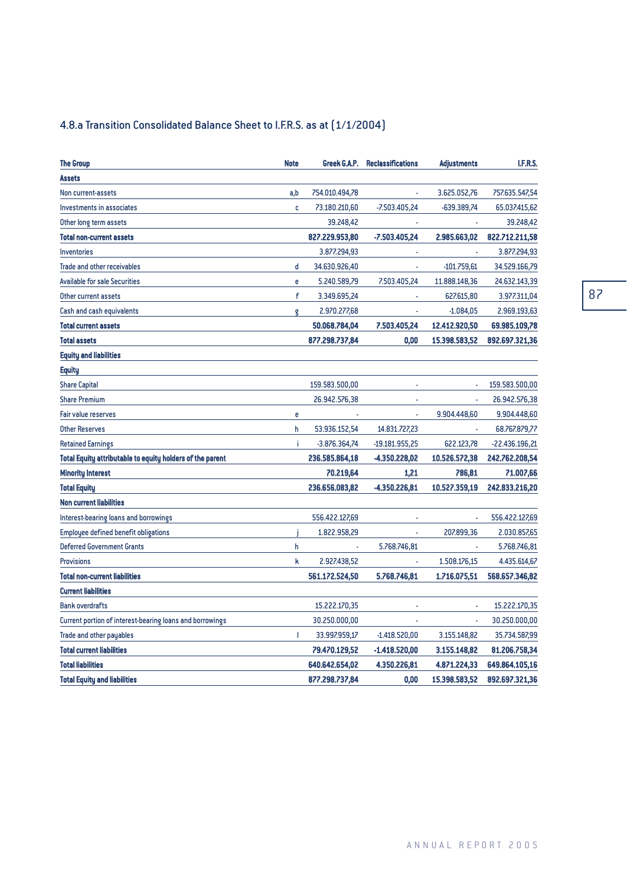## 4.8.a Transition Consolidated Balance Sheet to I.F.R.S. as at (1/1/2004)

| The Group | Note | Greek G.A.P. | Reclassifications | Adjustments | I.F.R.S. |
|---|---|---|---|---|---|
| **Assets** | | | | | |
| Non current-assets | a,b | 754.010.494,78 | - | 3.625.052,76 | 757.635.547,54 |
| Investments in associates | c | 73.180.210,60 | -7.503.405,24 | -639.389,74 | 65.037.415,62 |
| Other long term assets | | 39.248,42 | - | - | 39.248,42 |
| **Total non-current assets** | | **827.229.953,80** | **-7.503.405,24** | **2.985.663,02** | **822.712.211,58** |
| Inventories | | 3.877.294,93 | - | - | 3.877.294,93 |
| Trade and other receivables | d | 34.630.926,40 | - | -101.759,61 | 34.529.166,79 |
| Available for sale Securities | e | 5.240.589,79 | 7.503.405,24 | 11.888.148,36 | 24.632.143,39 |
| Other current assets | f | 3.349.695,24 | - | 627.615,80 | 3.977.311,04 |
| Cash and cash equivalents | g | 2.970.277,68 | - | -1.084,05 | 2.969.193,63 |
| **Total current assets** | | **50.068.784,04** | **7.503.405,24** | **12.412.920,50** | **69.985.109,78** |
| **Total assets** | | **877.298.737,84** | **0,00** | **15.398.583,52** | **892.697.321,36** |
| **Equity and liabilities** | | | | | |
| **Equity** | | | | | |
| Share Capital | | 159.583.500,00 | - | - | 159.583.500,00 |
| Share Premium | | 26.942.576,38 | - | - | 26.942.576,38 |
| Fair value reserves | e | - | - | 9.904.448,60 | 9.904.448,60 |
| Other Reserves | h | 53.936.152,54 | 14.831.727,23 | - | 68.767.879,77 |
| Retained Earnings | i | -3.876.364,74 | -19.181.955,25 | 622.123,78 | -22.436.196,21 |
| **Total Equity attributable to equity holders of the parent** | | **236.585.864,18** | **-4.350.228,02** | **10.526.572,38** | **242.762.208,54** |
| **Minority Interest** | | **70.219,64** | **1,21** | **786,81** | **71.007,66** |
| **Total Equity** | | **236.656.083,82** | **-4.350.226,81** | **10.527.359,19** | **242.833.216,20** |
| **Non current liabilities** | | | | | |
| Interest-bearing loans and borrowings | | 556.422.127,69 | - | - | 556.422.127,69 |
| Employee defined benefit obligations | j | 1.822.958,29 | - | 207.899,36 | 2.030.857,65 |
| Deferred Government Grants | h | - | 5.768.746,81 | - | 5.768.746,81 |
| Provisions | k | 2.927.438,52 | - | 1.508.176,15 | 4.435.614,67 |
| **Total non-current liabilities** | | **561.172.524,50** | **5.768.746,81** | **1.716.075,51** | **568.657.346,82** |
| **Current liabilities** | | | | | |
| Bank overdrafts | | 15.222.170,35 | - | - | 15.222.170,35 |
| Current portion of interest-bearing loans and borrowings | | 30.250.000,00 | - | - | 30.250.000,00 |
| Trade and other payables | l | 33.997.959,17 | -1.418.520,00 | 3.155.148,82 | 35.734.587,99 |
| **Total current liabilities** | | **79.470.129,52** | **-1.418.520,00** | **3.155.148,82** | **81.206.758,34** |
| **Total liabilities** | | **640.642.654,02** | **4.350.226,81** | **4.871.224,33** | **649.864.105,16** |
| **Total Equity and liabilities** | | **877.298.737,84** | **0,00** | **15.398.583,52** | **892.697.321,36** |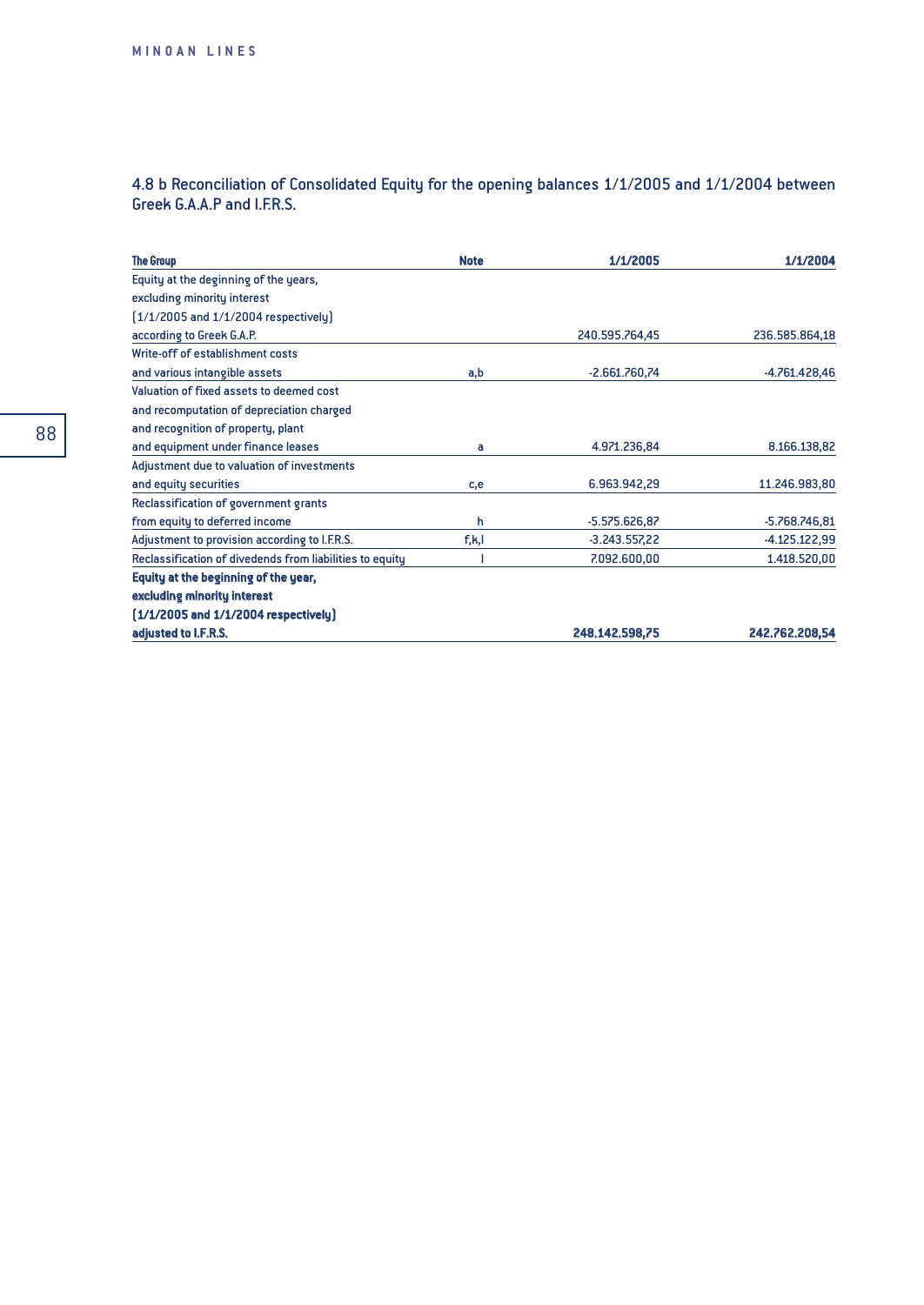### 4.8 b Reconciliation of Consolidated Equity for the opening balances 1/1/2005 and 1/1/2004 between Greek G.A.A.P and I.F.R.S.

| **The Group** | **Note** | **1/1/2005** | **1/1/2004** |
|---|---|---|---|
| Equity at the deginning of the years, excluding minority interest (1/1/2005 and 1/1/2004 respectively) according to Greek G.A.P. | | 240.595.764,45 | 236.585.864,18 |
| Write-off of establishment costs and various intangible assets | a,b | -2.661.760,74 | -4.761.428,46 |
| Valuation of fixed assets to deemed cost and recomputation of depreciation charged and recognition of property, plant and equipment under finance leases | a | 4.971.236,84 | 8.166.138,82 |
| Adjustment due to valuation of investments and equity securities | c,e | 6.963.942,29 | 11.246.983,80 |
| Reclassification of government grants from equity to deferred income | h | -5.575.626,87 | -5.768.746,81 |
| Adjustment to provision according to I.F.R.S. | f,k,l | -3.243.557,22 | -4.125.122,99 |
| Reclassification of divedends from liabilities to equity | l | 7.092.600,00 | 1.418.520,00 |
| **Equity at the beginning of the year, excluding minority interest (1/1/2005 and 1/1/2004 respectively) adjusted to I.F.R.S.** | | **248.142.598,75** | **242.762.208,54** |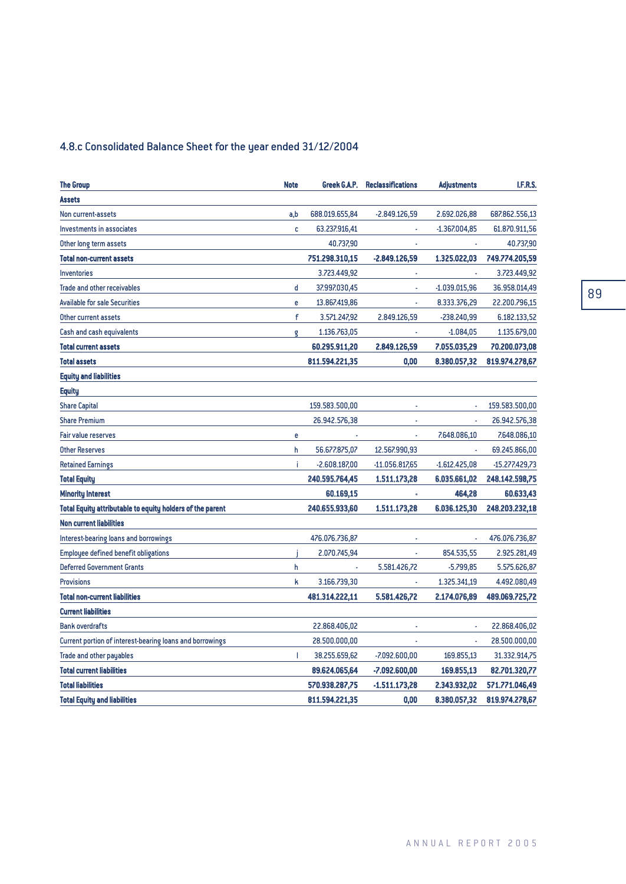## 4.8.c Consolidated Balance Sheet for the year ended 31/12/2004

| The Group | Note | Greek G.A.P. | Reclassifications | Adjustments | I.F.R.S. |
|---|---|---|---|---|---|
| **Assets** | | | | | |
| Non current-assets | a,b | 688.019.655,84 | -2.849.126,59 | 2.692.026,88 | 687.862.556,13 |
| Investments in associates | c | 63.237.916,41 | - | -1.367.004,85 | 61.870.911,56 |
| Other long term assets | | 40.737,90 | - | - | 40.737,90 |
| **Total non-current assets** | | **751.298.310,15** | **-2.849.126,59** | **1.325.022,03** | **749.774.205,59** |
| Inventories | | 3.723.449,92 | - | - | 3.723.449,92 |
| Trade and other receivables | d | 37.997.030,45 | - | -1.039.015,96 | 36.958.014,49 |
| Available for sale Securities | e | 13.867.419,86 | - | 8.333.376,29 | 22.200.796,15 |
| Other current assets | f | 3.571.247,92 | 2.849.126,59 | -238.240,99 | 6.182.133,52 |
| Cash and cash equivalents | g | 1.136.763,05 | - | -1.084,05 | 1.135.679,00 |
| **Total current assets** | | **60.295.911,20** | **2.849.126,59** | **7.055.035,29** | **70.200.073,08** |
| **Total assets** | | **811.594.221,35** | **0,00** | **8.380.057,32** | **819.974.278,67** |
| **Equity and liabilities** | | | | | |
| **Equity** | | | | | |
| Share Capital | | 159.583.500,00 | - | - | 159.583.500,00 |
| Share Premium | | 26.942.576,38 | - | - | 26.942.576,38 |
| Fair value reserves | e | - | - | 7.648.086,10 | 7.648.086,10 |
| Other Reserves | h | 56.677.875,07 | 12.567.990,93 | - | 69.245.866,00 |
| Retained Earnings | i | -2.608.187,00 | -11.056.817,65 | -1.612.425,08 | -15.277.429,73 |
| **Total Equity** | | **240.595.764,45** | **1.511.173,28** | **6.035.661,02** | **248.142.598,75** |
| **Minority Interest** | | **60.169,15** | **-** | **464,28** | **60.633,43** |
| **Total Equity attributable to equity holders of the parent** | | **240.655.933,60** | **1.511.173,28** | **6.036.125,30** | **248.203.232,18** |
| **Non current liabilities** | | | | | |
| Interest-bearing loans and borrowings | | 476.076.736,87 | - | - | 476.076.736,87 |
| Employee defined benefit obligations | j | 2.070.745,94 | - | 854.535,55 | 2.925.281,49 |
| Deferred Government Grants | h | - | 5.581.426,72 | -5.799,85 | 5.575.626,87 |
| Provisions | k | 3.166.739,30 | - | 1.325.341,19 | 4.492.080,49 |
| **Total non-current liabilities** | | **481.314.222,11** | **5.581.426,72** | **2.174.076,89** | **489.069.725,72** |
| **Current liabilities** | | | | | |
| Bank overdrafts | | 22.868.406,02 | - | - | 22.868.406,02 |
| Current portion of interest-bearing loans and borrowings | | 28.500.000,00 | - | - | 28.500.000,00 |
| Trade and other payables | l | 38.255.659,62 | -7.092.600,00 | 169.855,13 | 31.332.914,75 |
| **Total current liabilities** | | **89.624.065,64** | **-7.092.600,00** | **169.855,13** | **82.701.320,77** |
| **Total liabilities** | | **570.938.287,75** | **-1.511.173,28** | **2.343.932,02** | **571.771.046,49** |
| **Total Equity and liabilities** | | **811.594.221,35** | **0,00** | **8.380.057,32** | **819.974.278,67** |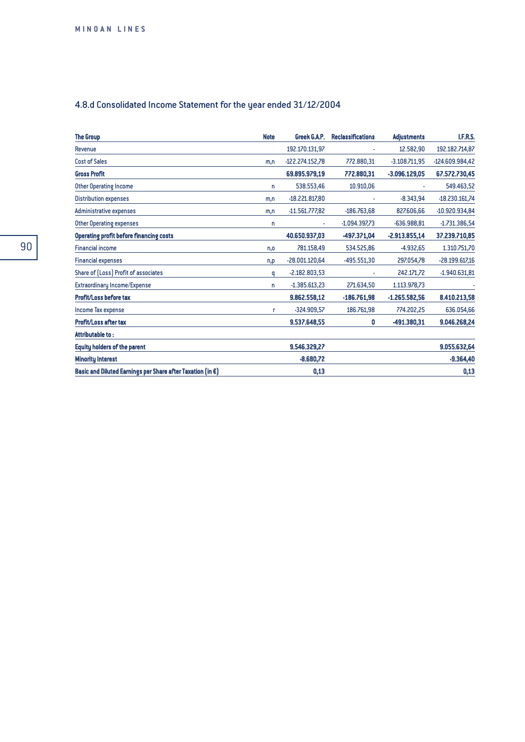## 4.8.d Consolidated Income Statement for the year ended 31/12/2004

| The Group | Note | Greek G.A.P. | Reclassifications | Adjustments | I.F.R.S. |
|---|---|---|---|---|---|
| Revenue | | 192.170.131,97 | - | 12.582,90 | 192.182.714,87 |
| Cost of Sales | m,n | -122.274.152,78 | 772.880,31 | -3.108.711,95 | -124.609.984,42 |
| **Gross Profit** | | **69.895.979,19** | **772.880,31** | **-3.096.129,05** | **67.572.730,45** |
| Other Operating Income | n | 538.553,46 | 10.910,06 | - | 549.463,52 |
| Distribution expenses | m,n | -18.221.817,80 | - | -8.343,94 | -18.230.161,74 |
| Administrative expenses | m,n | -11.561.777,82 | -186.763,68 | 827.606,66 | -10.920.934,84 |
| Other Operating expenses | n | - | -1.094.397,73 | -636.988,81 | -1.731.386,54 |
| **Operating profit before financing costs** | | **40.650.937,03** | **-497.371,04** | **-2.913.855,14** | **37.239.710,85** |
| Financial income | n,o | 781.158,49 | 534.525,86 | -4.932,65 | 1.310.751,70 |
| Financial expenses | n,p | -28.001.120,64 | -495.551,30 | 297.054,78 | -28.199.617,16 |
| Share of (Loss) Profit of associates | q | -2.182.803,53 | - | 242.171,72 | -1.940.631,81 |
| Extraordinary Income/Expense | n | -1.385.613,23 | 271.634,50 | 1.113.978,73 | - |
| **Profit/Loss before tax** | | **9.862.558,12** | **-186.761,98** | **-1.265.582,56** | **8.410.213,58** |
| Income Tax expense | r | -324.909,57 | 186.761,98 | 774.202,25 | 636.054,66 |
| **Profit/Loss after tax** | | **9.537.648,55** | **0** | **-491.380,31** | **9.046.268,24** |
| **Attributable to :** | | | | | |
| **Equity holders of the parent** | | **9.546.329,27** | | | **9.055.632,64** |
| **Minority Interest** | | **-8.680,72** | | | **-9.364,40** |
| **Basic and Diluted Earnings per Share after Taxation (in €)** | | **0,13** | | | **0,13** |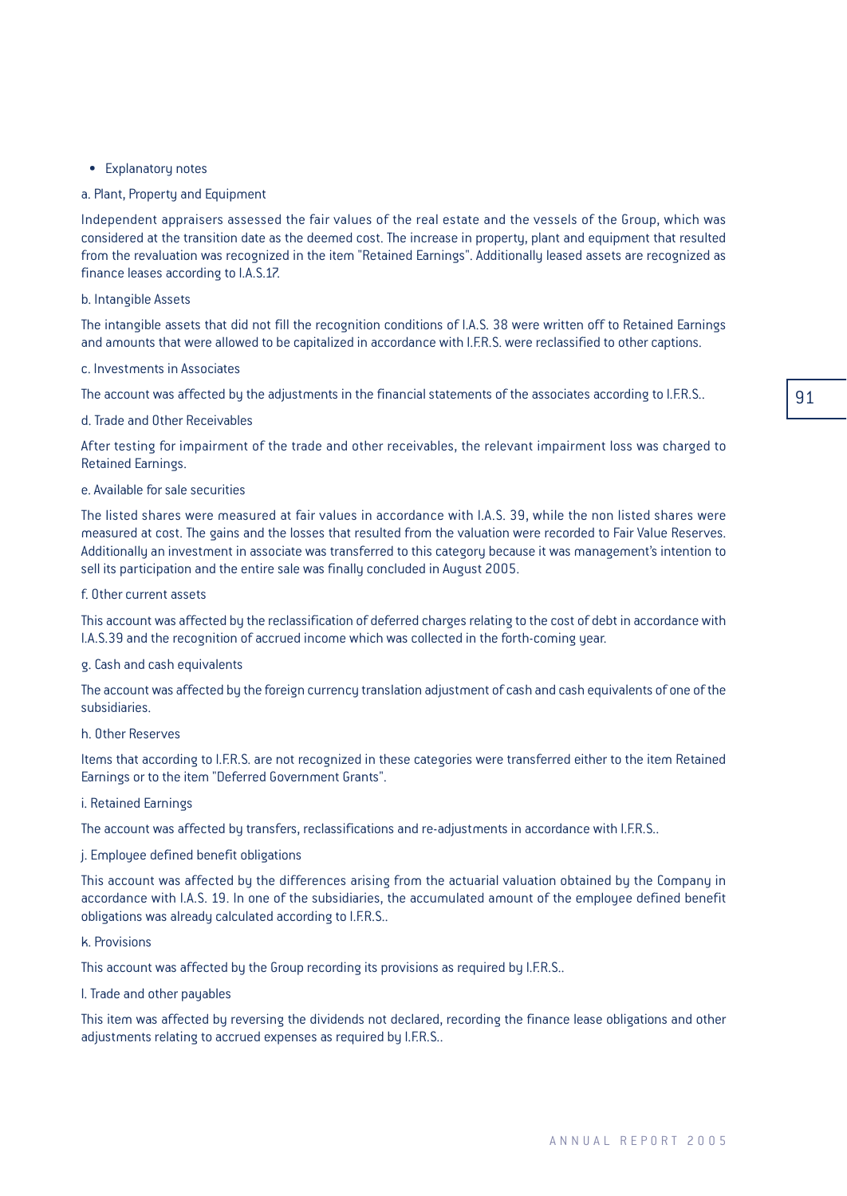- Explanatory notes

a. Plant, Property and Equipment

Independent appraisers assessed the fair values of the real estate and the vessels of the Group, which was considered at the transition date as the deemed cost. The increase in property, plant and equipment that resulted from the revaluation was recognized in the item "Retained Earnings". Additionally leased assets are recognized as finance leases according to I.A.S.17.

b. Intangible Assets

The intangible assets that did not fill the recognition conditions of I.A.S. 38 were written off to Retained Earnings and amounts that were allowed to be capitalized in accordance with I.F.R.S. were reclassified to other captions.

c. Investments in Associates

The account was affected by the adjustments in the financial statements of the associates according to I.F.R.S..

d. Trade and Other Receivables

After testing for impairment of the trade and other receivables, the relevant impairment loss was charged to Retained Earnings.

e. Available for sale securities

The listed shares were measured at fair values in accordance with I.A.S. 39, while the non listed shares were measured at cost. The gains and the losses that resulted from the valuation were recorded to Fair Value Reserves. Additionally an investment in associate was transferred to this category because it was management's intention to sell its participation and the entire sale was finally concluded in August 2005.

f. Other current assets

This account was affected by the reclassification of deferred charges relating to the cost of debt in accordance with I.A.S.39 and the recognition of accrued income which was collected in the forth-coming year.

g. Cash and cash equivalents

The account was affected by the foreign currency translation adjustment of cash and cash equivalents of one of the subsidiaries.

h. Other Reserves

Items that according to I.F.R.S. are not recognized in these categories were transferred either to the item Retained Earnings or to the item "Deferred Government Grants".

i. Retained Earnings

The account was affected by transfers, reclassifications and re-adjustments in accordance with I.F.R.S..

j. Employee defined benefit obligations

This account was affected by the differences arising from the actuarial valuation obtained by the Company in accordance with I.A.S. 19. In one of the subsidiaries, the accumulated amount of the employee defined benefit obligations was already calculated according to I.F.R.S..

k. Provisions

This account was affected by the Group recording its provisions as required by I.F.R.S..

l. Trade and other payables

This item was affected by reversing the dividends not declared, recording the finance lease obligations and other adjustments relating to accrued expenses as required by I.F.R.S..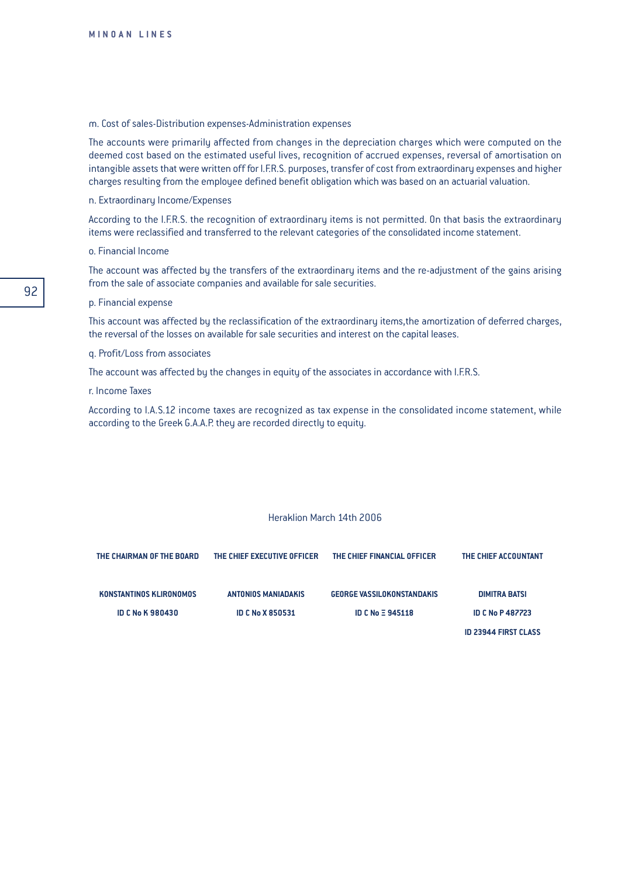m. Cost of sales-Distribution expenses-Administration expenses

The accounts were primarily affected from changes in the depreciation charges which were computed on the deemed cost based on the estimated useful lives, recognition of accrued expenses, reversal of amortisation on intangible assets that were written off for I.F.R.S. purposes, transfer of cost from extraordinary expenses and higher charges resulting from the employee defined benefit obligation which was based on an actuarial valuation.

n. Extraordinary Income/Expenses

According to the I.F.R.S. the recognition of extraordinary items is not permitted. On that basis the extraordinary items were reclassified and transferred to the relevant categories of the consolidated income statement.

o. Financial Income

The account was affected by the transfers of the extraordinary items and the re-adjustment of the gains arising from the sale of associate companies and available for sale securities.

p. Financial expense

This account was affected by the reclassification of the extraordinary items,the amortization of deferred charges, the reversal of the losses on available for sale securities and interest on the capital leases.

q. Profit/Loss from associates

The account was affected by the changes in equity of the associates in accordance with I.F.R.S.

r. Income Taxes

According to I.A.S.12 income taxes are recognized as tax expense in the consolidated income statement, while according to the Greek G.A.A.P. they are recorded directly to equity.

Heraklion March 14th 2006

| THE CHAIRMAN OF THE BOARD | THE CHIEF EXECUTIVE OFFICER | THE CHIEF FINANCIAL OFFICER | THE CHIEF ACCOUNTANT |
|---|---|---|---|
| KONSTANTINOS KLIRONOMOS | ANTONIOS MANIADAKIS | GEORGE VASSILOKONSTANDAKIS | DIMITRA BATSI |
| ID C No K 980430 | ID C No X 850531 | ID C No Ξ 945118 | ID C No P 487723 |
| | | | ID 23944 FIRST CLASS |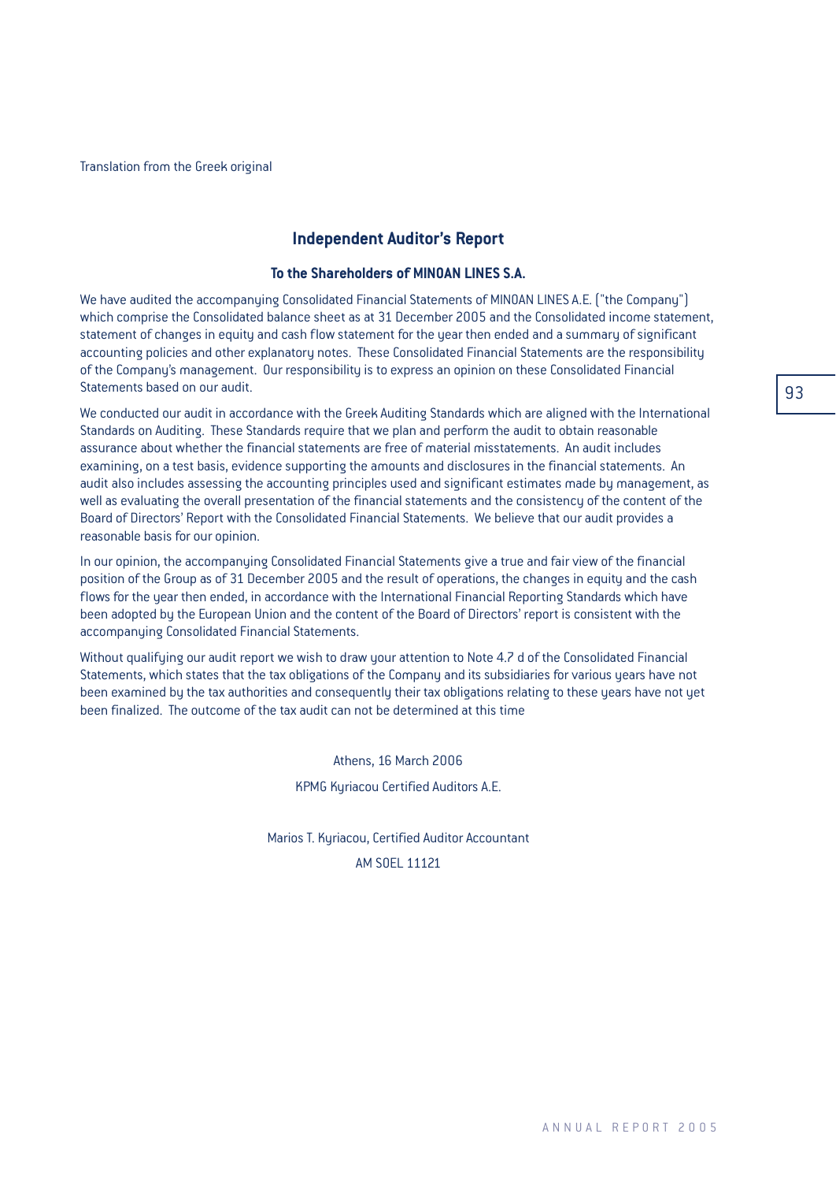Translation from the Greek original

## Independent Auditor's Report

### To the Shareholders of MINOAN LINES S.A.

We have audited the accompanying Consolidated Financial Statements of MINOAN LINES A.E. ("the Company") which comprise the Consolidated balance sheet as at 31 December 2005 and the Consolidated income statement, statement of changes in equity and cash flow statement for the year then ended and a summary of significant accounting policies and other explanatory notes. These Consolidated Financial Statements are the responsibility of the Company's management. Our responsibility is to express an opinion on these Consolidated Financial Statements based on our audit.

We conducted our audit in accordance with the Greek Auditing Standards which are aligned with the International Standards on Auditing. These Standards require that we plan and perform the audit to obtain reasonable assurance about whether the financial statements are free of material misstatements. An audit includes examining, on a test basis, evidence supporting the amounts and disclosures in the financial statements. An audit also includes assessing the accounting principles used and significant estimates made by management, as well as evaluating the overall presentation of the financial statements and the consistency of the content of the Board of Directors' Report with the Consolidated Financial Statements. We believe that our audit provides a reasonable basis for our opinion.

In our opinion, the accompanying Consolidated Financial Statements give a true and fair view of the financial position of the Group as of 31 December 2005 and the result of operations, the changes in equity and the cash flows for the year then ended, in accordance with the International Financial Reporting Standards which have been adopted by the European Union and the content of the Board of Directors' report is consistent with the accompanying Consolidated Financial Statements.

Without qualifying our audit report we wish to draw your attention to Note 4.7 d of the Consolidated Financial Statements, which states that the tax obligations of the Company and its subsidiaries for various years have not been examined by the tax authorities and consequently their tax obligations relating to these years have not yet been finalized. The outcome of the tax audit can not be determined at this time

Athens, 16 March 2006

KPMG Kyriacou Certified Auditors A.E.

Marios T. Kyriacou, Certified Auditor Accountant

AM SOEL 11121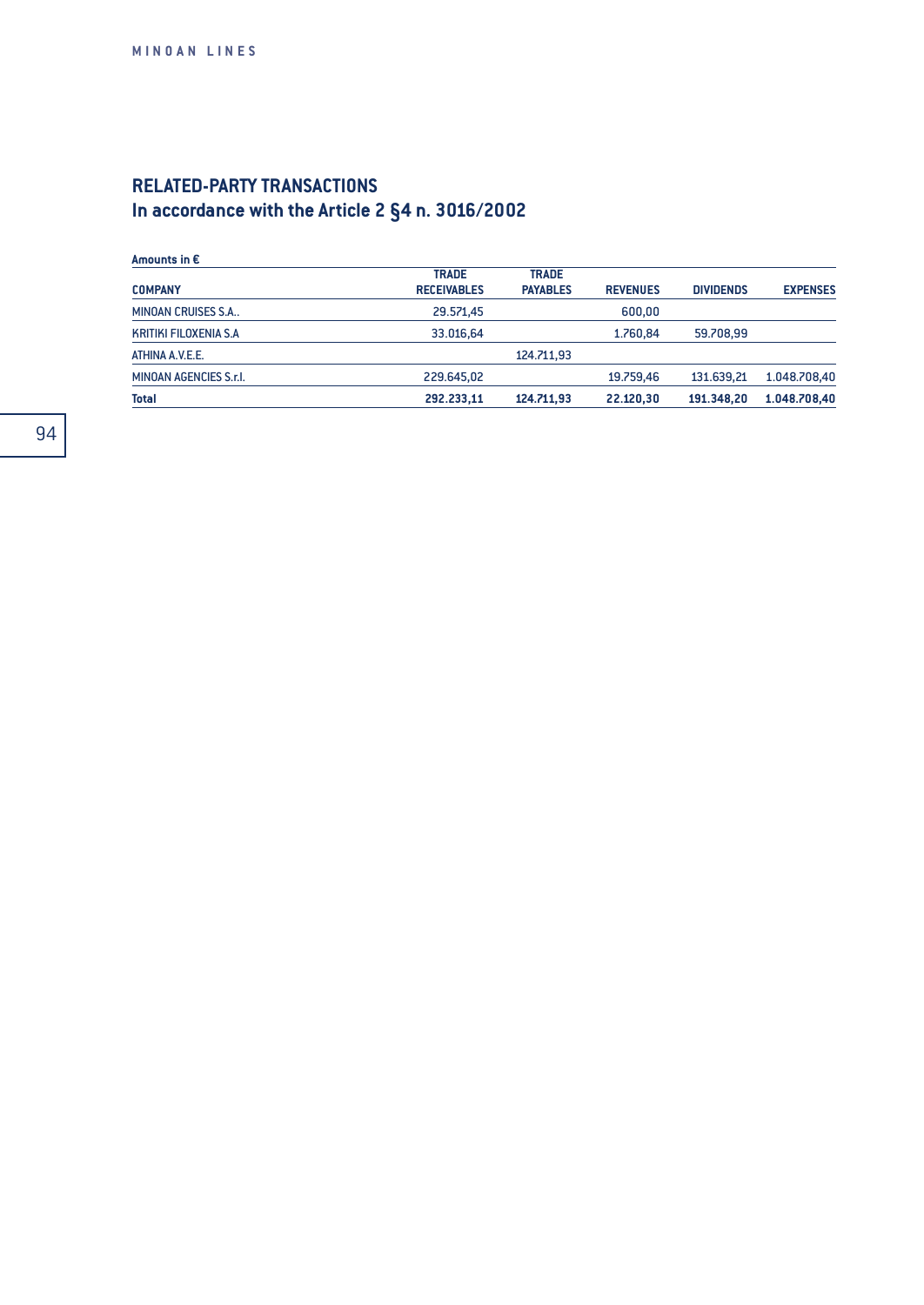## RELATED-PARTY TRANSACTIONS
## In accordance with the Article 2 §4 n. 3016/2002

**Amounts in €**

| COMPANY | TRADE RECEIVABLES | TRADE PAYABLES | REVENUES | DIVIDENDS | EXPENSES |
|---|---|---|---|---|---|
| MINOAN CRUISES S.A.. | 29.571,45 | | 600,00 | | |
| KRITIKI FILOXENIA S.A | 33.016,64 | | 1.760,84 | 59.708,99 | |
| ATHINA A.V.E.E. | | 124.711,93 | | | |
| MINOAN AGENCIES S.r.l. | 229.645,02 | | 19.759,46 | 131.639,21 | 1.048.708,40 |
| **Total** | **292.233,11** | **124.711,93** | **22.120,30** | **191.348,20** | **1.048.708,40** |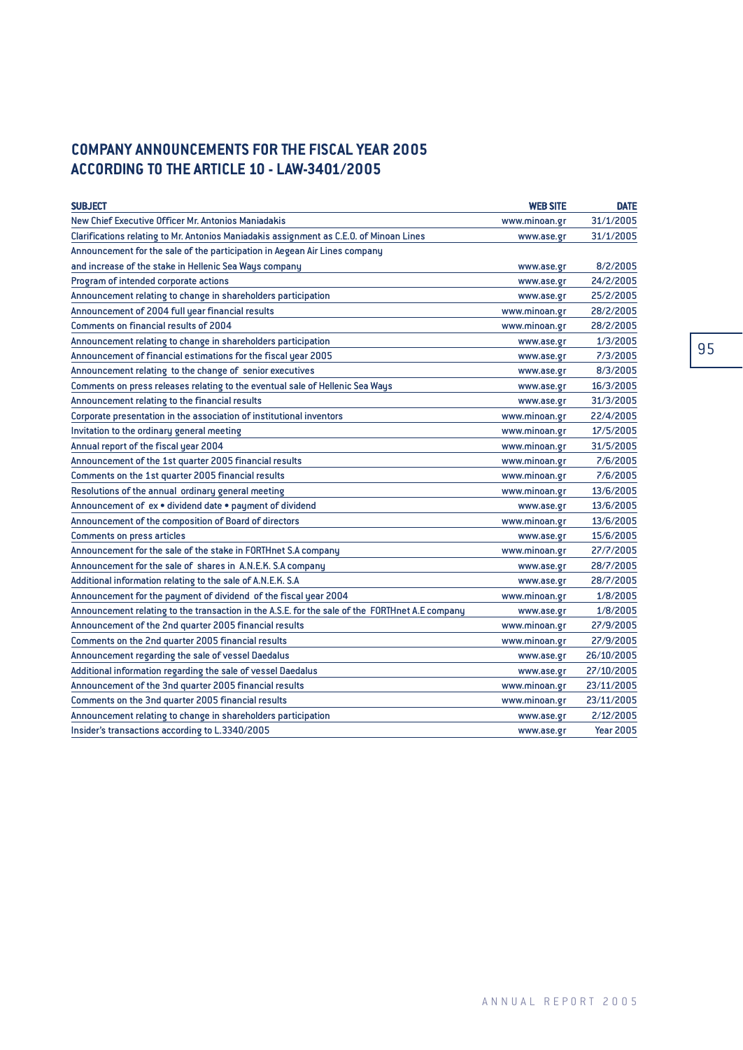## COMPANY ANNOUNCEMENTS FOR THE FISCAL YEAR 2005 ACCORDING TO THE ARTICLE 10 - LAW-3401/2005

| SUBJECT | WEB SITE | DATE |
|---|---|---|
| New Chief Executive Officer Mr. Antonios Maniadakis | www.minoan.gr | 31/1/2005 |
| Clarifications relating to Mr. Antonios Maniadakis assignment as C.E.O. of Minoan Lines | www.ase.gr | 31/1/2005 |
| Announcement for the sale of the participation in Aegean Air Lines company and increase of the stake in Hellenic Sea Ways company | www.ase.gr | 8/2/2005 |
| Program of intended corporate actions | www.ase.gr | 24/2/2005 |
| Announcement relating to change in shareholders participation | www.ase.gr | 25/2/2005 |
| Announcement of 2004 full year financial results | www.minoan.gr | 28/2/2005 |
| Comments on financial results of 2004 | www.minoan.gr | 28/2/2005 |
| Announcement relating to change in shareholders participation | www.ase.gr | 1/3/2005 |
| Announcement of financial estimations for the fiscal year 2005 | www.ase.gr | 7/3/2005 |
| Announcement relating to the change of senior executives | www.ase.gr | 8/3/2005 |
| Comments on press releases relating to the eventual sale of Hellenic Sea Ways | www.ase.gr | 16/3/2005 |
| Announcement relating to the financial results | www.ase.gr | 31/3/2005 |
| Corporate presentation in the association of institutional inventors | www.minoan.gr | 22/4/2005 |
| Invitation to the ordinary general meeting | www.minoan.gr | 17/5/2005 |
| Annual report of the fiscal year 2004 | www.minoan.gr | 31/5/2005 |
| Announcement of the 1st quarter 2005 financial results | www.minoan.gr | 7/6/2005 |
| Comments on the 1st quarter 2005 financial results | www.minoan.gr | 7/6/2005 |
| Resolutions of the annual ordinary general meeting | www.minoan.gr | 13/6/2005 |
| Announcement of ex • dividend date • payment of dividend | www.ase.gr | 13/6/2005 |
| Announcement of the composition of Board of directors | www.minoan.gr | 13/6/2005 |
| Comments on press articles | www.ase.gr | 15/6/2005 |
| Announcement for the sale of the stake in FORTHnet S.A company | www.minoan.gr | 27/7/2005 |
| Announcement for the sale of shares in A.N.E.K. S.A company | www.ase.gr | 28/7/2005 |
| Additional information relating to the sale of A.N.E.K. S.A | www.ase.gr | 28/7/2005 |
| Announcement for the payment of dividend of the fiscal year 2004 | www.minoan.gr | 1/8/2005 |
| Announcement relating to the transaction in the A.S.E. for the sale of the FORTHnet A.E company | www.ase.gr | 1/8/2005 |
| Announcement of the 2nd quarter 2005 financial results | www.minoan.gr | 27/9/2005 |
| Comments on the 2nd quarter 2005 financial results | www.minoan.gr | 27/9/2005 |
| Announcement regarding the sale of vessel Daedalus | www.ase.gr | 26/10/2005 |
| Additional information regarding the sale of vessel Daedalus | www.ase.gr | 27/10/2005 |
| Announcement of the 3nd quarter 2005 financial results | www.minoan.gr | 23/11/2005 |
| Comments on the 3nd quarter 2005 financial results | www.minoan.gr | 23/11/2005 |
| Announcement relating to change in shareholders participation | www.ase.gr | 2/12/2005 |
| Insider's transactions according to L.3340/2005 | www.ase.gr | Year 2005 |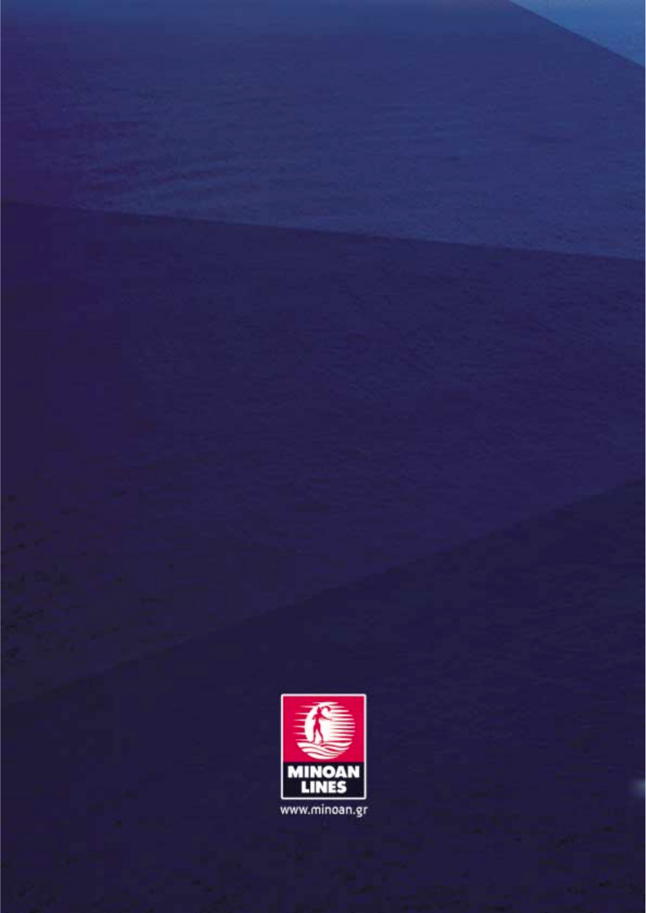MINOAN LINES

www.minoan.gr